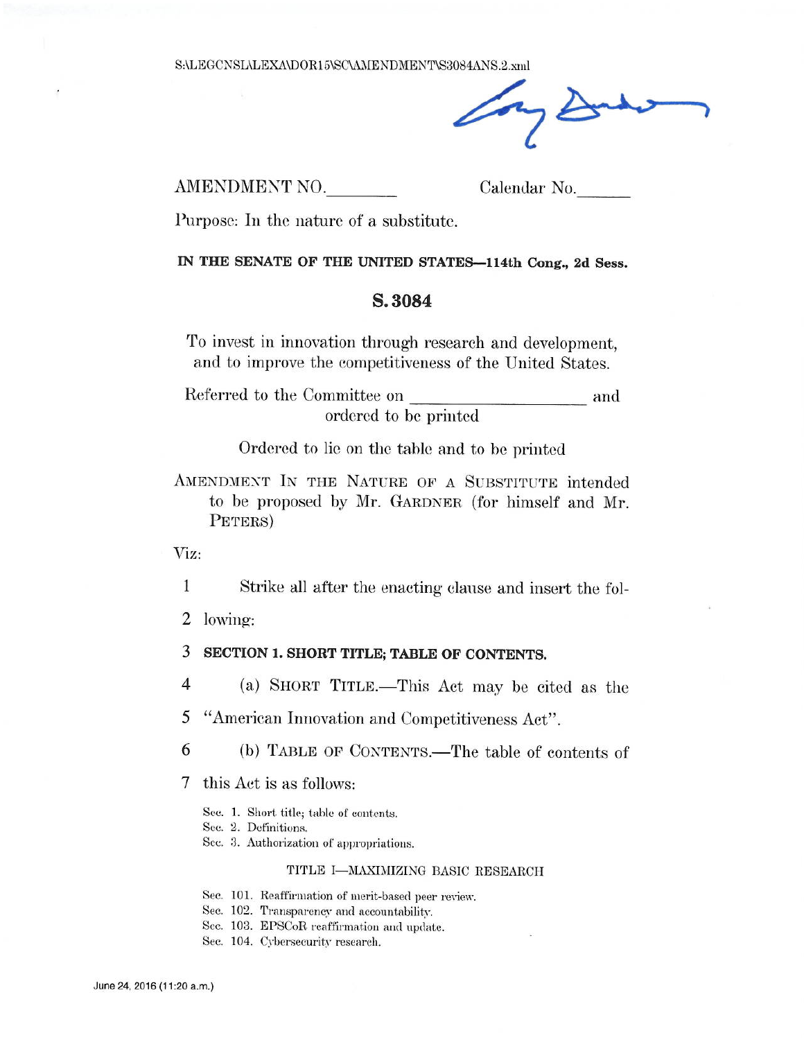S:\LEGCNSL\LEXA\DOR15\SC\AMENDMENT\S3084ANS.2.xml

AMENDMENT NO.________ Calendar No.______

Purpose: In the nature of a substitute.

**IN THE SENATE OF THE UNITED STATES—114th Cong., 2d Sess.**

## S. 3084

To invest in innovation through research and development, and to improve the competitiveness of the United States.

Referred to the Committee on ____________________ and ordered to be printed

Ordered to lie on the table and to be printed

AMENDMENT IN THE NATURE OF A SUBSTITUTE intended to be proposed by Mr. GARDNER (for himself and Mr. PETERS)

Viz:

1 Strike all after the enacting clause and insert the fol-
2 lowing:

3 **SECTION 1. SHORT TITLE; TABLE OF CONTENTS.**

4 (a) SHORT TITLE.—This Act may be cited as the
5 "American Innovation and Competitiveness Act".

6 (b) TABLE OF CONTENTS.—The table of contents of
7 this Act is as follows:

Sec. 1. Short title; table of contents.
Sec. 2. Definitions.
Sec. 3. Authorization of appropriations.

TITLE I—MAXIMIZING BASIC RESEARCH

Sec. 101. Reaffirmation of merit-based peer review.
Sec. 102. Transparency and accountability.
Sec. 103. EPSCoR reaffirmation and update.
Sec. 104. Cybersecurity research.

June 24, 2016 (11:20 a.m.)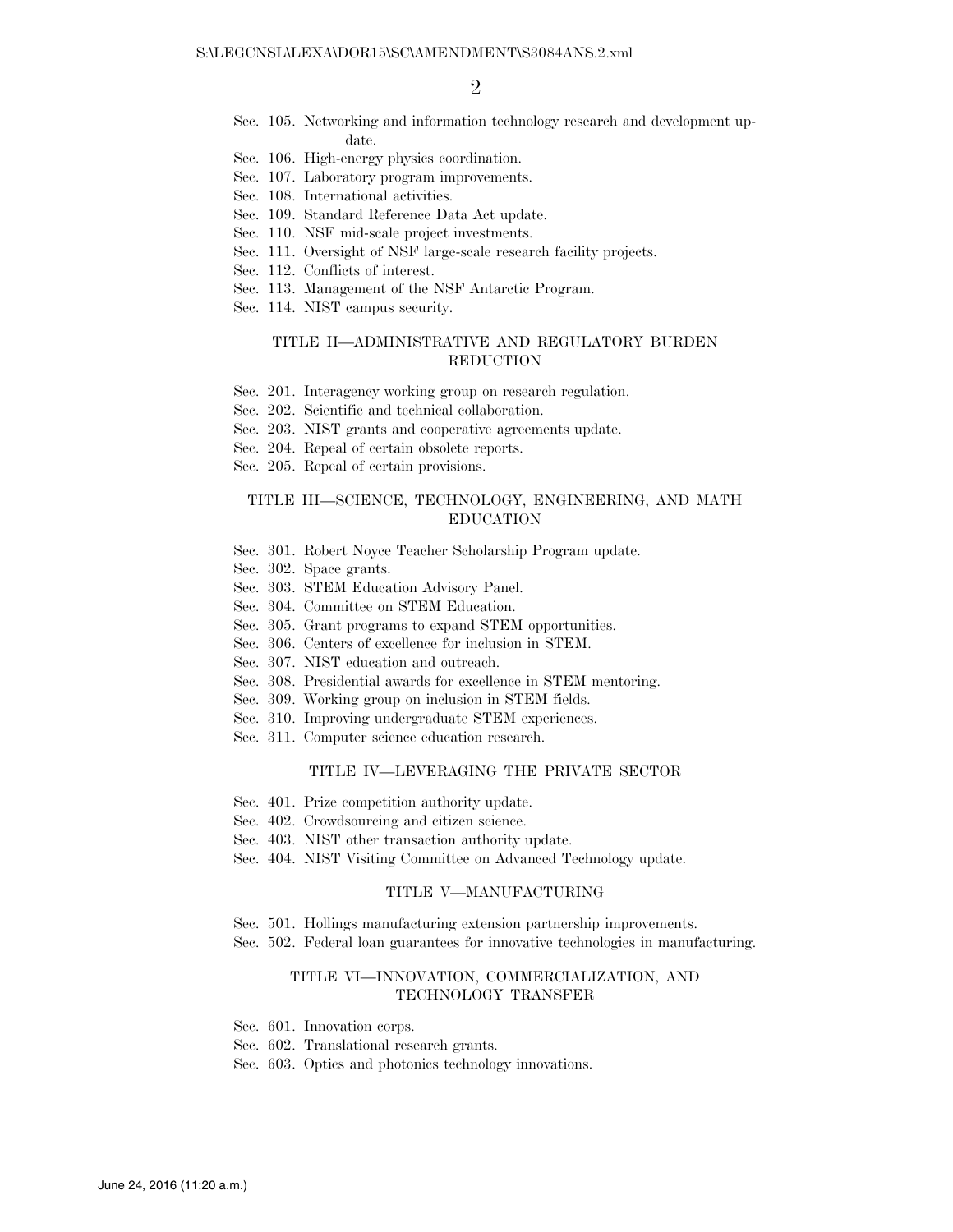Sec. 105. Networking and information technology research and development update.
Sec. 106. High-energy physics coordination.
Sec. 107. Laboratory program improvements.
Sec. 108. International activities.
Sec. 109. Standard Reference Data Act update.
Sec. 110. NSF mid-scale project investments.
Sec. 111. Oversight of NSF large-scale research facility projects.
Sec. 112. Conflicts of interest.
Sec. 113. Management of the NSF Antarctic Program.
Sec. 114. NIST campus security.

### TITLE II—ADMINISTRATIVE AND REGULATORY BURDEN REDUCTION

Sec. 201. Interagency working group on research regulation.
Sec. 202. Scientific and technical collaboration.
Sec. 203. NIST grants and cooperative agreements update.
Sec. 204. Repeal of certain obsolete reports.
Sec. 205. Repeal of certain provisions.

### TITLE III—SCIENCE, TECHNOLOGY, ENGINEERING, AND MATH EDUCATION

Sec. 301. Robert Noyce Teacher Scholarship Program update.
Sec. 302. Space grants.
Sec. 303. STEM Education Advisory Panel.
Sec. 304. Committee on STEM Education.
Sec. 305. Grant programs to expand STEM opportunities.
Sec. 306. Centers of excellence for inclusion in STEM.
Sec. 307. NIST education and outreach.
Sec. 308. Presidential awards for excellence in STEM mentoring.
Sec. 309. Working group on inclusion in STEM fields.
Sec. 310. Improving undergraduate STEM experiences.
Sec. 311. Computer science education research.

### TITLE IV—LEVERAGING THE PRIVATE SECTOR

Sec. 401. Prize competition authority update.
Sec. 402. Crowdsourcing and citizen science.
Sec. 403. NIST other transaction authority update.
Sec. 404. NIST Visiting Committee on Advanced Technology update.

### TITLE V—MANUFACTURING

Sec. 501. Hollings manufacturing extension partnership improvements.
Sec. 502. Federal loan guarantees for innovative technologies in manufacturing.

### TITLE VI—INNOVATION, COMMERCIALIZATION, AND TECHNOLOGY TRANSFER

Sec. 601. Innovation corps.
Sec. 602. Translational research grants.
Sec. 603. Optics and photonics technology innovations.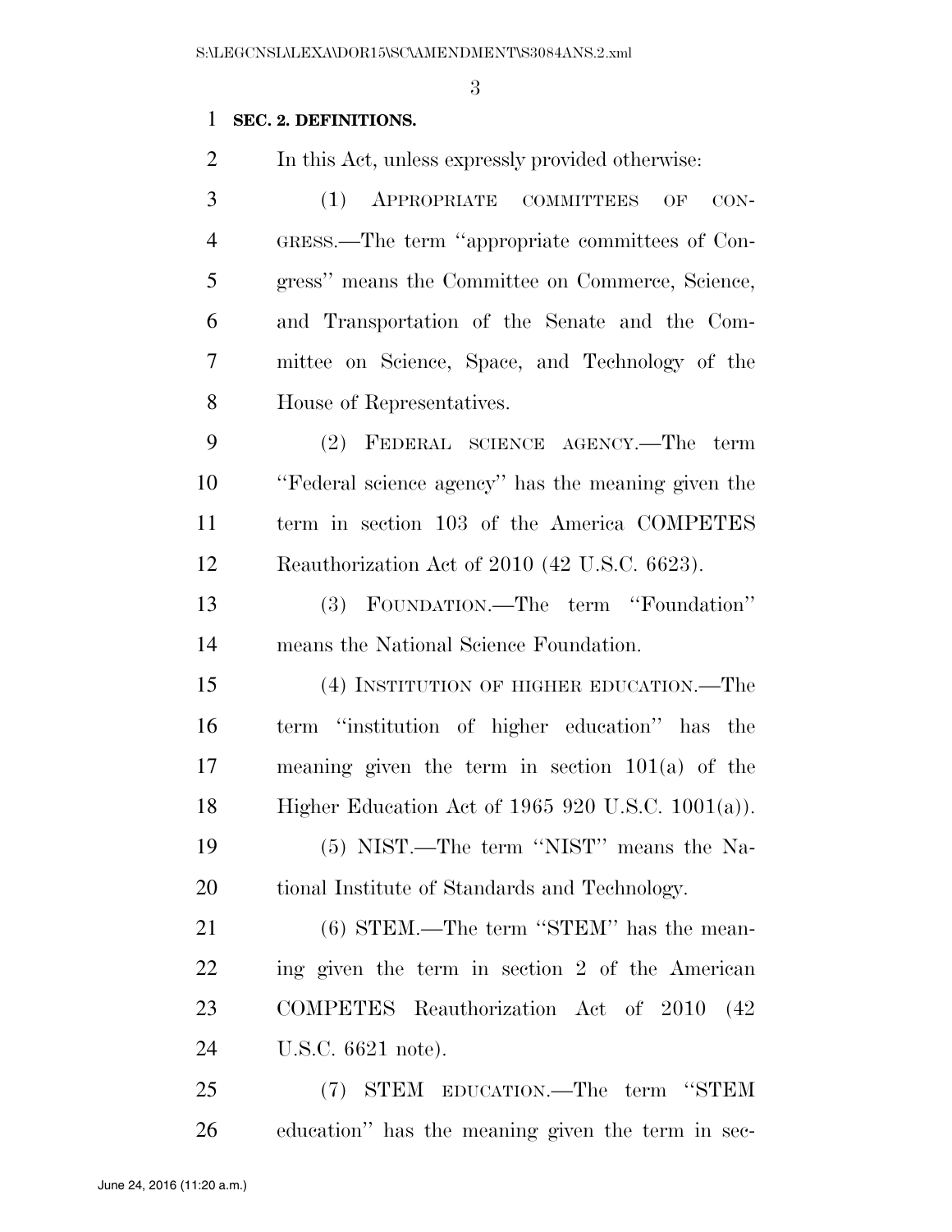**SEC. 2. DEFINITIONS.**

In this Act, unless expressly provided otherwise:

(1) APPROPRIATE COMMITTEES OF CONGRESS.—The term ''appropriate committees of Congress'' means the Committee on Commerce, Science, and Transportation of the Senate and the Committee on Science, Space, and Technology of the House of Representatives.

(2) FEDERAL SCIENCE AGENCY.—The term ''Federal science agency'' has the meaning given the term in section 103 of the America COMPETES Reauthorization Act of 2010 (42 U.S.C. 6623).

(3) FOUNDATION.—The term ''Foundation'' means the National Science Foundation.

(4) INSTITUTION OF HIGHER EDUCATION.—The term ''institution of higher education'' has the meaning given the term in section 101(a) of the Higher Education Act of 1965 920 U.S.C. 1001(a)).

(5) NIST.—The term ''NIST'' means the National Institute of Standards and Technology.

(6) STEM.—The term ''STEM'' has the meaning given the term in section 2 of the American COMPETES Reauthorization Act of 2010 (42 U.S.C. 6621 note).

(7) STEM EDUCATION.—The term ''STEM education'' has the meaning given the term in sec-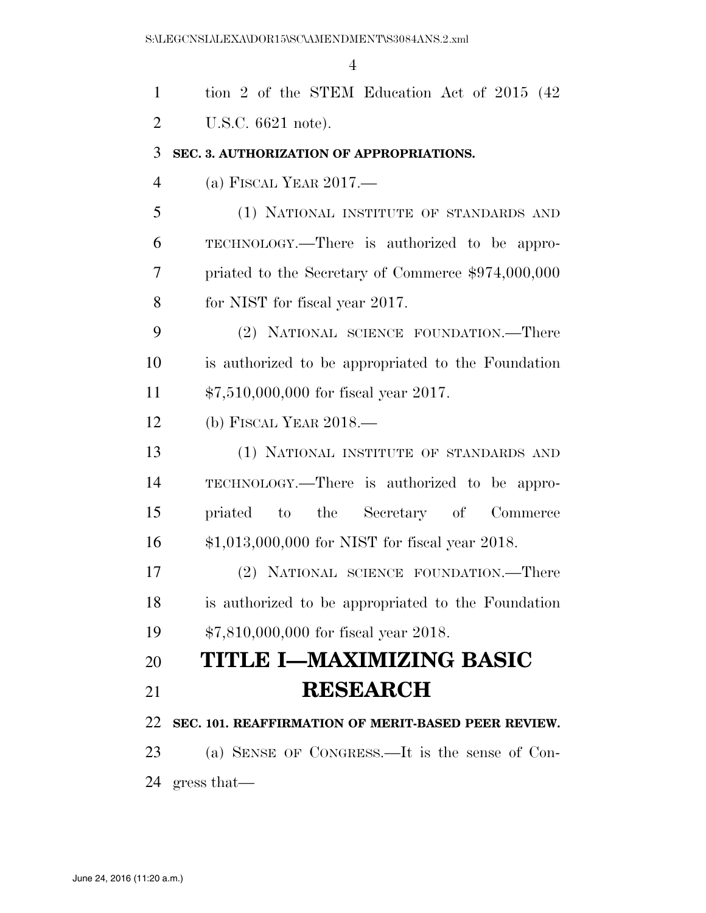tion 2 of the STEM Education Act of 2015 (42 U.S.C. 6621 note).

**SEC. 3. AUTHORIZATION OF APPROPRIATIONS.**

(a) FISCAL YEAR 2017.—

(1) NATIONAL INSTITUTE OF STANDARDS AND TECHNOLOGY.—There is authorized to be appropriated to the Secretary of Commerce $974,000,000 for NIST for fiscal year 2017.

(2) NATIONAL SCIENCE FOUNDATION.—There is authorized to be appropriated to the Foundation $7,510,000,000 for fiscal year 2017.

(b) FISCAL YEAR 2018.—

(1) NATIONAL INSTITUTE OF STANDARDS AND TECHNOLOGY.—There is authorized to be appropriated to the Secretary of Commerce $1,013,000,000 for NIST for fiscal year 2018.

(2) NATIONAL SCIENCE FOUNDATION.—There is authorized to be appropriated to the Foundation $7,810,000,000 for fiscal year 2018.

# TITLE I—MAXIMIZING BASIC RESEARCH

**SEC. 101. REAFFIRMATION OF MERIT-BASED PEER REVIEW.**

(a) SENSE OF CONGRESS.—It is the sense of Congress that—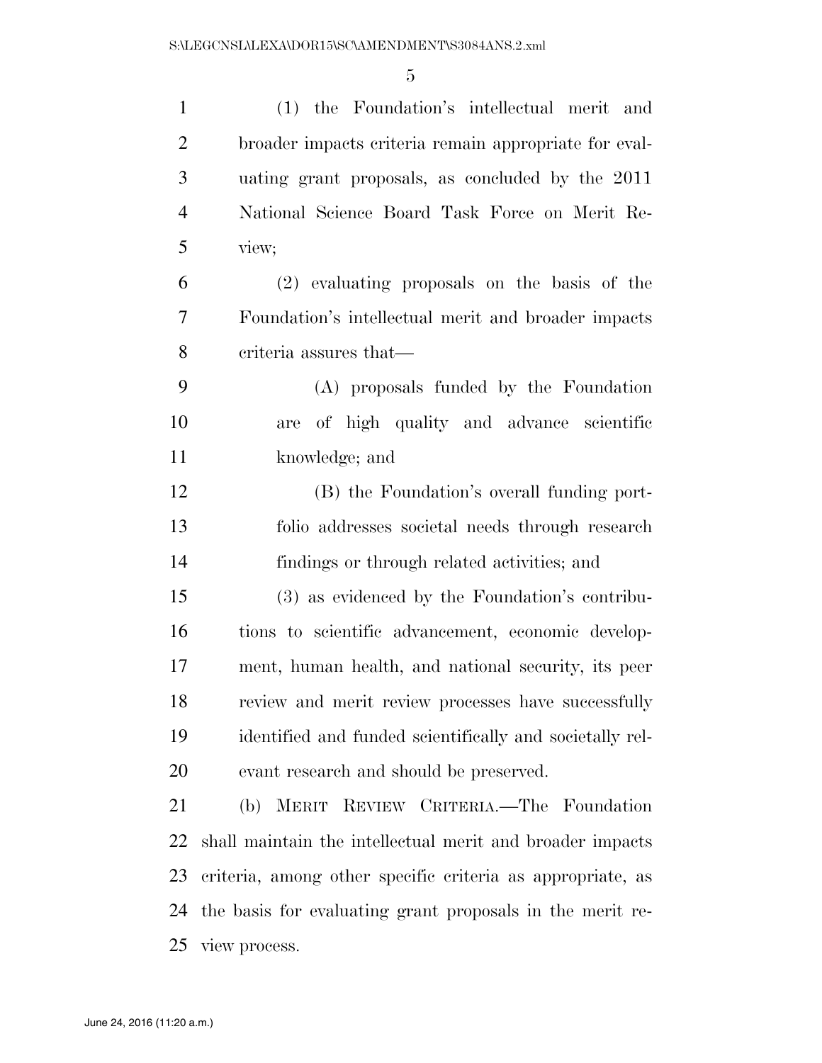(1) the Foundation's intellectual merit and broader impacts criteria remain appropriate for evaluating grant proposals, as concluded by the 2011 National Science Board Task Force on Merit Review;

(2) evaluating proposals on the basis of the Foundation's intellectual merit and broader impacts criteria assures that—

(A) proposals funded by the Foundation are of high quality and advance scientific knowledge; and

(B) the Foundation's overall funding portfolio addresses societal needs through research findings or through related activities; and

(3) as evidenced by the Foundation's contributions to scientific advancement, economic development, human health, and national security, its peer review and merit review processes have successfully identified and funded scientifically and societally relevant research and should be preserved.

(b) MERIT REVIEW CRITERIA.—The Foundation shall maintain the intellectual merit and broader impacts criteria, among other specific criteria as appropriate, as the basis for evaluating grant proposals in the merit review process.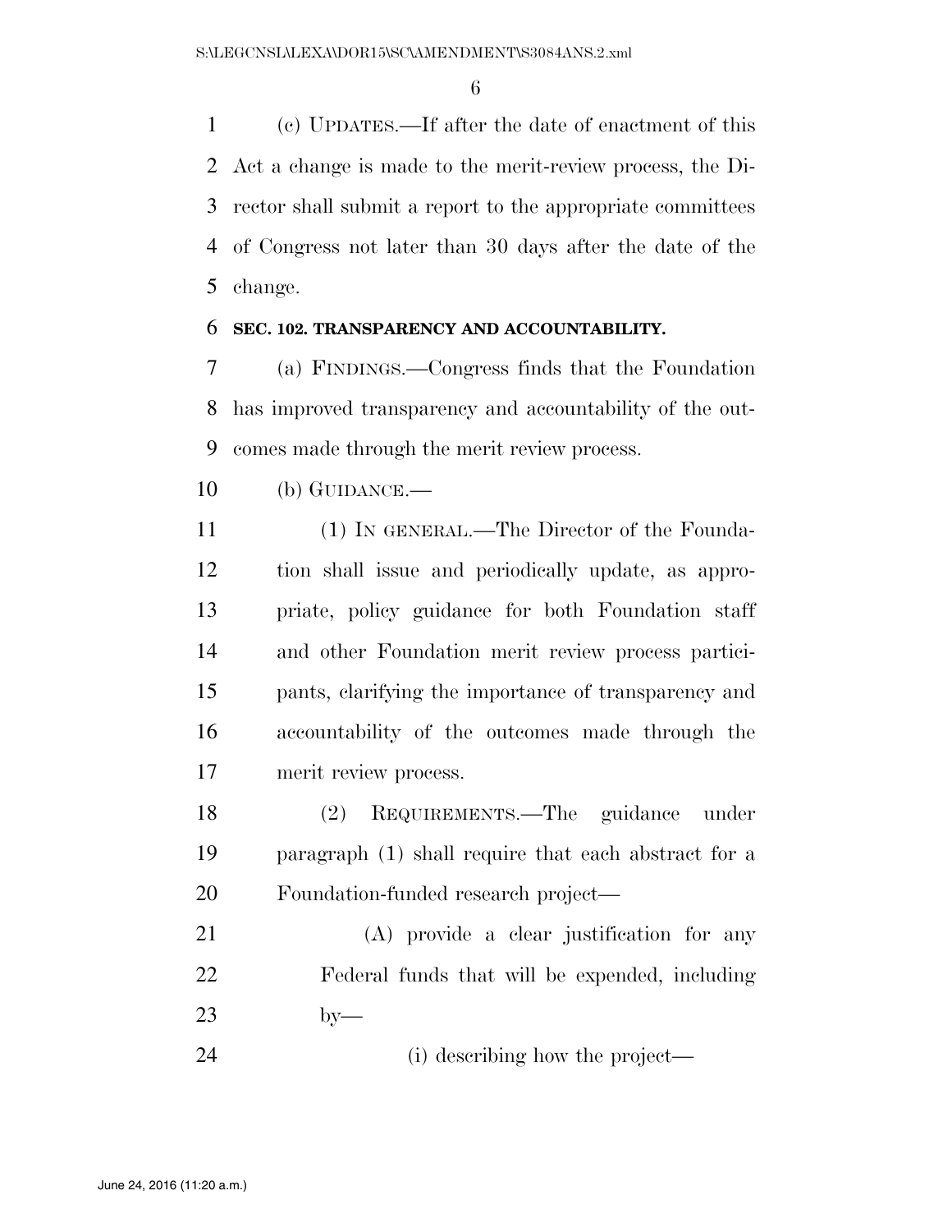(c) UPDATES.—If after the date of enactment of this Act a change is made to the merit-review process, the Director shall submit a report to the appropriate committees of Congress not later than 30 days after the date of the change.

## SEC. 102. TRANSPARENCY AND ACCOUNTABILITY.

(a) FINDINGS.—Congress finds that the Foundation has improved transparency and accountability of the outcomes made through the merit review process.

(b) GUIDANCE.—

(1) IN GENERAL.—The Director of the Foundation shall issue and periodically update, as appropriate, policy guidance for both Foundation staff and other Foundation merit review process participants, clarifying the importance of transparency and accountability of the outcomes made through the merit review process.

(2) REQUIREMENTS.—The guidance under paragraph (1) shall require that each abstract for a Foundation-funded research project—

(A) provide a clear justification for any Federal funds that will be expended, including by—

(i) describing how the project—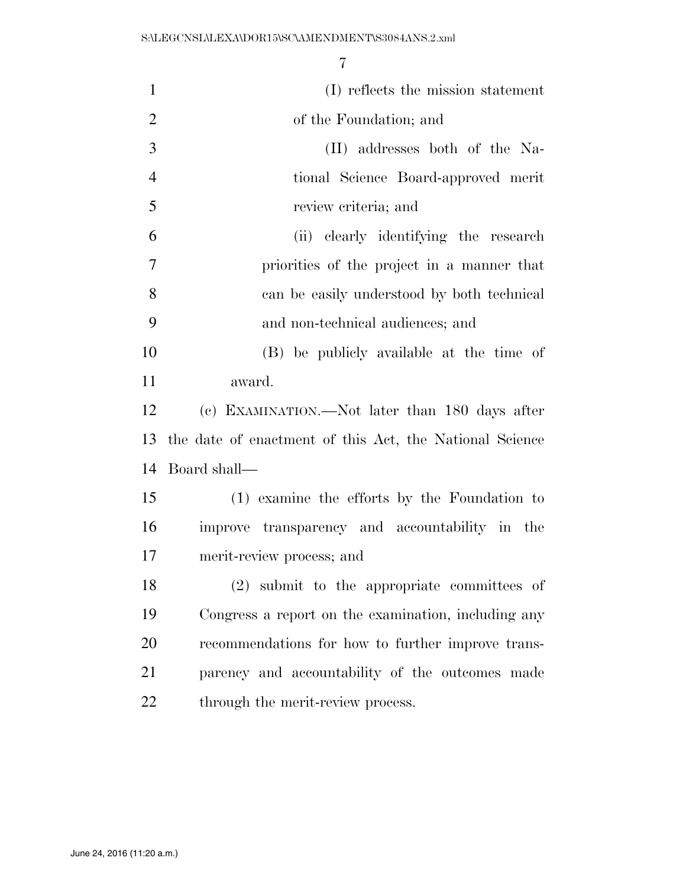(I) reflects the mission statement of the Foundation; and

(II) addresses both of the National Science Board-approved merit review criteria; and

(ii) clearly identifying the research priorities of the project in a manner that can be easily understood by both technical and non-technical audiences; and

(B) be publicly available at the time of award.

(c) EXAMINATION.—Not later than 180 days after the date of enactment of this Act, the National Science Board shall—

(1) examine the efforts by the Foundation to improve transparency and accountability in the merit-review process; and

(2) submit to the appropriate committees of Congress a report on the examination, including any recommendations for how to further improve transparency and accountability of the outcomes made through the merit-review process.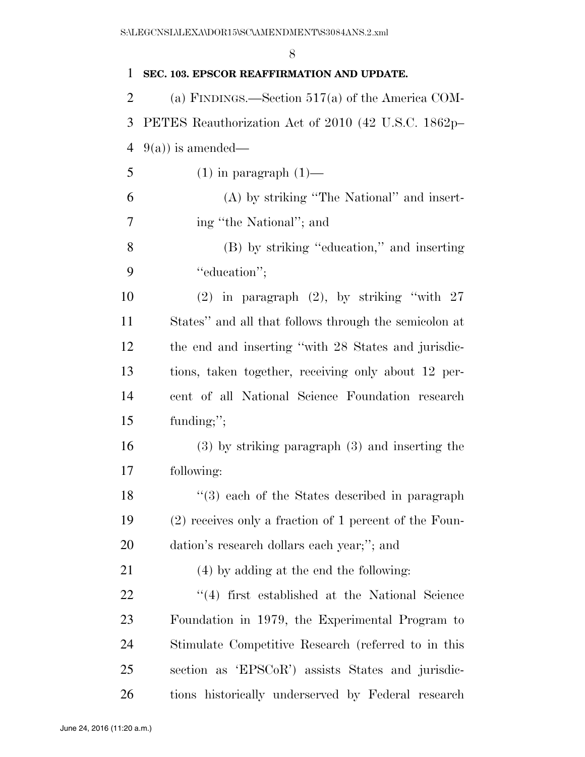**SEC. 103. EPSCOR REAFFIRMATION AND UPDATE.**

(a) FINDINGS.—Section 517(a) of the America COMPETES Reauthorization Act of 2010 (42 U.S.C. 1862p–9(a)) is amended—

(1) in paragraph (1)—

(A) by striking "The National" and inserting "the National"; and

(B) by striking "education," and inserting "education";

(2) in paragraph (2), by striking "with 27 States" and all that follows through the semicolon at the end and inserting "with 28 States and jurisdictions, taken together, receiving only about 12 percent of all National Science Foundation research funding;";

(3) by striking paragraph (3) and inserting the following:

"(3) each of the States described in paragraph (2) receives only a fraction of 1 percent of the Foundation's research dollars each year;"; and

(4) by adding at the end the following:

"(4) first established at the National Science Foundation in 1979, the Experimental Program to Stimulate Competitive Research (referred to in this section as 'EPSCoR') assists States and jurisdictions historically underserved by Federal research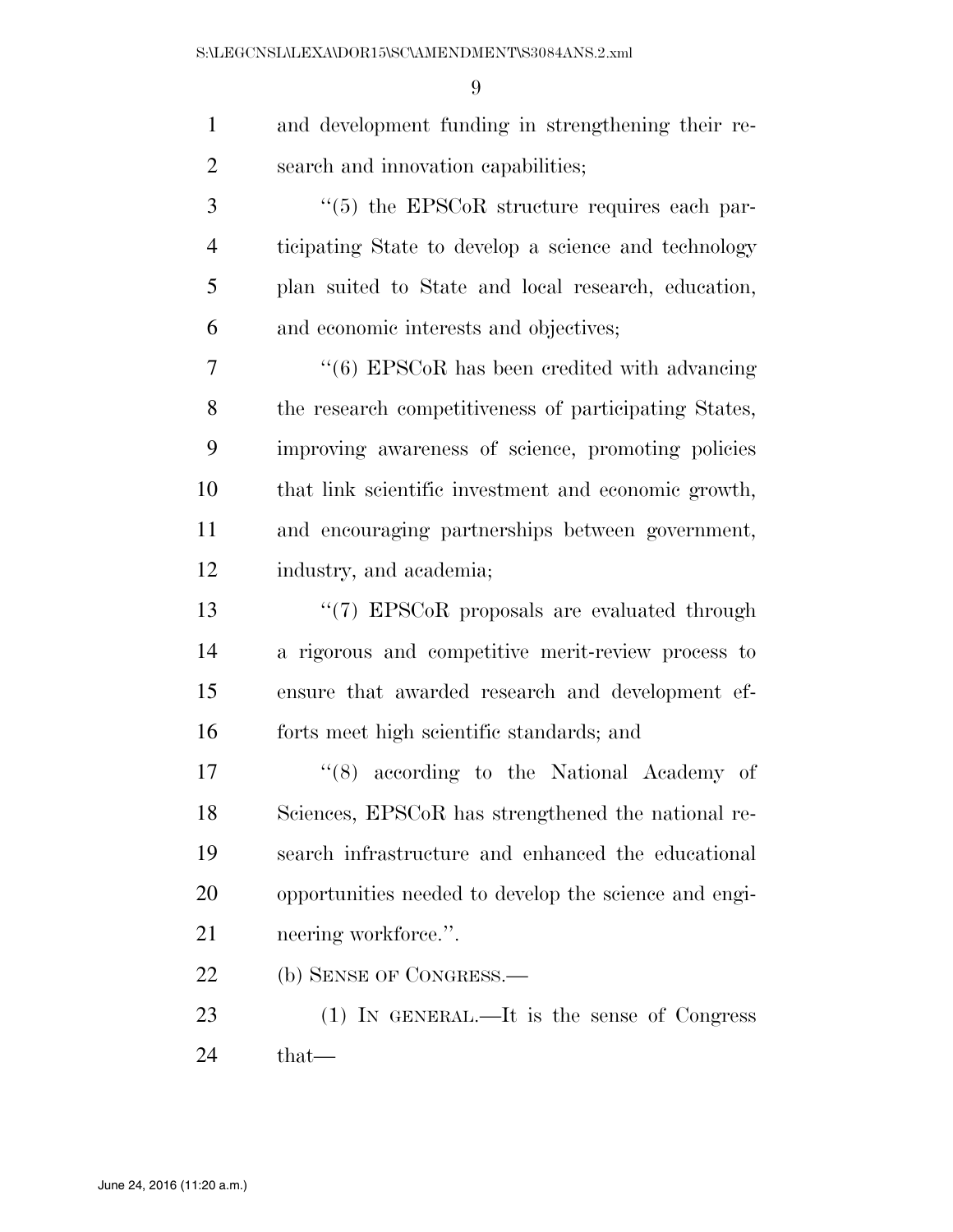and development funding in strengthening their research and innovation capabilities;

"(5) the EPSCoR structure requires each participating State to develop a science and technology plan suited to State and local research, education, and economic interests and objectives;

"(6) EPSCoR has been credited with advancing the research competitiveness of participating States, improving awareness of science, promoting policies that link scientific investment and economic growth, and encouraging partnerships between government, industry, and academia;

"(7) EPSCoR proposals are evaluated through a rigorous and competitive merit-review process to ensure that awarded research and development efforts meet high scientific standards; and

"(8) according to the National Academy of Sciences, EPSCoR has strengthened the national research infrastructure and enhanced the educational opportunities needed to develop the science and engineering workforce.".

(b) SENSE OF CONGRESS.—

(1) IN GENERAL.—It is the sense of Congress that—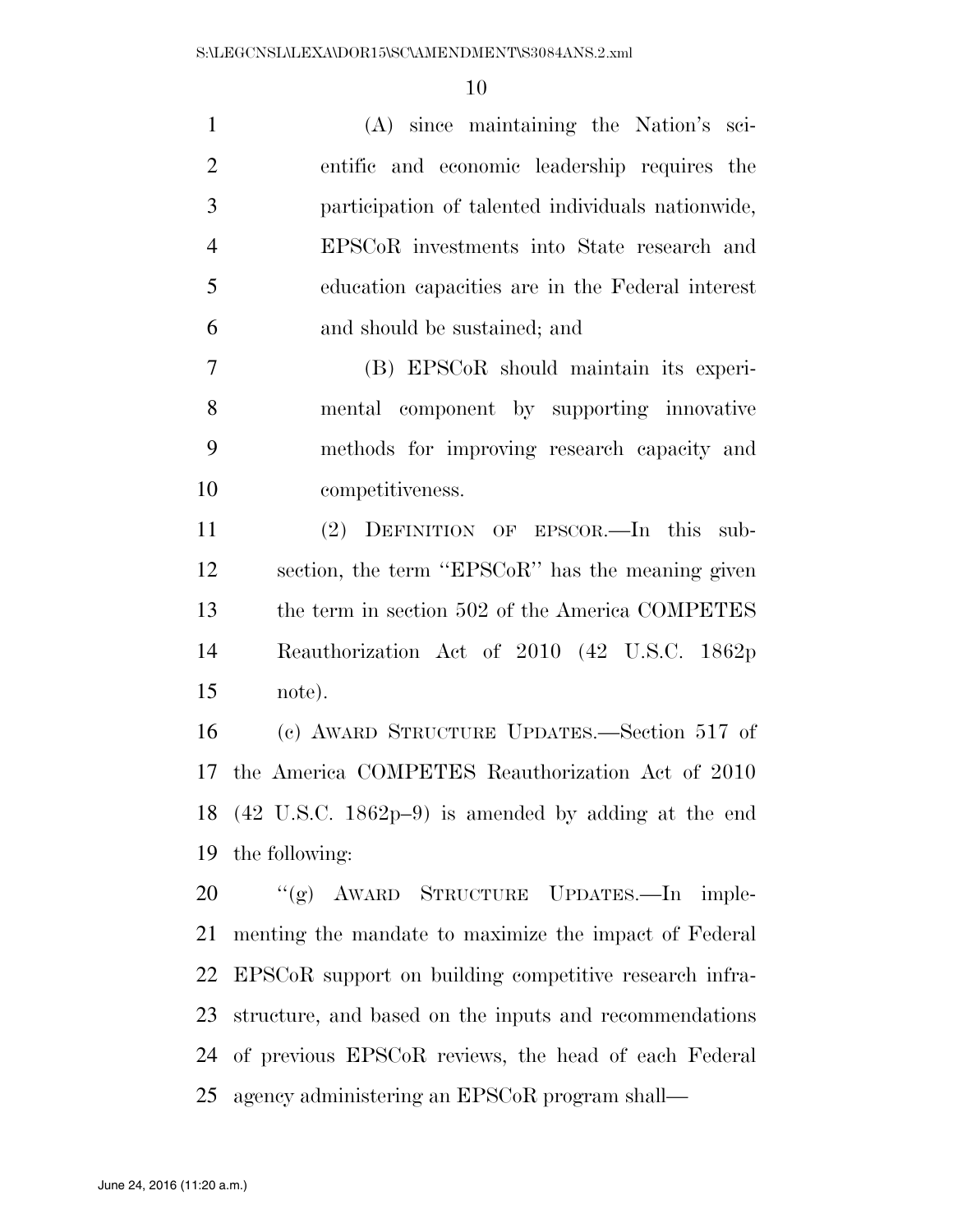(A) since maintaining the Nation's scientific and economic leadership requires the participation of talented individuals nationwide, EPSCoR investments into State research and education capacities are in the Federal interest and should be sustained; and

(B) EPSCoR should maintain its experimental component by supporting innovative methods for improving research capacity and competitiveness.

(2) DEFINITION OF EPSCOR.—In this subsection, the term "EPSCoR" has the meaning given the term in section 502 of the America COMPETES Reauthorization Act of 2010 (42 U.S.C. 1862p note).

(c) AWARD STRUCTURE UPDATES.—Section 517 of the America COMPETES Reauthorization Act of 2010 (42 U.S.C. 1862p–9) is amended by adding at the end the following:

"(g) AWARD STRUCTURE UPDATES.—In implementing the mandate to maximize the impact of Federal EPSCoR support on building competitive research infrastructure, and based on the inputs and recommendations of previous EPSCoR reviews, the head of each Federal agency administering an EPSCoR program shall—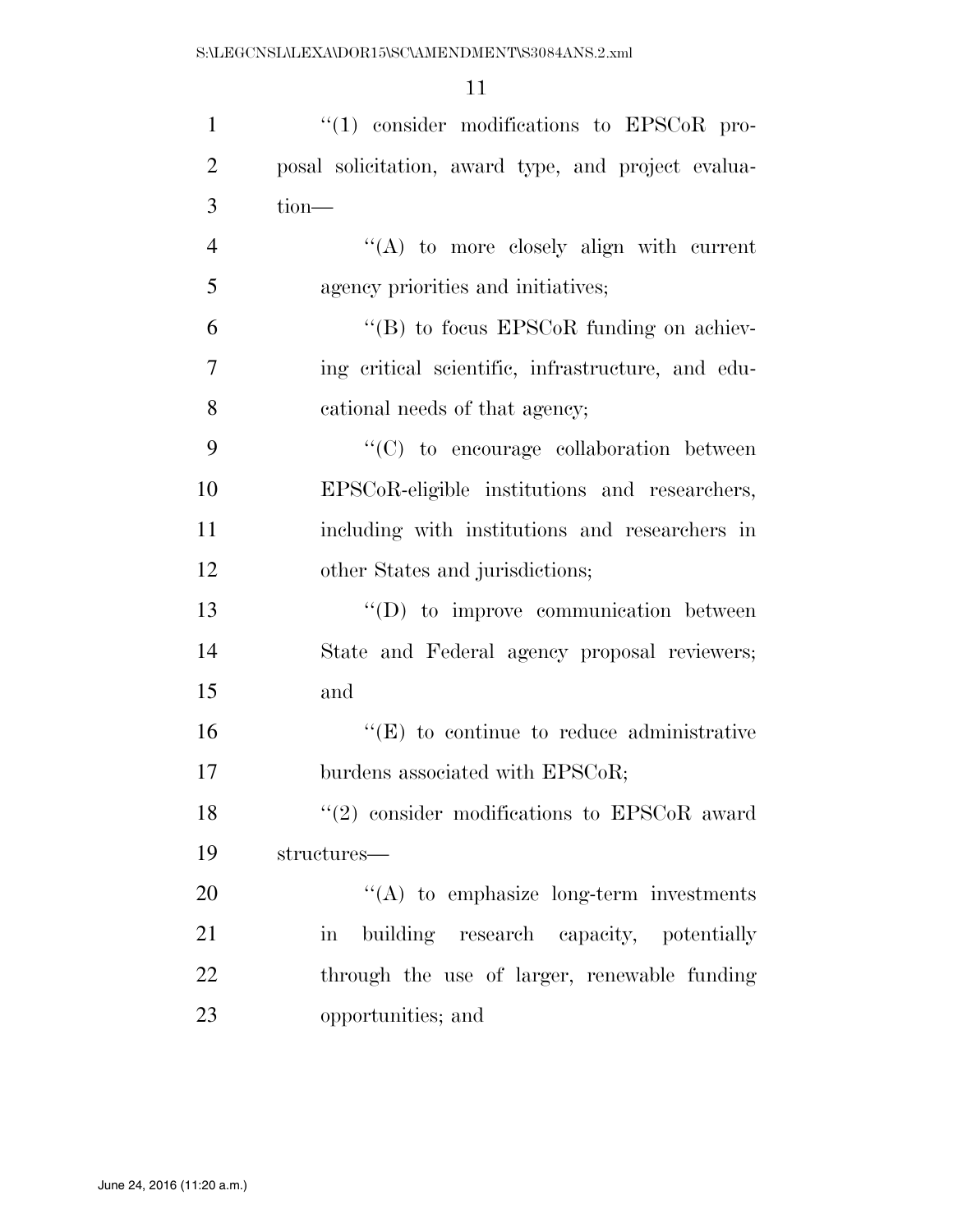''(1) consider modifications to EPSCoR proposal solicitation, award type, and project evaluation—

''(A) to more closely align with current agency priorities and initiatives;

''(B) to focus EPSCoR funding on achieving critical scientific, infrastructure, and educational needs of that agency;

''(C) to encourage collaboration between EPSCoR-eligible institutions and researchers, including with institutions and researchers in other States and jurisdictions;

''(D) to improve communication between State and Federal agency proposal reviewers; and

''(E) to continue to reduce administrative burdens associated with EPSCoR;

''(2) consider modifications to EPSCoR award structures—

''(A) to emphasize long-term investments in building research capacity, potentially through the use of larger, renewable funding opportunities; and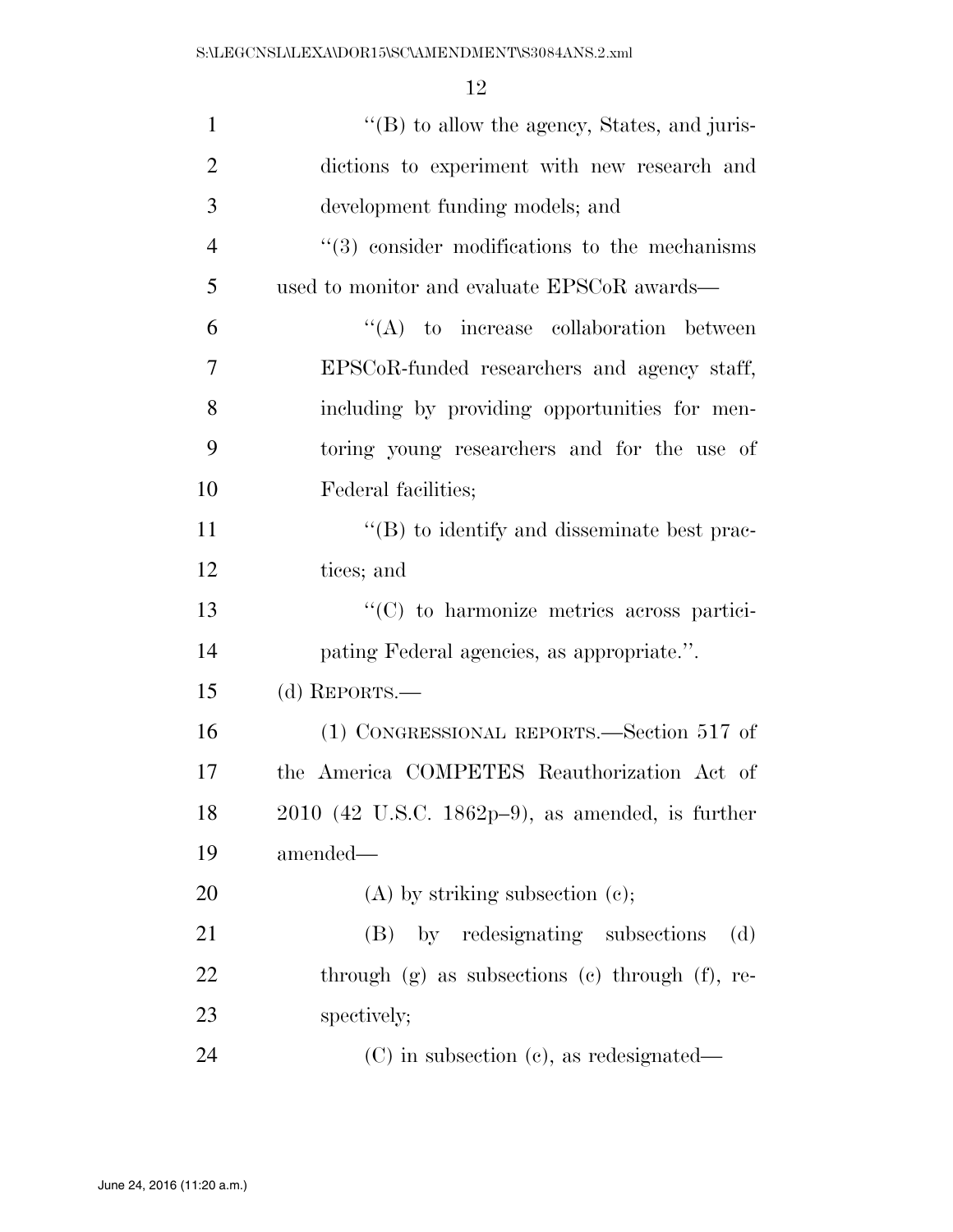''(B) to allow the agency, States, and jurisdictions to experiment with new research and development funding models; and

''(3) consider modifications to the mechanisms used to monitor and evaluate EPSCoR awards—

''(A) to increase collaboration between EPSCoR-funded researchers and agency staff, including by providing opportunities for mentoring young researchers and for the use of Federal facilities;

''(B) to identify and disseminate best practices; and

''(C) to harmonize metrics across participating Federal agencies, as appropriate.''.

(d) REPORTS.—

(1) CONGRESSIONAL REPORTS.—Section 517 of the America COMPETES Reauthorization Act of 2010 (42 U.S.C. 1862p–9), as amended, is further amended—

(A) by striking subsection (c);

(B) by redesignating subsections (d) through (g) as subsections (c) through (f), respectively;

(C) in subsection (c), as redesignated—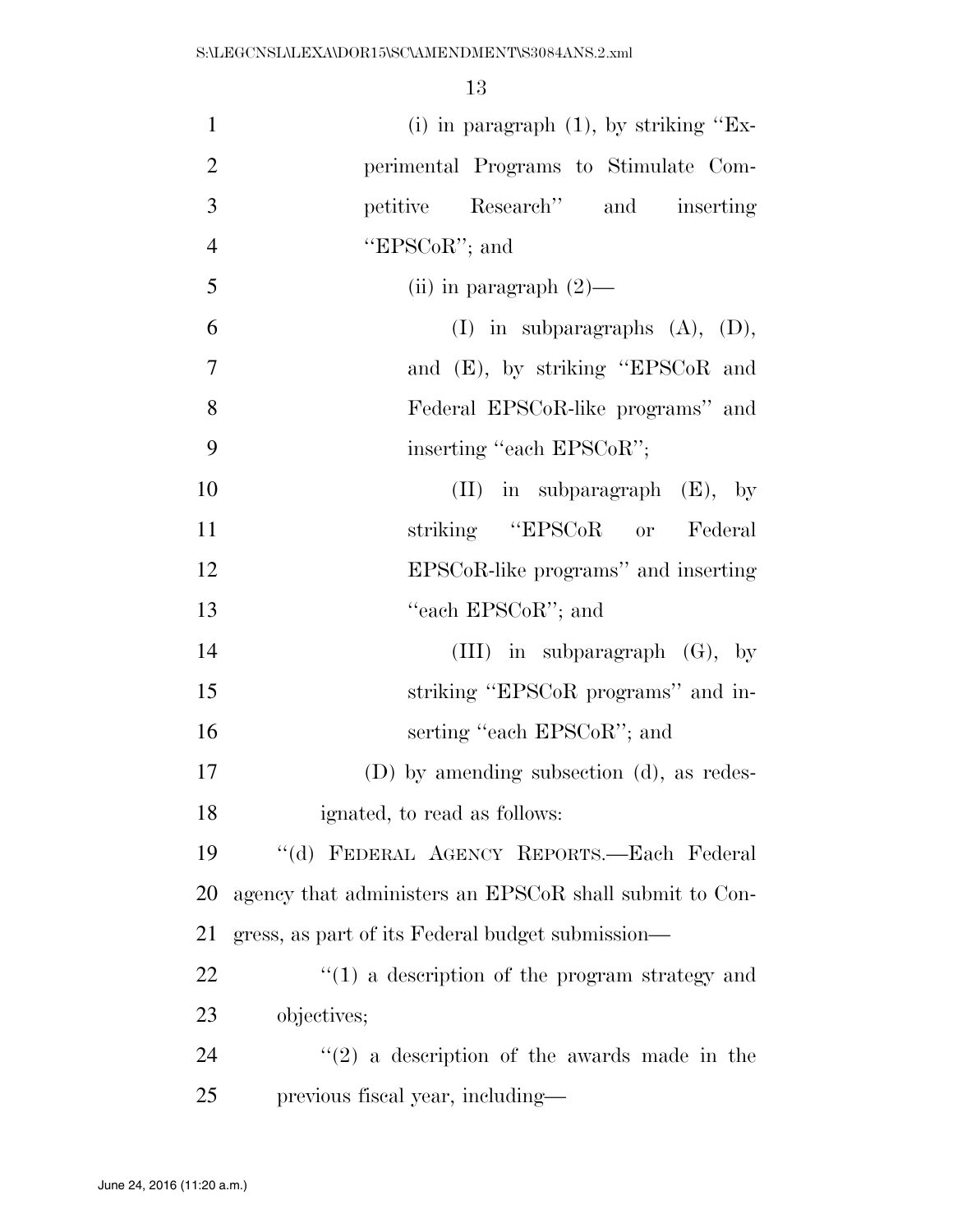(i) in paragraph (1), by striking ''Experimental Programs to Stimulate Competitive Research'' and inserting ''EPSCoR''; and

(ii) in paragraph (2)—

(I) in subparagraphs (A), (D), and (E), by striking ''EPSCoR and Federal EPSCoR-like programs'' and inserting ''each EPSCoR'';

(II) in subparagraph (E), by striking ''EPSCoR or Federal EPSCoR-like programs'' and inserting ''each EPSCoR''; and

(III) in subparagraph (G), by striking ''EPSCoR programs'' and inserting ''each EPSCoR''; and

(D) by amending subsection (d), as redesignated, to read as follows:

''(d) FEDERAL AGENCY REPORTS.—Each Federal agency that administers an EPSCoR shall submit to Congress, as part of its Federal budget submission—

''(1) a description of the program strategy and objectives;

''(2) a description of the awards made in the previous fiscal year, including—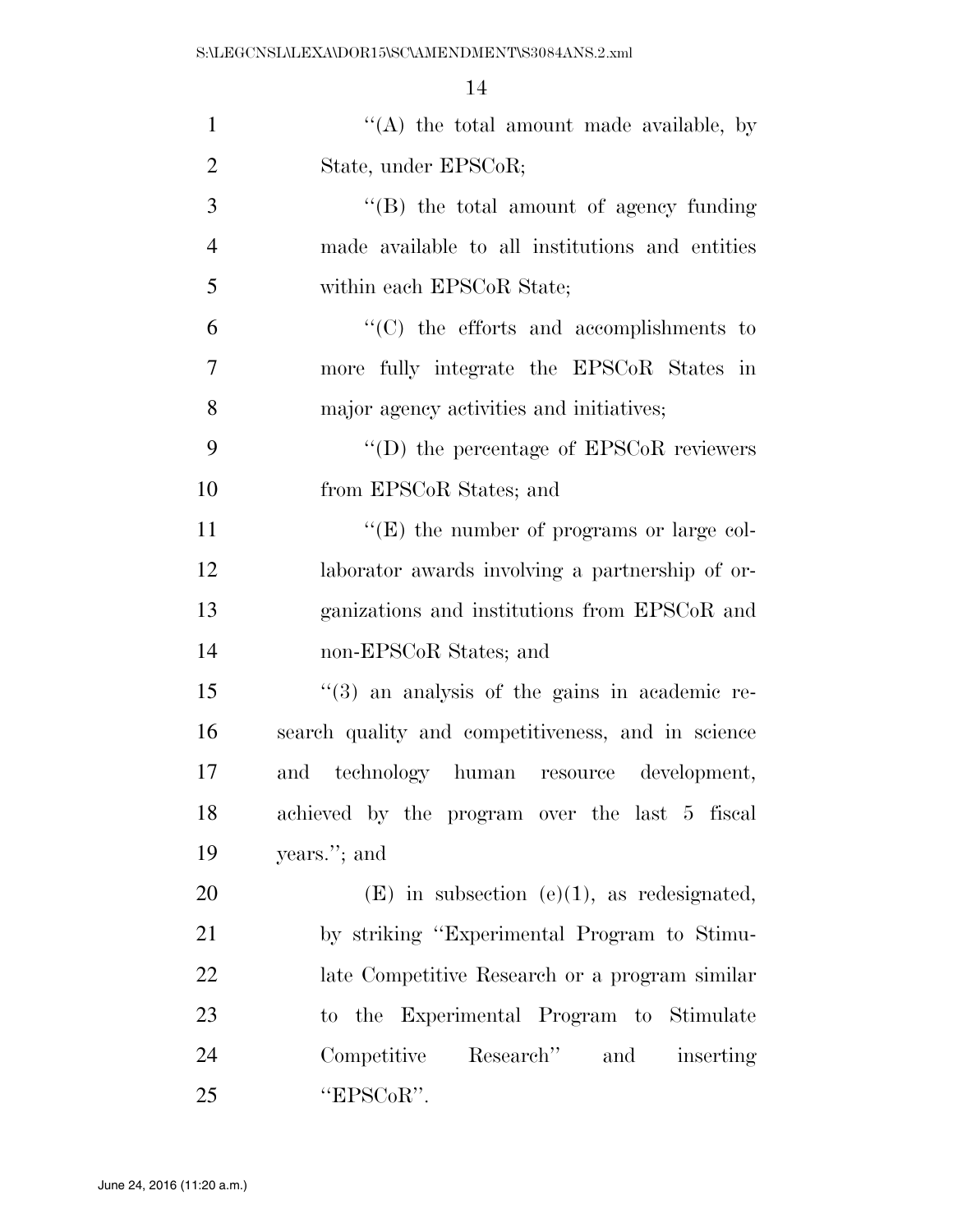''(A) the total amount made available, by State, under EPSCoR;

''(B) the total amount of agency funding made available to all institutions and entities within each EPSCoR State;

''(C) the efforts and accomplishments to more fully integrate the EPSCoR States in major agency activities and initiatives;

''(D) the percentage of EPSCoR reviewers from EPSCoR States; and

''(E) the number of programs or large collaborator awards involving a partnership of organizations and institutions from EPSCoR and non-EPSCoR States; and

''(3) an analysis of the gains in academic research quality and competitiveness, and in science and technology human resource development, achieved by the program over the last 5 fiscal years.''; and

(E) in subsection (e)(1), as redesignated, by striking ''Experimental Program to Stimulate Competitive Research or a program similar to the Experimental Program to Stimulate Competitive Research'' and inserting ''EPSCoR''.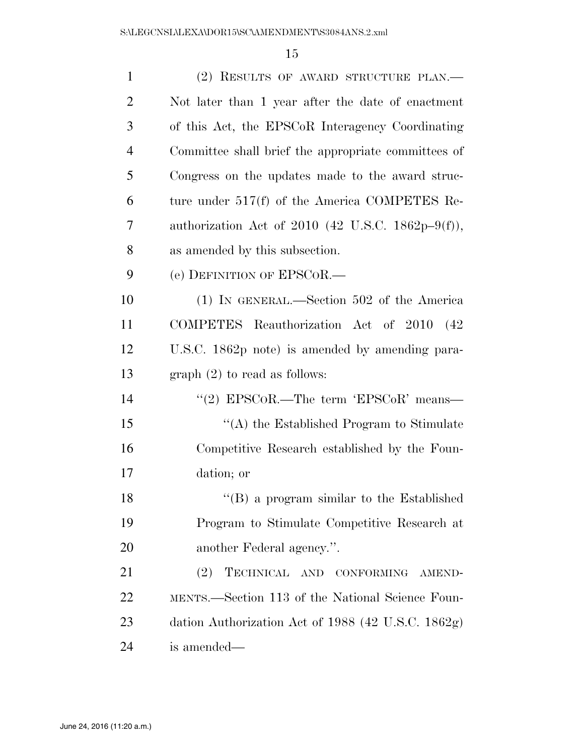(2) RESULTS OF AWARD STRUCTURE PLAN.—Not later than 1 year after the date of enactment of this Act, the EPSCoR Interagency Coordinating Committee shall brief the appropriate committees of Congress on the updates made to the award structure under 517(f) of the America COMPETES Reauthorization Act of 2010 (42 U.S.C. 1862p–9(f)), as amended by this subsection.

(e) DEFINITION OF EPSCOR.—

(1) IN GENERAL.—Section 502 of the America COMPETES Reauthorization Act of 2010 (42 U.S.C. 1862p note) is amended by amending paragraph (2) to read as follows:

"(2) EPSCOR.—The term 'EPSCoR' means—

"(A) the Established Program to Stimulate Competitive Research established by the Foundation; or

"(B) a program similar to the Established Program to Stimulate Competitive Research at another Federal agency.".

(2) TECHNICAL AND CONFORMING AMENDMENTS.—Section 113 of the National Science Foundation Authorization Act of 1988 (42 U.S.C. 1862g) is amended—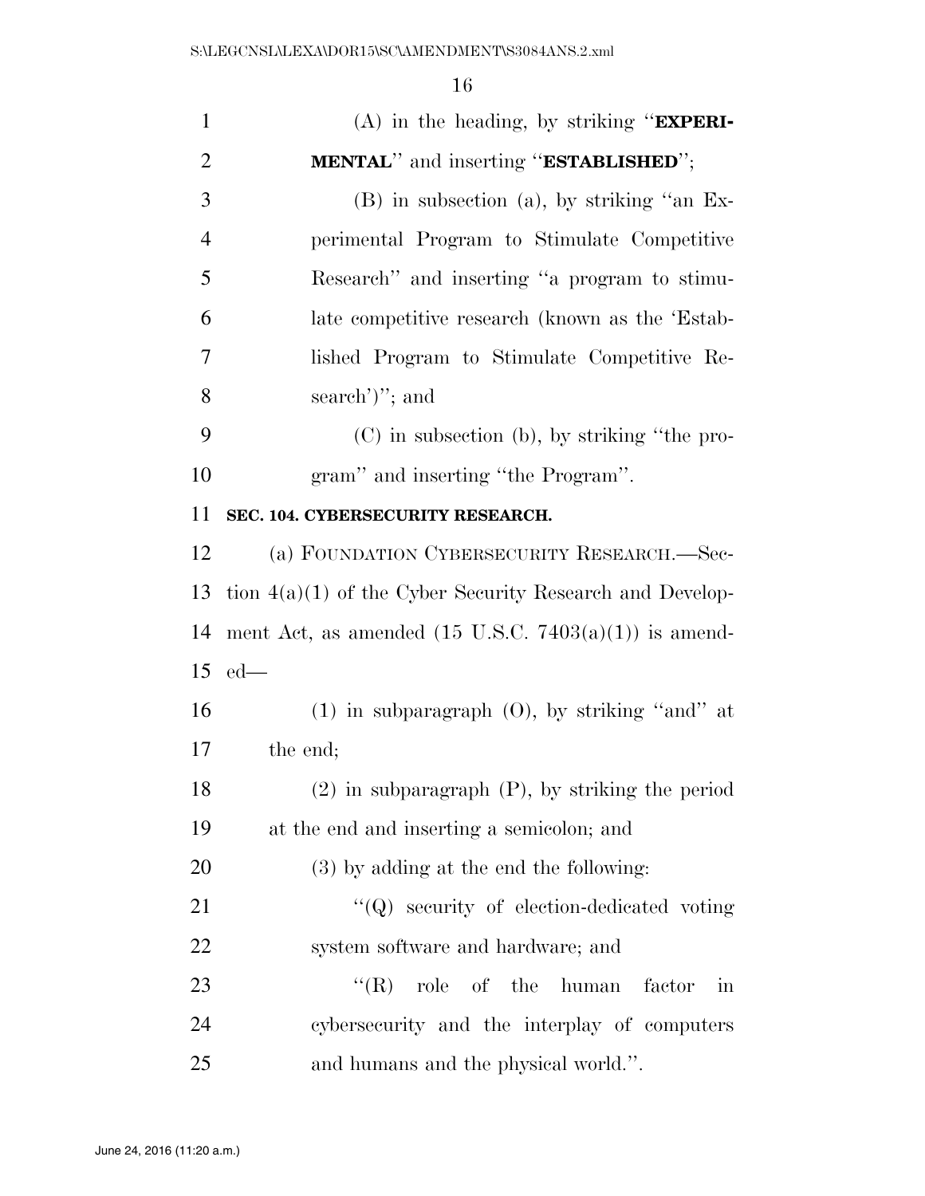(A) in the heading, by striking "**EXPERIMENTAL**" and inserting "**ESTABLISHED**";

(B) in subsection (a), by striking "an Experimental Program to Stimulate Competitive Research" and inserting "a program to stimulate competitive research (known as the 'Established Program to Stimulate Competitive Research')"; and

(C) in subsection (b), by striking "the program" and inserting "the Program".

**SEC. 104. CYBERSECURITY RESEARCH.**

(a) FOUNDATION CYBERSECURITY RESEARCH.—Section 4(a)(1) of the Cyber Security Research and Development Act, as amended (15 U.S.C. 7403(a)(1)) is amended—

(1) in subparagraph (O), by striking "and" at the end;

(2) in subparagraph (P), by striking the period at the end and inserting a semicolon; and

(3) by adding at the end the following:

"(Q) security of election-dedicated voting system software and hardware; and

"(R) role of the human factor in cybersecurity and the interplay of computers and humans and the physical world.".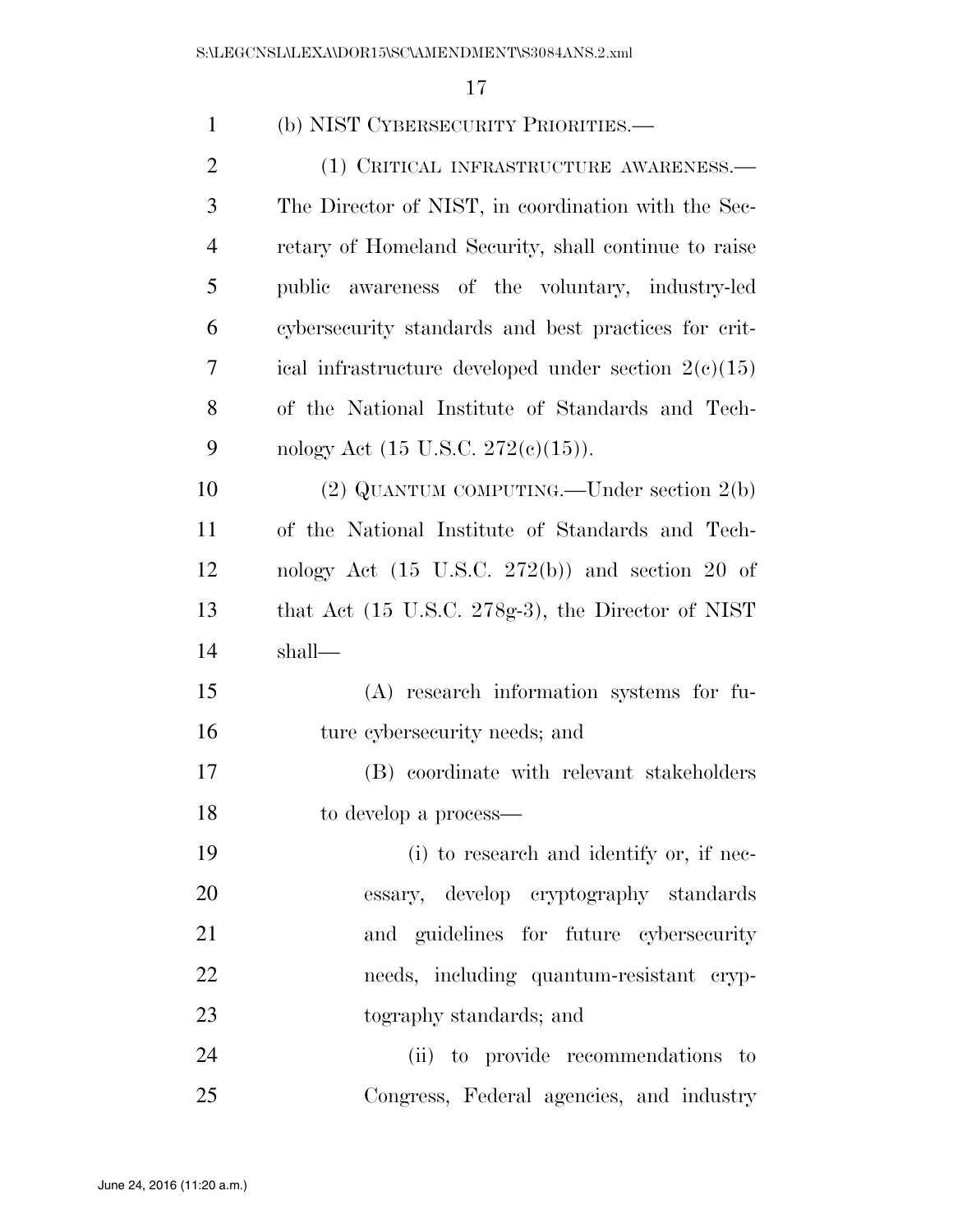(b) NIST CYBERSECURITY PRIORITIES.—

(1) CRITICAL INFRASTRUCTURE AWARENESS.— The Director of NIST, in coordination with the Secretary of Homeland Security, shall continue to raise public awareness of the voluntary, industry-led cybersecurity standards and best practices for critical infrastructure developed under section 2(c)(15) of the National Institute of Standards and Technology Act (15 U.S.C. 272(c)(15)).

(2) QUANTUM COMPUTING.—Under section 2(b) of the National Institute of Standards and Technology Act (15 U.S.C. 272(b)) and section 20 of that Act (15 U.S.C. 278g-3), the Director of NIST shall—

(A) research information systems for future cybersecurity needs; and

(B) coordinate with relevant stakeholders to develop a process—

(i) to research and identify or, if necessary, develop cryptography standards and guidelines for future cybersecurity needs, including quantum-resistant cryptography standards; and

(ii) to provide recommendations to Congress, Federal agencies, and industry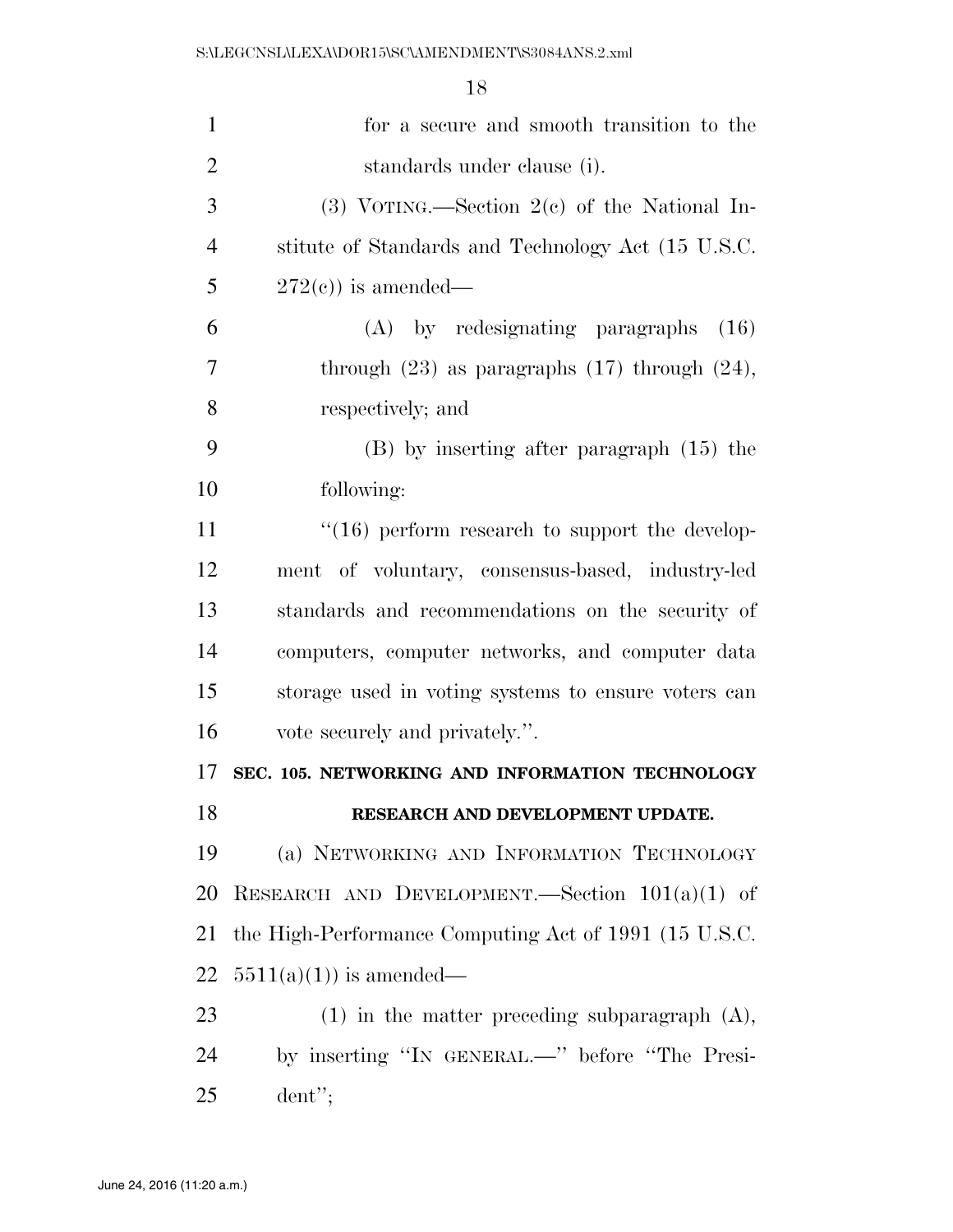for a secure and smooth transition to the standards under clause (i).

(3) VOTING.—Section 2(c) of the National Institute of Standards and Technology Act (15 U.S.C. 272(c)) is amended—

(A) by redesignating paragraphs (16) through (23) as paragraphs (17) through (24), respectively; and

(B) by inserting after paragraph (15) the following:

"(16) perform research to support the development of voluntary, consensus-based, industry-led standards and recommendations on the security of computers, computer networks, and computer data storage used in voting systems to ensure voters can vote securely and privately.".

**SEC. 105. NETWORKING AND INFORMATION TECHNOLOGY RESEARCH AND DEVELOPMENT UPDATE.**

(a) NETWORKING AND INFORMATION TECHNOLOGY RESEARCH AND DEVELOPMENT.—Section 101(a)(1) of the High-Performance Computing Act of 1991 (15 U.S.C. 5511(a)(1)) is amended—

(1) in the matter preceding subparagraph (A), by inserting "IN GENERAL.—" before "The President";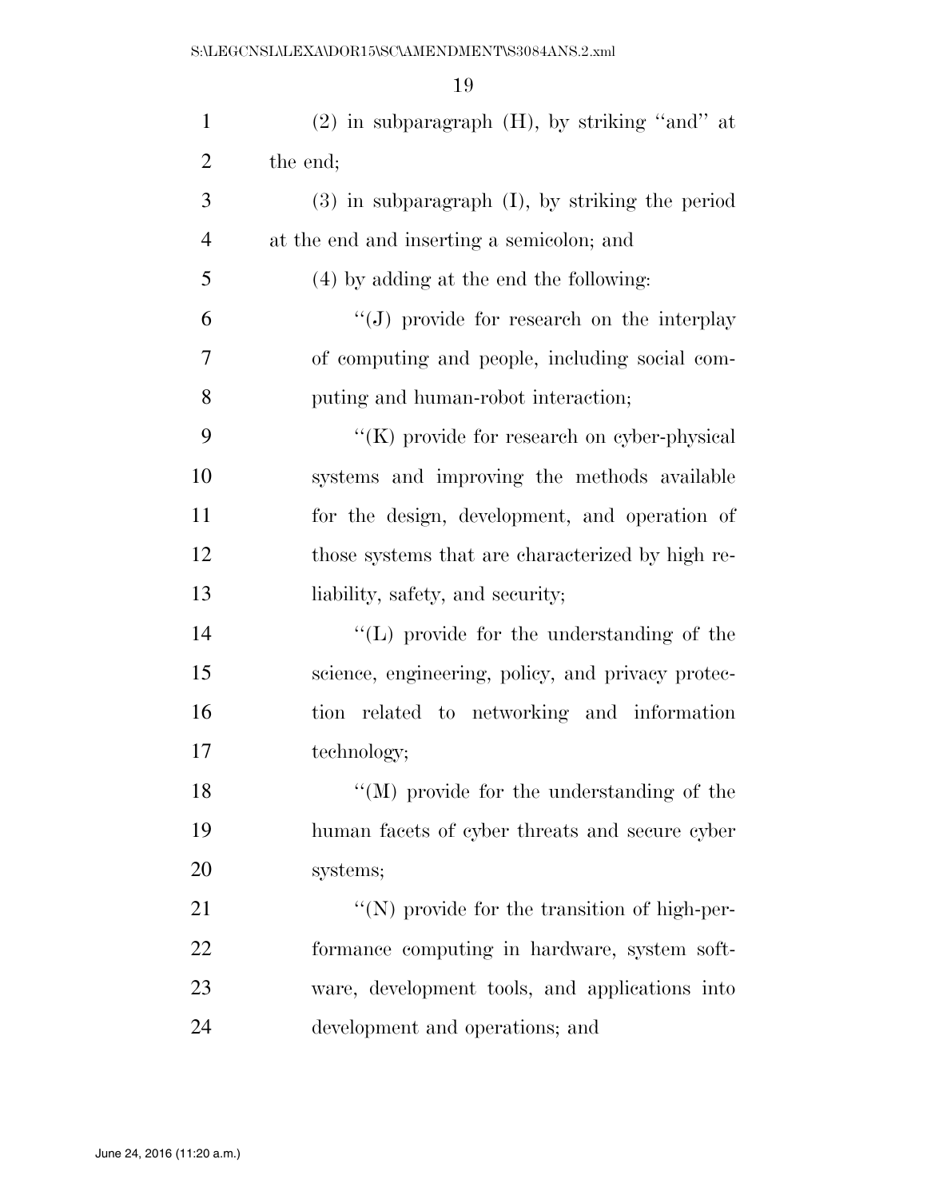(2) in subparagraph (H), by striking "and" at the end;

(3) in subparagraph (I), by striking the period at the end and inserting a semicolon; and

(4) by adding at the end the following:

"(J) provide for research on the interplay of computing and people, including social computing and human-robot interaction;

"(K) provide for research on cyber-physical systems and improving the methods available for the design, development, and operation of those systems that are characterized by high reliability, safety, and security;

"(L) provide for the understanding of the science, engineering, policy, and privacy protection related to networking and information technology;

"(M) provide for the understanding of the human facets of cyber threats and secure cyber systems;

"(N) provide for the transition of high-performance computing in hardware, system software, development tools, and applications into development and operations; and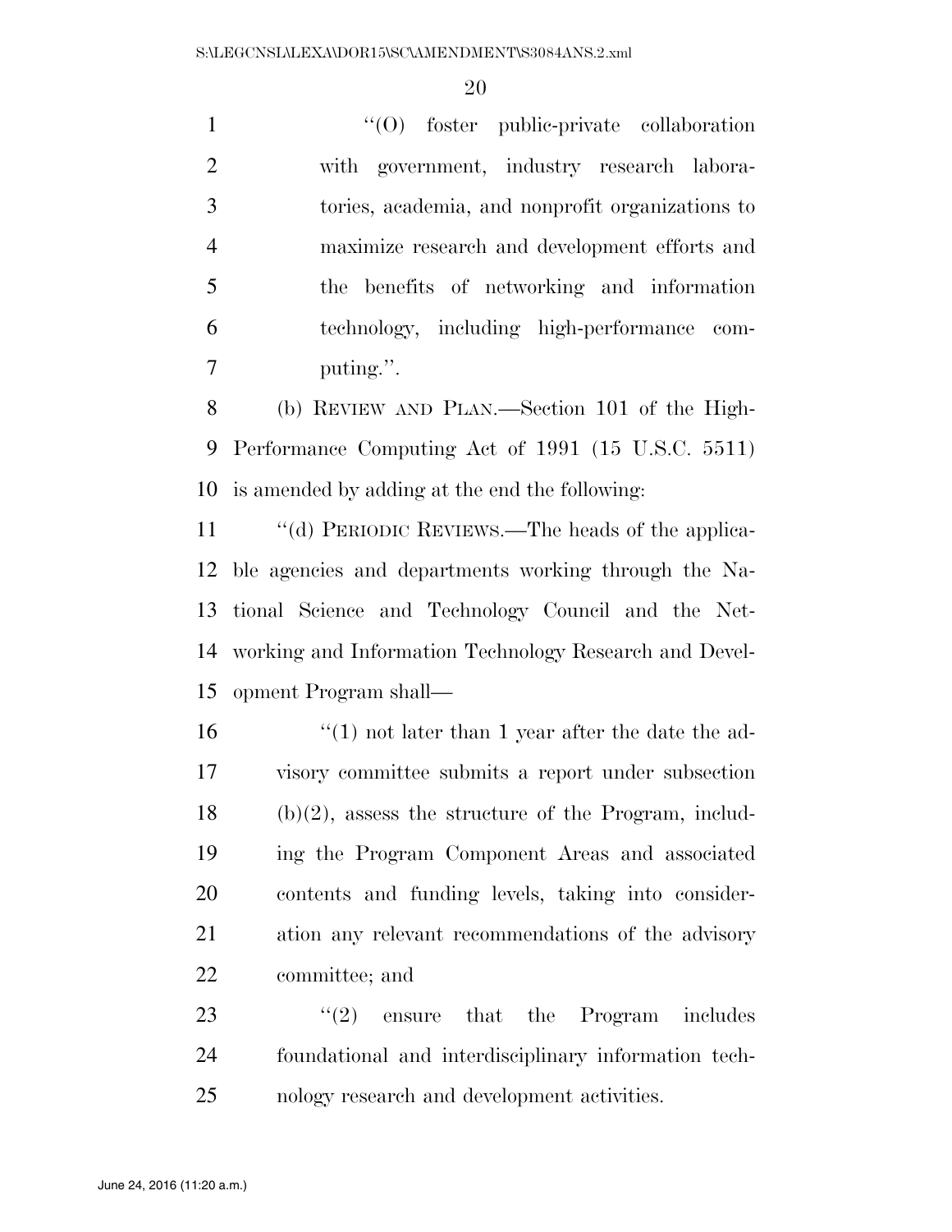"(O) foster public-private collaboration with government, industry research laboratories, academia, and nonprofit organizations to maximize research and development efforts and the benefits of networking and information technology, including high-performance computing.".

(b) REVIEW AND PLAN.—Section 101 of the High-Performance Computing Act of 1991 (15 U.S.C. 5511) is amended by adding at the end the following:

"(d) PERIODIC REVIEWS.—The heads of the applicable agencies and departments working through the National Science and Technology Council and the Networking and Information Technology Research and Development Program shall—

"(1) not later than 1 year after the date the advisory committee submits a report under subsection (b)(2), assess the structure of the Program, including the Program Component Areas and associated contents and funding levels, taking into consideration any relevant recommendations of the advisory committee; and

"(2) ensure that the Program includes foundational and interdisciplinary information technology research and development activities.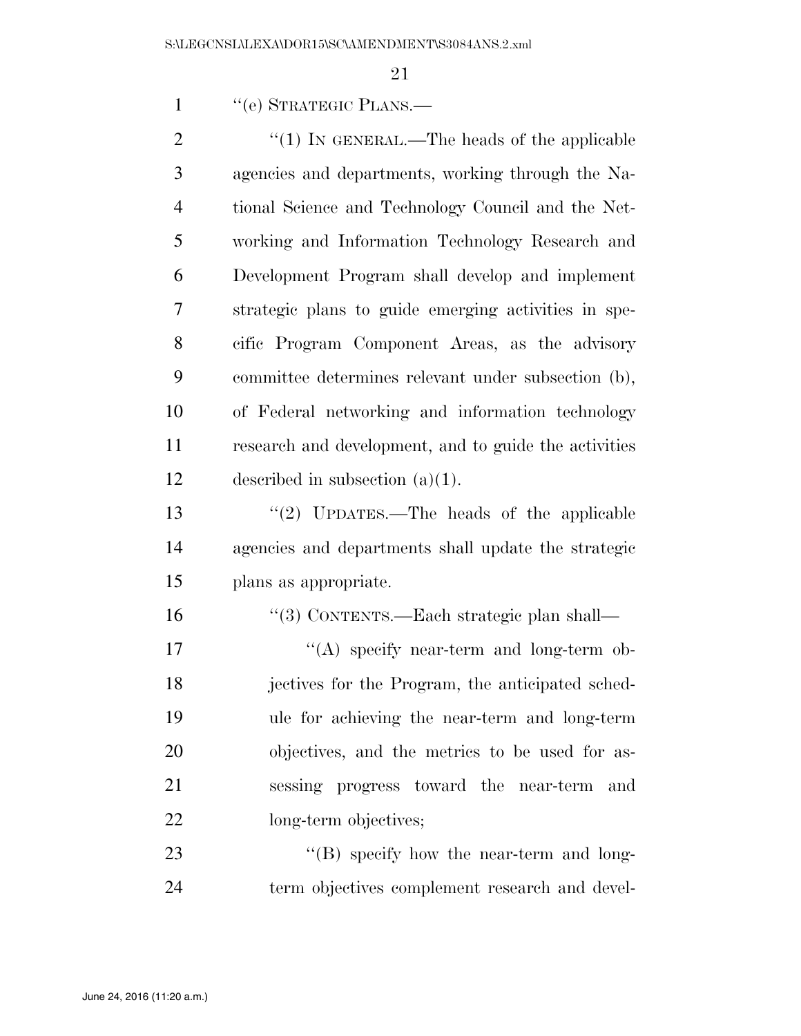"(e) STRATEGIC PLANS.—

"(1) IN GENERAL.—The heads of the applicable agencies and departments, working through the National Science and Technology Council and the Networking and Information Technology Research and Development Program shall develop and implement strategic plans to guide emerging activities in specific Program Component Areas, as the advisory committee determines relevant under subsection (b), of Federal networking and information technology research and development, and to guide the activities described in subsection (a)(1).

"(2) UPDATES.—The heads of the applicable agencies and departments shall update the strategic plans as appropriate.

"(3) CONTENTS.—Each strategic plan shall—

"(A) specify near-term and long-term objectives for the Program, the anticipated schedule for achieving the near-term and long-term objectives, and the metrics to be used for assessing progress toward the near-term and long-term objectives;

"(B) specify how the near-term and long-term objectives complement research and devel-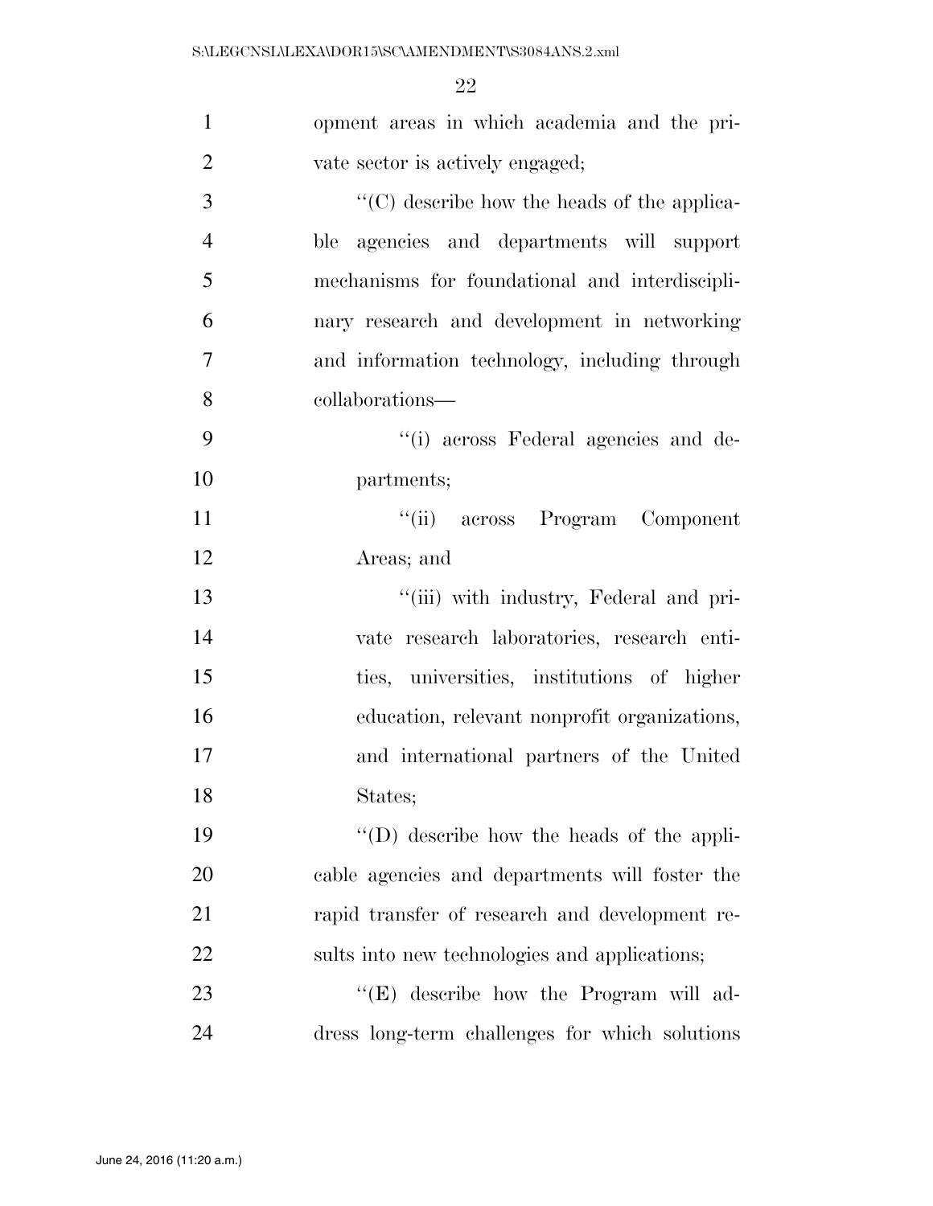opment areas in which academia and the private sector is actively engaged;

''(C) describe how the heads of the applicable agencies and departments will support mechanisms for foundational and interdisciplinary research and development in networking and information technology, including through collaborations—

''(i) across Federal agencies and departments;

''(ii) across Program Component Areas; and

''(iii) with industry, Federal and private research laboratories, research entities, universities, institutions of higher education, relevant nonprofit organizations, and international partners of the United States;

''(D) describe how the heads of the applicable agencies and departments will foster the rapid transfer of research and development results into new technologies and applications;

''(E) describe how the Program will address long-term challenges for which solutions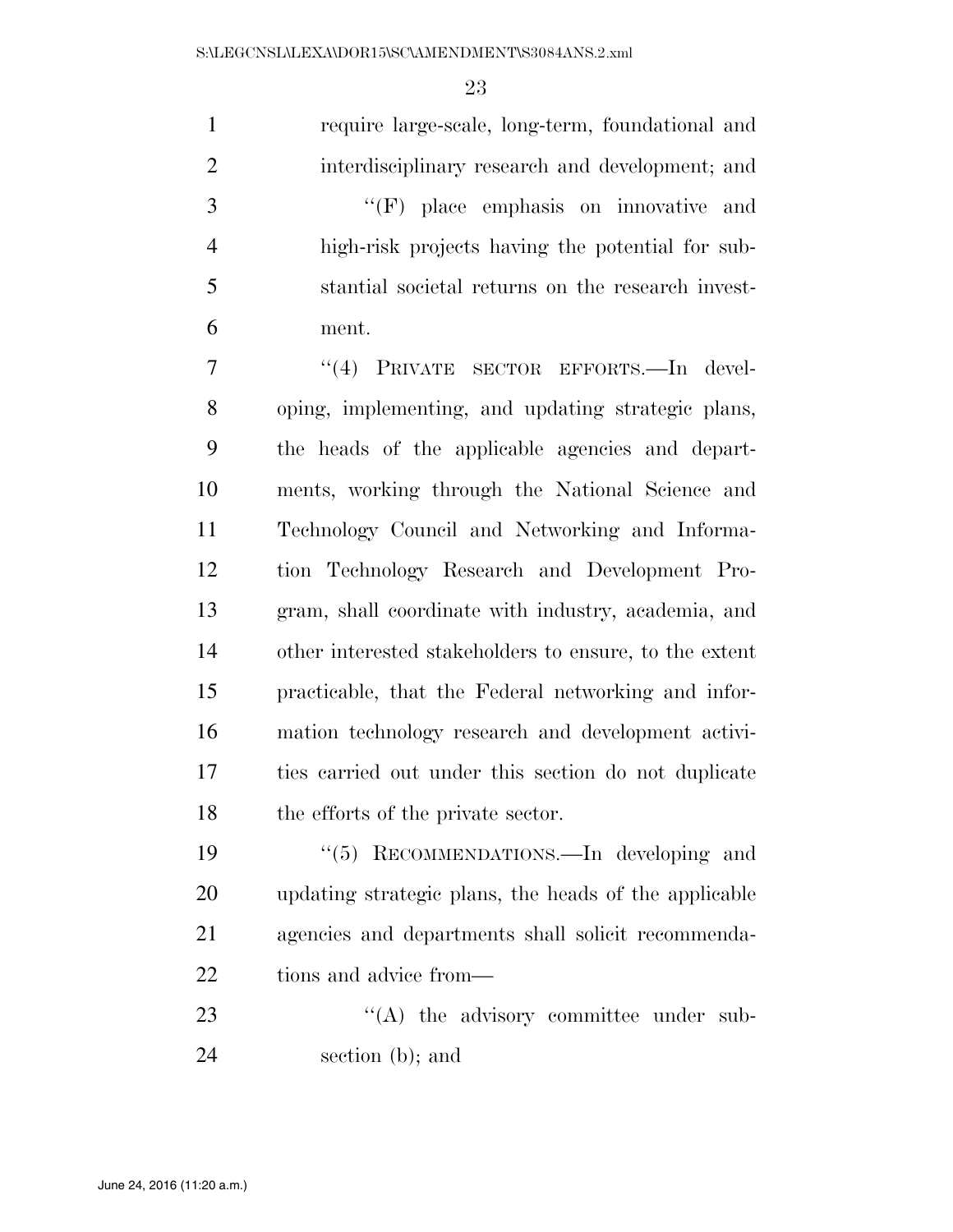require large-scale, long-term, foundational and interdisciplinary research and development; and

''(F) place emphasis on innovative and high-risk projects having the potential for substantial societal returns on the research investment.

''(4) PRIVATE SECTOR EFFORTS.—In developing, implementing, and updating strategic plans, the heads of the applicable agencies and departments, working through the National Science and Technology Council and Networking and Information Technology Research and Development Program, shall coordinate with industry, academia, and other interested stakeholders to ensure, to the extent practicable, that the Federal networking and information technology research and development activities carried out under this section do not duplicate the efforts of the private sector.

''(5) RECOMMENDATIONS.—In developing and updating strategic plans, the heads of the applicable agencies and departments shall solicit recommendations and advice from—

''(A) the advisory committee under subsection (b); and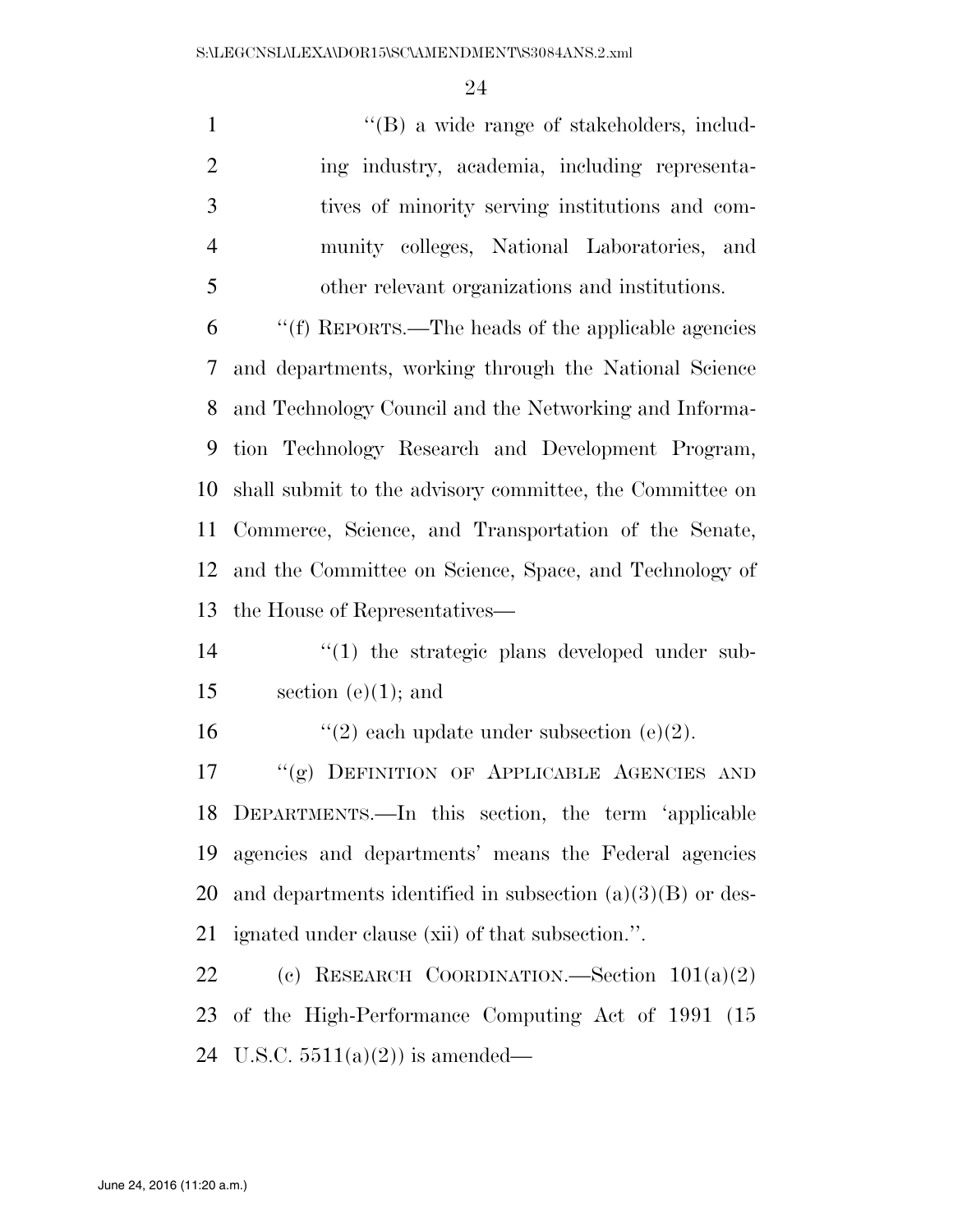''(B) a wide range of stakeholders, including industry, academia, including representatives of minority serving institutions and community colleges, National Laboratories, and other relevant organizations and institutions.

''(f) REPORTS.—The heads of the applicable agencies and departments, working through the National Science and Technology Council and the Networking and Information Technology Research and Development Program, shall submit to the advisory committee, the Committee on Commerce, Science, and Transportation of the Senate, and the Committee on Science, Space, and Technology of the House of Representatives—

''(1) the strategic plans developed under subsection (e)(1); and

''(2) each update under subsection (e)(2).

''(g) DEFINITION OF APPLICABLE AGENCIES AND DEPARTMENTS.—In this section, the term 'applicable agencies and departments' means the Federal agencies and departments identified in subsection (a)(3)(B) or designated under clause (xii) of that subsection.''.

(c) RESEARCH COORDINATION.—Section 101(a)(2) of the High-Performance Computing Act of 1991 (15 U.S.C. 5511(a)(2)) is amended—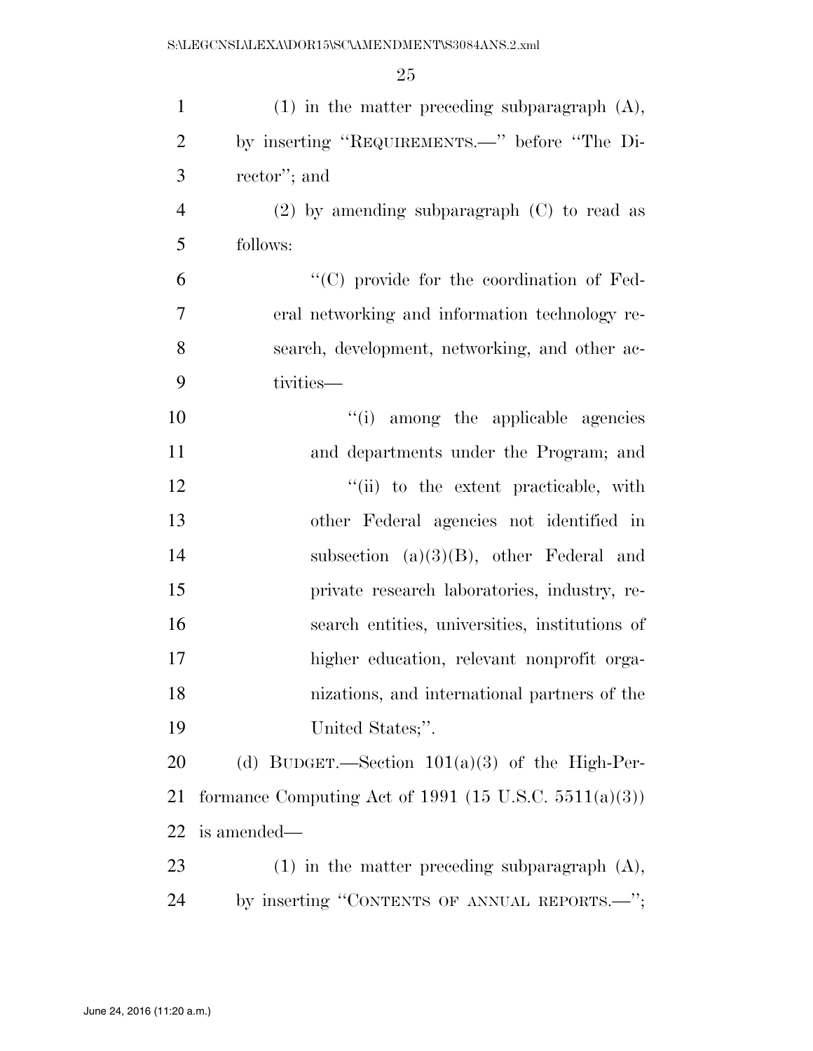(1) in the matter preceding subparagraph (A), by inserting "REQUIREMENTS.—" before "The Director"; and

(2) by amending subparagraph (C) to read as follows:

"(C) provide for the coordination of Federal networking and information technology research, development, networking, and other activities—

"(i) among the applicable agencies and departments under the Program; and

"(ii) to the extent practicable, with other Federal agencies not identified in subsection (a)(3)(B), other Federal and private research laboratories, industry, research entities, universities, institutions of higher education, relevant nonprofit organizations, and international partners of the United States;".

(d) BUDGET.—Section 101(a)(3) of the High-Performance Computing Act of 1991 (15 U.S.C. 5511(a)(3)) is amended—

(1) in the matter preceding subparagraph (A), by inserting "CONTENTS OF ANNUAL REPORTS.—";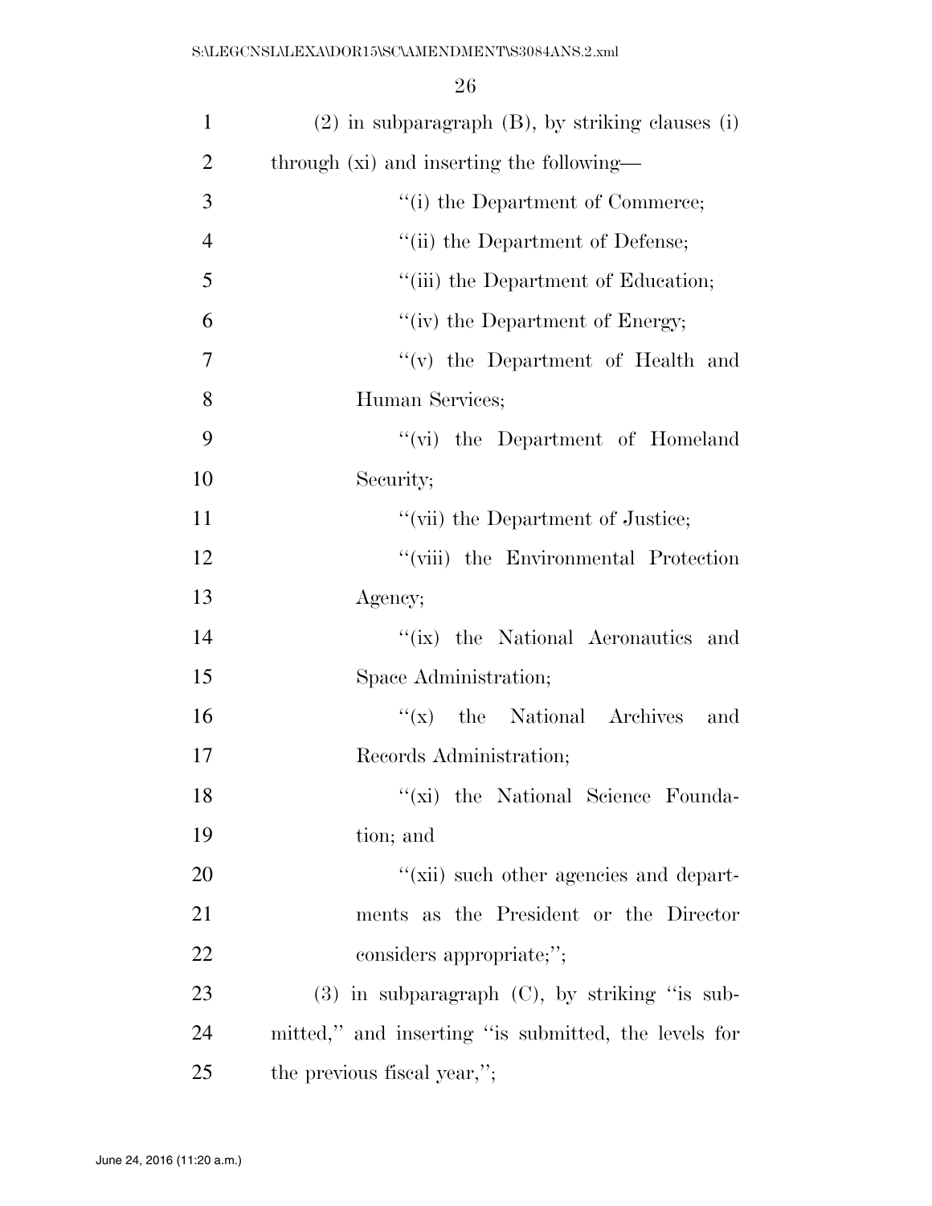(2) in subparagraph (B), by striking clauses (i) through (xi) and inserting the following—

"(i) the Department of Commerce;

"(ii) the Department of Defense;

"(iii) the Department of Education;

"(iv) the Department of Energy;

"(v) the Department of Health and Human Services;

"(vi) the Department of Homeland Security;

"(vii) the Department of Justice;

"(viii) the Environmental Protection Agency;

"(ix) the National Aeronautics and Space Administration;

"(x) the National Archives and Records Administration;

"(xi) the National Science Foundation; and

"(xii) such other agencies and departments as the President or the Director considers appropriate;";

(3) in subparagraph (C), by striking "is submitted," and inserting "is submitted, the levels for the previous fiscal year,";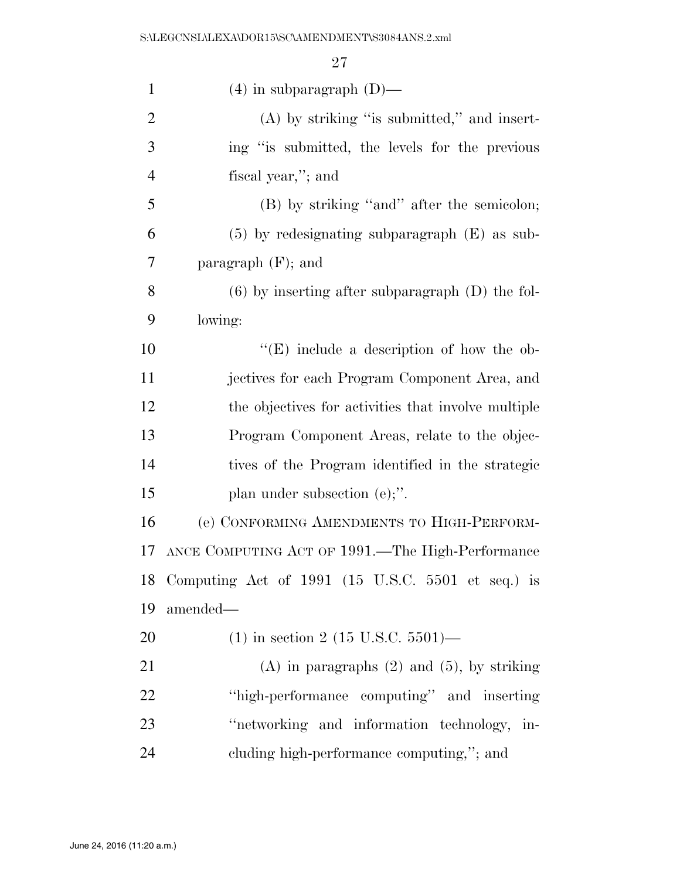(4) in subparagraph (D)—

(A) by striking "is submitted," and inserting "is submitted, the levels for the previous fiscal year,"; and

(B) by striking "and" after the semicolon;

(5) by redesignating subparagraph (E) as subparagraph (F); and

(6) by inserting after subparagraph (D) the following:

"(E) include a description of how the objectives for each Program Component Area, and the objectives for activities that involve multiple Program Component Areas, relate to the objectives of the Program identified in the strategic plan under subsection (e);".

(e) CONFORMING AMENDMENTS TO HIGH-PERFORMANCE COMPUTING ACT OF 1991.—The High-Performance Computing Act of 1991 (15 U.S.C. 5501 et seq.) is amended—

(1) in section 2 (15 U.S.C. 5501)—

(A) in paragraphs (2) and (5), by striking "high-performance computing" and inserting "networking and information technology, including high-performance computing,"; and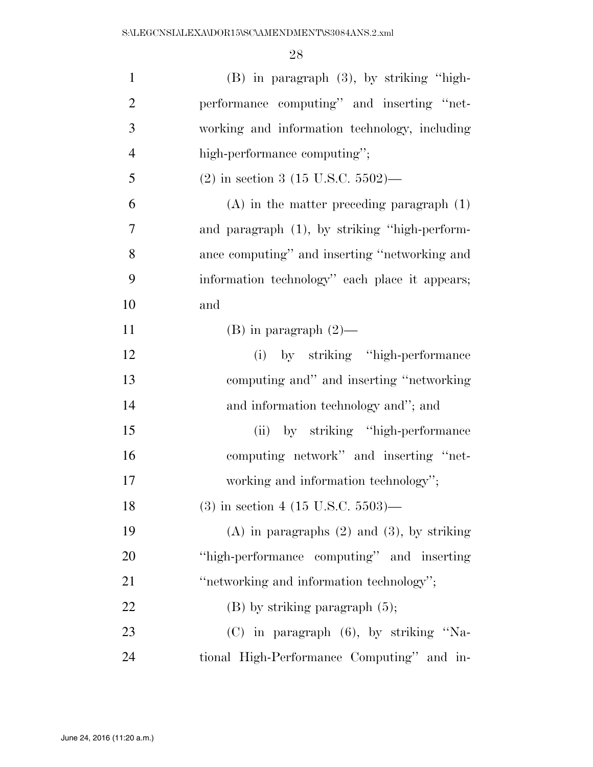(B) in paragraph (3), by striking ''high-performance computing'' and inserting ''networking and information technology, including high-performance computing'';

(2) in section 3 (15 U.S.C. 5502)—

(A) in the matter preceding paragraph (1) and paragraph (1), by striking ''high-performance computing'' and inserting ''networking and information technology'' each place it appears; and

(B) in paragraph (2)—

(i) by striking ''high-performance computing and'' and inserting ''networking and information technology and''; and

(ii) by striking ''high-performance computing network'' and inserting ''networking and information technology'';

(3) in section 4 (15 U.S.C. 5503)—

(A) in paragraphs (2) and (3), by striking ''high-performance computing'' and inserting ''networking and information technology'';

(B) by striking paragraph (5);

(C) in paragraph (6), by striking ''National High-Performance Computing'' and in-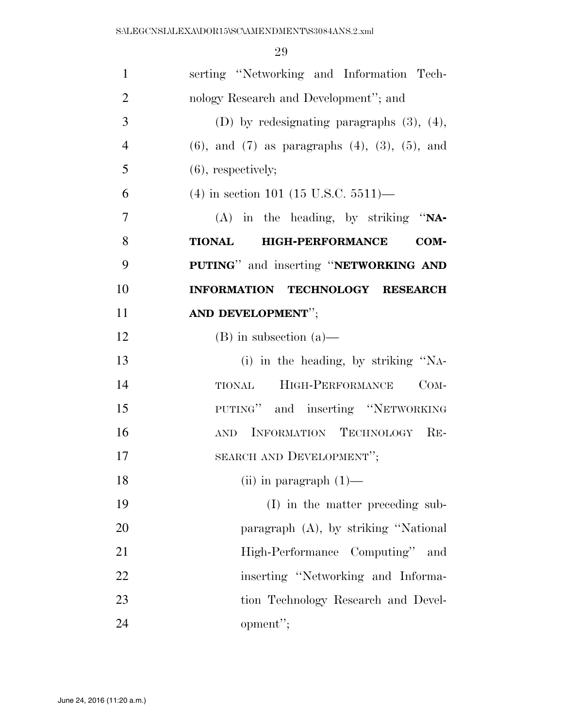serting "Networking and Information Technology Research and Development"; and

(D) by redesignating paragraphs (3), (4), (6), and (7) as paragraphs (4), (3), (5), and (6), respectively;

(4) in section 101 (15 U.S.C. 5511)—

(A) in the heading, by striking "**NATIONAL HIGH-PERFORMANCE COMPUTING**" and inserting "**NETWORKING AND INFORMATION TECHNOLOGY RESEARCH AND DEVELOPMENT**";

(B) in subsection (a)—

(i) in the heading, by striking "NATIONAL HIGH-PERFORMANCE COMPUTING" and inserting "NETWORKING AND INFORMATION TECHNOLOGY RESEARCH AND DEVELOPMENT";

(ii) in paragraph (1)—

(I) in the matter preceding subparagraph (A), by striking "National High-Performance Computing" and inserting "Networking and Information Technology Research and Development";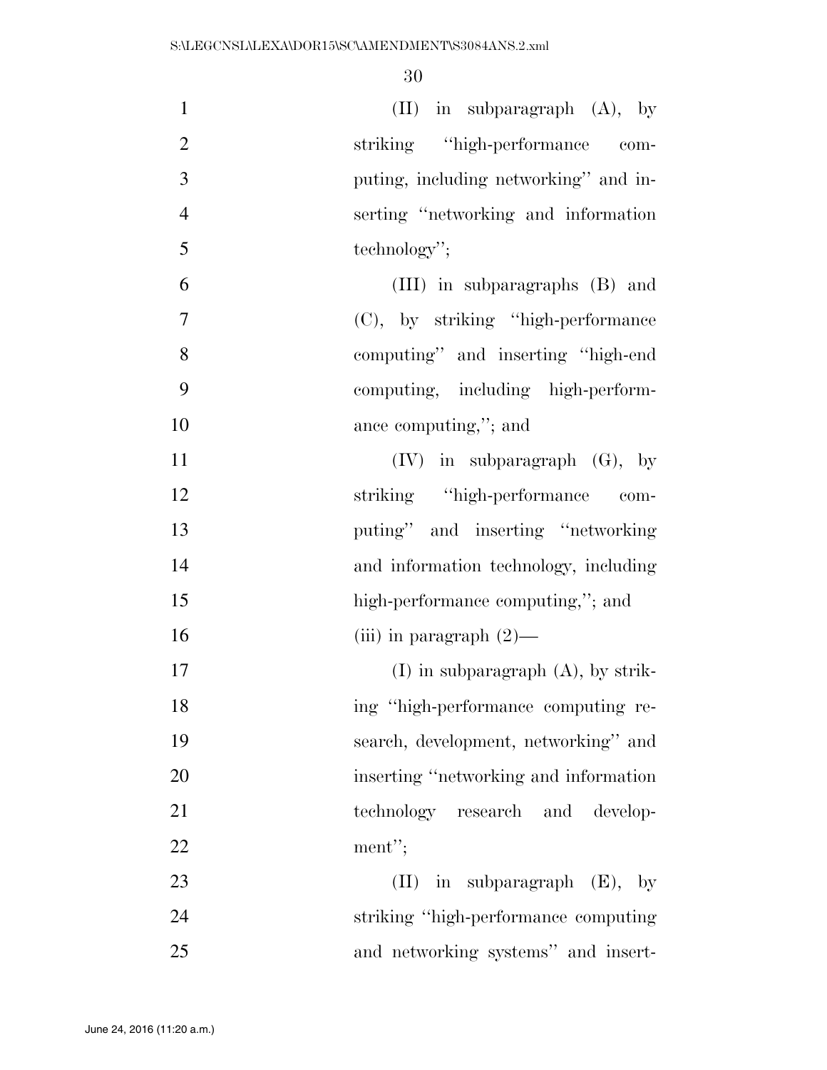(II) in subparagraph (A), by striking "high-performance computing, including networking" and inserting "networking and information technology";

(III) in subparagraphs (B) and (C), by striking "high-performance computing" and inserting "high-end computing, including high-performance computing,"; and

(IV) in subparagraph (G), by striking "high-performance computing" and inserting "networking and information technology, including high-performance computing,"; and

(iii) in paragraph (2)—

(I) in subparagraph (A), by striking "high-performance computing research, development, networking" and inserting "networking and information technology research and development";

(II) in subparagraph (E), by striking "high-performance computing and networking systems" and insert-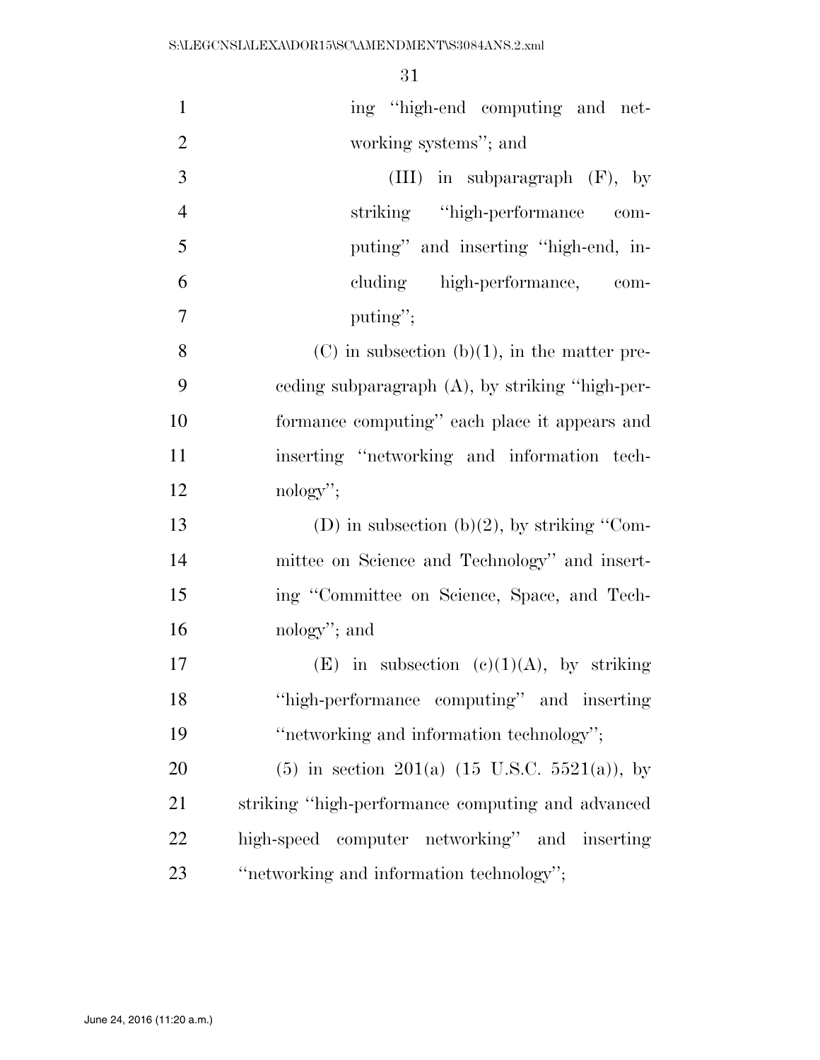ing "high-end computing and networking systems"; and

(III) in subparagraph (F), by striking "high-performance computing" and inserting "high-end, including high-performance, computing";

(C) in subsection (b)(1), in the matter preceding subparagraph (A), by striking "high-performance computing" each place it appears and inserting "networking and information technology";

(D) in subsection (b)(2), by striking "Committee on Science and Technology" and inserting "Committee on Science, Space, and Technology"; and

(E) in subsection (c)(1)(A), by striking "high-performance computing" and inserting "networking and information technology";

(5) in section 201(a) (15 U.S.C. 5521(a)), by striking "high-performance computing and advanced high-speed computer networking" and inserting "networking and information technology";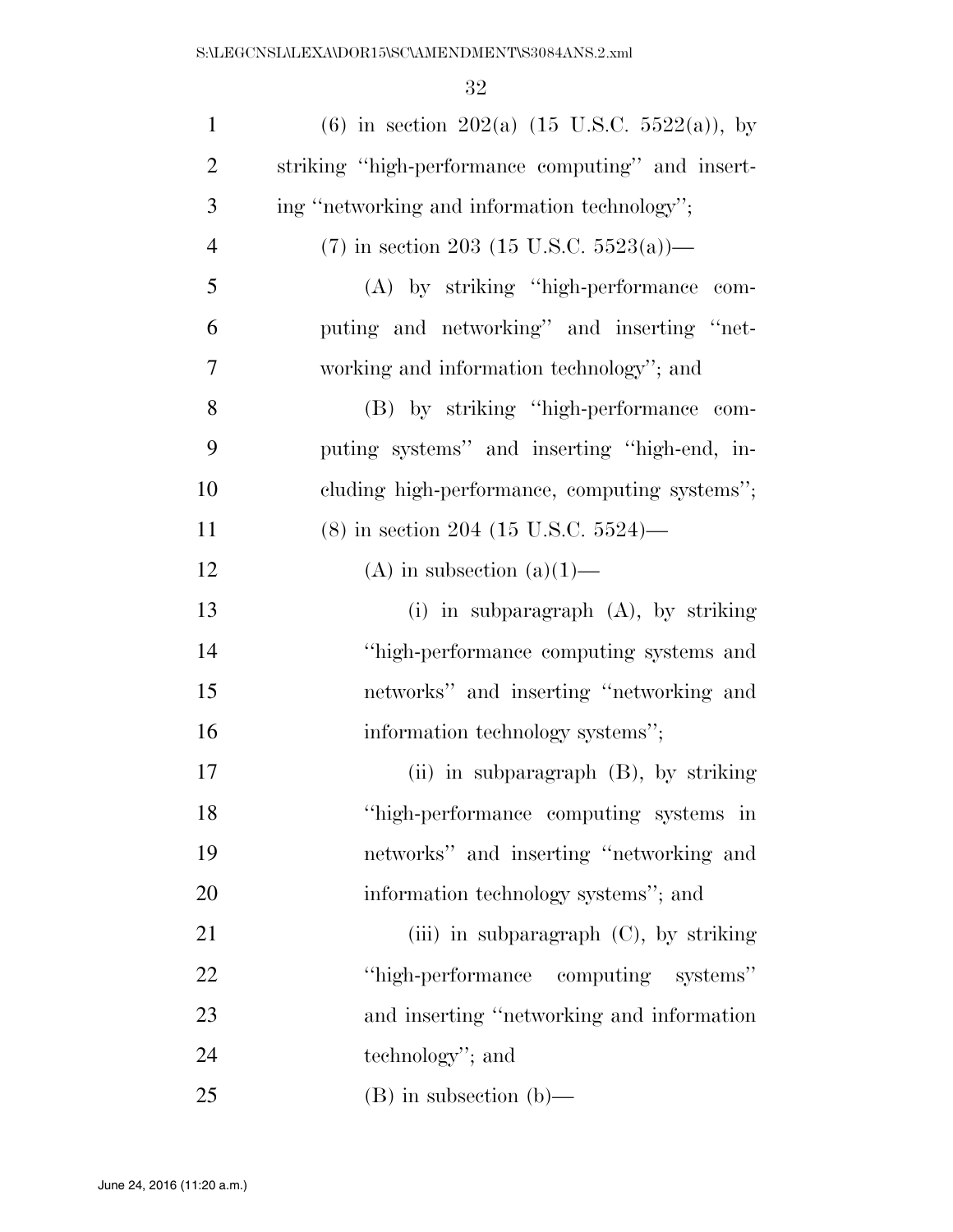(6) in section 202(a) (15 U.S.C. 5522(a)), by striking "high-performance computing" and inserting "networking and information technology";

(7) in section 203 (15 U.S.C. 5523(a))—

(A) by striking "high-performance computing and networking" and inserting "networking and information technology"; and

(B) by striking "high-performance computing systems" and inserting "high-end, including high-performance, computing systems";

(8) in section 204 (15 U.S.C. 5524)—

(A) in subsection (a)(1)—

(i) in subparagraph (A), by striking "high-performance computing systems and networks" and inserting "networking and information technology systems";

(ii) in subparagraph (B), by striking "high-performance computing systems in networks" and inserting "networking and information technology systems"; and

(iii) in subparagraph (C), by striking "high-performance computing systems" and inserting "networking and information technology"; and

(B) in subsection (b)—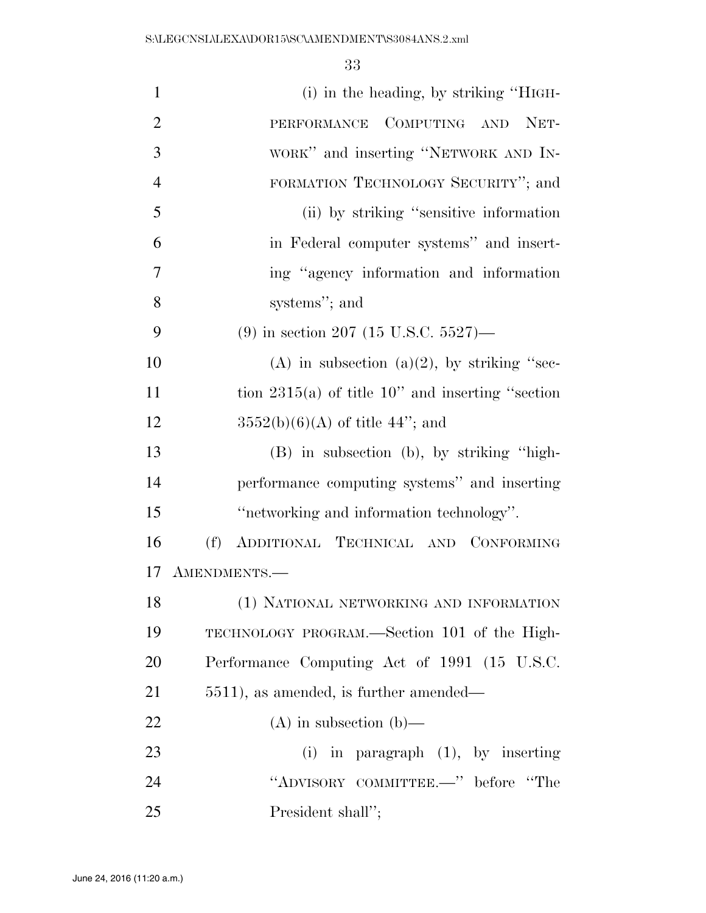(i) in the heading, by striking "HIGH-PERFORMANCE COMPUTING AND NETWORK" and inserting "NETWORK AND INFORMATION TECHNOLOGY SECURITY"; and

(ii) by striking "sensitive information in Federal computer systems" and inserting "agency information and information systems"; and

(9) in section 207 (15 U.S.C. 5527)—

(A) in subsection (a)(2), by striking "section 2315(a) of title 10" and inserting "section 3552(b)(6)(A) of title 44"; and

(B) in subsection (b), by striking "high-performance computing systems" and inserting "networking and information technology".

(f) ADDITIONAL TECHNICAL AND CONFORMING AMENDMENTS.—

(1) NATIONAL NETWORKING AND INFORMATION TECHNOLOGY PROGRAM.—Section 101 of the High-Performance Computing Act of 1991 (15 U.S.C. 5511), as amended, is further amended—

(A) in subsection (b)—

(i) in paragraph (1), by inserting "ADVISORY COMMITTEE.—" before "The President shall";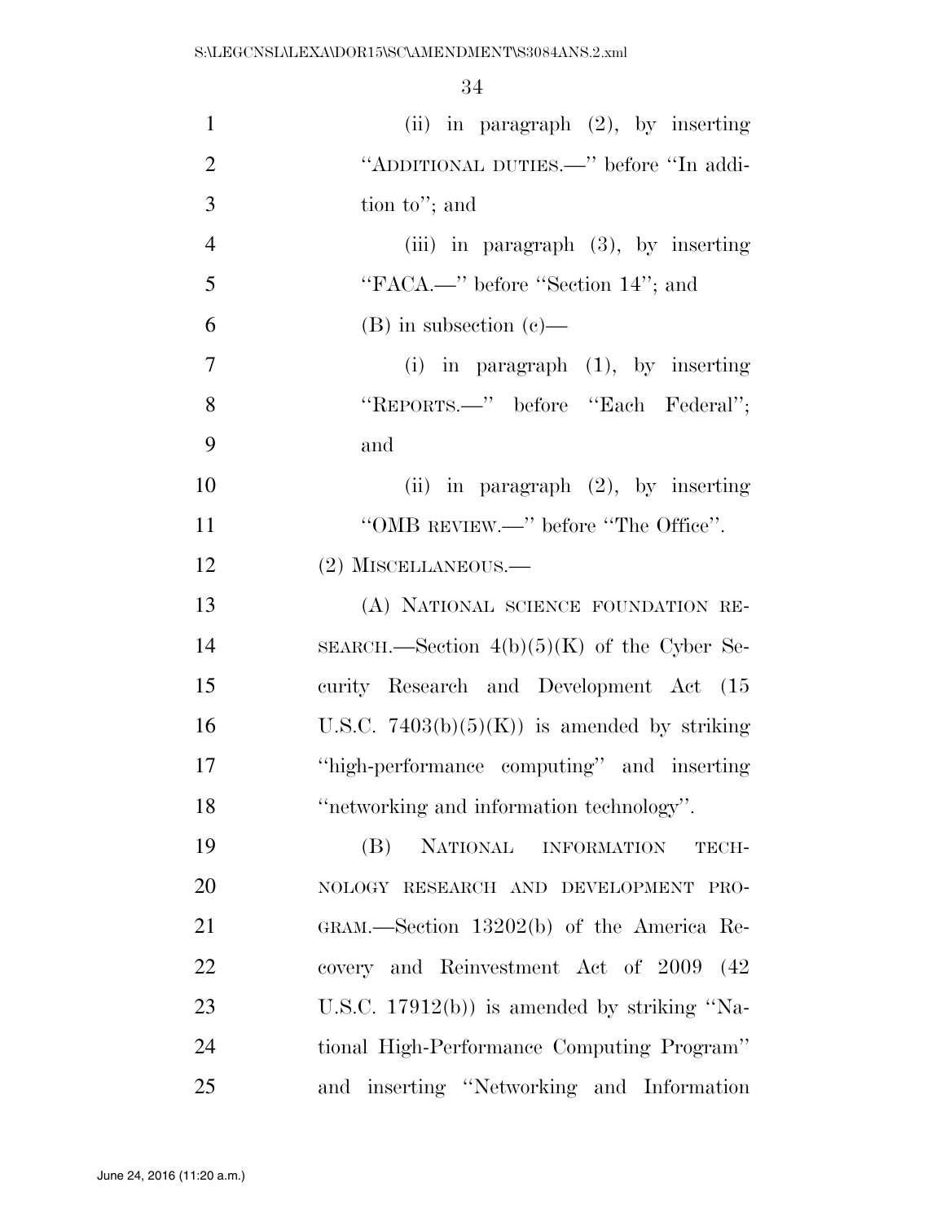(ii) in paragraph (2), by inserting "ADDITIONAL DUTIES.—" before "In addition to"; and

(iii) in paragraph (3), by inserting "FACA.—" before "Section 14"; and

(B) in subsection (c)—

(i) in paragraph (1), by inserting "REPORTS.—" before "Each Federal"; and

(ii) in paragraph (2), by inserting "OMB REVIEW.—" before "The Office".

(2) MISCELLANEOUS.—

(A) NATIONAL SCIENCE FOUNDATION RESEARCH.—Section 4(b)(5)(K) of the Cyber Security Research and Development Act (15 U.S.C. 7403(b)(5)(K)) is amended by striking "high-performance computing" and inserting "networking and information technology".

(B) NATIONAL INFORMATION TECHNOLOGY RESEARCH AND DEVELOPMENT PROGRAM.—Section 13202(b) of the America Recovery and Reinvestment Act of 2009 (42 U.S.C. 17912(b)) is amended by striking "National High-Performance Computing Program" and inserting "Networking and Information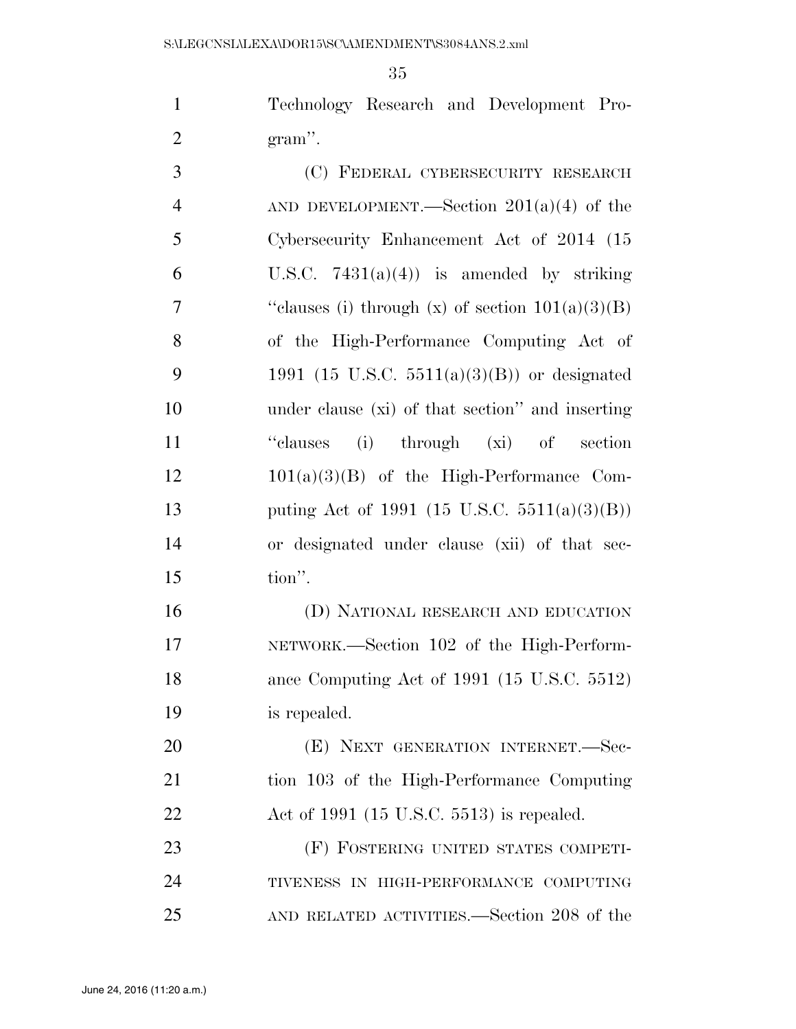Technology Research and Development Program''.

(C) FEDERAL CYBERSECURITY RESEARCH AND DEVELOPMENT.—Section 201(a)(4) of the Cybersecurity Enhancement Act of 2014 (15 U.S.C. 7431(a)(4)) is amended by striking ''clauses (i) through (x) of section 101(a)(3)(B) of the High-Performance Computing Act of 1991 (15 U.S.C. 5511(a)(3)(B)) or designated under clause (xi) of that section'' and inserting ''clauses (i) through (xi) of section 101(a)(3)(B) of the High-Performance Computing Act of 1991 (15 U.S.C. 5511(a)(3)(B)) or designated under clause (xii) of that section''.

(D) NATIONAL RESEARCH AND EDUCATION NETWORK.—Section 102 of the High-Performance Computing Act of 1991 (15 U.S.C. 5512) is repealed.

(E) NEXT GENERATION INTERNET.—Section 103 of the High-Performance Computing Act of 1991 (15 U.S.C. 5513) is repealed.

(F) FOSTERING UNITED STATES COMPETITIVENESS IN HIGH-PERFORMANCE COMPUTING AND RELATED ACTIVITIES.—Section 208 of the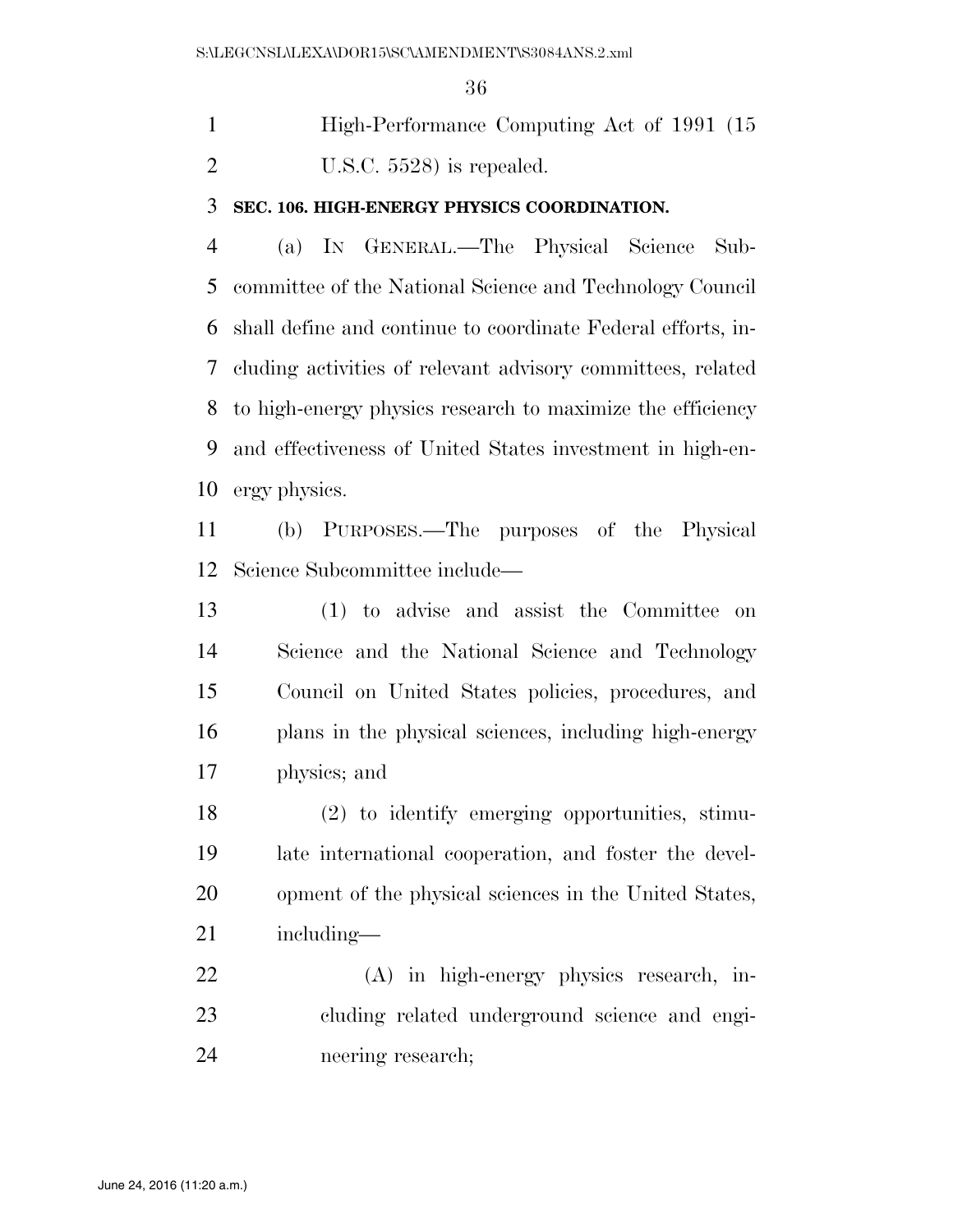High-Performance Computing Act of 1991 (15 U.S.C. 5528) is repealed.

**SEC. 106. HIGH-ENERGY PHYSICS COORDINATION.**

(a) IN GENERAL.—The Physical Science Subcommittee of the National Science and Technology Council shall define and continue to coordinate Federal efforts, including activities of relevant advisory committees, related to high-energy physics research to maximize the efficiency and effectiveness of United States investment in high-energy physics.

(b) PURPOSES.—The purposes of the Physical Science Subcommittee include—

(1) to advise and assist the Committee on Science and the National Science and Technology Council on United States policies, procedures, and plans in the physical sciences, including high-energy physics; and

(2) to identify emerging opportunities, stimulate international cooperation, and foster the development of the physical sciences in the United States, including—

(A) in high-energy physics research, including related underground science and engineering research;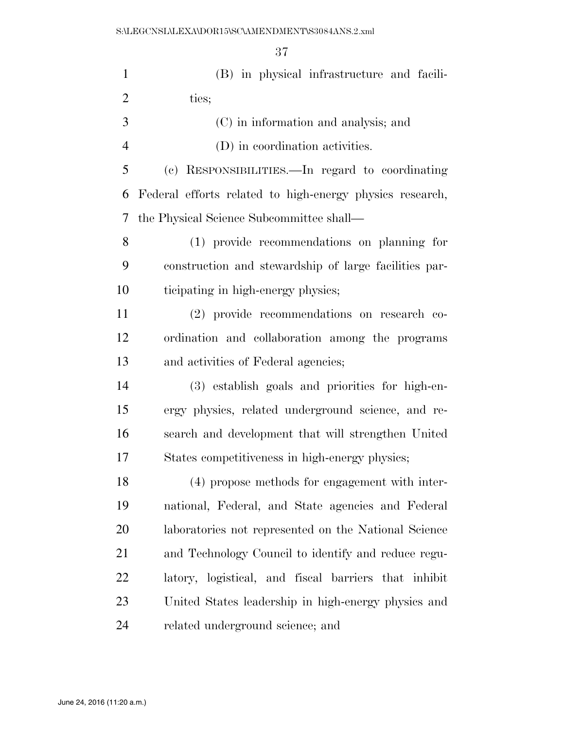(B) in physical infrastructure and facilities;

(C) in information and analysis; and

(D) in coordination activities.

(c) RESPONSIBILITIES.—In regard to coordinating Federal efforts related to high-energy physics research, the Physical Science Subcommittee shall—

(1) provide recommendations on planning for construction and stewardship of large facilities participating in high-energy physics;

(2) provide recommendations on research coordination and collaboration among the programs and activities of Federal agencies;

(3) establish goals and priorities for high-energy physics, related underground science, and research and development that will strengthen United States competitiveness in high-energy physics;

(4) propose methods for engagement with international, Federal, and State agencies and Federal laboratories not represented on the National Science and Technology Council to identify and reduce regulatory, logistical, and fiscal barriers that inhibit United States leadership in high-energy physics and related underground science; and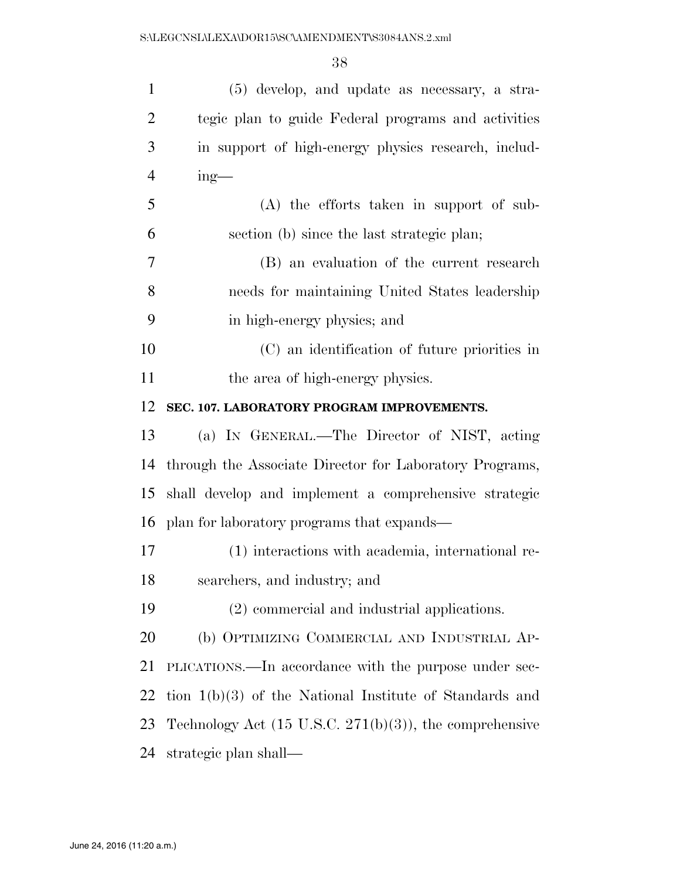(5) develop, and update as necessary, a strategic plan to guide Federal programs and activities in support of high-energy physics research, including—

(A) the efforts taken in support of subsection (b) since the last strategic plan;

(B) an evaluation of the current research needs for maintaining United States leadership in high-energy physics; and

(C) an identification of future priorities in the area of high-energy physics.

**SEC. 107. LABORATORY PROGRAM IMPROVEMENTS.**

(a) IN GENERAL.—The Director of NIST, acting through the Associate Director for Laboratory Programs, shall develop and implement a comprehensive strategic plan for laboratory programs that expands—

(1) interactions with academia, international researchers, and industry; and

(2) commercial and industrial applications.

(b) OPTIMIZING COMMERCIAL AND INDUSTRIAL APPLICATIONS.—In accordance with the purpose under section 1(b)(3) of the National Institute of Standards and Technology Act (15 U.S.C. 271(b)(3)), the comprehensive strategic plan shall—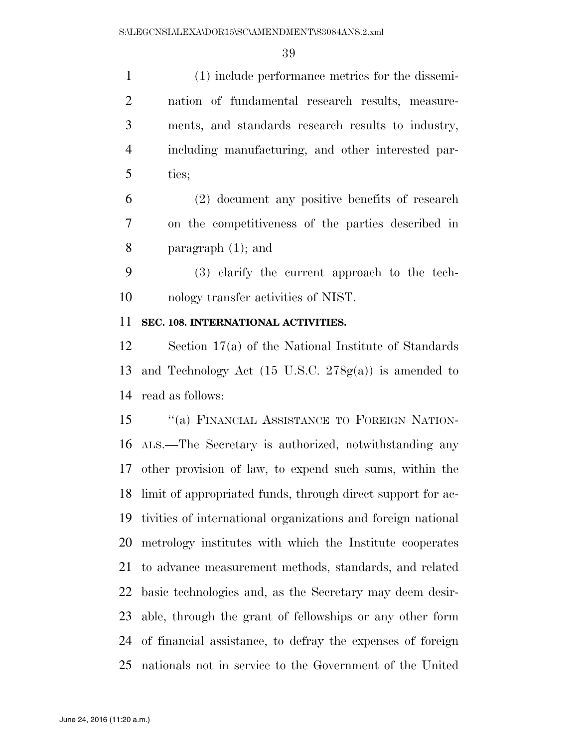(1) include performance metrics for the dissemination of fundamental research results, measurements, and standards research results to industry, including manufacturing, and other interested parties;

(2) document any positive benefits of research on the competitiveness of the parties described in paragraph (1); and

(3) clarify the current approach to the technology transfer activities of NIST.

**SEC. 108. INTERNATIONAL ACTIVITIES.**

Section 17(a) of the National Institute of Standards and Technology Act (15 U.S.C. 278g(a)) is amended to read as follows:

"(a) FINANCIAL ASSISTANCE TO FOREIGN NATIONALS.—The Secretary is authorized, notwithstanding any other provision of law, to expend such sums, within the limit of appropriated funds, through direct support for activities of international organizations and foreign national metrology institutes with which the Institute cooperates to advance measurement methods, standards, and related basic technologies and, as the Secretary may deem desirable, through the grant of fellowships or any other form of financial assistance, to defray the expenses of foreign nationals not in service to the Government of the United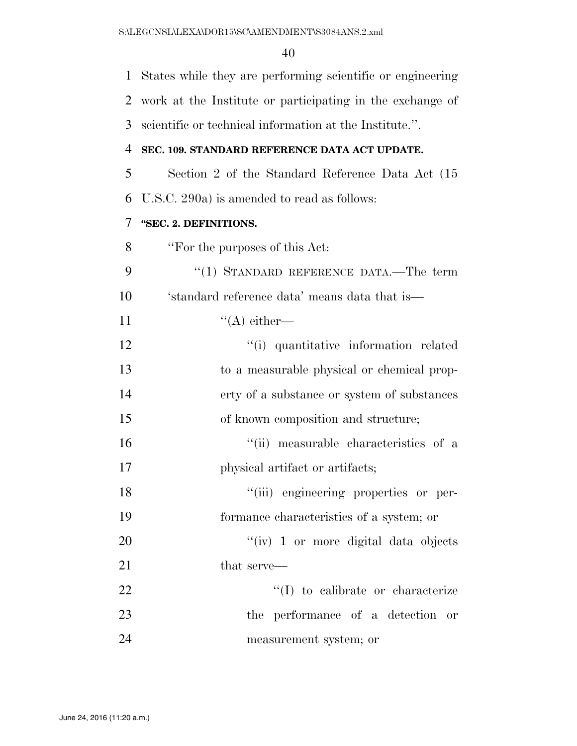States while they are performing scientific or engineering work at the Institute or participating in the exchange of scientific or technical information at the Institute.''.

**SEC. 109. STANDARD REFERENCE DATA ACT UPDATE.**

Section 2 of the Standard Reference Data Act (15 U.S.C. 290a) is amended to read as follows:

**''SEC. 2. DEFINITIONS.**

''For the purposes of this Act:

''(1) STANDARD REFERENCE DATA.—The term 'standard reference data' means data that is—

''(A) either—

''(i) quantitative information related to a measurable physical or chemical property of a substance or system of substances of known composition and structure;

''(ii) measurable characteristics of a physical artifact or artifacts;

''(iii) engineering properties or performance characteristics of a system; or

''(iv) 1 or more digital data objects that serve—

''(I) to calibrate or characterize the performance of a detection or measurement system; or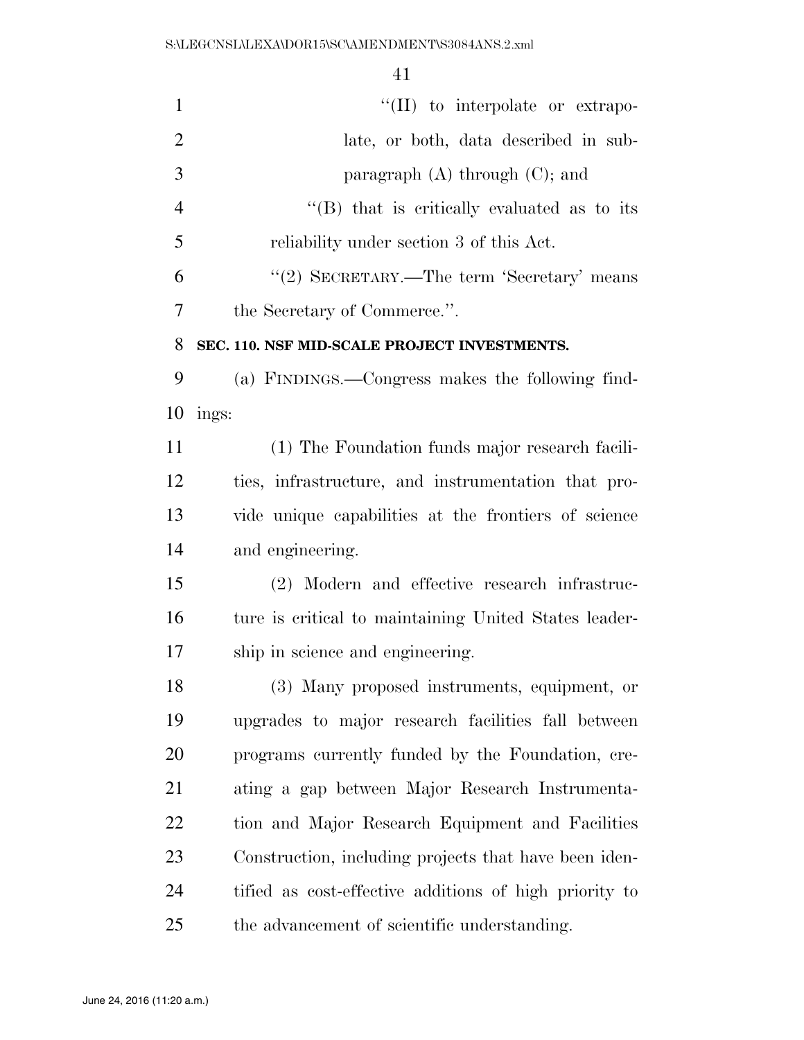''(II) to interpolate or extrapolate, or both, data described in subparagraph (A) through (C); and

''(B) that is critically evaluated as to its reliability under section 3 of this Act.

''(2) SECRETARY.—The term 'Secretary' means the Secretary of Commerce.''.

**SEC. 110. NSF MID-SCALE PROJECT INVESTMENTS.**

(a) FINDINGS.—Congress makes the following findings:

(1) The Foundation funds major research facilities, infrastructure, and instrumentation that provide unique capabilities at the frontiers of science and engineering.

(2) Modern and effective research infrastructure is critical to maintaining United States leadership in science and engineering.

(3) Many proposed instruments, equipment, or upgrades to major research facilities fall between programs currently funded by the Foundation, creating a gap between Major Research Instrumentation and Major Research Equipment and Facilities Construction, including projects that have been identified as cost-effective additions of high priority to the advancement of scientific understanding.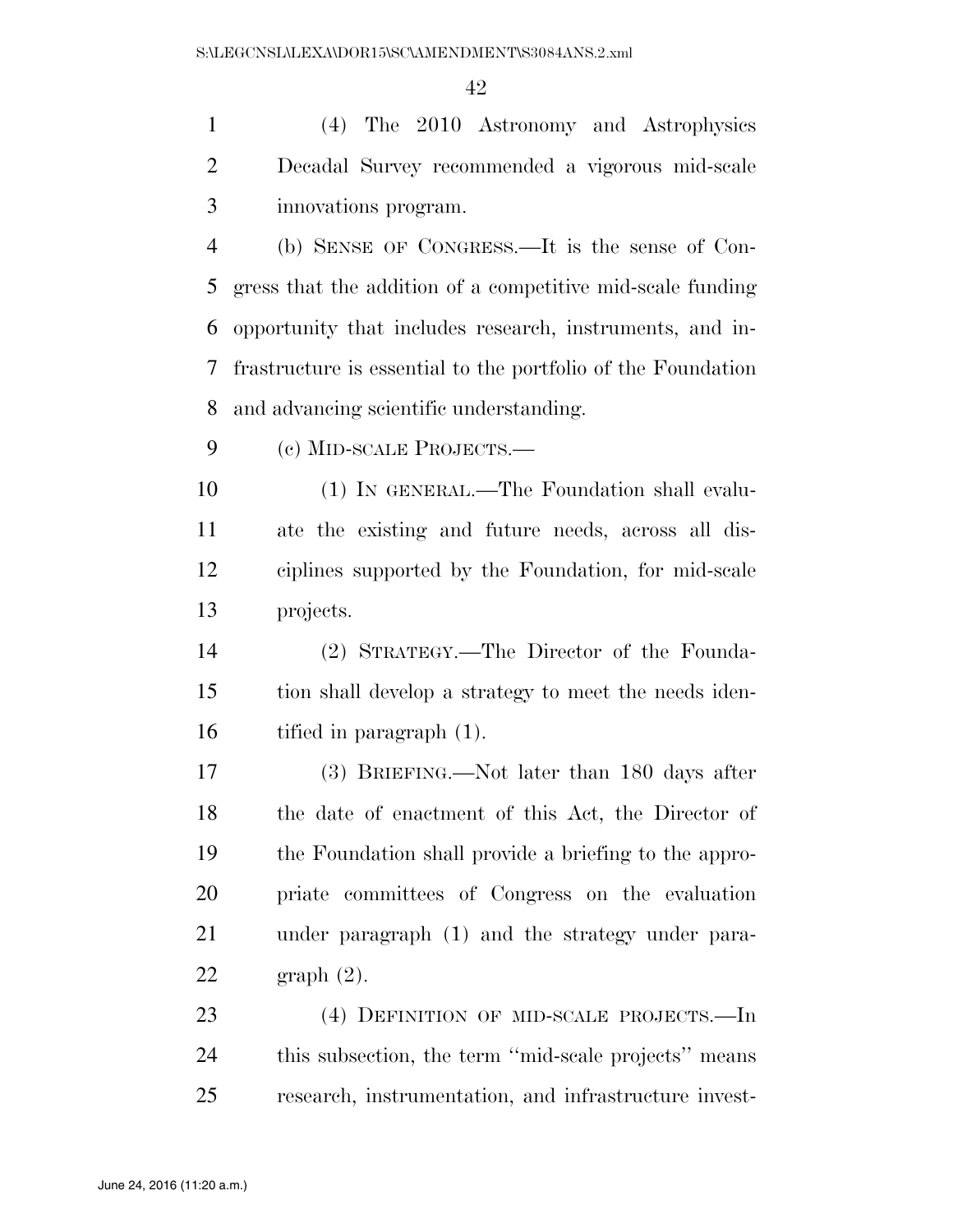(4) The 2010 Astronomy and Astrophysics Decadal Survey recommended a vigorous mid-scale innovations program.

(b) SENSE OF CONGRESS.—It is the sense of Congress that the addition of a competitive mid-scale funding opportunity that includes research, instruments, and infrastructure is essential to the portfolio of the Foundation and advancing scientific understanding.

(c) MID-SCALE PROJECTS.—

(1) IN GENERAL.—The Foundation shall evaluate the existing and future needs, across all disciplines supported by the Foundation, for mid-scale projects.

(2) STRATEGY.—The Director of the Foundation shall develop a strategy to meet the needs identified in paragraph (1).

(3) BRIEFING.—Not later than 180 days after the date of enactment of this Act, the Director of the Foundation shall provide a briefing to the appropriate committees of Congress on the evaluation under paragraph (1) and the strategy under paragraph (2).

(4) DEFINITION OF MID-SCALE PROJECTS.—In this subsection, the term ''mid-scale projects'' means research, instrumentation, and infrastructure invest-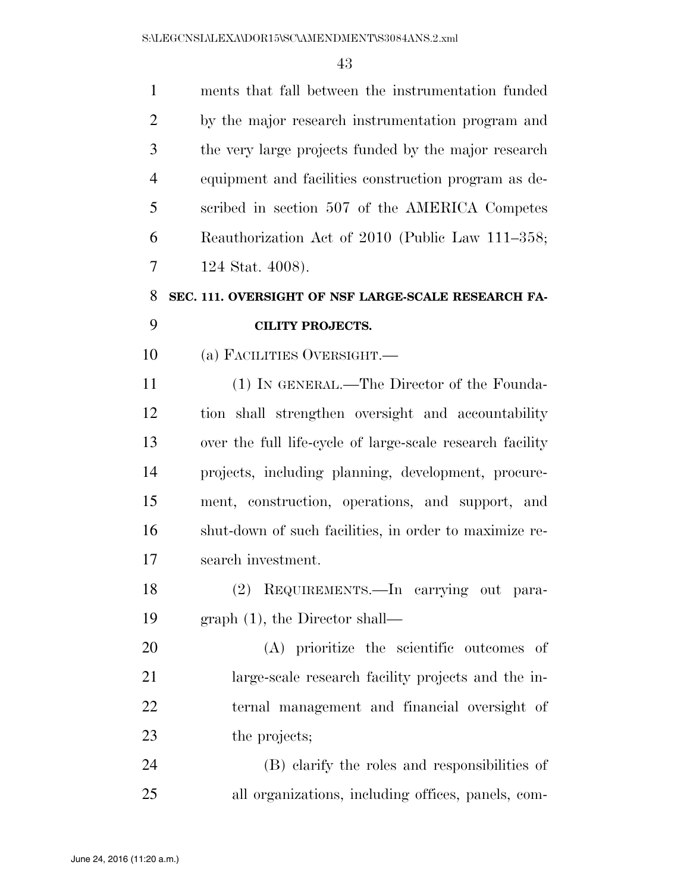ments that fall between the instrumentation funded by the major research instrumentation program and the very large projects funded by the major research equipment and facilities construction program as described in section 507 of the AMERICA Competes Reauthorization Act of 2010 (Public Law 111–358; 124 Stat. 4008).

## SEC. 111. OVERSIGHT OF NSF LARGE-SCALE RESEARCH FACILITY PROJECTS.

(a) FACILITIES OVERSIGHT.—

(1) IN GENERAL.—The Director of the Foundation shall strengthen oversight and accountability over the full life-cycle of large-scale research facility projects, including planning, development, procurement, construction, operations, and support, and shut-down of such facilities, in order to maximize research investment.

(2) REQUIREMENTS.—In carrying out paragraph (1), the Director shall—

(A) prioritize the scientific outcomes of large-scale research facility projects and the internal management and financial oversight of the projects;

(B) clarify the roles and responsibilities of all organizations, including offices, panels, com-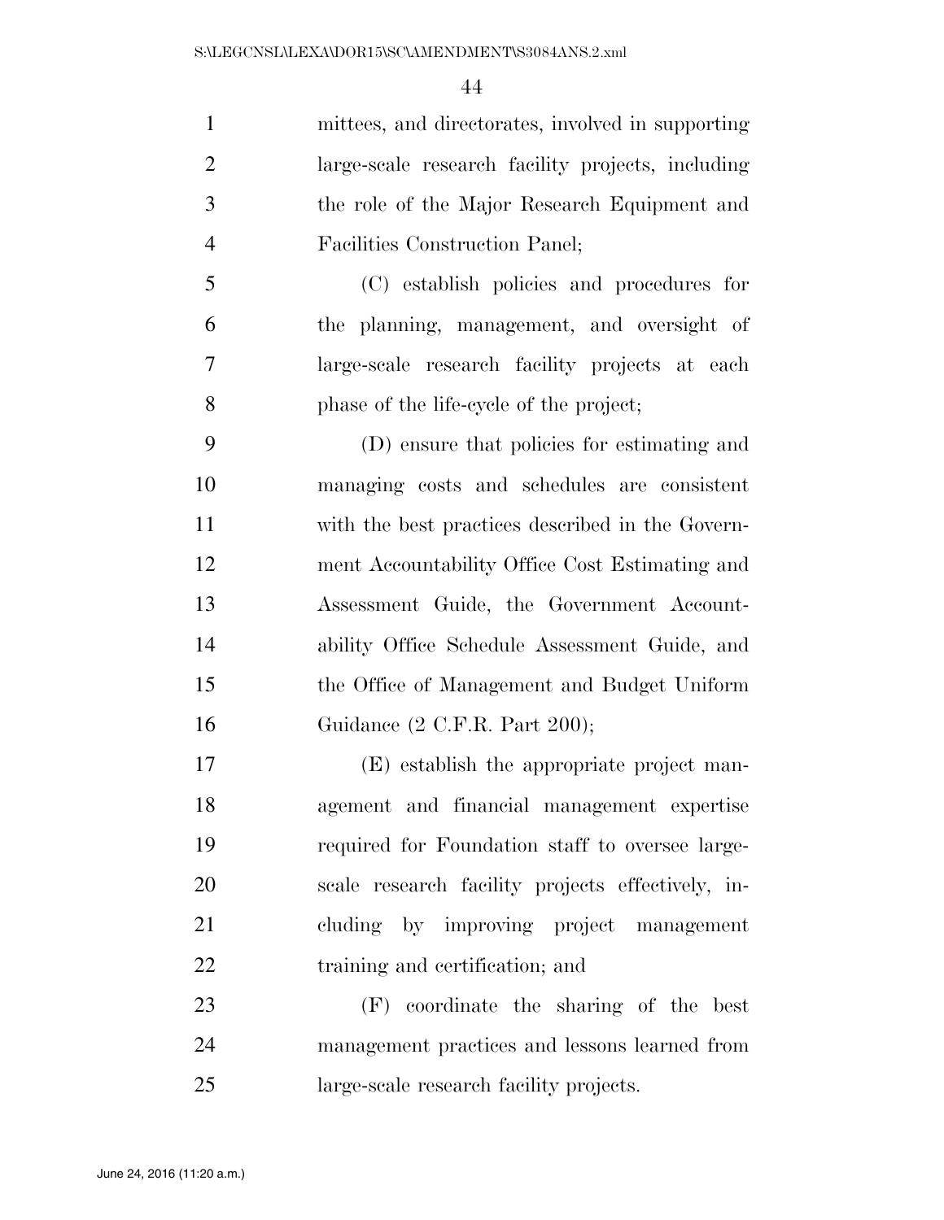mittees, and directorates, involved in supporting large-scale research facility projects, including the role of the Major Research Equipment and Facilities Construction Panel;

(C) establish policies and procedures for the planning, management, and oversight of large-scale research facility projects at each phase of the life-cycle of the project;

(D) ensure that policies for estimating and managing costs and schedules are consistent with the best practices described in the Government Accountability Office Cost Estimating and Assessment Guide, the Government Accountability Office Schedule Assessment Guide, and the Office of Management and Budget Uniform Guidance (2 C.F.R. Part 200);

(E) establish the appropriate project management and financial management expertise required for Foundation staff to oversee large-scale research facility projects effectively, including by improving project management training and certification; and

(F) coordinate the sharing of the best management practices and lessons learned from large-scale research facility projects.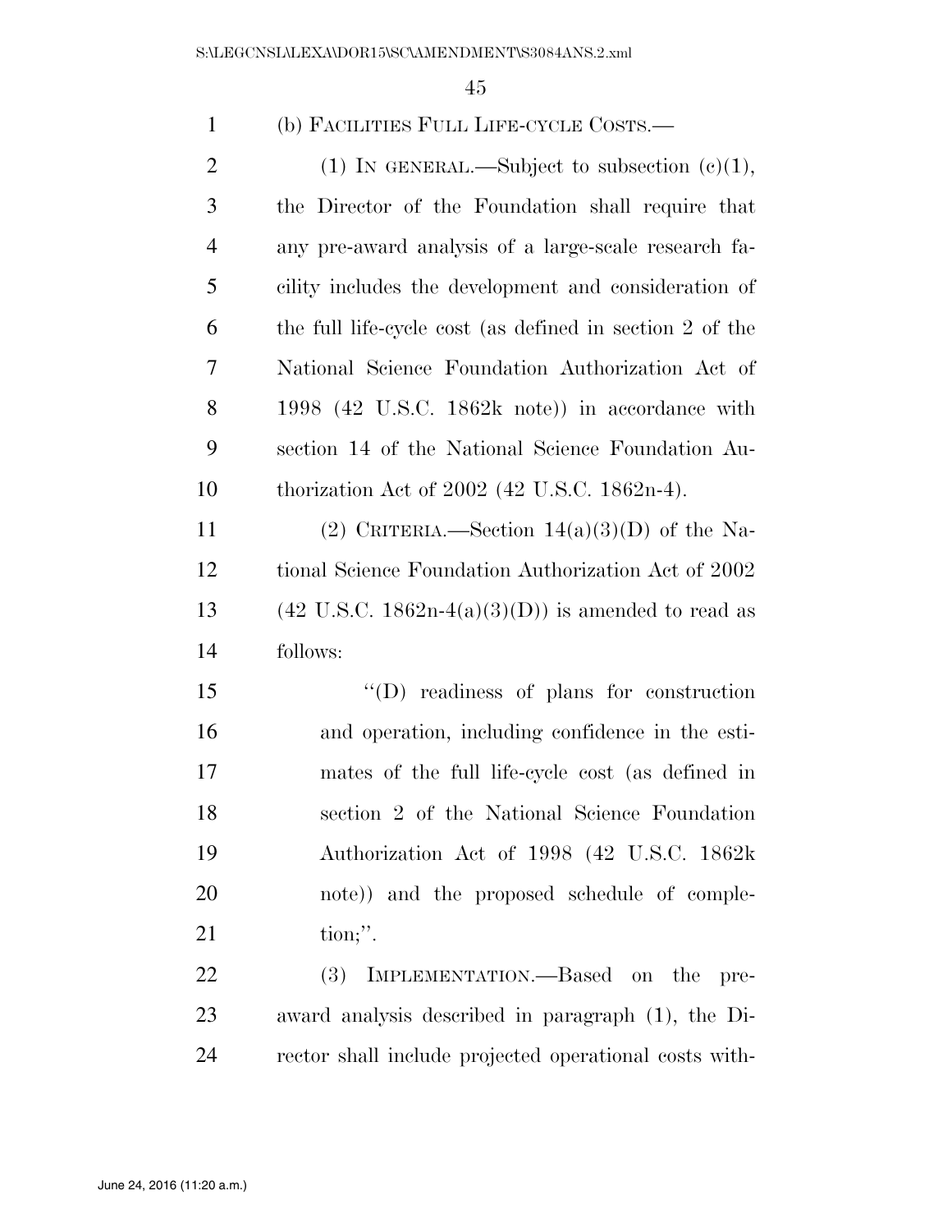(b) FACILITIES FULL LIFE-CYCLE COSTS.—

(1) IN GENERAL.—Subject to subsection (c)(1), the Director of the Foundation shall require that any pre-award analysis of a large-scale research facility includes the development and consideration of the full life-cycle cost (as defined in section 2 of the National Science Foundation Authorization Act of 1998 (42 U.S.C. 1862k note)) in accordance with section 14 of the National Science Foundation Authorization Act of 2002 (42 U.S.C. 1862n-4).

(2) CRITERIA.—Section 14(a)(3)(D) of the National Science Foundation Authorization Act of 2002 (42 U.S.C. 1862n-4(a)(3)(D)) is amended to read as follows:

"(D) readiness of plans for construction and operation, including confidence in the estimates of the full life-cycle cost (as defined in section 2 of the National Science Foundation Authorization Act of 1998 (42 U.S.C. 1862k note)) and the proposed schedule of completion;".

(3) IMPLEMENTATION.—Based on the pre-award analysis described in paragraph (1), the Director shall include projected operational costs with-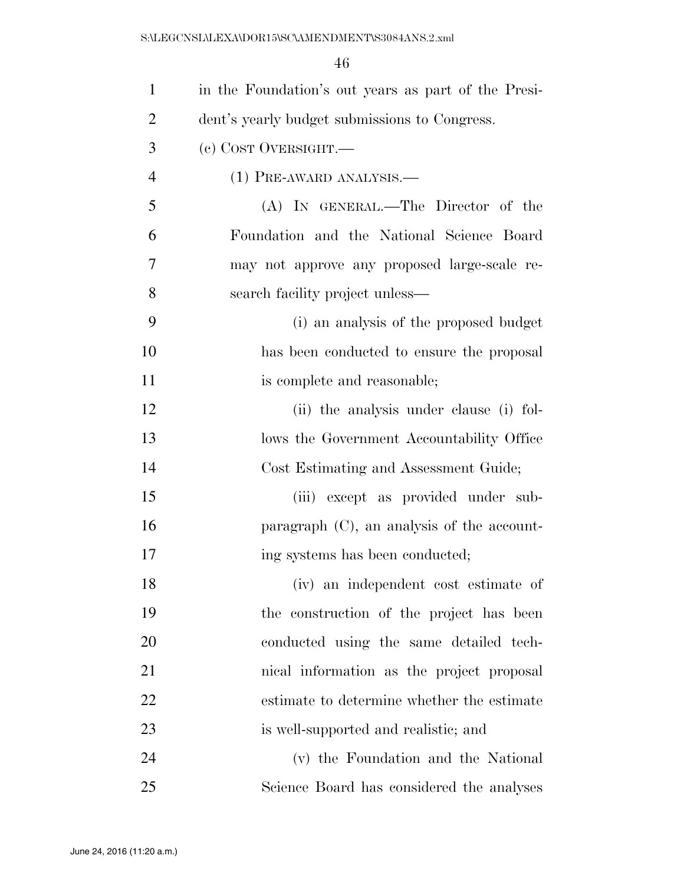in the Foundation's out years as part of the President's yearly budget submissions to Congress.

(c) COST OVERSIGHT.—

(1) PRE-AWARD ANALYSIS.—

(A) IN GENERAL.—The Director of the Foundation and the National Science Board may not approve any proposed large-scale research facility project unless—

(i) an analysis of the proposed budget has been conducted to ensure the proposal is complete and reasonable;

(ii) the analysis under clause (i) follows the Government Accountability Office Cost Estimating and Assessment Guide;

(iii) except as provided under subparagraph (C), an analysis of the accounting systems has been conducted;

(iv) an independent cost estimate of the construction of the project has been conducted using the same detailed technical information as the project proposal estimate to determine whether the estimate is well-supported and realistic; and

(v) the Foundation and the National Science Board has considered the analyses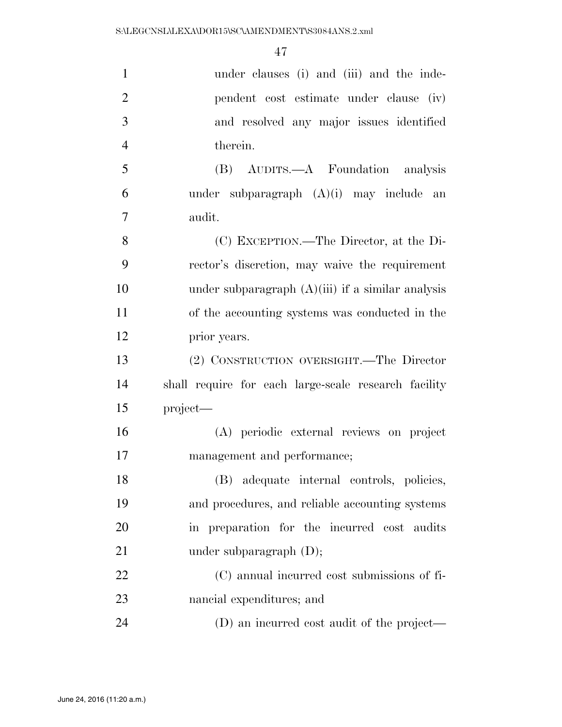under clauses (i) and (iii) and the independent cost estimate under clause (iv) and resolved any major issues identified therein.

(B) AUDITS.—A Foundation analysis under subparagraph (A)(i) may include an audit.

(C) EXCEPTION.—The Director, at the Director's discretion, may waive the requirement under subparagraph (A)(iii) if a similar analysis of the accounting systems was conducted in the prior years.

(2) CONSTRUCTION OVERSIGHT.—The Director shall require for each large-scale research facility project—

(A) periodic external reviews on project management and performance;

(B) adequate internal controls, policies, and procedures, and reliable accounting systems in preparation for the incurred cost audits under subparagraph (D);

(C) annual incurred cost submissions of financial expenditures; and

(D) an incurred cost audit of the project—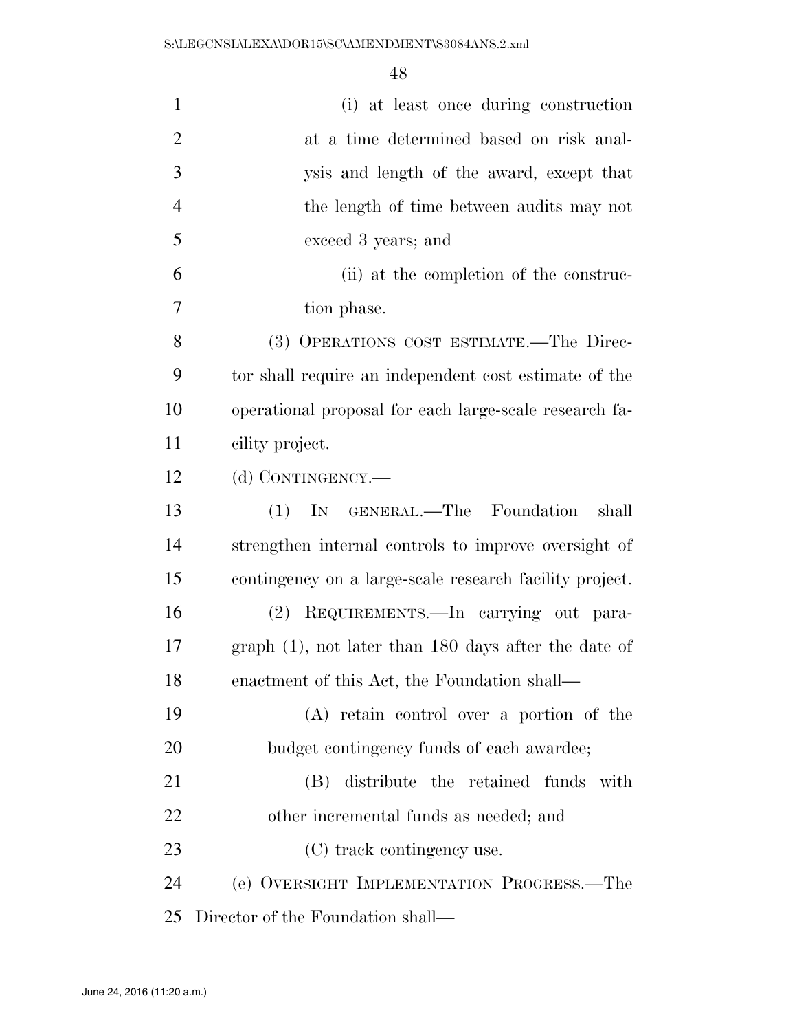(i) at least once during construction at a time determined based on risk analysis and length of the award, except that the length of time between audits may not exceed 3 years; and

(ii) at the completion of the construction phase.

(3) OPERATIONS COST ESTIMATE.—The Director shall require an independent cost estimate of the operational proposal for each large-scale research facility project.

(d) CONTINGENCY.—

(1) IN GENERAL.—The Foundation shall strengthen internal controls to improve oversight of contingency on a large-scale research facility project.

(2) REQUIREMENTS.—In carrying out paragraph (1), not later than 180 days after the date of enactment of this Act, the Foundation shall—

(A) retain control over a portion of the budget contingency funds of each awardee;

(B) distribute the retained funds with other incremental funds as needed; and

(C) track contingency use.

(e) OVERSIGHT IMPLEMENTATION PROGRESS.—The Director of the Foundation shall—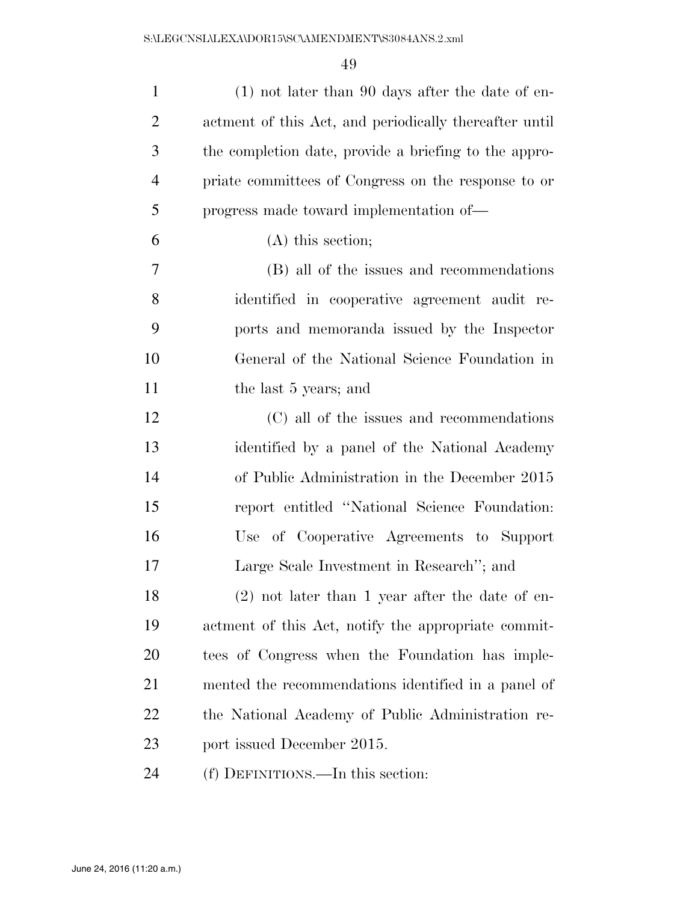(1) not later than 90 days after the date of enactment of this Act, and periodically thereafter until the completion date, provide a briefing to the appropriate committees of Congress on the response to or progress made toward implementation of—

(A) this section;

(B) all of the issues and recommendations identified in cooperative agreement audit reports and memoranda issued by the Inspector General of the National Science Foundation in the last 5 years; and

(C) all of the issues and recommendations identified by a panel of the National Academy of Public Administration in the December 2015 report entitled ''National Science Foundation: Use of Cooperative Agreements to Support Large Scale Investment in Research''; and

(2) not later than 1 year after the date of enactment of this Act, notify the appropriate committees of Congress when the Foundation has implemented the recommendations identified in a panel of the National Academy of Public Administration report issued December 2015.

(f) DEFINITIONS.—In this section: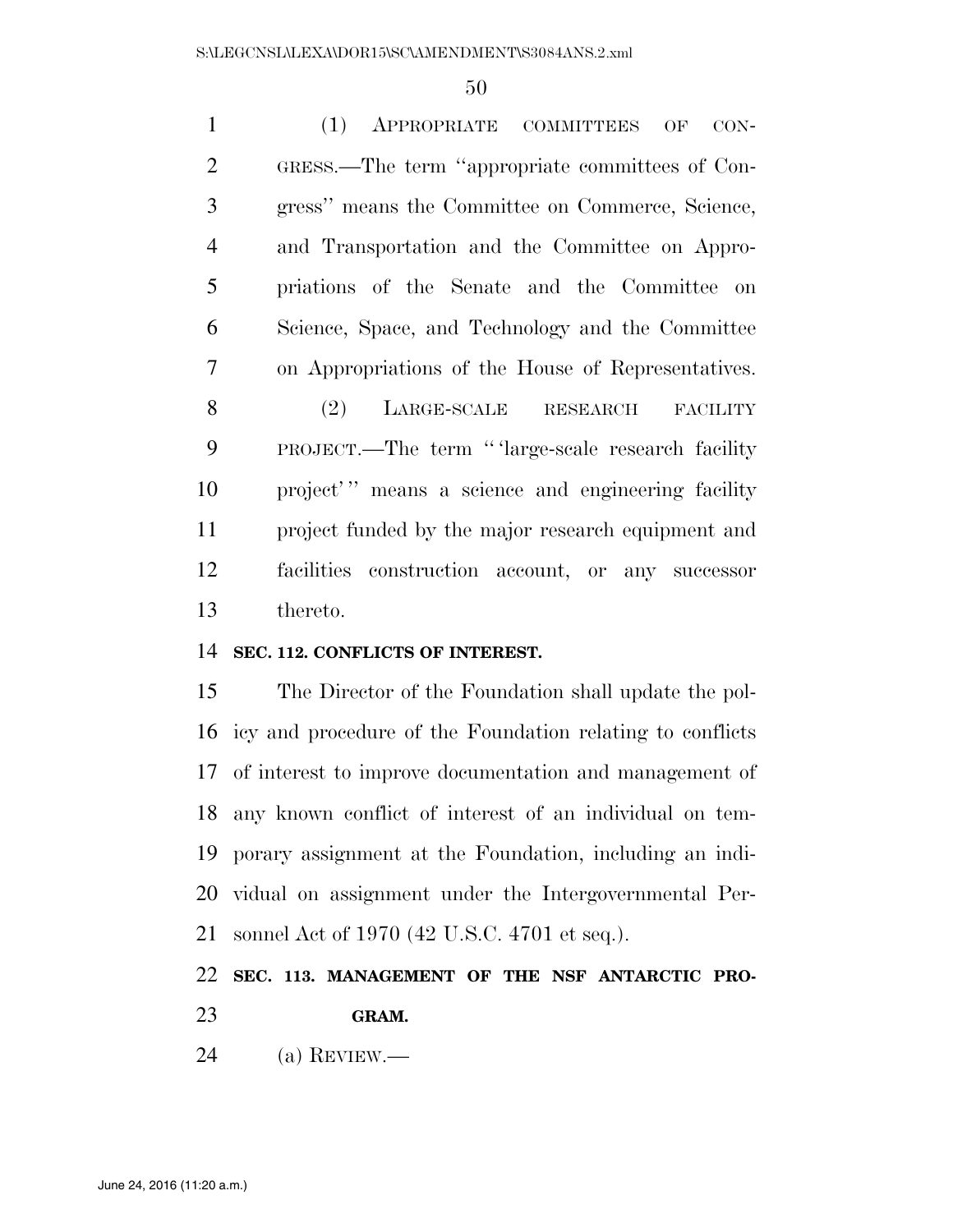(1) APPROPRIATE COMMITTEES OF CONGRESS.—The term "appropriate committees of Congress" means the Committee on Commerce, Science, and Transportation and the Committee on Appropriations of the Senate and the Committee on Science, Space, and Technology and the Committee on Appropriations of the House of Representatives.

(2) LARGE-SCALE RESEARCH FACILITY PROJECT.—The term " 'large-scale research facility project' " means a science and engineering facility project funded by the major research equipment and facilities construction account, or any successor thereto.

**SEC. 112. CONFLICTS OF INTEREST.**

The Director of the Foundation shall update the policy and procedure of the Foundation relating to conflicts of interest to improve documentation and management of any known conflict of interest of an individual on temporary assignment at the Foundation, including an individual on assignment under the Intergovernmental Personnel Act of 1970 (42 U.S.C. 4701 et seq.).

**SEC. 113. MANAGEMENT OF THE NSF ANTARCTIC PROGRAM.**

(a) REVIEW.—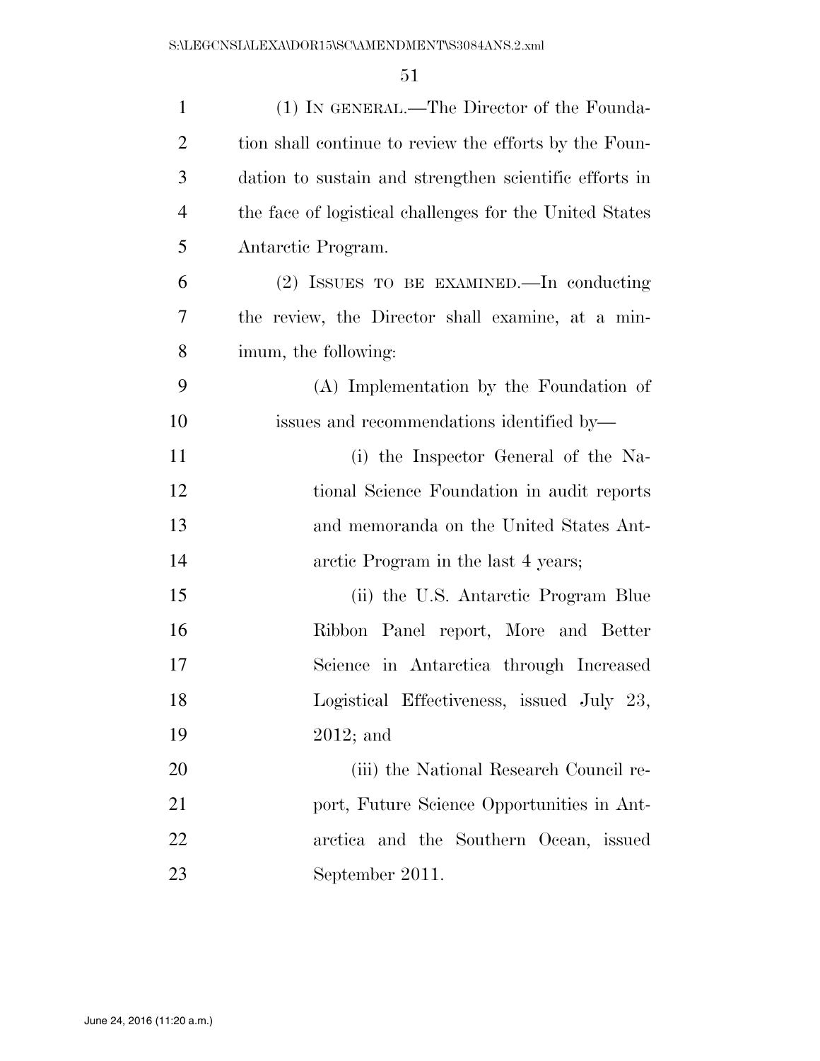(1) IN GENERAL.—The Director of the Foundation shall continue to review the efforts by the Foundation to sustain and strengthen scientific efforts in the face of logistical challenges for the United States Antarctic Program.

(2) ISSUES TO BE EXAMINED.—In conducting the review, the Director shall examine, at a minimum, the following:

(A) Implementation by the Foundation of issues and recommendations identified by—

(i) the Inspector General of the National Science Foundation in audit reports and memoranda on the United States Antarctic Program in the last 4 years;

(ii) the U.S. Antarctic Program Blue Ribbon Panel report, More and Better Science in Antarctica through Increased Logistical Effectiveness, issued July 23, 2012; and

(iii) the National Research Council report, Future Science Opportunities in Antarctica and the Southern Ocean, issued September 2011.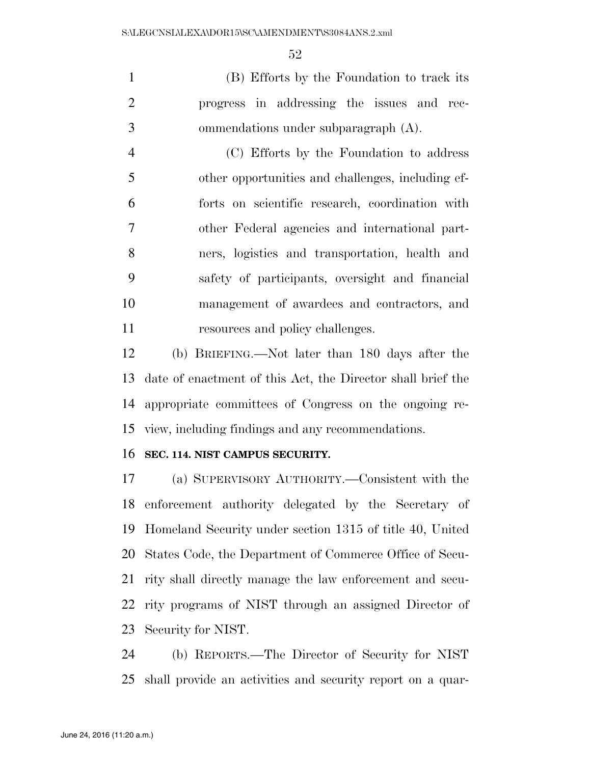(B) Efforts by the Foundation to track its progress in addressing the issues and recommendations under subparagraph (A).

(C) Efforts by the Foundation to address other opportunities and challenges, including efforts on scientific research, coordination with other Federal agencies and international partners, logistics and transportation, health and safety of participants, oversight and financial management of awardees and contractors, and resources and policy challenges.

(b) BRIEFING.—Not later than 180 days after the date of enactment of this Act, the Director shall brief the appropriate committees of Congress on the ongoing review, including findings and any recommendations.

**SEC. 114. NIST CAMPUS SECURITY.**

(a) SUPERVISORY AUTHORITY.—Consistent with the enforcement authority delegated by the Secretary of Homeland Security under section 1315 of title 40, United States Code, the Department of Commerce Office of Security shall directly manage the law enforcement and security programs of NIST through an assigned Director of Security for NIST.

(b) REPORTS.—The Director of Security for NIST shall provide an activities and security report on a quar-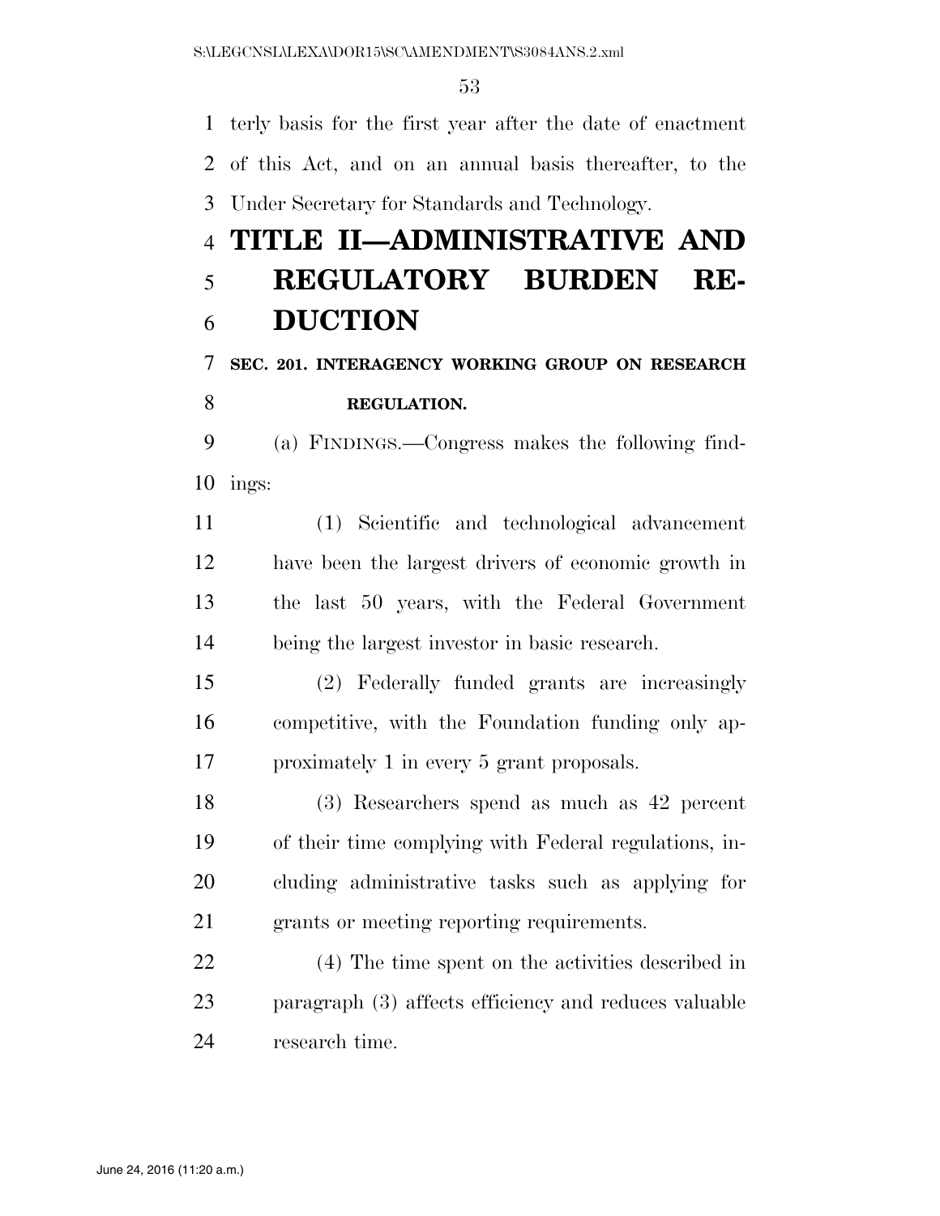terly basis for the first year after the date of enactment of this Act, and on an annual basis thereafter, to the Under Secretary for Standards and Technology.

# TITLE II—ADMINISTRATIVE AND REGULATORY BURDEN REDUCTION

## SEC. 201. INTERAGENCY WORKING GROUP ON RESEARCH REGULATION.

(a) FINDINGS.—Congress makes the following findings:

(1) Scientific and technological advancement have been the largest drivers of economic growth in the last 50 years, with the Federal Government being the largest investor in basic research.

(2) Federally funded grants are increasingly competitive, with the Foundation funding only approximately 1 in every 5 grant proposals.

(3) Researchers spend as much as 42 percent of their time complying with Federal regulations, including administrative tasks such as applying for grants or meeting reporting requirements.

(4) The time spent on the activities described in paragraph (3) affects efficiency and reduces valuable research time.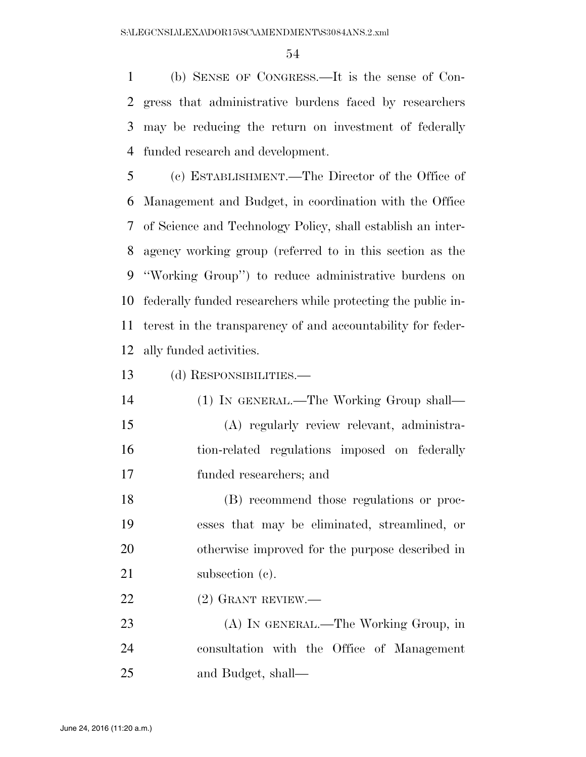(b) SENSE OF CONGRESS.—It is the sense of Congress that administrative burdens faced by researchers may be reducing the return on investment of federally funded research and development.

(c) ESTABLISHMENT.—The Director of the Office of Management and Budget, in coordination with the Office of Science and Technology Policy, shall establish an interagency working group (referred to in this section as the "Working Group") to reduce administrative burdens on federally funded researchers while protecting the public interest in the transparency of and accountability for federally funded activities.

(d) RESPONSIBILITIES.—

(1) IN GENERAL.—The Working Group shall—

(A) regularly review relevant, administration-related regulations imposed on federally funded researchers; and

(B) recommend those regulations or processes that may be eliminated, streamlined, or otherwise improved for the purpose described in subsection (c).

(2) GRANT REVIEW.—

(A) IN GENERAL.—The Working Group, in consultation with the Office of Management and Budget, shall—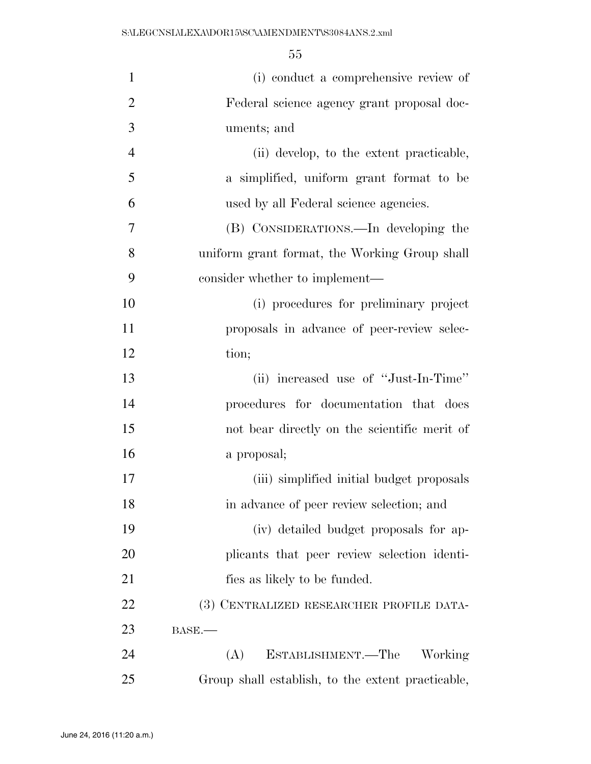(i) conduct a comprehensive review of Federal science agency grant proposal documents; and

(ii) develop, to the extent practicable, a simplified, uniform grant format to be used by all Federal science agencies.

(B) CONSIDERATIONS.—In developing the uniform grant format, the Working Group shall consider whether to implement—

(i) procedures for preliminary project proposals in advance of peer-review selection;

(ii) increased use of "Just-In-Time" procedures for documentation that does not bear directly on the scientific merit of a proposal;

(iii) simplified initial budget proposals in advance of peer review selection; and

(iv) detailed budget proposals for applicants that peer review selection identifies as likely to be funded.

(3) CENTRALIZED RESEARCHER PROFILE DATABASE.—

(A) ESTABLISHMENT.—The Working Group shall establish, to the extent practicable,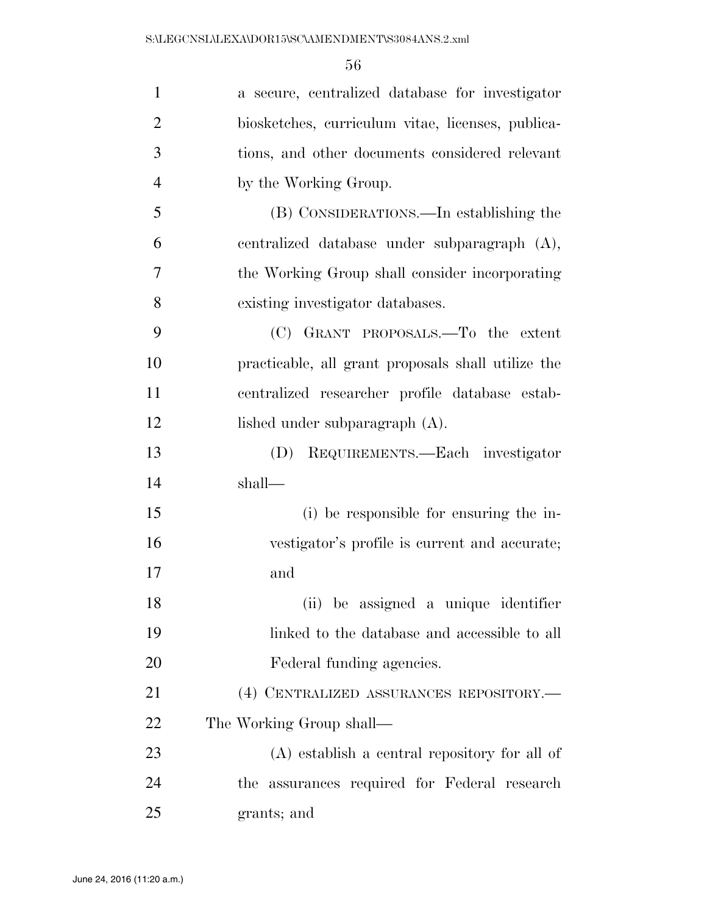a secure, centralized database for investigator biosketches, curriculum vitae, licenses, publications, and other documents considered relevant by the Working Group.

(B) CONSIDERATIONS.—In establishing the centralized database under subparagraph (A), the Working Group shall consider incorporating existing investigator databases.

(C) GRANT PROPOSALS.—To the extent practicable, all grant proposals shall utilize the centralized researcher profile database established under subparagraph (A).

(D) REQUIREMENTS.—Each investigator shall—

(i) be responsible for ensuring the investigator's profile is current and accurate; and

(ii) be assigned a unique identifier linked to the database and accessible to all Federal funding agencies.

(4) CENTRALIZED ASSURANCES REPOSITORY.—The Working Group shall—

(A) establish a central repository for all of the assurances required for Federal research grants; and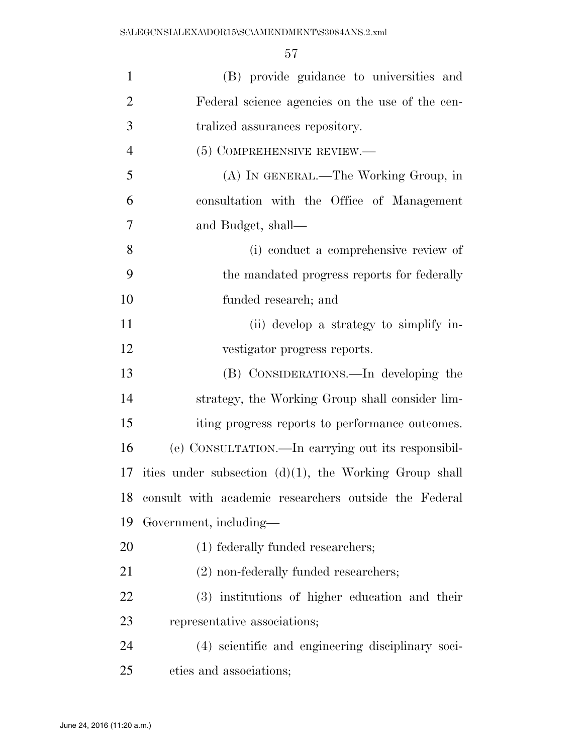(B) provide guidance to universities and Federal science agencies on the use of the centralized assurances repository.

(5) COMPREHENSIVE REVIEW.—

(A) IN GENERAL.—The Working Group, in consultation with the Office of Management and Budget, shall—

(i) conduct a comprehensive review of the mandated progress reports for federally funded research; and

(ii) develop a strategy to simplify investigator progress reports.

(B) CONSIDERATIONS.—In developing the strategy, the Working Group shall consider limiting progress reports to performance outcomes.

(e) CONSULTATION.—In carrying out its responsibilities under subsection (d)(1), the Working Group shall consult with academic researchers outside the Federal Government, including—

(1) federally funded researchers;

(2) non-federally funded researchers;

(3) institutions of higher education and their representative associations;

(4) scientific and engineering disciplinary societies and associations;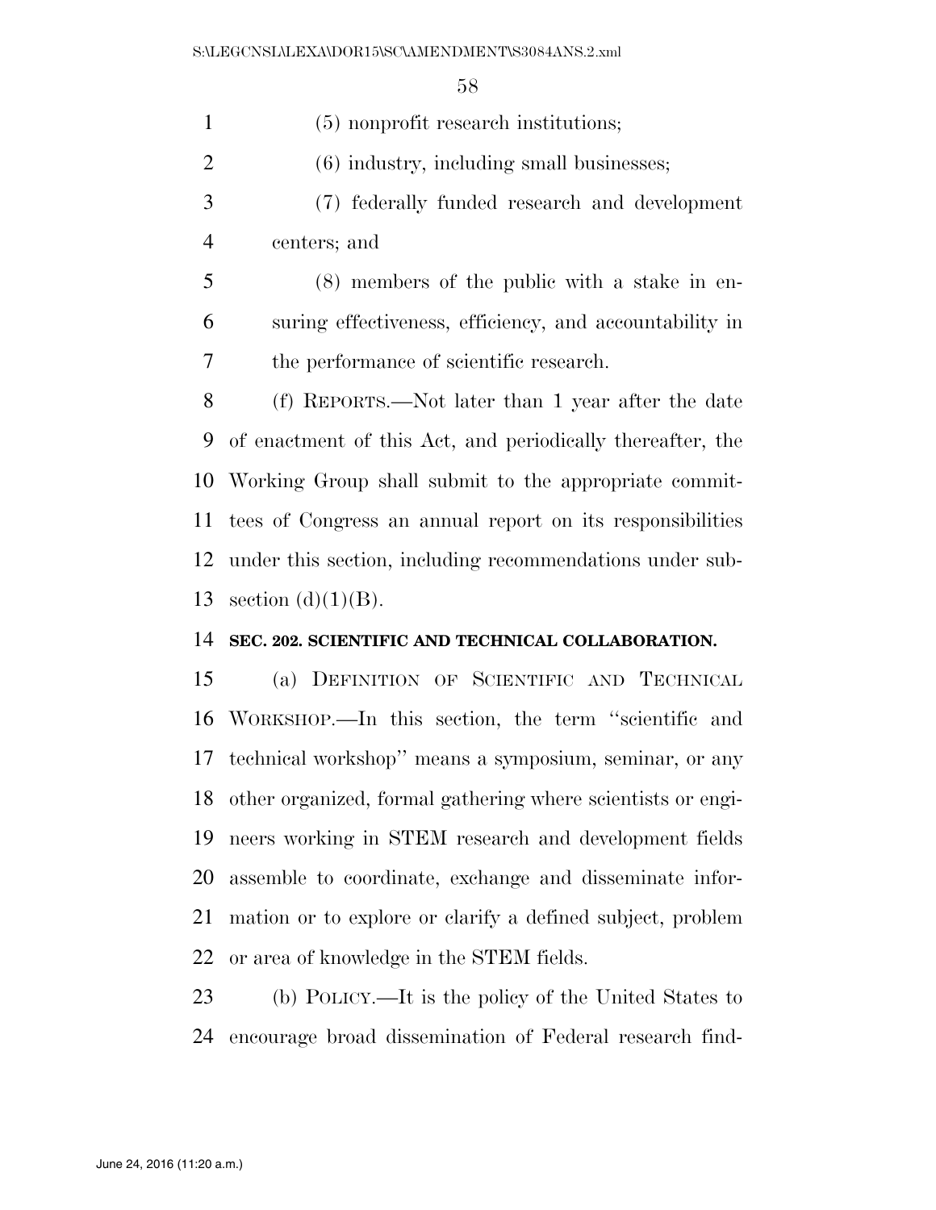(5) nonprofit research institutions;

(6) industry, including small businesses;

(7) federally funded research and development centers; and

(8) members of the public with a stake in ensuring effectiveness, efficiency, and accountability in the performance of scientific research.

(f) REPORTS.—Not later than 1 year after the date of enactment of this Act, and periodically thereafter, the Working Group shall submit to the appropriate committees of Congress an annual report on its responsibilities under this section, including recommendations under subsection (d)(1)(B).

**SEC. 202. SCIENTIFIC AND TECHNICAL COLLABORATION.**

(a) DEFINITION OF SCIENTIFIC AND TECHNICAL WORKSHOP.—In this section, the term ''scientific and technical workshop'' means a symposium, seminar, or any other organized, formal gathering where scientists or engineers working in STEM research and development fields assemble to coordinate, exchange and disseminate information or to explore or clarify a defined subject, problem or area of knowledge in the STEM fields.

(b) POLICY.—It is the policy of the United States to encourage broad dissemination of Federal research find-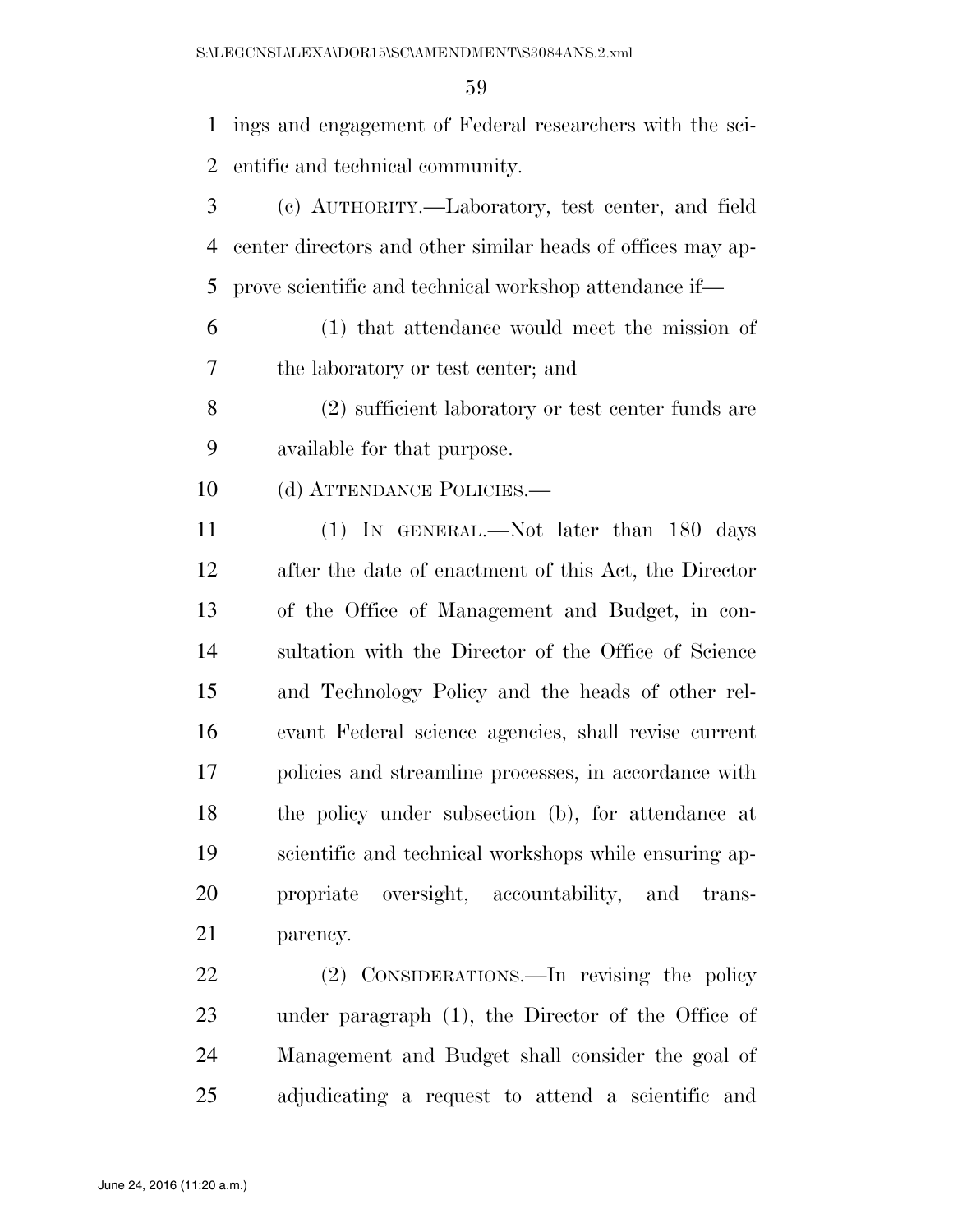ings and engagement of Federal researchers with the scientific and technical community.

(c) AUTHORITY.—Laboratory, test center, and field center directors and other similar heads of offices may approve scientific and technical workshop attendance if—

(1) that attendance would meet the mission of the laboratory or test center; and

(2) sufficient laboratory or test center funds are available for that purpose.

(d) ATTENDANCE POLICIES.—

(1) IN GENERAL.—Not later than 180 days after the date of enactment of this Act, the Director of the Office of Management and Budget, in consultation with the Director of the Office of Science and Technology Policy and the heads of other relevant Federal science agencies, shall revise current policies and streamline processes, in accordance with the policy under subsection (b), for attendance at scientific and technical workshops while ensuring appropriate oversight, accountability, and transparency.

(2) CONSIDERATIONS.—In revising the policy under paragraph (1), the Director of the Office of Management and Budget shall consider the goal of adjudicating a request to attend a scientific and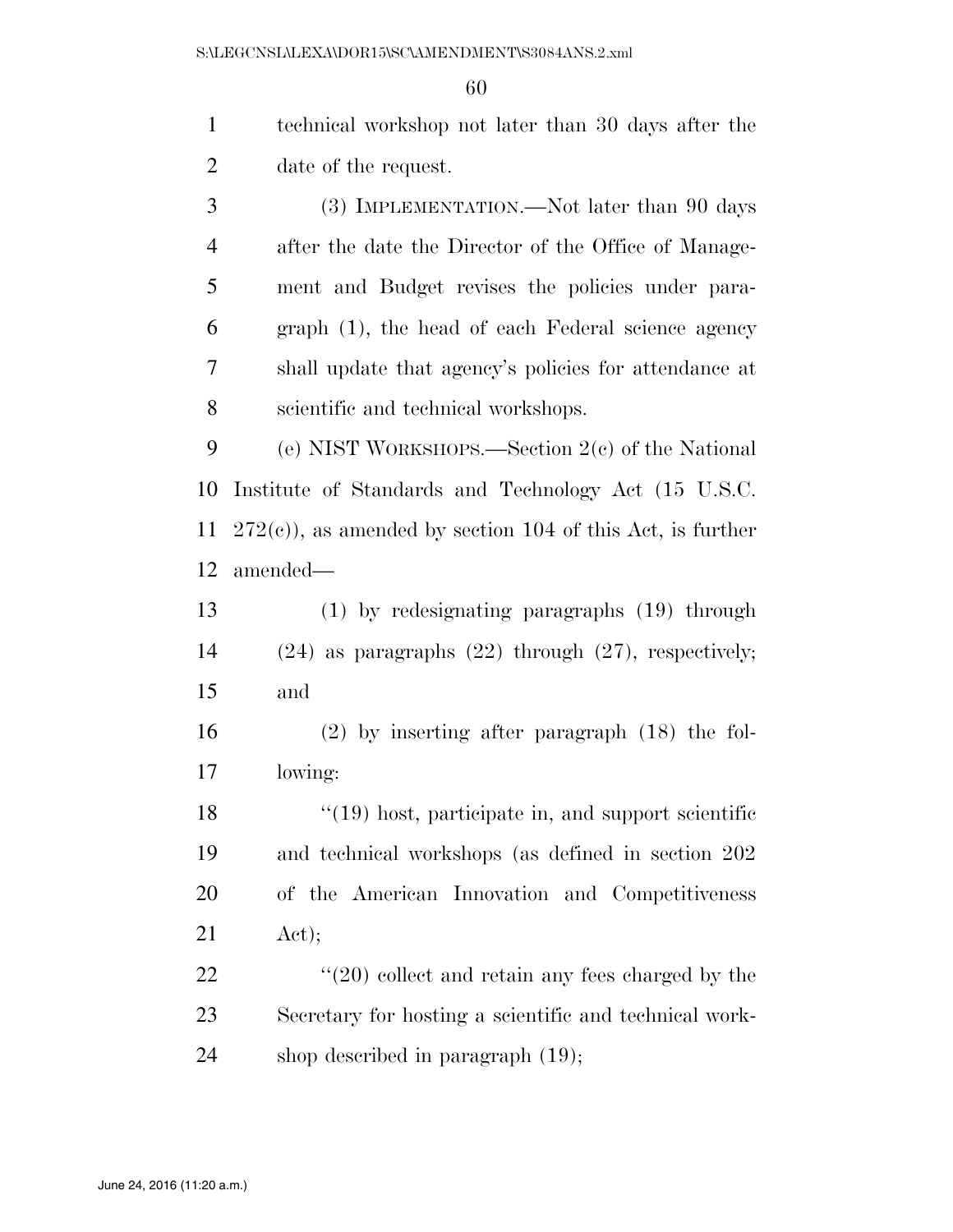technical workshop not later than 30 days after the date of the request.

(3) IMPLEMENTATION.—Not later than 90 days after the date the Director of the Office of Management and Budget revises the policies under paragraph (1), the head of each Federal science agency shall update that agency's policies for attendance at scientific and technical workshops.

(e) NIST WORKSHOPS.—Section 2(c) of the National Institute of Standards and Technology Act (15 U.S.C. 272(c)), as amended by section 104 of this Act, is further amended—

(1) by redesignating paragraphs (19) through (24) as paragraphs (22) through (27), respectively; and

(2) by inserting after paragraph (18) the following:

"(19) host, participate in, and support scientific and technical workshops (as defined in section 202 of the American Innovation and Competitiveness Act);

"(20) collect and retain any fees charged by the Secretary for hosting a scientific and technical workshop described in paragraph (19);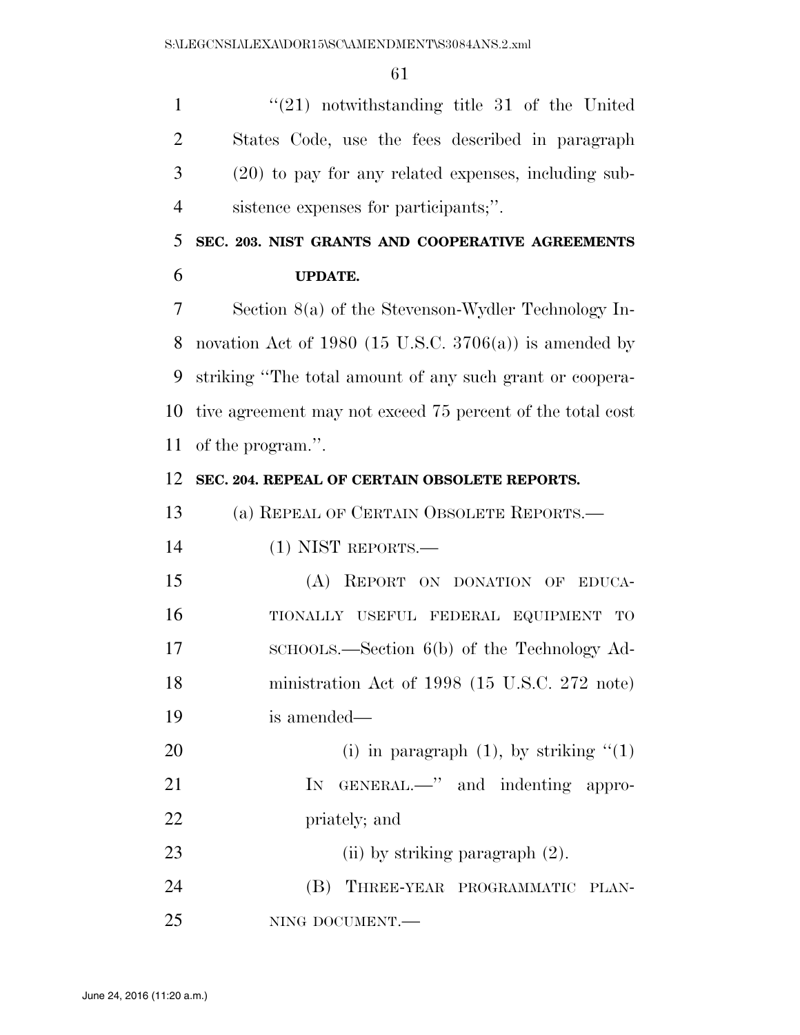"(21) notwithstanding title 31 of the United States Code, use the fees described in paragraph (20) to pay for any related expenses, including subsistence expenses for participants;".

**SEC. 203. NIST GRANTS AND COOPERATIVE AGREEMENTS UPDATE.**

Section 8(a) of the Stevenson-Wydler Technology Innovation Act of 1980 (15 U.S.C. 3706(a)) is amended by striking "The total amount of any such grant or cooperative agreement may not exceed 75 percent of the total cost of the program.".

**SEC. 204. REPEAL OF CERTAIN OBSOLETE REPORTS.**

(a) REPEAL OF CERTAIN OBSOLETE REPORTS.—

(1) NIST REPORTS.—

(A) REPORT ON DONATION OF EDUCATIONALLY USEFUL FEDERAL EQUIPMENT TO SCHOOLS.—Section 6(b) of the Technology Administration Act of 1998 (15 U.S.C. 272 note) is amended—

(i) in paragraph (1), by striking "(1) IN GENERAL.—" and indenting appropriately; and

(ii) by striking paragraph (2).

(B) THREE-YEAR PROGRAMMATIC PLANNING DOCUMENT.—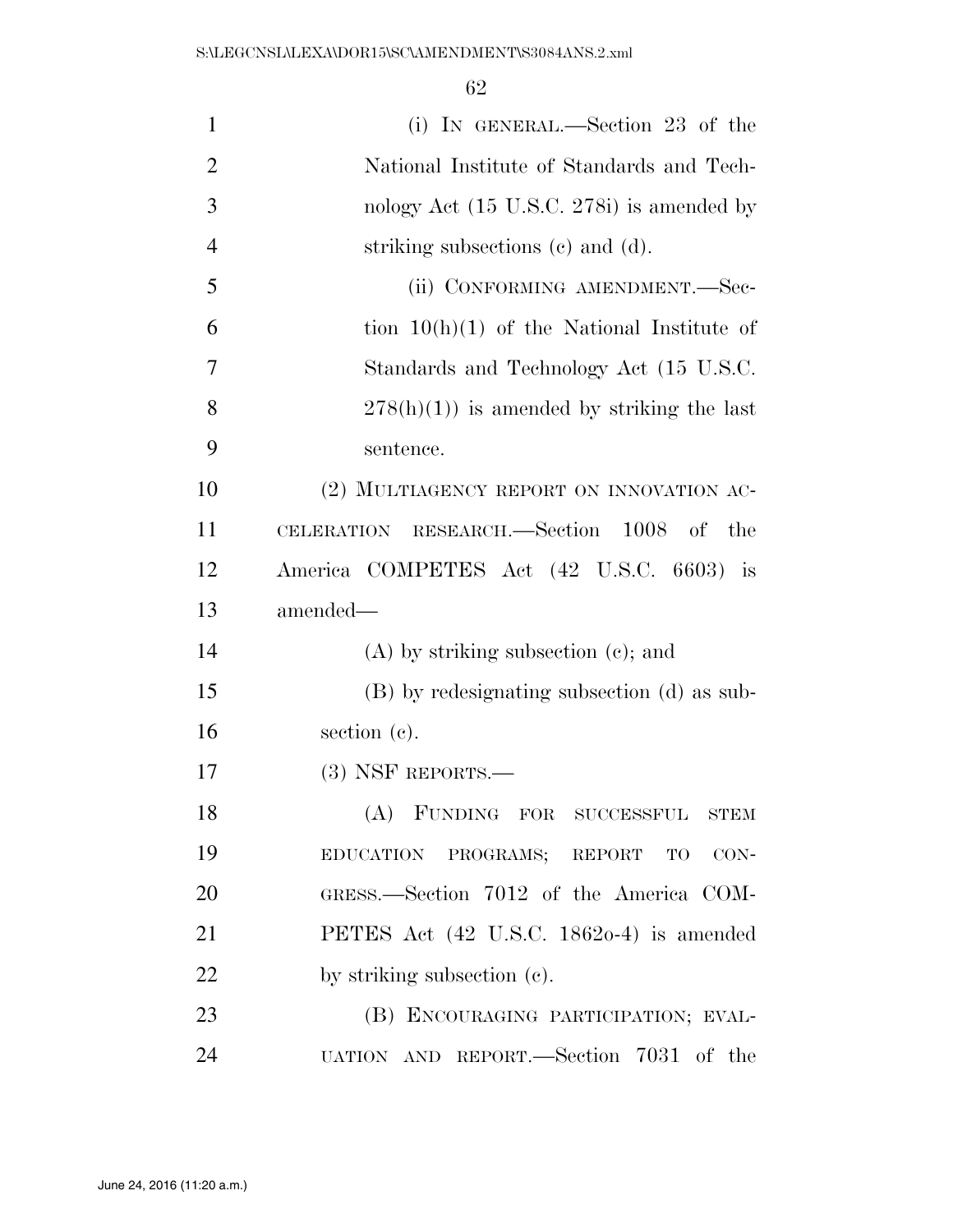(i) IN GENERAL.—Section 23 of the National Institute of Standards and Technology Act (15 U.S.C. 278i) is amended by striking subsections (c) and (d).

(ii) CONFORMING AMENDMENT.—Section 10(h)(1) of the National Institute of Standards and Technology Act (15 U.S.C. 278(h)(1)) is amended by striking the last sentence.

(2) MULTIAGENCY REPORT ON INNOVATION ACCELERATION RESEARCH.—Section 1008 of the America COMPETES Act (42 U.S.C. 6603) is amended—

(A) by striking subsection (c); and

(B) by redesignating subsection (d) as subsection (c).

(3) NSF REPORTS.—

(A) FUNDING FOR SUCCESSFUL STEM EDUCATION PROGRAMS; REPORT TO CONGRESS.—Section 7012 of the America COMPETES Act (42 U.S.C. 1862o-4) is amended by striking subsection (c).

(B) ENCOURAGING PARTICIPATION; EVALUATION AND REPORT.—Section 7031 of the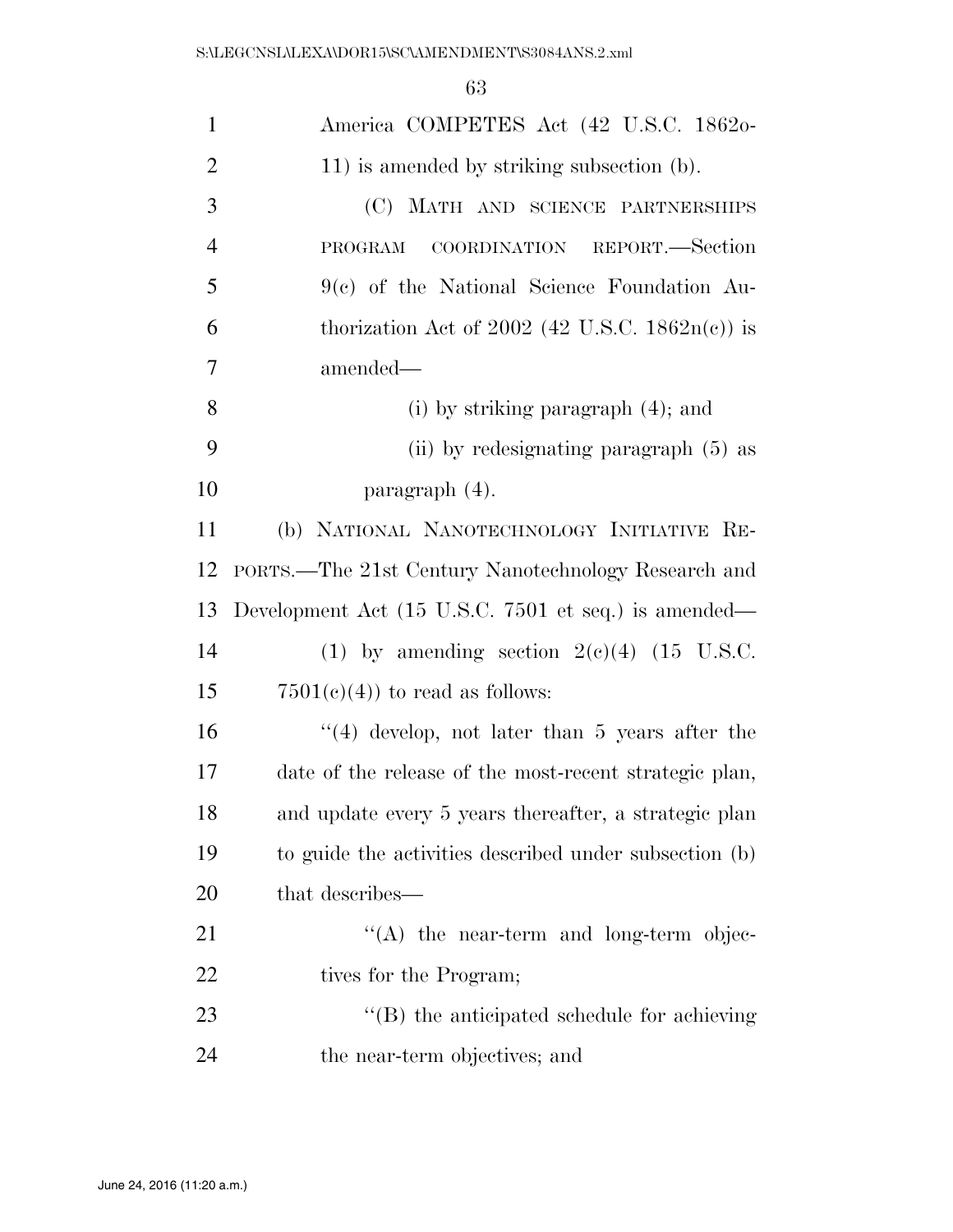America COMPETES Act (42 U.S.C. 1862o-11) is amended by striking subsection (b).

(C) MATH AND SCIENCE PARTNERSHIPS PROGRAM COORDINATION REPORT.—Section 9(c) of the National Science Foundation Authorization Act of 2002 (42 U.S.C. 1862n(c)) is amended—

(i) by striking paragraph (4); and

(ii) by redesignating paragraph (5) as paragraph (4).

(b) NATIONAL NANOTECHNOLOGY INITIATIVE REPORTS.—The 21st Century Nanotechnology Research and Development Act (15 U.S.C. 7501 et seq.) is amended—

(1) by amending section 2(c)(4) (15 U.S.C. 7501(c)(4)) to read as follows:

"(4) develop, not later than 5 years after the date of the release of the most-recent strategic plan, and update every 5 years thereafter, a strategic plan to guide the activities described under subsection (b) that describes—

"(A) the near-term and long-term objectives for the Program;

"(B) the anticipated schedule for achieving the near-term objectives; and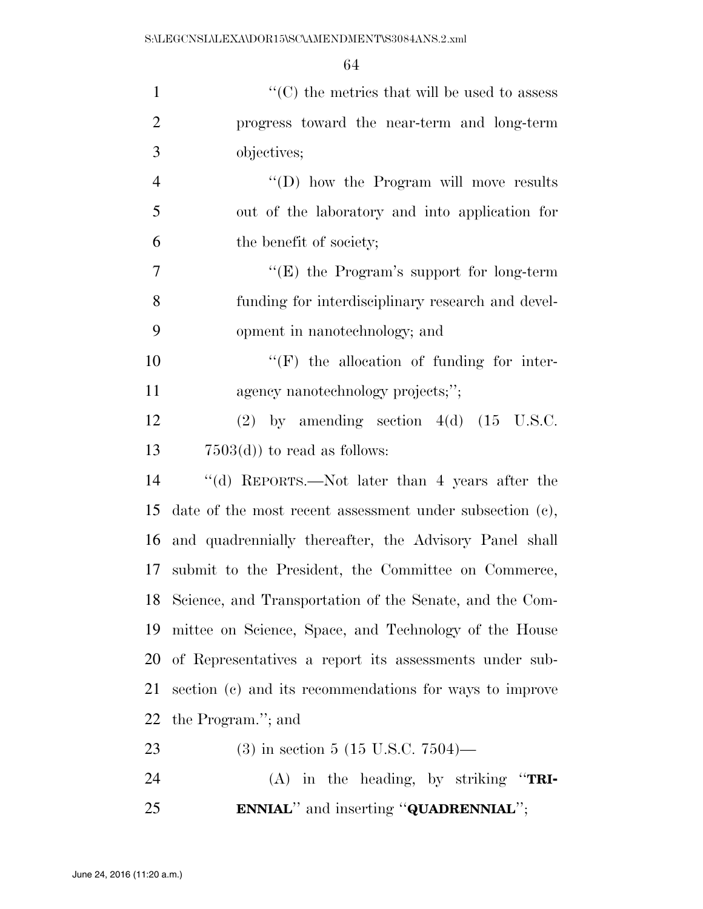''(C) the metrics that will be used to assess progress toward the near-term and long-term objectives;

''(D) how the Program will move results out of the laboratory and into application for the benefit of society;

''(E) the Program's support for long-term funding for interdisciplinary research and development in nanotechnology; and

''(F) the allocation of funding for interagency nanotechnology projects;'';

(2) by amending section 4(d) (15 U.S.C. 7503(d)) to read as follows:

''(d) REPORTS.—Not later than 4 years after the date of the most recent assessment under subsection (c), and quadrennially thereafter, the Advisory Panel shall submit to the President, the Committee on Commerce, Science, and Transportation of the Senate, and the Committee on Science, Space, and Technology of the House of Representatives a report its assessments under subsection (c) and its recommendations for ways to improve the Program.''; and

(3) in section 5 (15 U.S.C. 7504)—

(A) in the heading, by striking ''**TRIENNIAL**'' and inserting ''**QUADRENNIAL**'';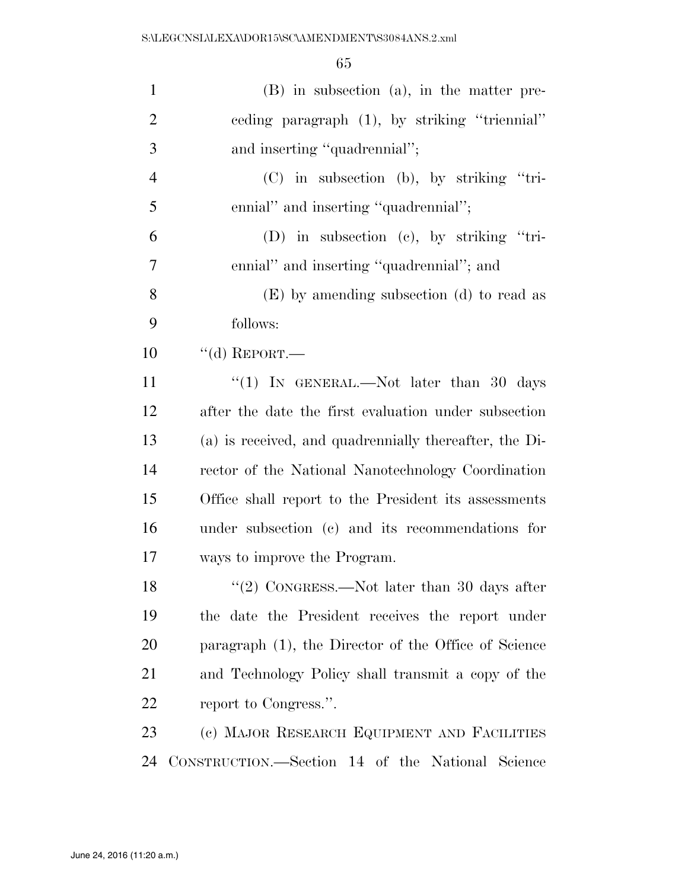(B) in subsection (a), in the matter preceding paragraph (1), by striking ''triennial'' and inserting ''quadrennial'';

(C) in subsection (b), by striking ''triennial'' and inserting ''quadrennial'';

(D) in subsection (c), by striking ''triennial'' and inserting ''quadrennial''; and

(E) by amending subsection (d) to read as follows:

''(d) REPORT.—

''(1) IN GENERAL.—Not later than 30 days after the date the first evaluation under subsection (a) is received, and quadrennially thereafter, the Director of the National Nanotechnology Coordination Office shall report to the President its assessments under subsection (c) and its recommendations for ways to improve the Program.

''(2) CONGRESS.—Not later than 30 days after the date the President receives the report under paragraph (1), the Director of the Office of Science and Technology Policy shall transmit a copy of the report to Congress.''.

(c) MAJOR RESEARCH EQUIPMENT AND FACILITIES CONSTRUCTION.—Section 14 of the National Science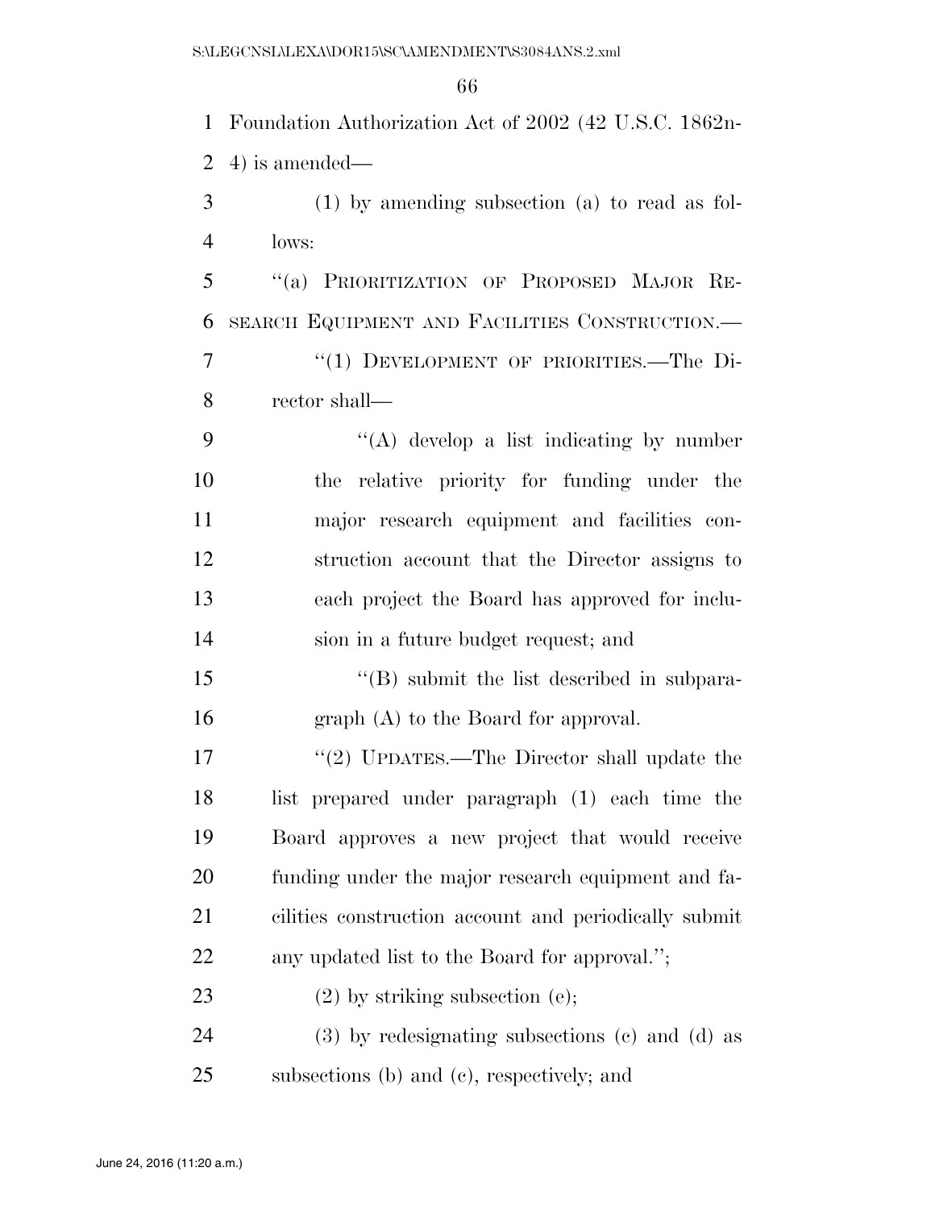Foundation Authorization Act of 2002 (42 U.S.C. 1862n-4) is amended—

(1) by amending subsection (a) to read as follows:

"(a) PRIORITIZATION OF PROPOSED MAJOR RESEARCH EQUIPMENT AND FACILITIES CONSTRUCTION.—

"(1) DEVELOPMENT OF PRIORITIES.—The Director shall—

"(A) develop a list indicating by number the relative priority for funding under the major research equipment and facilities construction account that the Director assigns to each project the Board has approved for inclusion in a future budget request; and

"(B) submit the list described in subparagraph (A) to the Board for approval.

"(2) UPDATES.—The Director shall update the list prepared under paragraph (1) each time the Board approves a new project that would receive funding under the major research equipment and facilities construction account and periodically submit any updated list to the Board for approval.";

(2) by striking subsection (e);

(3) by redesignating subsections (c) and (d) as subsections (b) and (c), respectively; and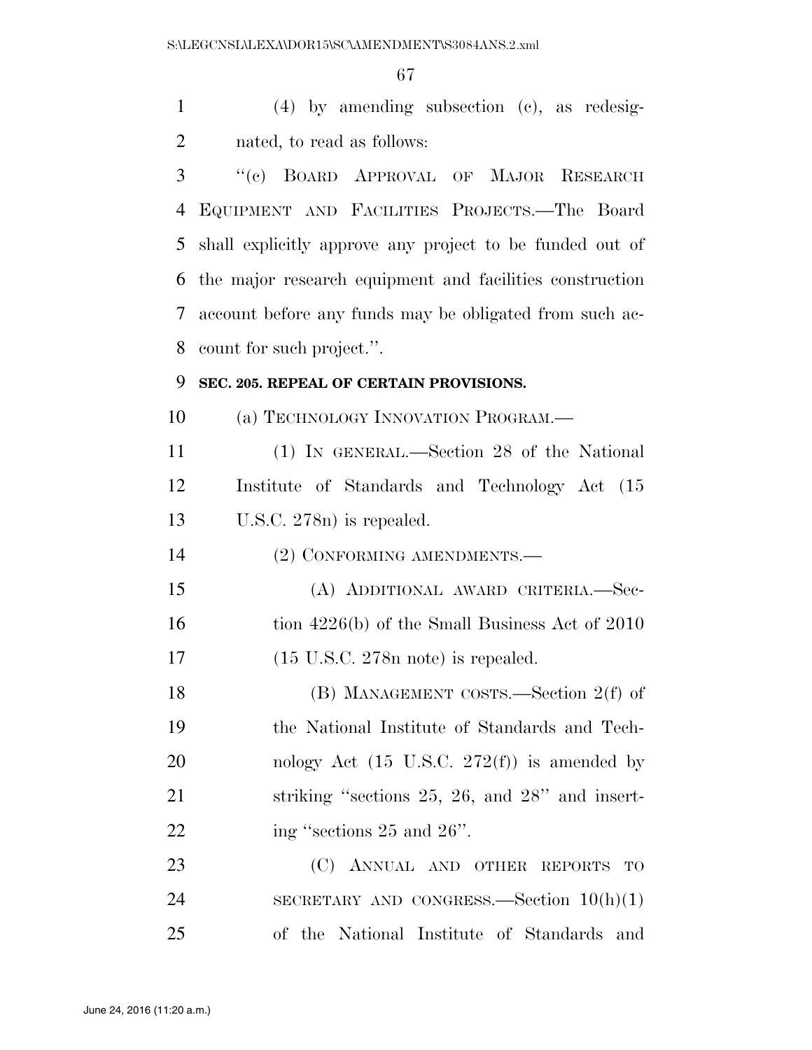(4) by amending subsection (c), as redesignated, to read as follows:

"(c) BOARD APPROVAL OF MAJOR RESEARCH EQUIPMENT AND FACILITIES PROJECTS.—The Board shall explicitly approve any project to be funded out of the major research equipment and facilities construction account before any funds may be obligated from such account for such project.".

**SEC. 205. REPEAL OF CERTAIN PROVISIONS.**

(a) TECHNOLOGY INNOVATION PROGRAM.—

(1) IN GENERAL.—Section 28 of the National Institute of Standards and Technology Act (15 U.S.C. 278n) is repealed.

(2) CONFORMING AMENDMENTS.—

(A) ADDITIONAL AWARD CRITERIA.—Section 4226(b) of the Small Business Act of 2010 (15 U.S.C. 278n note) is repealed.

(B) MANAGEMENT COSTS.—Section 2(f) of the National Institute of Standards and Technology Act (15 U.S.C. 272(f)) is amended by striking "sections 25, 26, and 28" and inserting "sections 25 and 26".

(C) ANNUAL AND OTHER REPORTS TO SECRETARY AND CONGRESS.—Section 10(h)(1) of the National Institute of Standards and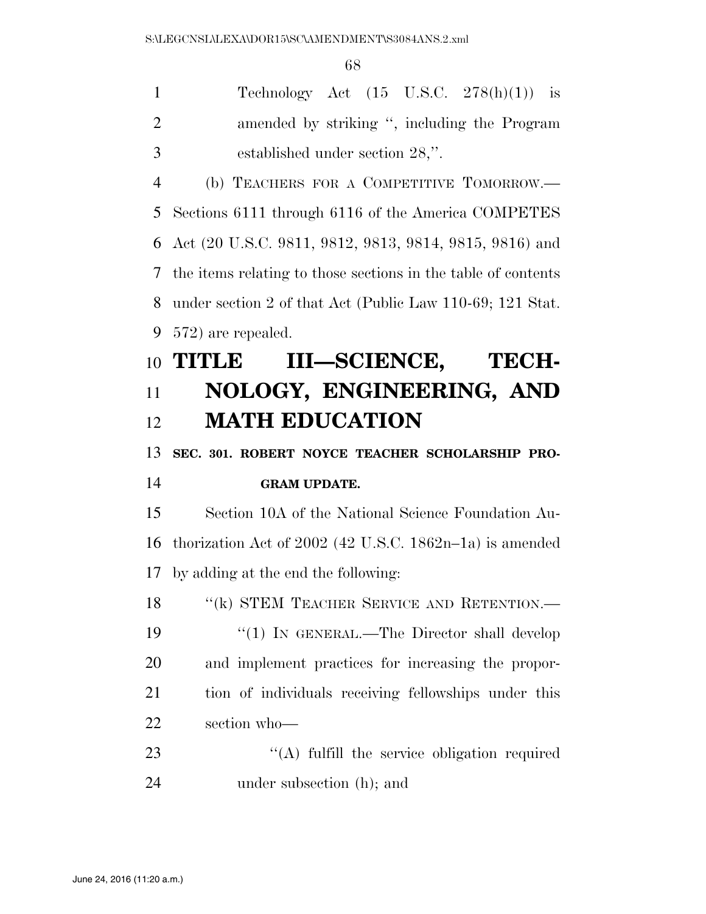Technology Act (15 U.S.C. 278(h)(1)) is amended by striking ", including the Program established under section 28,".

(b) TEACHERS FOR A COMPETITIVE TOMORROW.—Sections 6111 through 6116 of the America COMPETES Act (20 U.S.C. 9811, 9812, 9813, 9814, 9815, 9816) and the items relating to those sections in the table of contents under section 2 of that Act (Public Law 110-69; 121 Stat. 572) are repealed.

# TITLE III—SCIENCE, TECHNOLOGY, ENGINEERING, AND MATH EDUCATION

## SEC. 301. ROBERT NOYCE TEACHER SCHOLARSHIP PROGRAM UPDATE.

Section 10A of the National Science Foundation Authorization Act of 2002 (42 U.S.C. 1862n–1a) is amended by adding at the end the following:

"(k) STEM TEACHER SERVICE AND RETENTION.—

"(1) IN GENERAL.—The Director shall develop and implement practices for increasing the proportion of individuals receiving fellowships under this section who—

"(A) fulfill the service obligation required under subsection (h); and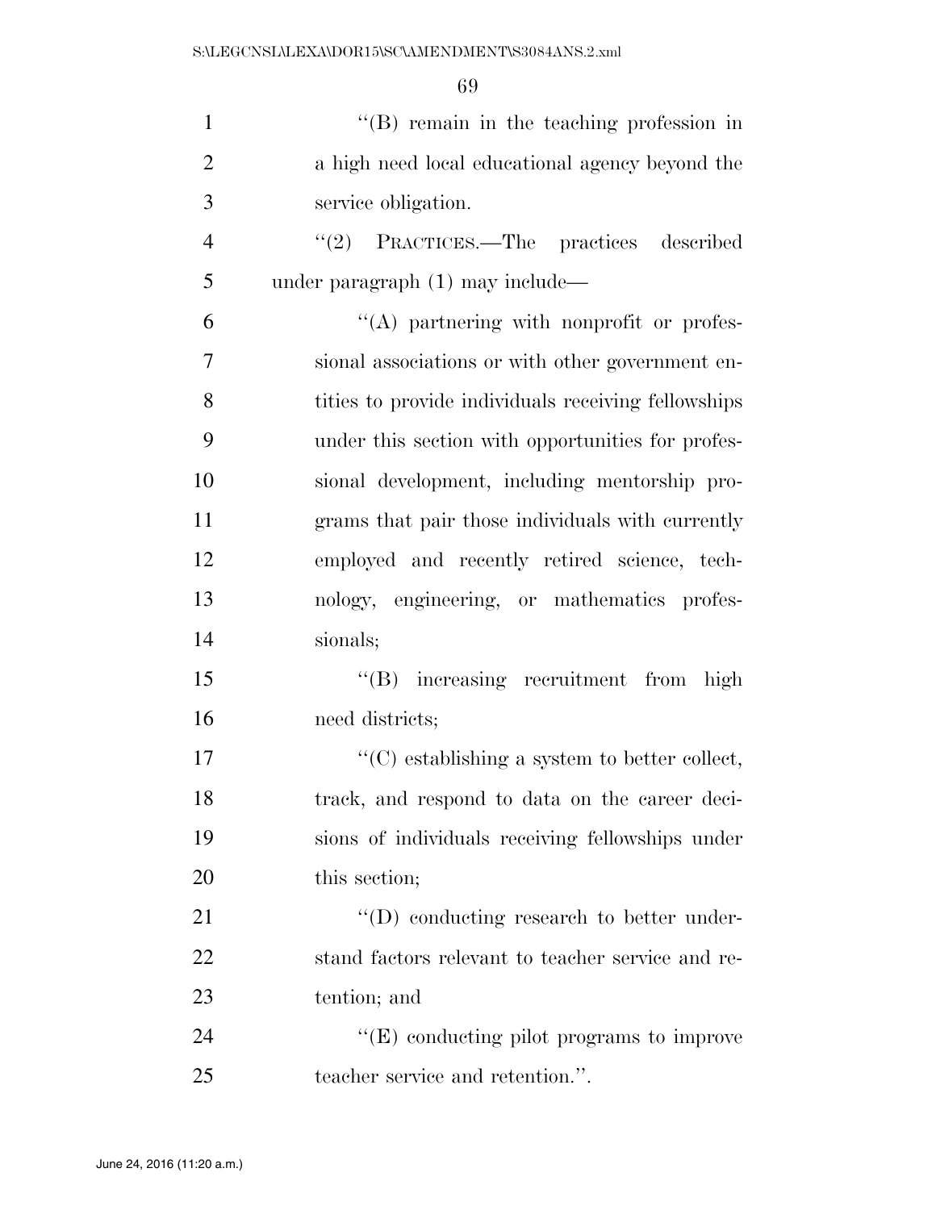"(B) remain in the teaching profession in a high need local educational agency beyond the service obligation.

"(2) PRACTICES.—The practices described under paragraph (1) may include—

"(A) partnering with nonprofit or professional associations or with other government entities to provide individuals receiving fellowships under this section with opportunities for professional development, including mentorship programs that pair those individuals with currently employed and recently retired science, technology, engineering, or mathematics professionals;

"(B) increasing recruitment from high need districts;

"(C) establishing a system to better collect, track, and respond to data on the career decisions of individuals receiving fellowships under this section;

"(D) conducting research to better understand factors relevant to teacher service and retention; and

"(E) conducting pilot programs to improve teacher service and retention.".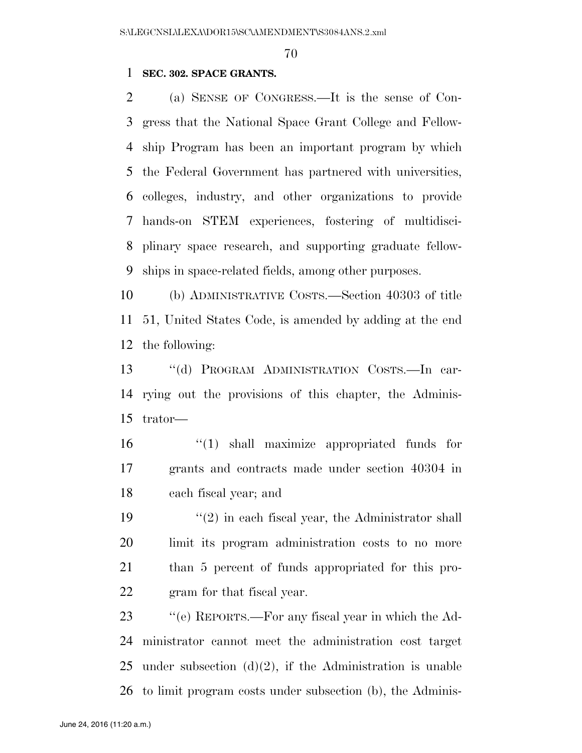**SEC. 302. SPACE GRANTS.**

(a) SENSE OF CONGRESS.—It is the sense of Congress that the National Space Grant College and Fellowship Program has been an important program by which the Federal Government has partnered with universities, colleges, industry, and other organizations to provide hands-on STEM experiences, fostering of multidisciplinary space research, and supporting graduate fellowships in space-related fields, among other purposes.

(b) ADMINISTRATIVE COSTS.—Section 40303 of title 51, United States Code, is amended by adding at the end the following:

"(d) PROGRAM ADMINISTRATION COSTS.—In carrying out the provisions of this chapter, the Administrator—

"(1) shall maximize appropriated funds for grants and contracts made under section 40304 in each fiscal year; and

"(2) in each fiscal year, the Administrator shall limit its program administration costs to no more than 5 percent of funds appropriated for this program for that fiscal year.

"(e) REPORTS.—For any fiscal year in which the Administrator cannot meet the administration cost target under subsection (d)(2), if the Administration is unable to limit program costs under subsection (b), the Adminis-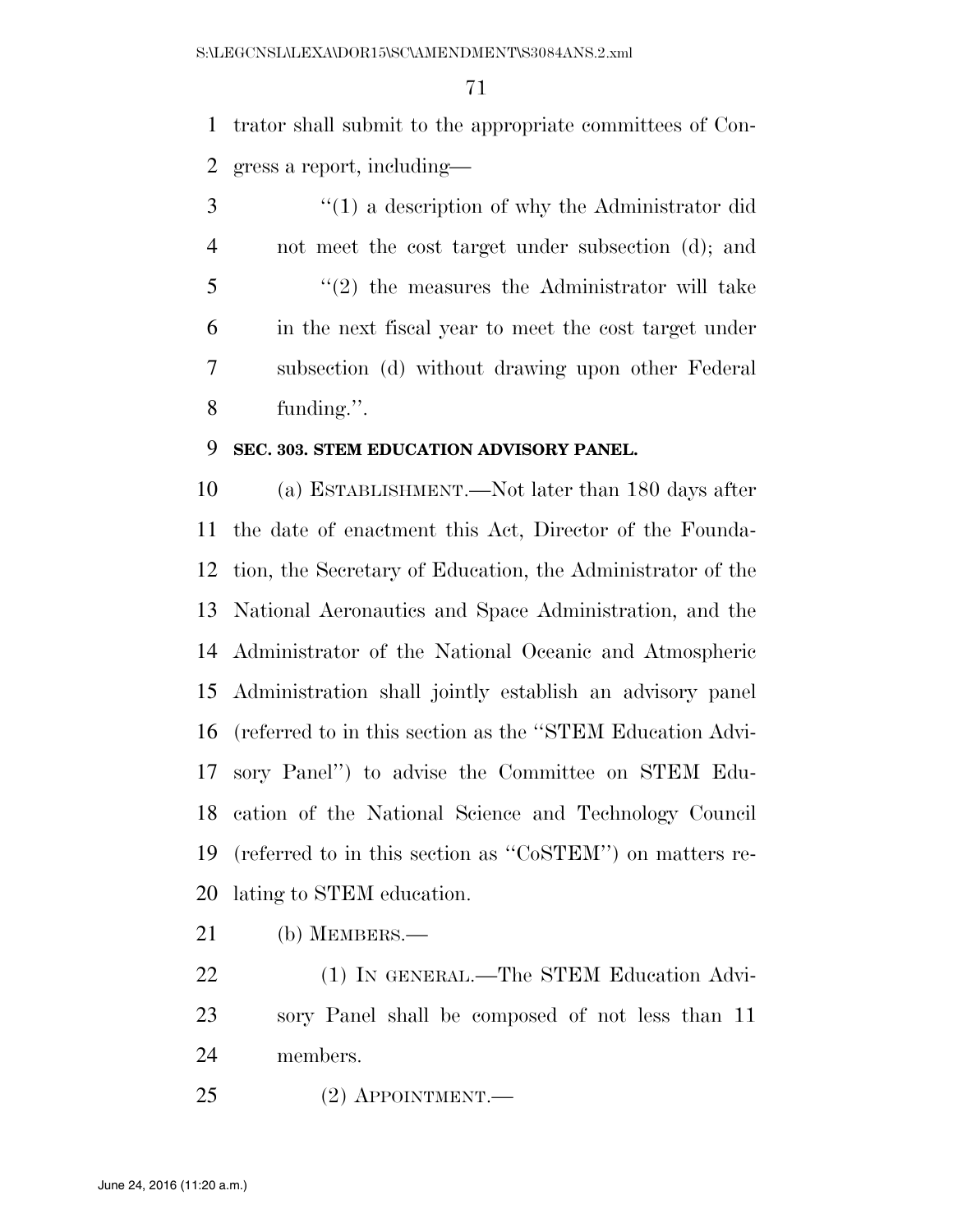trator shall submit to the appropriate committees of Congress a report, including—

"(1) a description of why the Administrator did not meet the cost target under subsection (d); and

"(2) the measures the Administrator will take in the next fiscal year to meet the cost target under subsection (d) without drawing upon other Federal funding.".

**SEC. 303. STEM EDUCATION ADVISORY PANEL.**

(a) ESTABLISHMENT.—Not later than 180 days after the date of enactment this Act, Director of the Foundation, the Secretary of Education, the Administrator of the National Aeronautics and Space Administration, and the Administrator of the National Oceanic and Atmospheric Administration shall jointly establish an advisory panel (referred to in this section as the "STEM Education Advisory Panel") to advise the Committee on STEM Education of the National Science and Technology Council (referred to in this section as "CoSTEM") on matters relating to STEM education.

(b) MEMBERS.—

(1) IN GENERAL.—The STEM Education Advisory Panel shall be composed of not less than 11 members.

(2) APPOINTMENT.—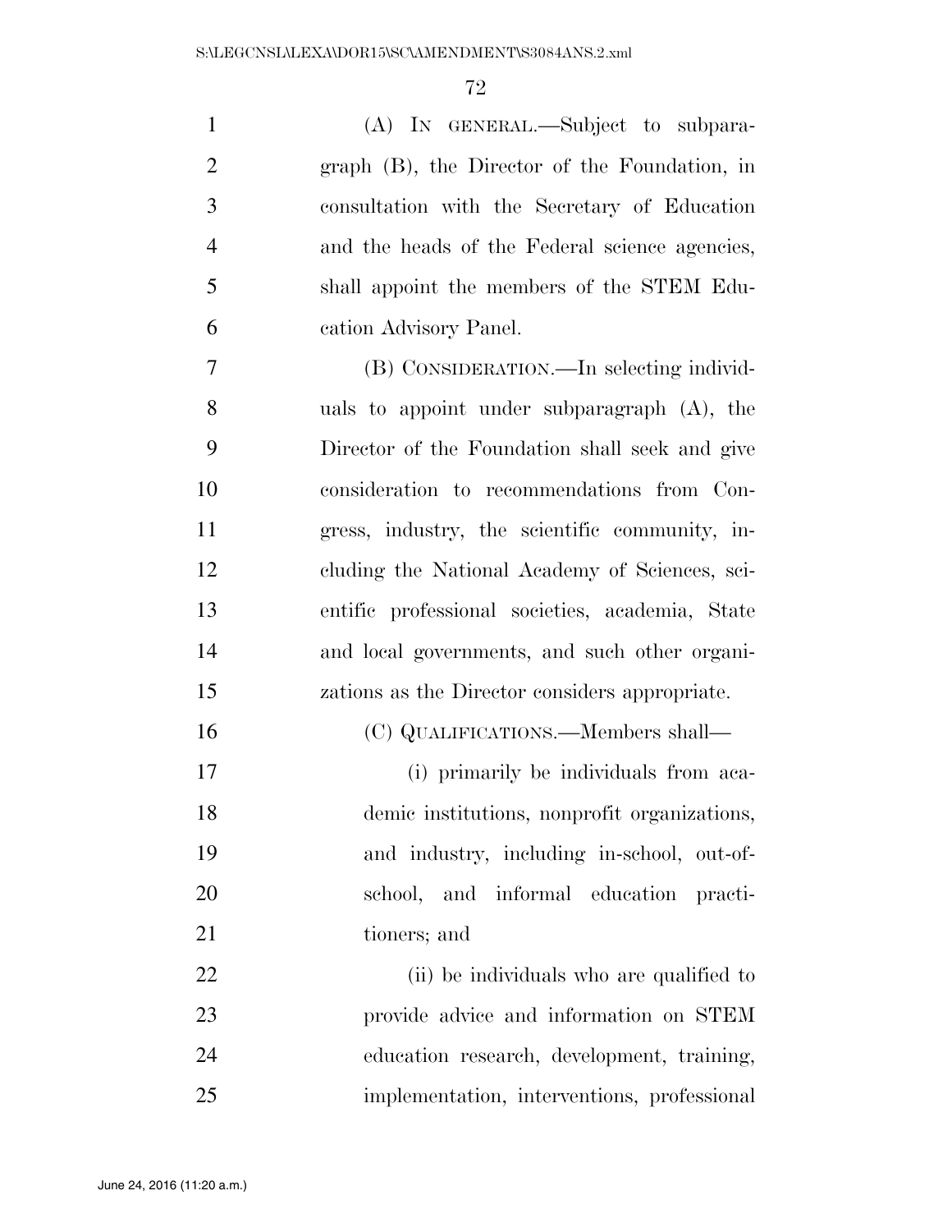(A) IN GENERAL.—Subject to subparagraph (B), the Director of the Foundation, in consultation with the Secretary of Education and the heads of the Federal science agencies, shall appoint the members of the STEM Education Advisory Panel.

(B) CONSIDERATION.—In selecting individuals to appoint under subparagraph (A), the Director of the Foundation shall seek and give consideration to recommendations from Congress, industry, the scientific community, including the National Academy of Sciences, scientific professional societies, academia, State and local governments, and such other organizations as the Director considers appropriate.

(C) QUALIFICATIONS.—Members shall—

(i) primarily be individuals from academic institutions, nonprofit organizations, and industry, including in-school, out-of-school, and informal education practitioners; and

(ii) be individuals who are qualified to provide advice and information on STEM education research, development, training, implementation, interventions, professional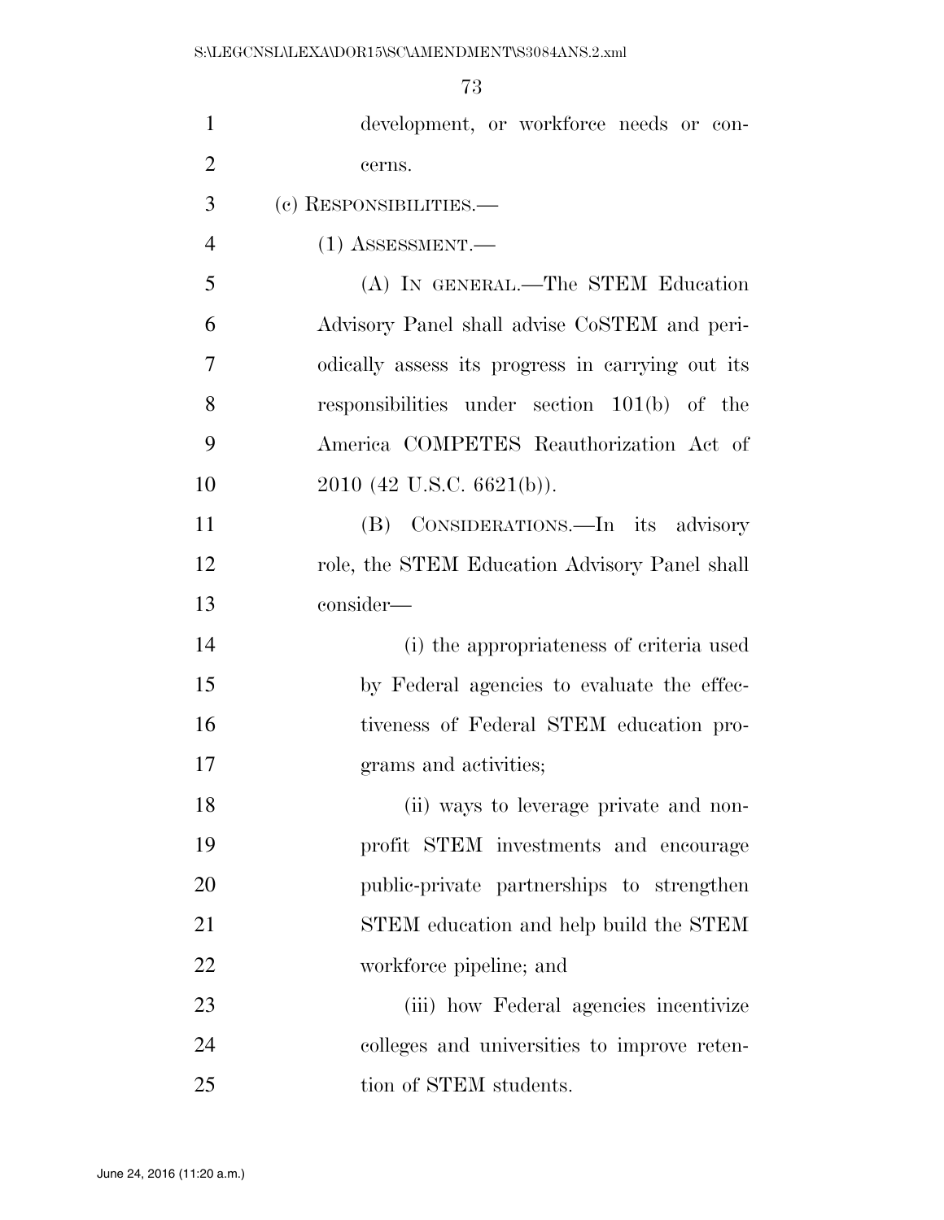development, or workforce needs or concerns.

(c) RESPONSIBILITIES.—

(1) ASSESSMENT.—

(A) IN GENERAL.—The STEM Education Advisory Panel shall advise CoSTEM and periodically assess its progress in carrying out its responsibilities under section 101(b) of the America COMPETES Reauthorization Act of 2010 (42 U.S.C. 6621(b)).

(B) CONSIDERATIONS.—In its advisory role, the STEM Education Advisory Panel shall consider—

(i) the appropriateness of criteria used by Federal agencies to evaluate the effectiveness of Federal STEM education programs and activities;

(ii) ways to leverage private and nonprofit STEM investments and encourage public-private partnerships to strengthen STEM education and help build the STEM workforce pipeline; and

(iii) how Federal agencies incentivize colleges and universities to improve retention of STEM students.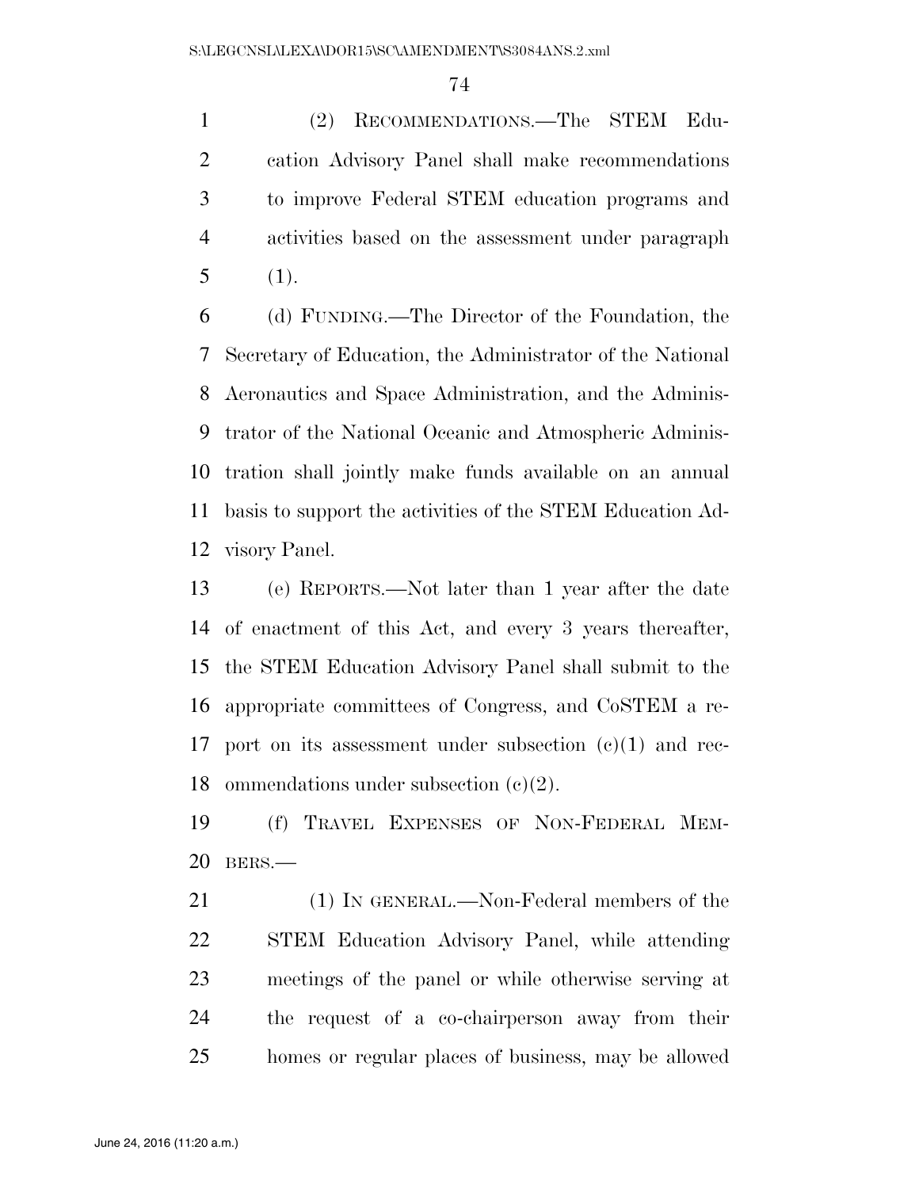(2) RECOMMENDATIONS.—The STEM Education Advisory Panel shall make recommendations to improve Federal STEM education programs and activities based on the assessment under paragraph (1).

(d) FUNDING.—The Director of the Foundation, the Secretary of Education, the Administrator of the National Aeronautics and Space Administration, and the Administrator of the National Oceanic and Atmospheric Administration shall jointly make funds available on an annual basis to support the activities of the STEM Education Advisory Panel.

(e) REPORTS.—Not later than 1 year after the date of enactment of this Act, and every 3 years thereafter, the STEM Education Advisory Panel shall submit to the appropriate committees of Congress, and CoSTEM a report on its assessment under subsection (c)(1) and recommendations under subsection (c)(2).

(f) TRAVEL EXPENSES OF NON-FEDERAL MEMBERS.—

(1) IN GENERAL.—Non-Federal members of the STEM Education Advisory Panel, while attending meetings of the panel or while otherwise serving at the request of a co-chairperson away from their homes or regular places of business, may be allowed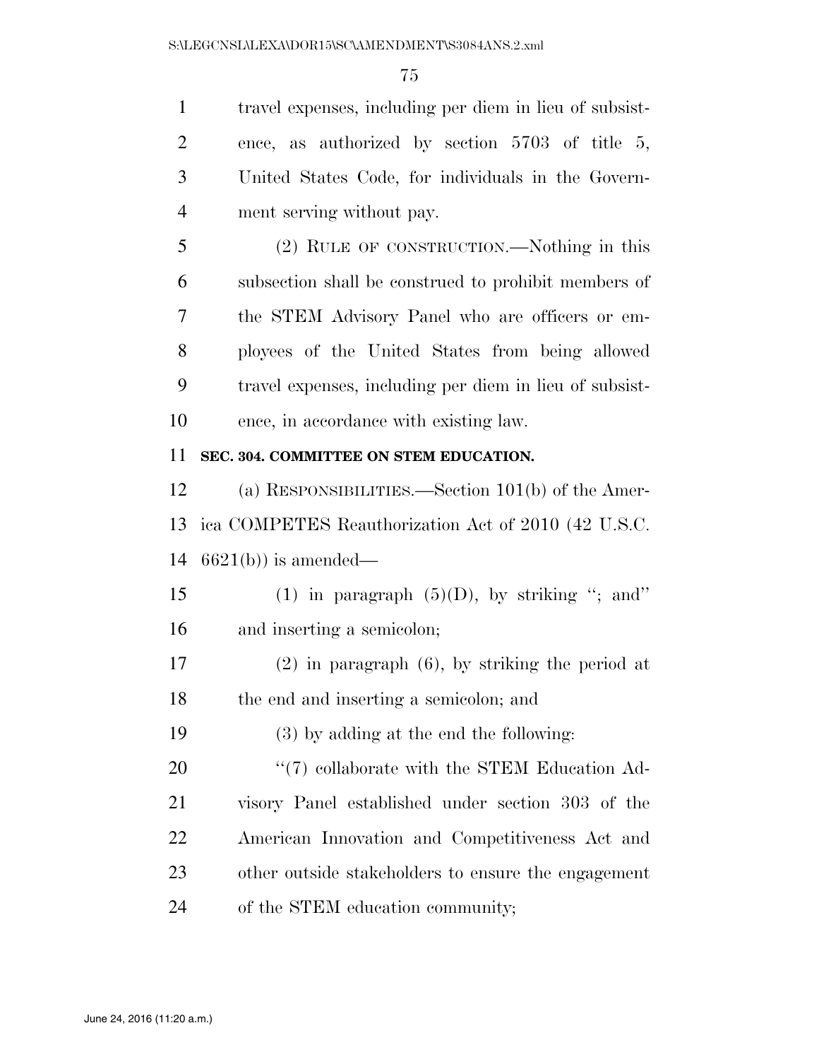travel expenses, including per diem in lieu of subsistence, as authorized by section 5703 of title 5, United States Code, for individuals in the Government serving without pay.

(2) RULE OF CONSTRUCTION.—Nothing in this subsection shall be construed to prohibit members of the STEM Advisory Panel who are officers or employees of the United States from being allowed travel expenses, including per diem in lieu of subsistence, in accordance with existing law.

**SEC. 304. COMMITTEE ON STEM EDUCATION.**

(a) RESPONSIBILITIES.—Section 101(b) of the America COMPETES Reauthorization Act of 2010 (42 U.S.C. 6621(b)) is amended—

(1) in paragraph (5)(D), by striking "; and" and inserting a semicolon;

(2) in paragraph (6), by striking the period at the end and inserting a semicolon; and

(3) by adding at the end the following:

"(7) collaborate with the STEM Education Advisory Panel established under section 303 of the American Innovation and Competitiveness Act and other outside stakeholders to ensure the engagement of the STEM education community;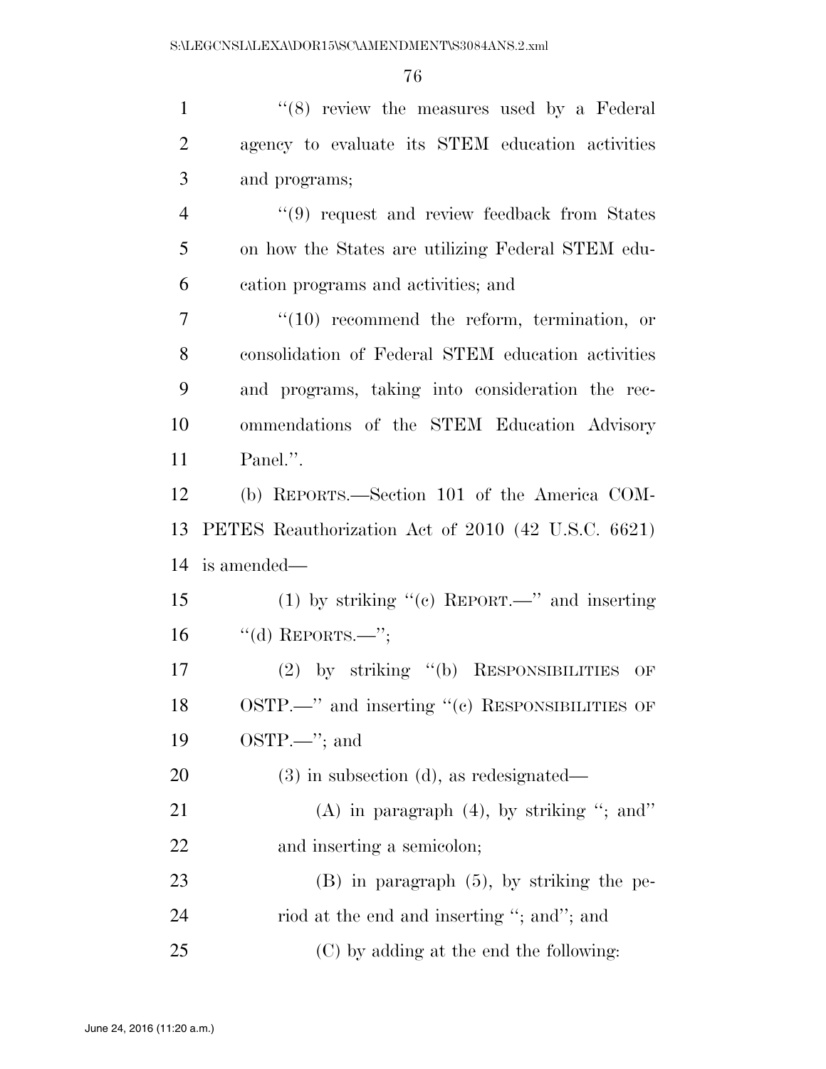''(8) review the measures used by a Federal agency to evaluate its STEM education activities and programs;

''(9) request and review feedback from States on how the States are utilizing Federal STEM education programs and activities; and

''(10) recommend the reform, termination, or consolidation of Federal STEM education activities and programs, taking into consideration the recommendations of the STEM Education Advisory Panel.''.

(b) REPORTS.—Section 101 of the America COMPETES Reauthorization Act of 2010 (42 U.S.C. 6621) is amended—

(1) by striking ''(c) REPORT.—'' and inserting ''(d) REPORTS.—'';

(2) by striking ''(b) RESPONSIBILITIES OF OSTP.—'' and inserting ''(c) RESPONSIBILITIES OF OSTP.—''; and

(3) in subsection (d), as redesignated—

(A) in paragraph (4), by striking ''; and'' and inserting a semicolon;

(B) in paragraph (5), by striking the period at the end and inserting ''; and''; and

(C) by adding at the end the following: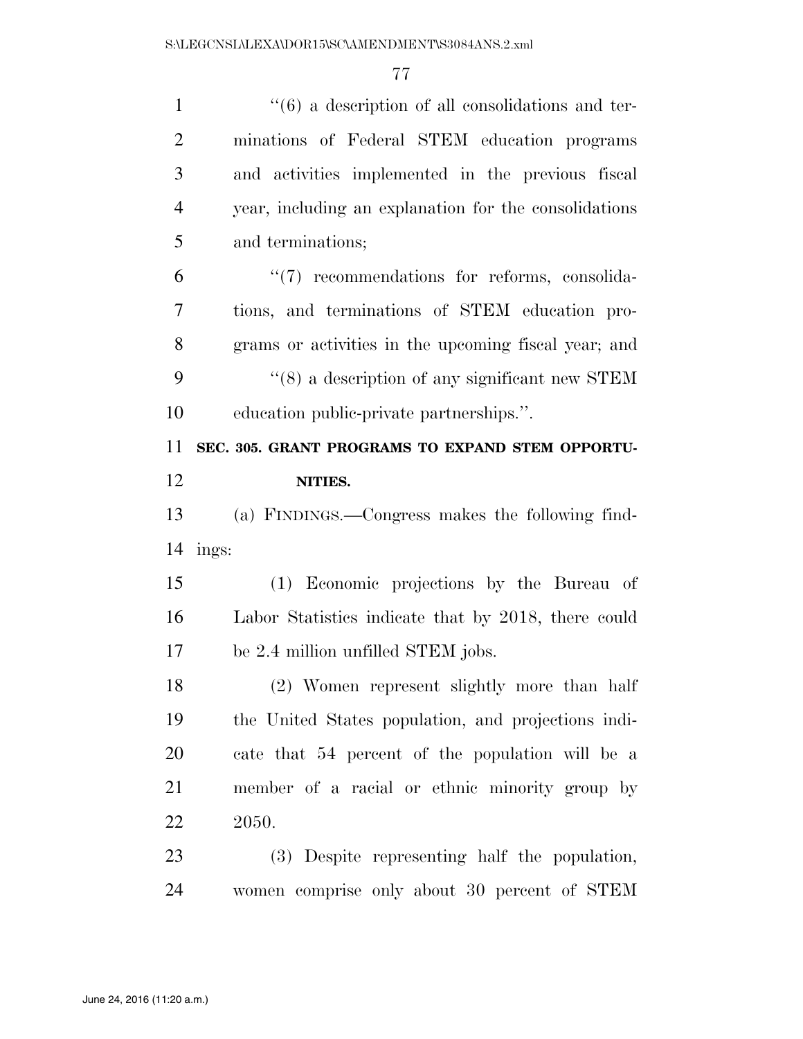''(6) a description of all consolidations and terminations of Federal STEM education programs and activities implemented in the previous fiscal year, including an explanation for the consolidations and terminations;

''(7) recommendations for reforms, consolidations, and terminations of STEM education programs or activities in the upcoming fiscal year; and

''(8) a description of any significant new STEM education public-private partnerships.''.

**SEC. 305. GRANT PROGRAMS TO EXPAND STEM OPPORTUNITIES.**

(a) FINDINGS.—Congress makes the following findings:

(1) Economic projections by the Bureau of Labor Statistics indicate that by 2018, there could be 2.4 million unfilled STEM jobs.

(2) Women represent slightly more than half the United States population, and projections indicate that 54 percent of the population will be a member of a racial or ethnic minority group by 2050.

(3) Despite representing half the population, women comprise only about 30 percent of STEM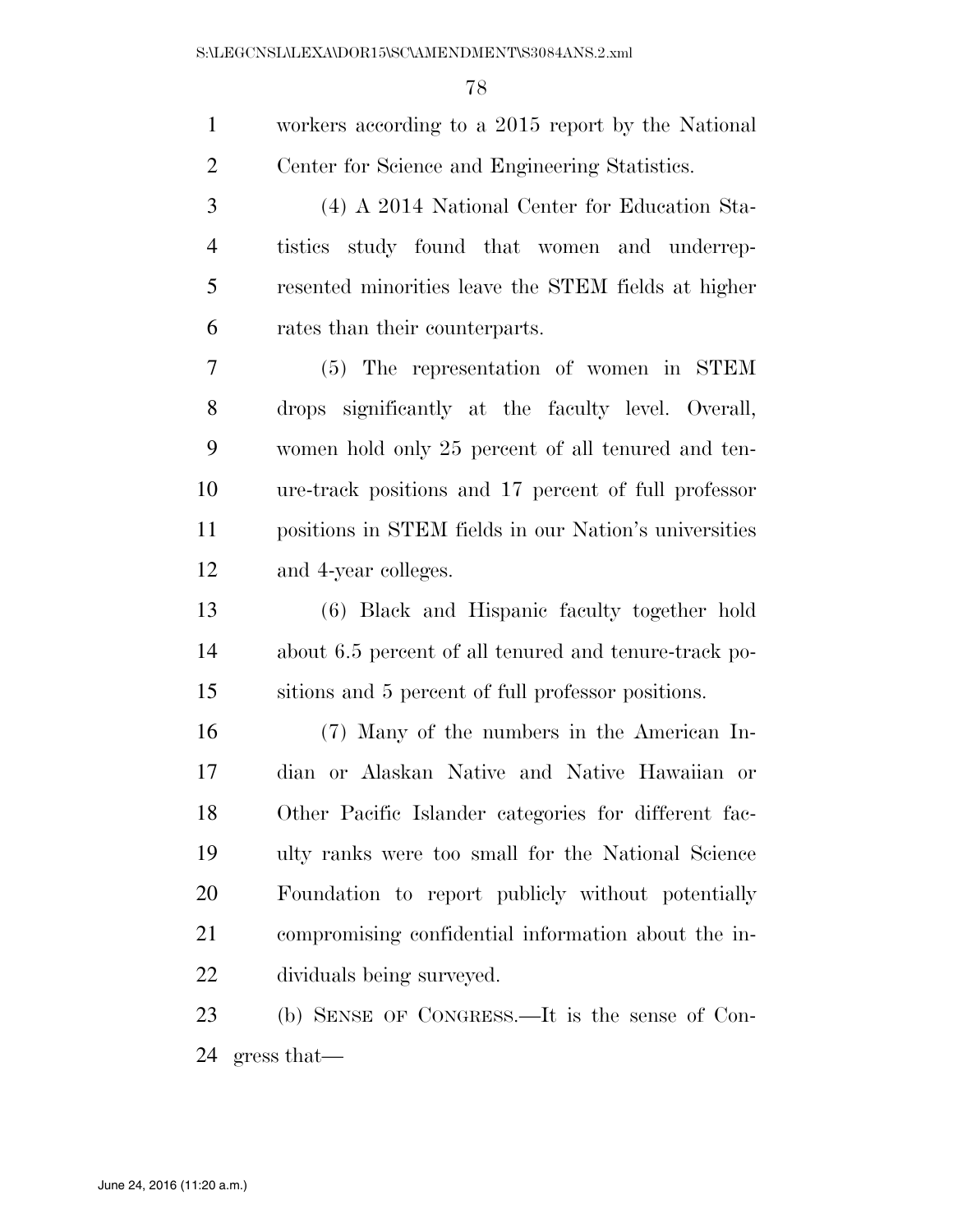workers according to a 2015 report by the National Center for Science and Engineering Statistics.

(4) A 2014 National Center for Education Statistics study found that women and underrepresented minorities leave the STEM fields at higher rates than their counterparts.

(5) The representation of women in STEM drops significantly at the faculty level. Overall, women hold only 25 percent of all tenured and tenure-track positions and 17 percent of full professor positions in STEM fields in our Nation's universities and 4-year colleges.

(6) Black and Hispanic faculty together hold about 6.5 percent of all tenured and tenure-track positions and 5 percent of full professor positions.

(7) Many of the numbers in the American Indian or Alaskan Native and Native Hawaiian or Other Pacific Islander categories for different faculty ranks were too small for the National Science Foundation to report publicly without potentially compromising confidential information about the individuals being surveyed.

(b) SENSE OF CONGRESS.—It is the sense of Congress that—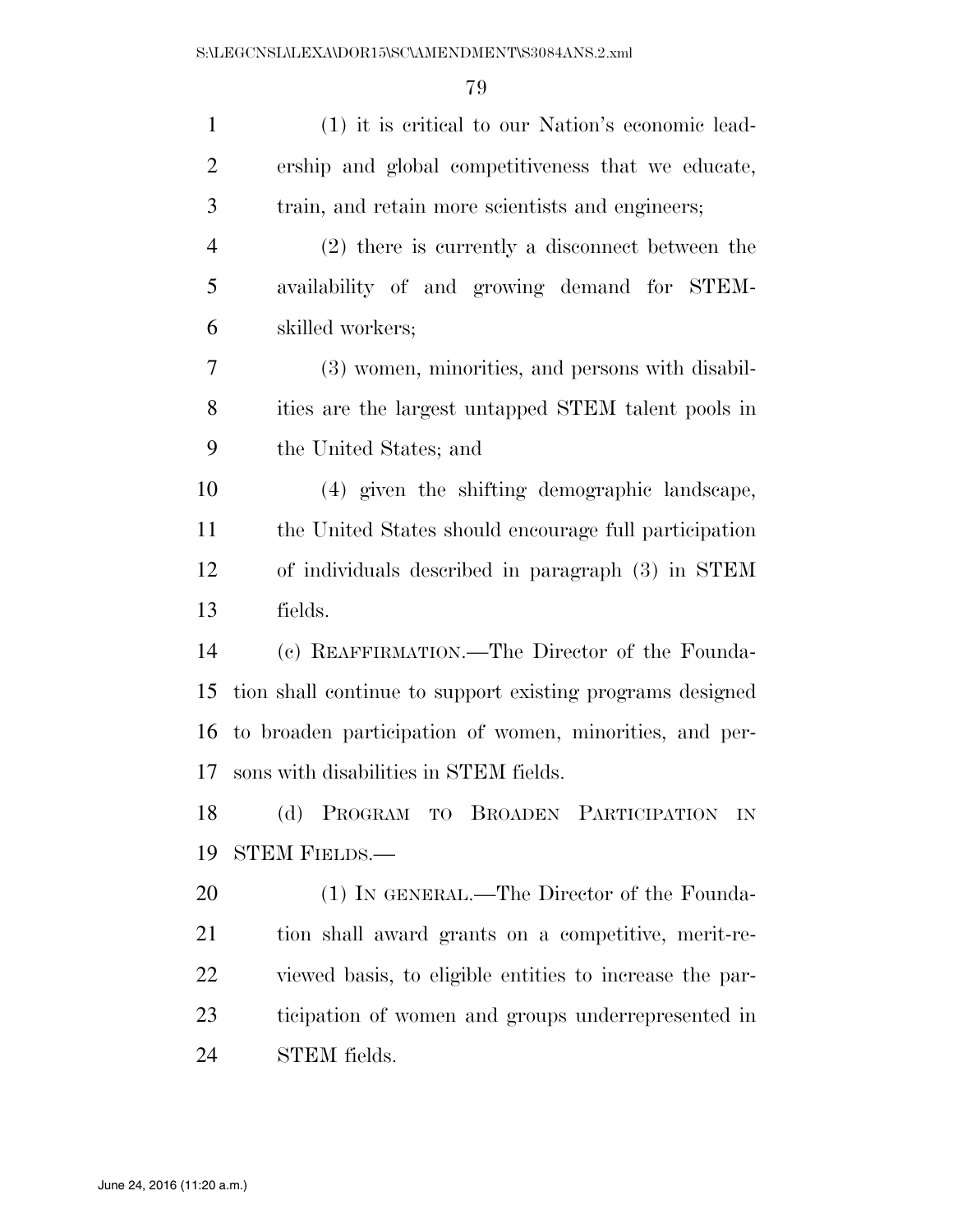(1) it is critical to our Nation's economic leadership and global competitiveness that we educate, train, and retain more scientists and engineers;

(2) there is currently a disconnect between the availability of and growing demand for STEM-skilled workers;

(3) women, minorities, and persons with disabilities are the largest untapped STEM talent pools in the United States; and

(4) given the shifting demographic landscape, the United States should encourage full participation of individuals described in paragraph (3) in STEM fields.

(c) REAFFIRMATION.—The Director of the Foundation shall continue to support existing programs designed to broaden participation of women, minorities, and persons with disabilities in STEM fields.

(d) PROGRAM TO BROADEN PARTICIPATION IN STEM FIELDS.—

(1) IN GENERAL.—The Director of the Foundation shall award grants on a competitive, merit-reviewed basis, to eligible entities to increase the participation of women and groups underrepresented in STEM fields.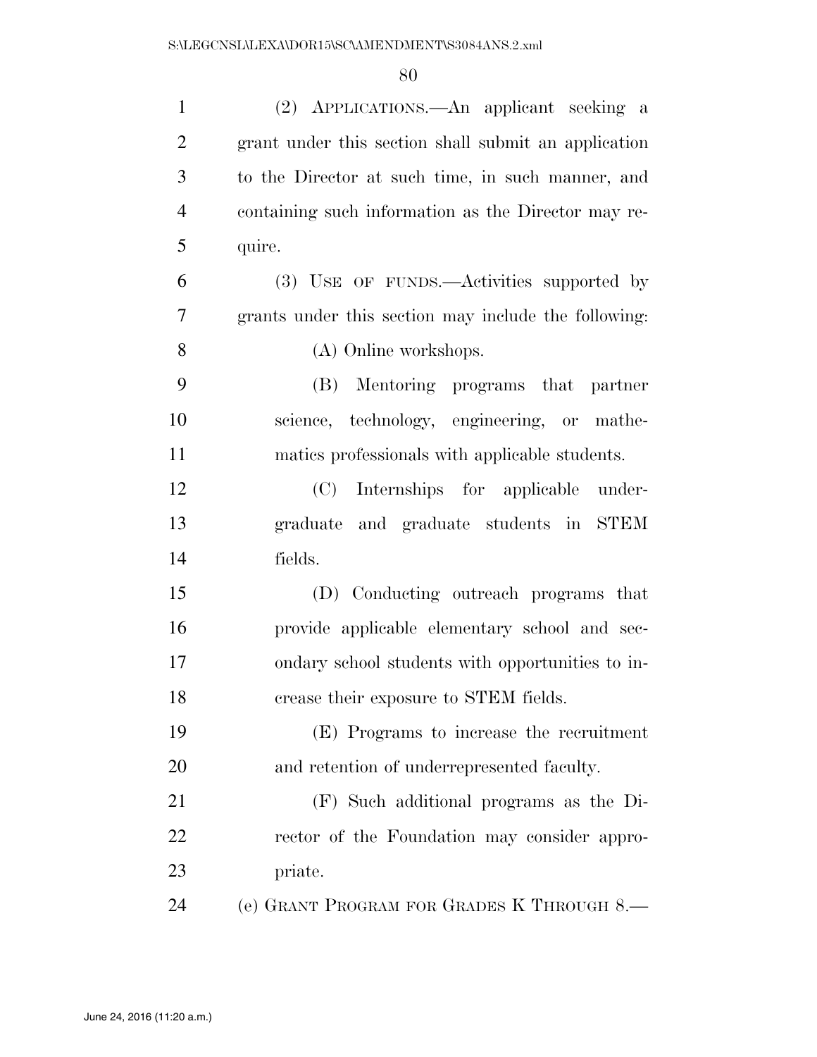(2) APPLICATIONS.—An applicant seeking a grant under this section shall submit an application to the Director at such time, in such manner, and containing such information as the Director may require.

(3) USE OF FUNDS.—Activities supported by grants under this section may include the following:

(A) Online workshops.

(B) Mentoring programs that partner science, technology, engineering, or mathematics professionals with applicable students.

(C) Internships for applicable undergraduate and graduate students in STEM fields.

(D) Conducting outreach programs that provide applicable elementary school and secondary school students with opportunities to increase their exposure to STEM fields.

(E) Programs to increase the recruitment and retention of underrepresented faculty.

(F) Such additional programs as the Director of the Foundation may consider appropriate.

(e) GRANT PROGRAM FOR GRADES K THROUGH 8.—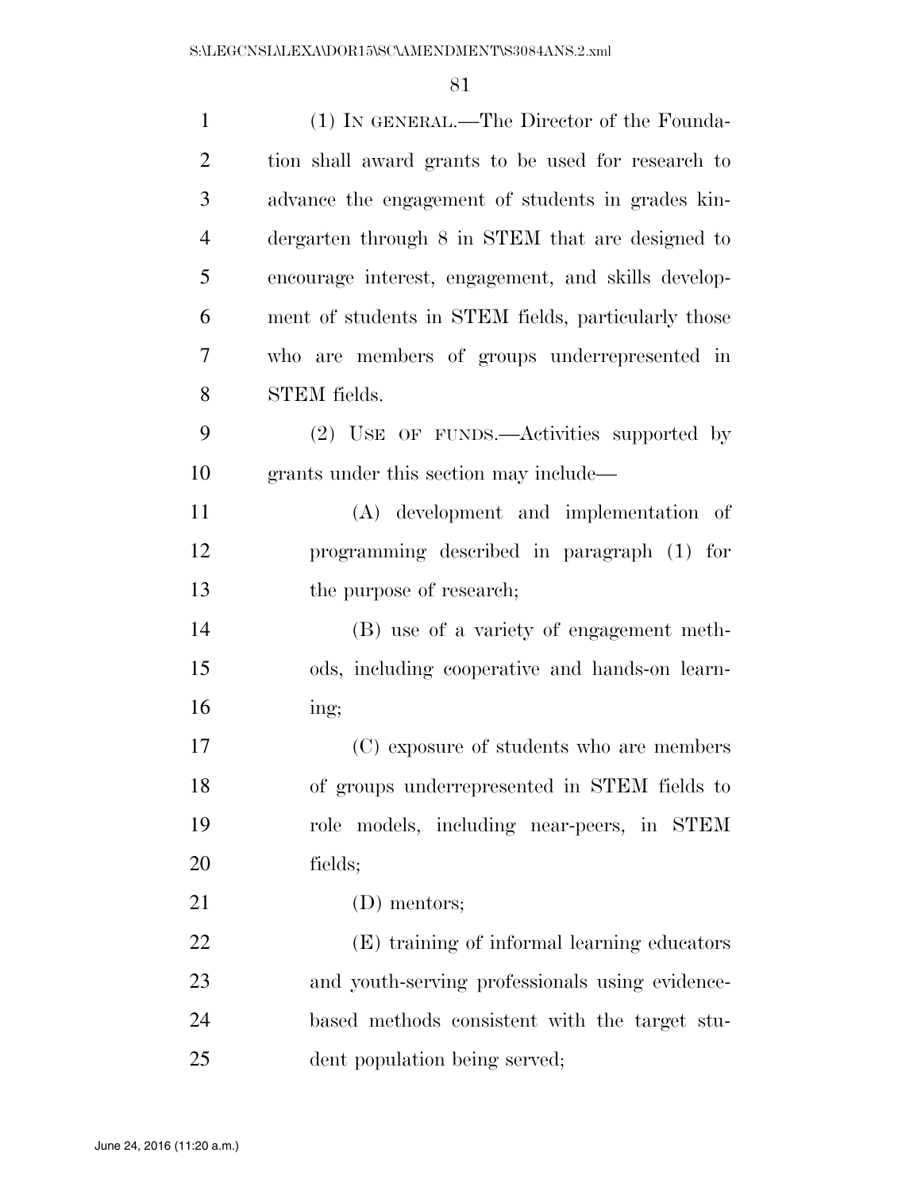(1) IN GENERAL.—The Director of the Foundation shall award grants to be used for research to advance the engagement of students in grades kindergarten through 8 in STEM that are designed to encourage interest, engagement, and skills development of students in STEM fields, particularly those who are members of groups underrepresented in STEM fields.

(2) USE OF FUNDS.—Activities supported by grants under this section may include—

(A) development and implementation of programming described in paragraph (1) for the purpose of research;

(B) use of a variety of engagement methods, including cooperative and hands-on learning;

(C) exposure of students who are members of groups underrepresented in STEM fields to role models, including near-peers, in STEM fields;

(D) mentors;

(E) training of informal learning educators and youth-serving professionals using evidence-based methods consistent with the target student population being served;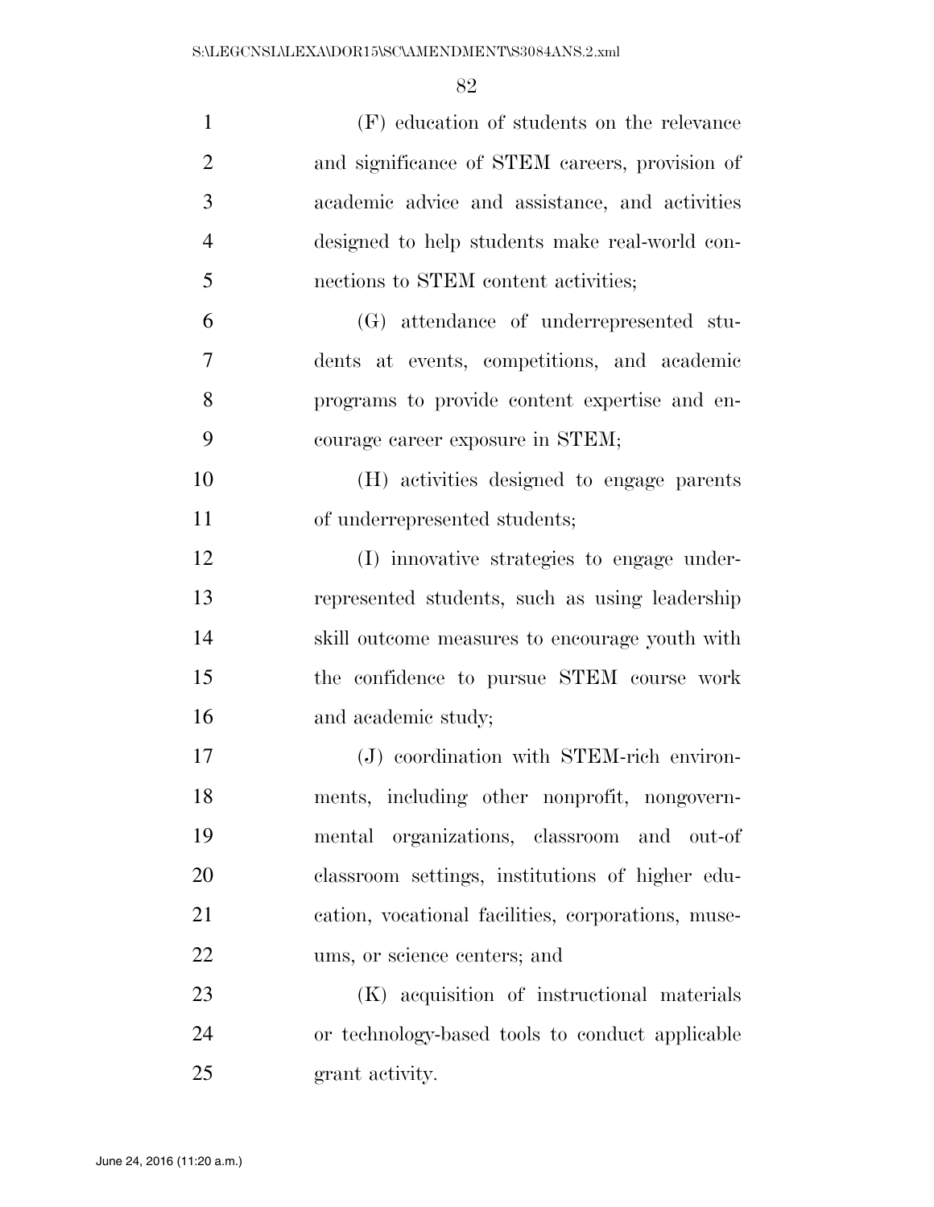(F) education of students on the relevance and significance of STEM careers, provision of academic advice and assistance, and activities designed to help students make real-world connections to STEM content activities;

(G) attendance of underrepresented students at events, competitions, and academic programs to provide content expertise and encourage career exposure in STEM;

(H) activities designed to engage parents of underrepresented students;

(I) innovative strategies to engage underrepresented students, such as using leadership skill outcome measures to encourage youth with the confidence to pursue STEM course work and academic study;

(J) coordination with STEM-rich environments, including other nonprofit, nongovernmental organizations, classroom and out-of classroom settings, institutions of higher education, vocational facilities, corporations, museums, or science centers; and

(K) acquisition of instructional materials or technology-based tools to conduct applicable grant activity.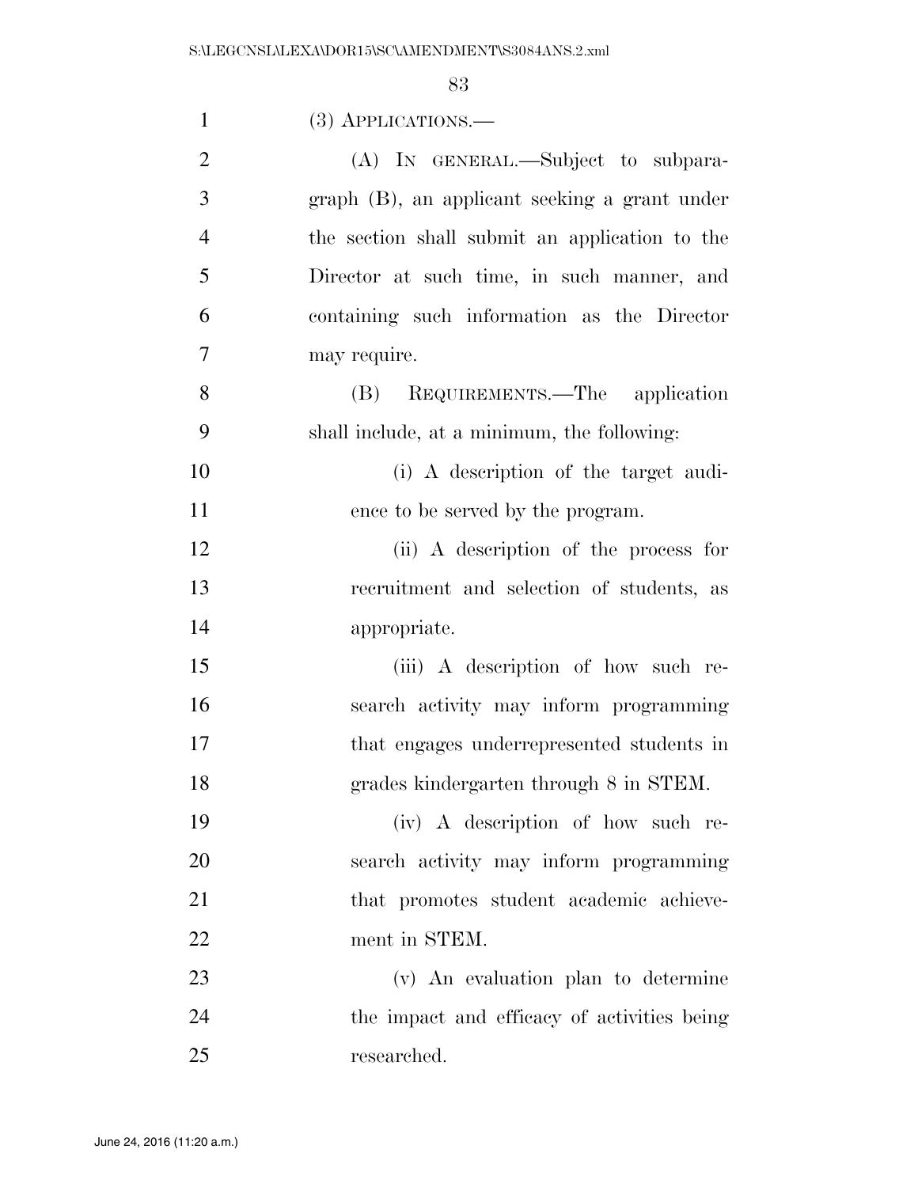(3) APPLICATIONS.—

(A) IN GENERAL.—Subject to subparagraph (B), an applicant seeking a grant under the section shall submit an application to the Director at such time, in such manner, and containing such information as the Director may require.

(B) REQUIREMENTS.—The application shall include, at a minimum, the following:

(i) A description of the target audience to be served by the program.

(ii) A description of the process for recruitment and selection of students, as appropriate.

(iii) A description of how such research activity may inform programming that engages underrepresented students in grades kindergarten through 8 in STEM.

(iv) A description of how such research activity may inform programming that promotes student academic achievement in STEM.

(v) An evaluation plan to determine the impact and efficacy of activities being researched.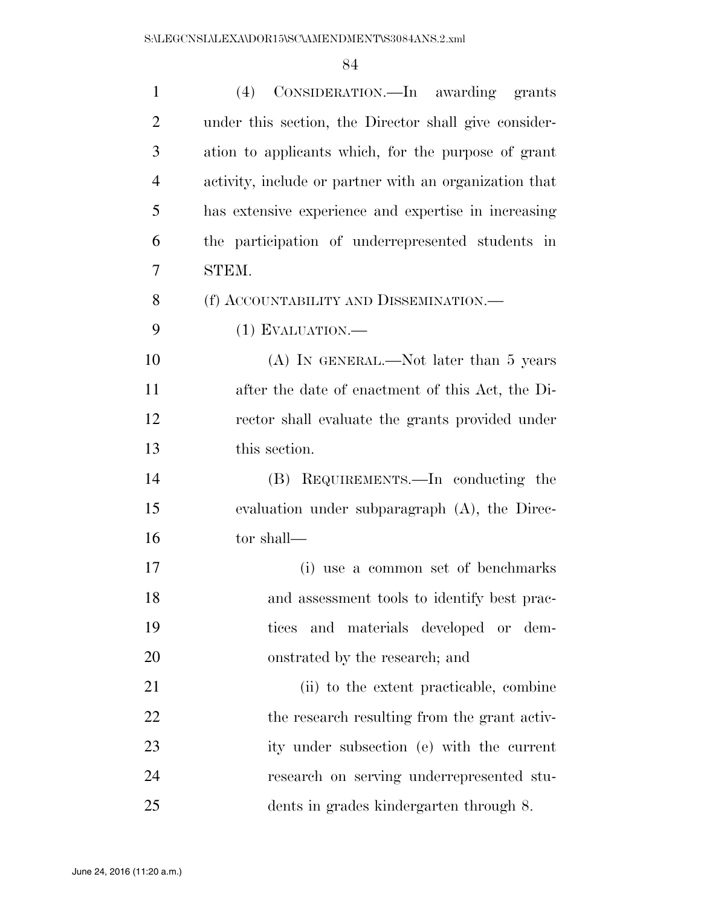(4) CONSIDERATION.—In awarding grants under this section, the Director shall give consideration to applicants which, for the purpose of grant activity, include or partner with an organization that has extensive experience and expertise in increasing the participation of underrepresented students in STEM.

(f) ACCOUNTABILITY AND DISSEMINATION.—

(1) EVALUATION.—

(A) IN GENERAL.—Not later than 5 years after the date of enactment of this Act, the Director shall evaluate the grants provided under this section.

(B) REQUIREMENTS.—In conducting the evaluation under subparagraph (A), the Director shall—

(i) use a common set of benchmarks and assessment tools to identify best practices and materials developed or demonstrated by the research; and

(ii) to the extent practicable, combine the research resulting from the grant activity under subsection (e) with the current research on serving underrepresented students in grades kindergarten through 8.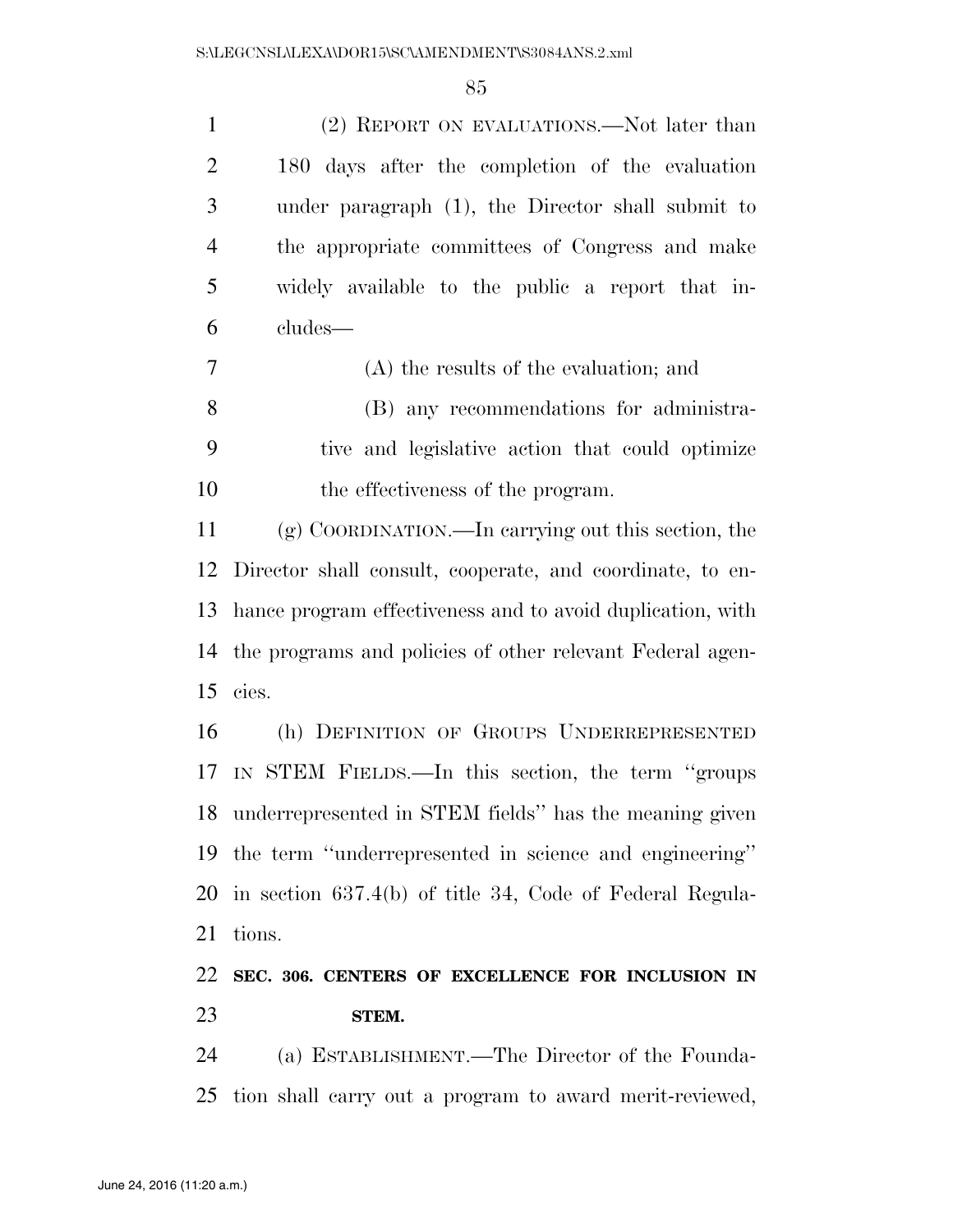(2) REPORT ON EVALUATIONS.—Not later than 180 days after the completion of the evaluation under paragraph (1), the Director shall submit to the appropriate committees of Congress and make widely available to the public a report that includes—

(A) the results of the evaluation; and

(B) any recommendations for administrative and legislative action that could optimize the effectiveness of the program.

(g) COORDINATION.—In carrying out this section, the Director shall consult, cooperate, and coordinate, to enhance program effectiveness and to avoid duplication, with the programs and policies of other relevant Federal agencies.

(h) DEFINITION OF GROUPS UNDERREPRESENTED IN STEM FIELDS.—In this section, the term ''groups underrepresented in STEM fields'' has the meaning given the term ''underrepresented in science and engineering'' in section 637.4(b) of title 34, Code of Federal Regulations.

**SEC. 306. CENTERS OF EXCELLENCE FOR INCLUSION IN STEM.**

(a) ESTABLISHMENT.—The Director of the Foundation shall carry out a program to award merit-reviewed,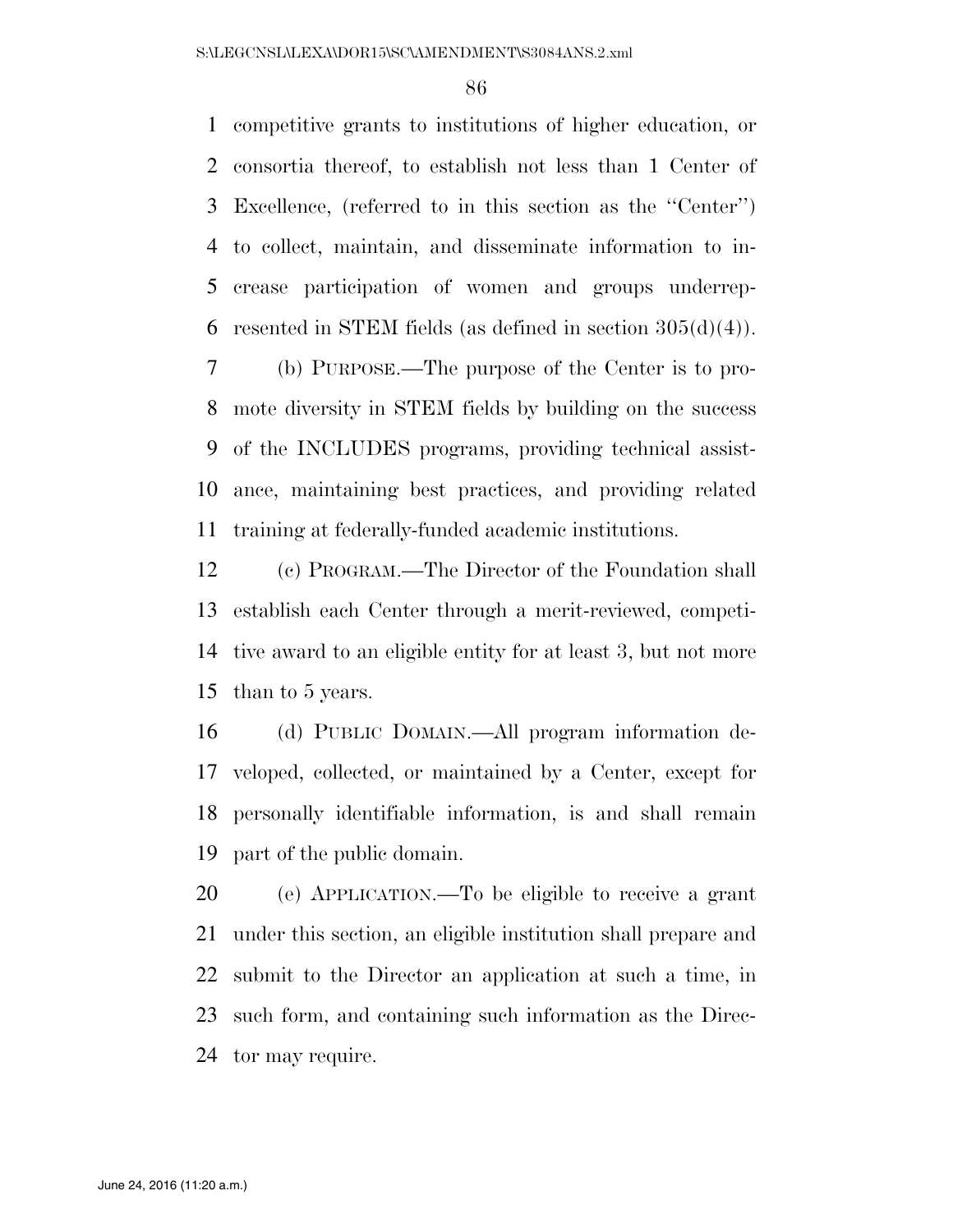competitive grants to institutions of higher education, or consortia thereof, to establish not less than 1 Center of Excellence, (referred to in this section as the "Center") to collect, maintain, and disseminate information to increase participation of women and groups underrepresented in STEM fields (as defined in section 305(d)(4)).

(b) PURPOSE.—The purpose of the Center is to promote diversity in STEM fields by building on the success of the INCLUDES programs, providing technical assistance, maintaining best practices, and providing related training at federally-funded academic institutions.

(c) PROGRAM.—The Director of the Foundation shall establish each Center through a merit-reviewed, competitive award to an eligible entity for at least 3, but not more than to 5 years.

(d) PUBLIC DOMAIN.—All program information developed, collected, or maintained by a Center, except for personally identifiable information, is and shall remain part of the public domain.

(e) APPLICATION.—To be eligible to receive a grant under this section, an eligible institution shall prepare and submit to the Director an application at such a time, in such form, and containing such information as the Director may require.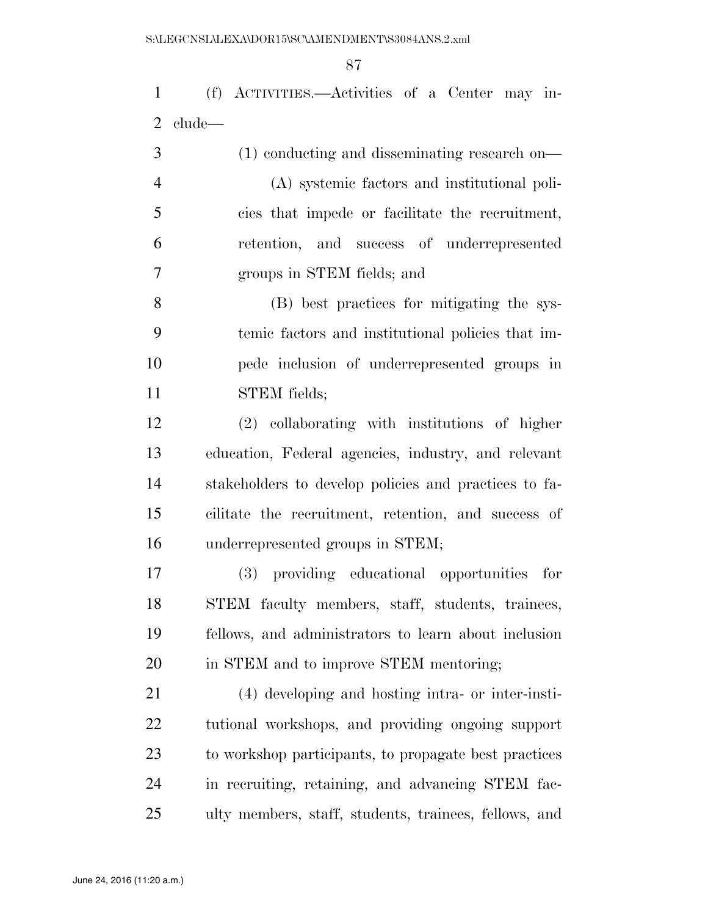(f) ACTIVITIES.—Activities of a Center may include—

(1) conducting and disseminating research on—

(A) systemic factors and institutional policies that impede or facilitate the recruitment, retention, and success of underrepresented groups in STEM fields; and

(B) best practices for mitigating the systemic factors and institutional policies that impede inclusion of underrepresented groups in STEM fields;

(2) collaborating with institutions of higher education, Federal agencies, industry, and relevant stakeholders to develop policies and practices to facilitate the recruitment, retention, and success of underrepresented groups in STEM;

(3) providing educational opportunities for STEM faculty members, staff, students, trainees, fellows, and administrators to learn about inclusion in STEM and to improve STEM mentoring;

(4) developing and hosting intra- or inter-institutional workshops, and providing ongoing support to workshop participants, to propagate best practices in recruiting, retaining, and advancing STEM faculty members, staff, students, trainees, fellows, and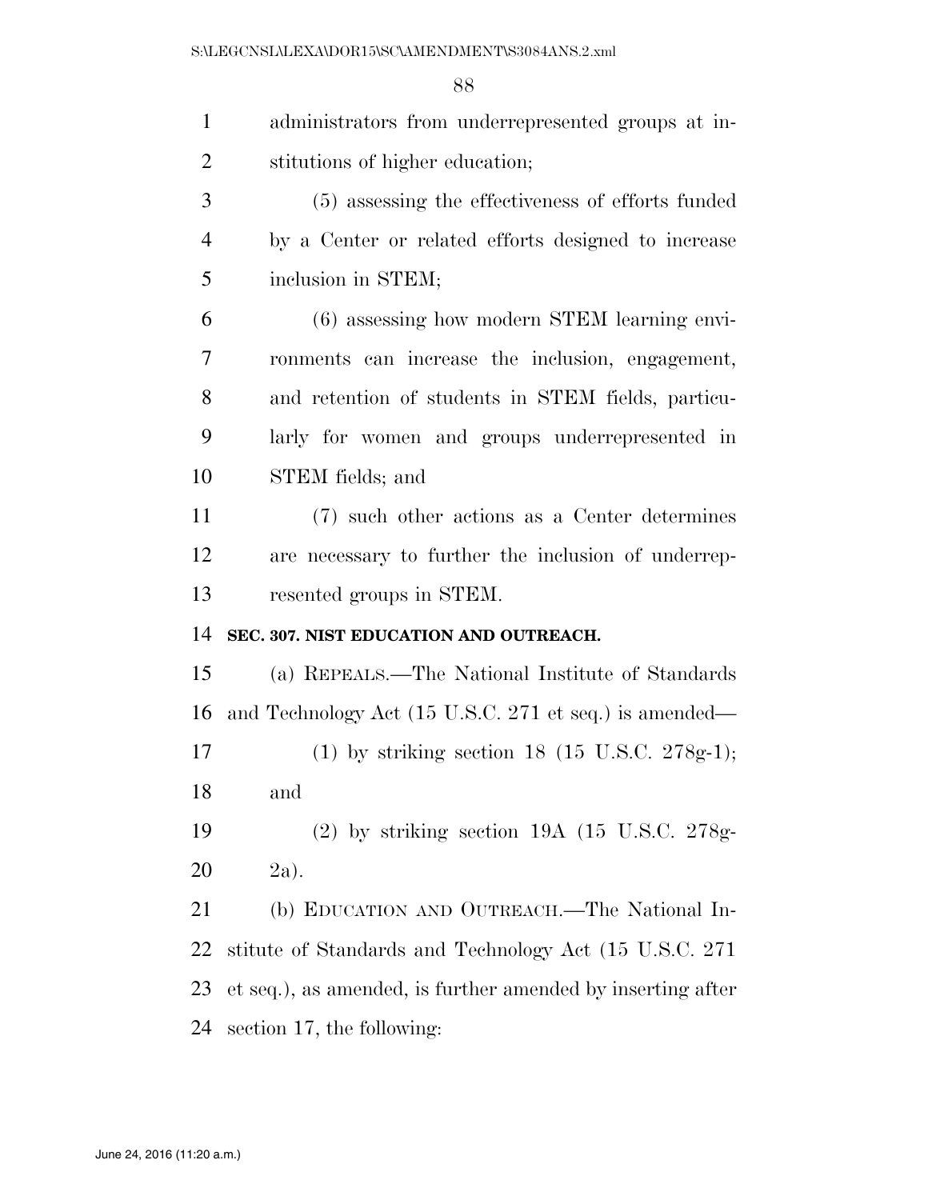administrators from underrepresented groups at institutions of higher education;

(5) assessing the effectiveness of efforts funded by a Center or related efforts designed to increase inclusion in STEM;

(6) assessing how modern STEM learning environments can increase the inclusion, engagement, and retention of students in STEM fields, particularly for women and groups underrepresented in STEM fields; and

(7) such other actions as a Center determines are necessary to further the inclusion of underrepresented groups in STEM.

**SEC. 307. NIST EDUCATION AND OUTREACH.**

(a) REPEALS.—The National Institute of Standards and Technology Act (15 U.S.C. 271 et seq.) is amended—

(1) by striking section 18 (15 U.S.C. 278g-1); and

(2) by striking section 19A (15 U.S.C. 278g-2a).

(b) EDUCATION AND OUTREACH.—The National Institute of Standards and Technology Act (15 U.S.C. 271 et seq.), as amended, is further amended by inserting after section 17, the following: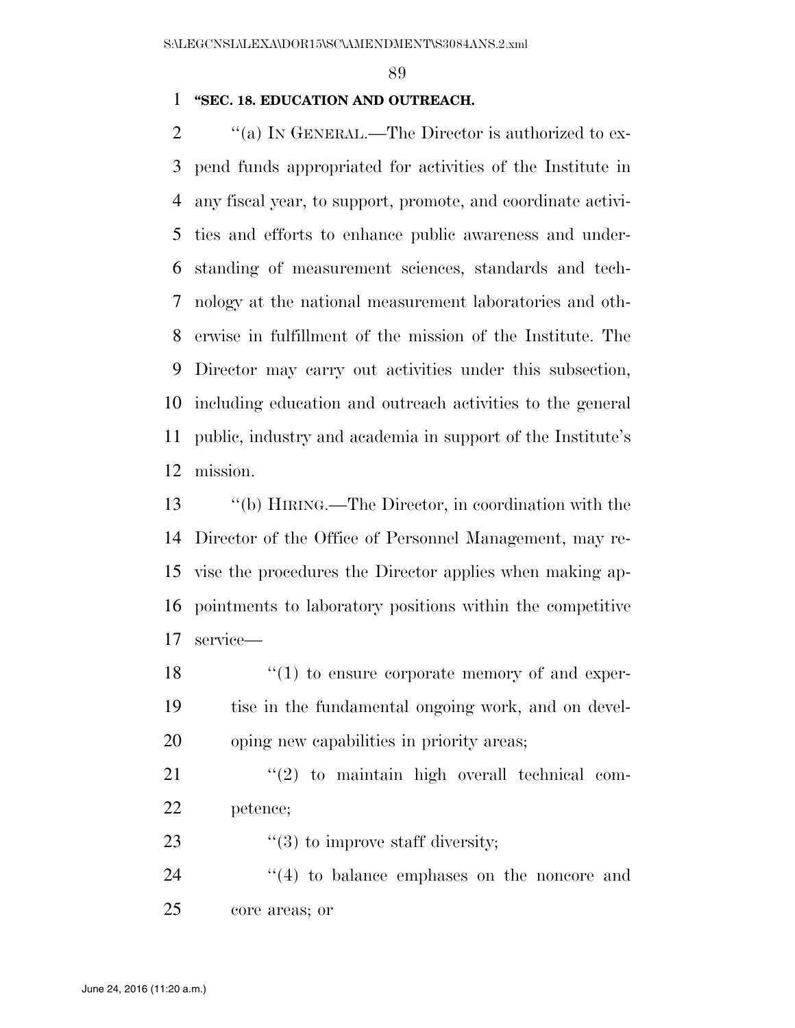**"SEC. 18. EDUCATION AND OUTREACH.**

"(a) IN GENERAL.—The Director is authorized to expend funds appropriated for activities of the Institute in any fiscal year, to support, promote, and coordinate activities and efforts to enhance public awareness and understanding of measurement sciences, standards and technology at the national measurement laboratories and otherwise in fulfillment of the mission of the Institute. The Director may carry out activities under this subsection, including education and outreach activities to the general public, industry and academia in support of the Institute's mission.

"(b) HIRING.—The Director, in coordination with the Director of the Office of Personnel Management, may revise the procedures the Director applies when making appointments to laboratory positions within the competitive service—

"(1) to ensure corporate memory of and expertise in the fundamental ongoing work, and on developing new capabilities in priority areas;

"(2) to maintain high overall technical competence;

"(3) to improve staff diversity;

"(4) to balance emphases on the noncore and core areas; or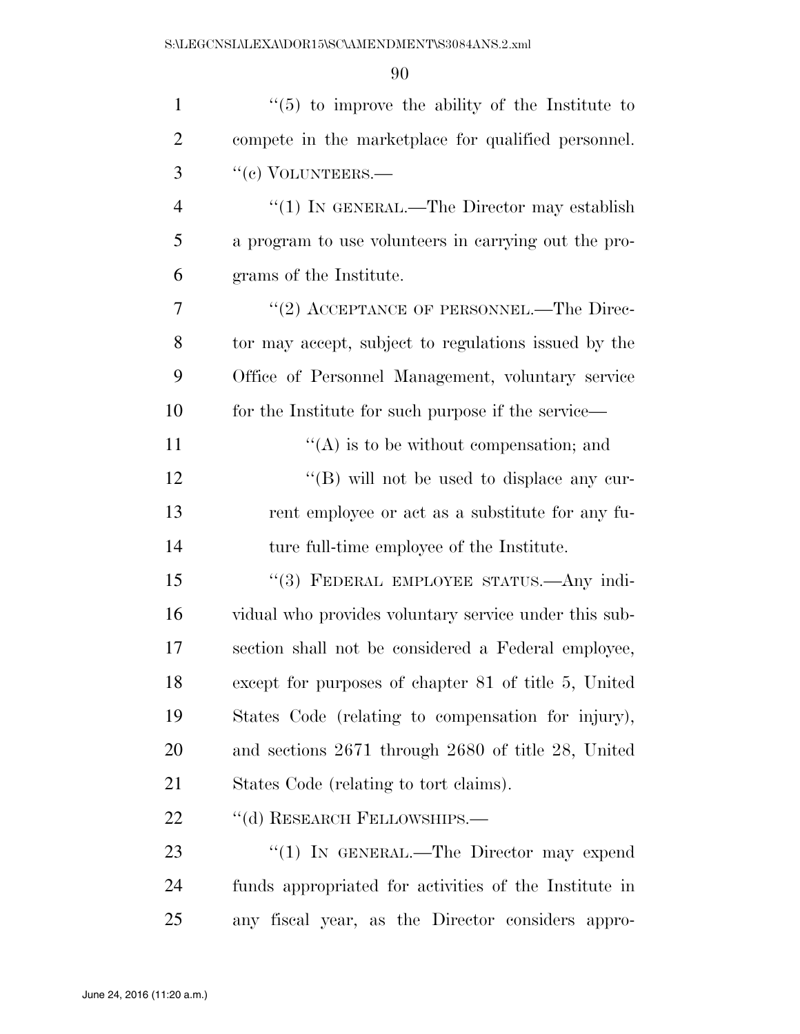"(5) to improve the ability of the Institute to compete in the marketplace for qualified personnel.

"(c) VOLUNTEERS.—

"(1) IN GENERAL.—The Director may establish a program to use volunteers in carrying out the programs of the Institute.

"(2) ACCEPTANCE OF PERSONNEL.—The Director may accept, subject to regulations issued by the Office of Personnel Management, voluntary service for the Institute for such purpose if the service—

"(A) is to be without compensation; and

"(B) will not be used to displace any current employee or act as a substitute for any future full-time employee of the Institute.

"(3) FEDERAL EMPLOYEE STATUS.—Any individual who provides voluntary service under this subsection shall not be considered a Federal employee, except for purposes of chapter 81 of title 5, United States Code (relating to compensation for injury), and sections 2671 through 2680 of title 28, United States Code (relating to tort claims).

"(d) RESEARCH FELLOWSHIPS.—

"(1) IN GENERAL.—The Director may expend funds appropriated for activities of the Institute in any fiscal year, as the Director considers appro-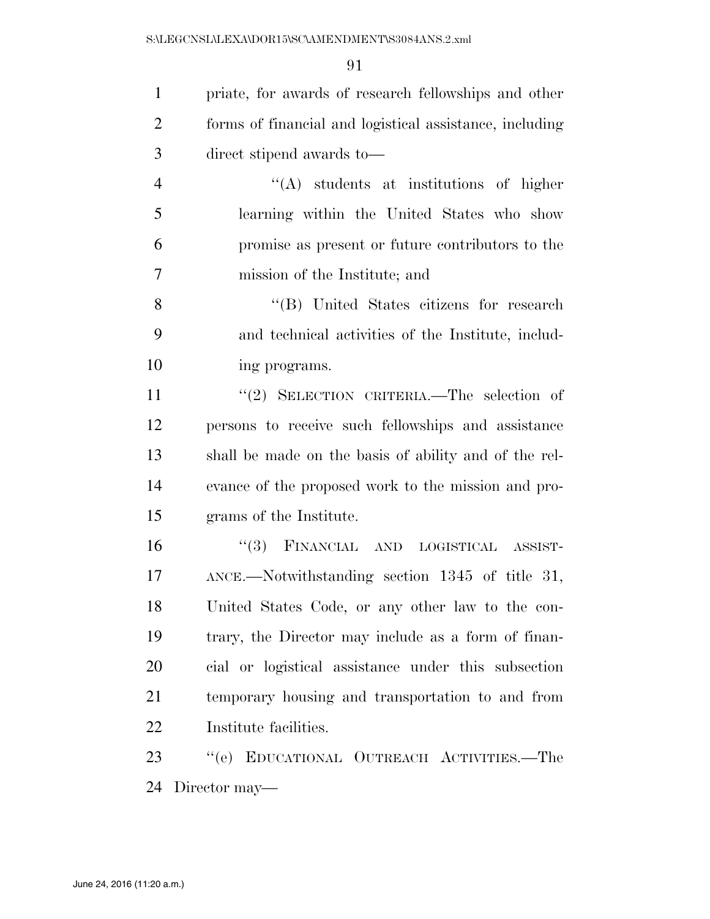priate, for awards of research fellowships and other forms of financial and logistical assistance, including direct stipend awards to—

"(A) students at institutions of higher learning within the United States who show promise as present or future contributors to the mission of the Institute; and

"(B) United States citizens for research and technical activities of the Institute, including programs.

"(2) SELECTION CRITERIA.—The selection of persons to receive such fellowships and assistance shall be made on the basis of ability and of the relevance of the proposed work to the mission and programs of the Institute.

"(3) FINANCIAL AND LOGISTICAL ASSISTANCE.—Notwithstanding section 1345 of title 31, United States Code, or any other law to the contrary, the Director may include as a form of financial or logistical assistance under this subsection temporary housing and transportation to and from Institute facilities.

"(e) EDUCATIONAL OUTREACH ACTIVITIES.—The Director may—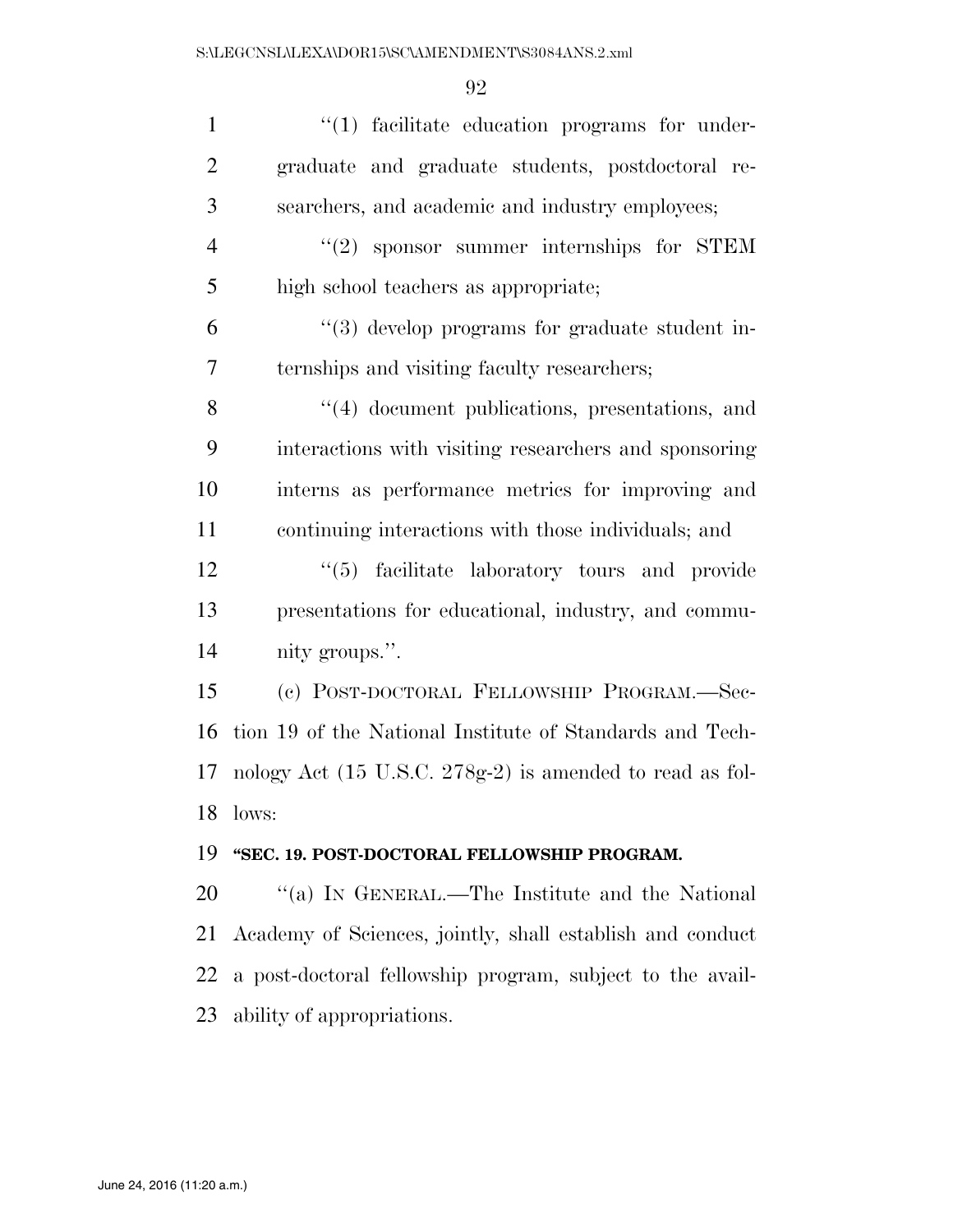"(1) facilitate education programs for undergraduate and graduate students, postdoctoral researchers, and academic and industry employees;

"(2) sponsor summer internships for STEM high school teachers as appropriate;

"(3) develop programs for graduate student internships and visiting faculty researchers;

"(4) document publications, presentations, and interactions with visiting researchers and sponsoring interns as performance metrics for improving and continuing interactions with those individuals; and

"(5) facilitate laboratory tours and provide presentations for educational, industry, and community groups.".

(c) POST-DOCTORAL FELLOWSHIP PROGRAM.—Section 19 of the National Institute of Standards and Technology Act (15 U.S.C. 278g-2) is amended to read as follows:

**"SEC. 19. POST-DOCTORAL FELLOWSHIP PROGRAM.**

"(a) IN GENERAL.—The Institute and the National Academy of Sciences, jointly, shall establish and conduct a post-doctoral fellowship program, subject to the availability of appropriations.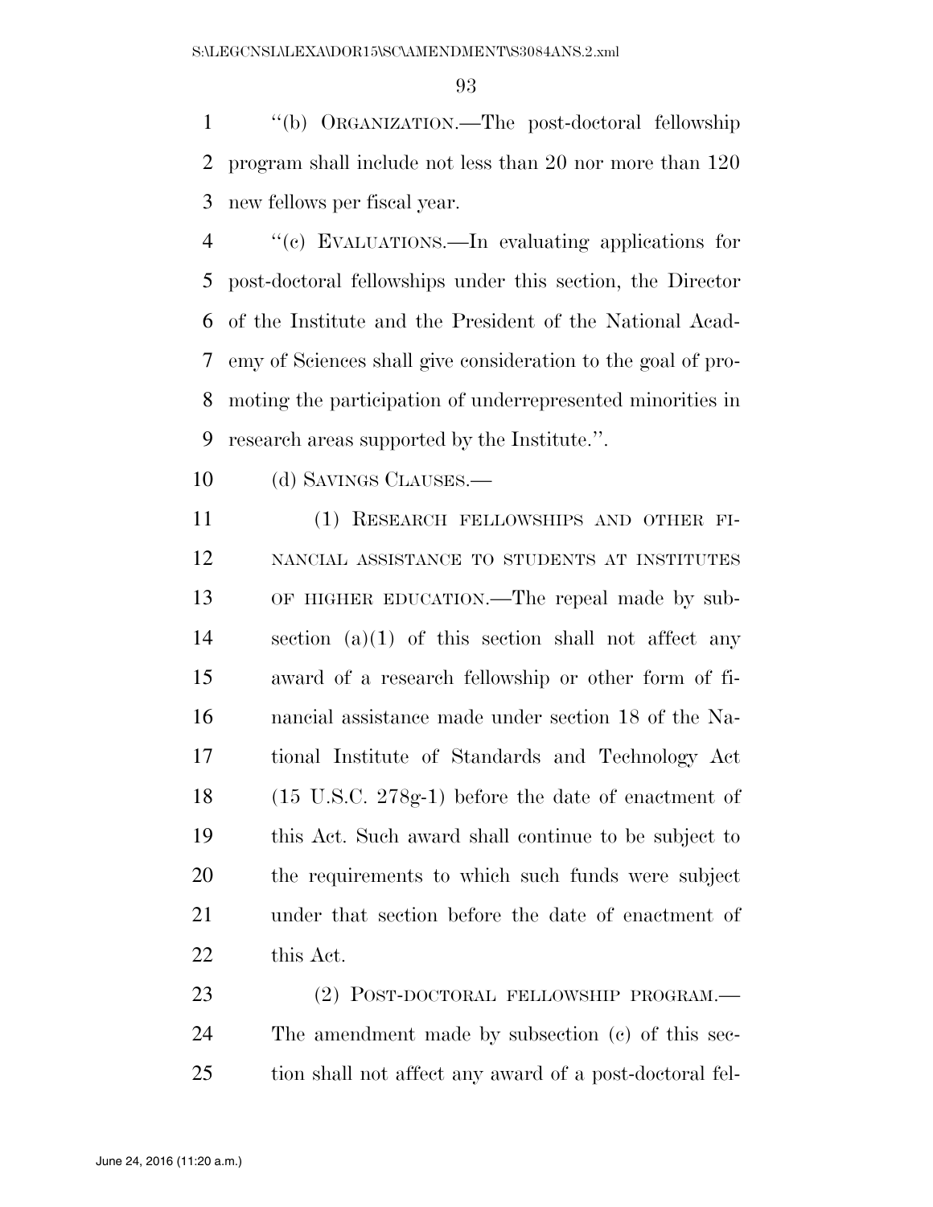"(b) ORGANIZATION.—The post-doctoral fellowship program shall include not less than 20 nor more than 120 new fellows per fiscal year.

"(c) EVALUATIONS.—In evaluating applications for post-doctoral fellowships under this section, the Director of the Institute and the President of the National Academy of Sciences shall give consideration to the goal of promoting the participation of underrepresented minorities in research areas supported by the Institute.".

(d) SAVINGS CLAUSES.—

(1) RESEARCH FELLOWSHIPS AND OTHER FINANCIAL ASSISTANCE TO STUDENTS AT INSTITUTES OF HIGHER EDUCATION.—The repeal made by subsection (a)(1) of this section shall not affect any award of a research fellowship or other form of financial assistance made under section 18 of the National Institute of Standards and Technology Act (15 U.S.C. 278g-1) before the date of enactment of this Act. Such award shall continue to be subject to the requirements to which such funds were subject under that section before the date of enactment of this Act.

(2) POST-DOCTORAL FELLOWSHIP PROGRAM.—The amendment made by subsection (c) of this section shall not affect any award of a post-doctoral fel-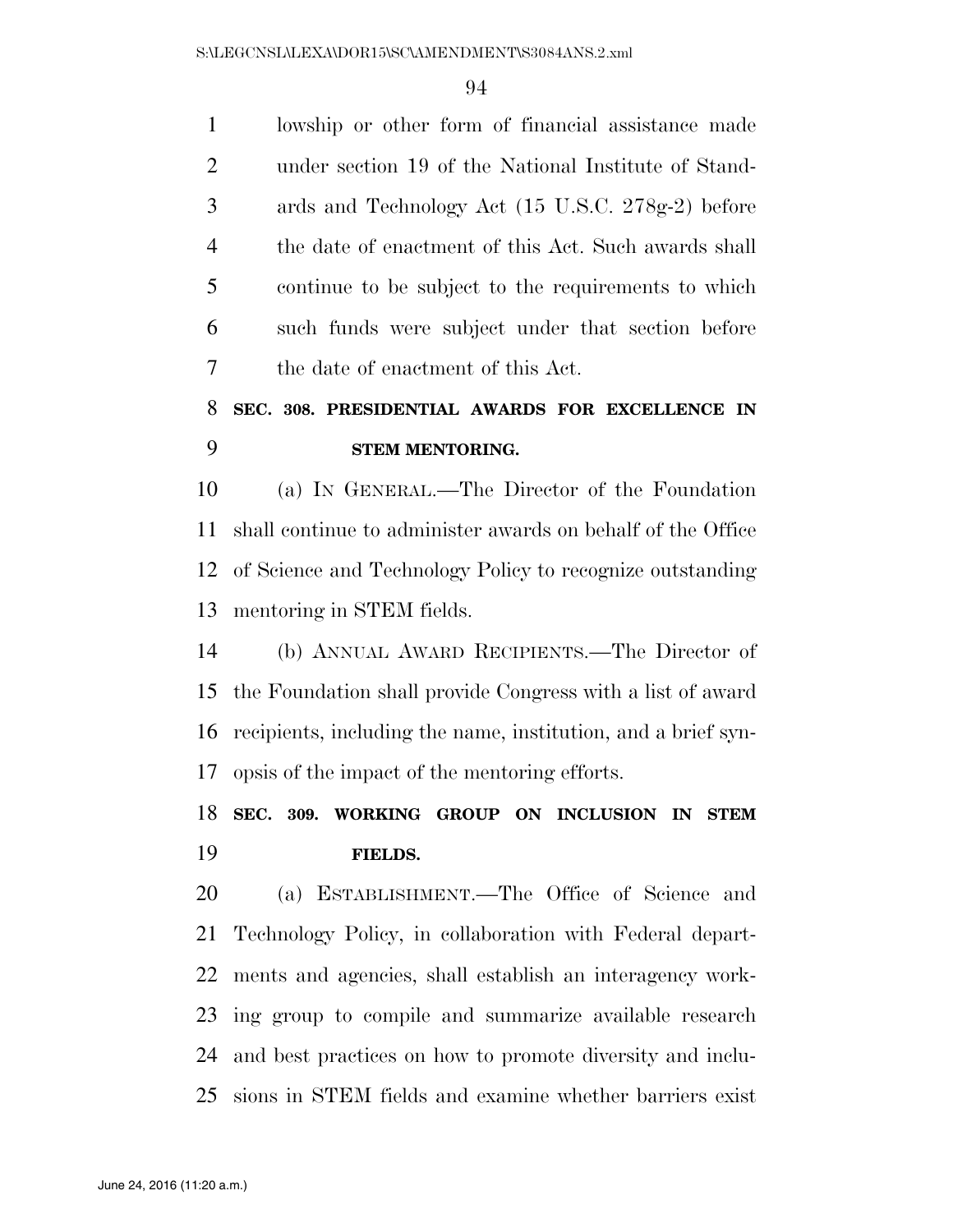lowship or other form of financial assistance made under section 19 of the National Institute of Standards and Technology Act (15 U.S.C. 278g-2) before the date of enactment of this Act. Such awards shall continue to be subject to the requirements to which such funds were subject under that section before the date of enactment of this Act.

**SEC. 308. PRESIDENTIAL AWARDS FOR EXCELLENCE IN STEM MENTORING.**

(a) IN GENERAL.—The Director of the Foundation shall continue to administer awards on behalf of the Office of Science and Technology Policy to recognize outstanding mentoring in STEM fields.

(b) ANNUAL AWARD RECIPIENTS.—The Director of the Foundation shall provide Congress with a list of award recipients, including the name, institution, and a brief synopsis of the impact of the mentoring efforts.

**SEC. 309. WORKING GROUP ON INCLUSION IN STEM FIELDS.**

(a) ESTABLISHMENT.—The Office of Science and Technology Policy, in collaboration with Federal departments and agencies, shall establish an interagency working group to compile and summarize available research and best practices on how to promote diversity and inclusions in STEM fields and examine whether barriers exist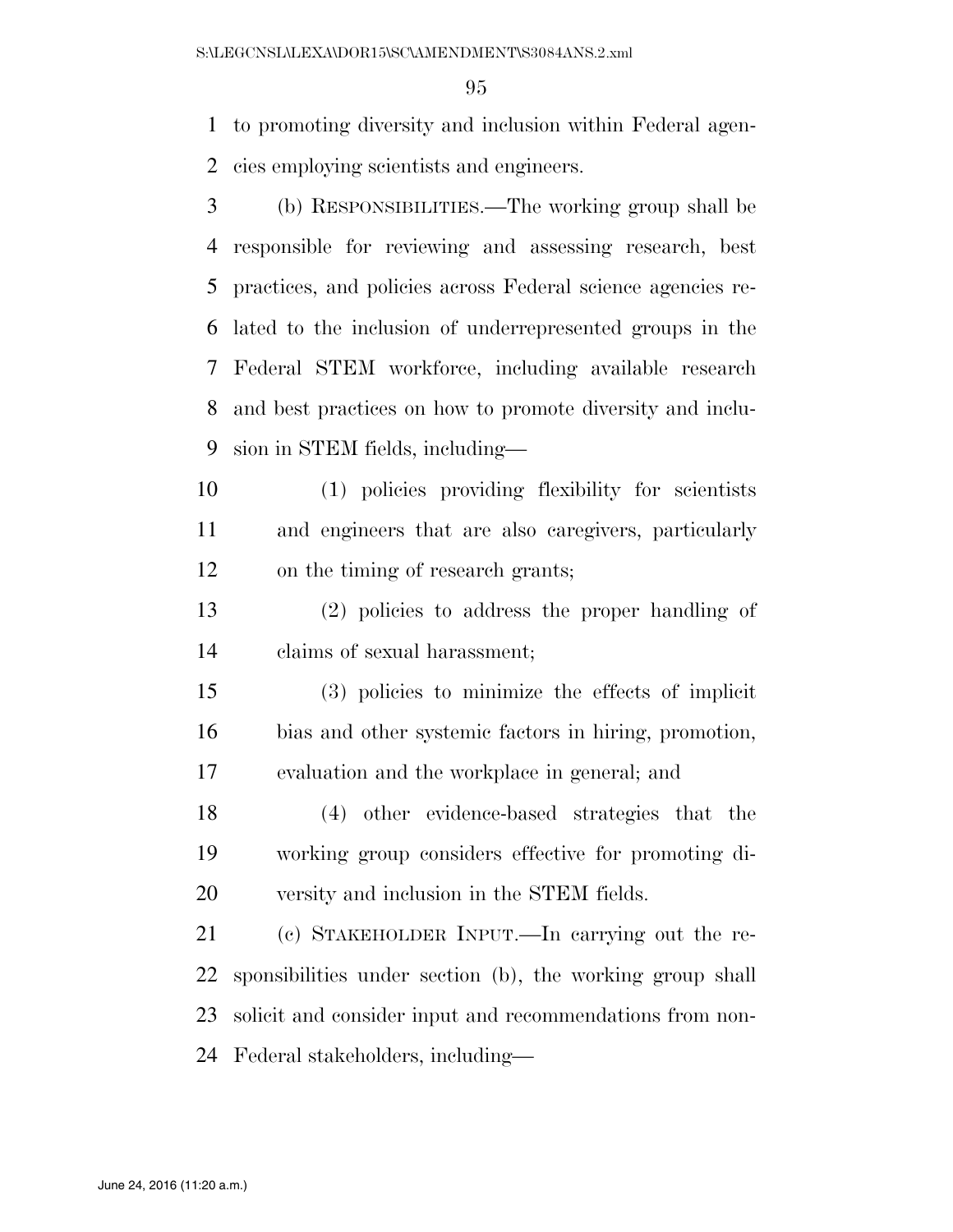to promoting diversity and inclusion within Federal agencies employing scientists and engineers.

(b) RESPONSIBILITIES.—The working group shall be responsible for reviewing and assessing research, best practices, and policies across Federal science agencies related to the inclusion of underrepresented groups in the Federal STEM workforce, including available research and best practices on how to promote diversity and inclusion in STEM fields, including—

(1) policies providing flexibility for scientists and engineers that are also caregivers, particularly on the timing of research grants;

(2) policies to address the proper handling of claims of sexual harassment;

(3) policies to minimize the effects of implicit bias and other systemic factors in hiring, promotion, evaluation and the workplace in general; and

(4) other evidence-based strategies that the working group considers effective for promoting diversity and inclusion in the STEM fields.

(c) STAKEHOLDER INPUT.—In carrying out the responsibilities under section (b), the working group shall solicit and consider input and recommendations from non-Federal stakeholders, including—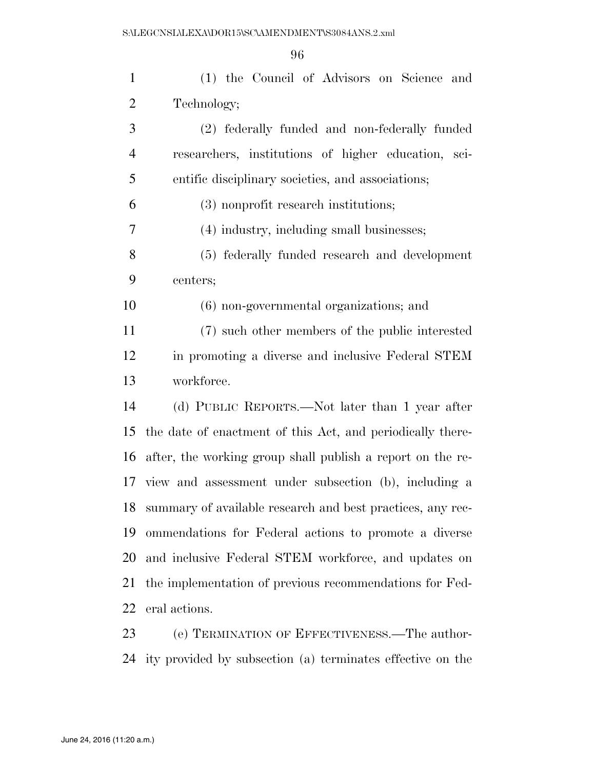(1) the Council of Advisors on Science and Technology;

(2) federally funded and non-federally funded researchers, institutions of higher education, scientific disciplinary societies, and associations;

(3) nonprofit research institutions;

(4) industry, including small businesses;

(5) federally funded research and development centers;

(6) non-governmental organizations; and

(7) such other members of the public interested in promoting a diverse and inclusive Federal STEM workforce.

(d) PUBLIC REPORTS.—Not later than 1 year after the date of enactment of this Act, and periodically thereafter, the working group shall publish a report on the review and assessment under subsection (b), including a summary of available research and best practices, any recommendations for Federal actions to promote a diverse and inclusive Federal STEM workforce, and updates on the implementation of previous recommendations for Federal actions.

(e) TERMINATION OF EFFECTIVENESS.—The authority provided by subsection (a) terminates effective on the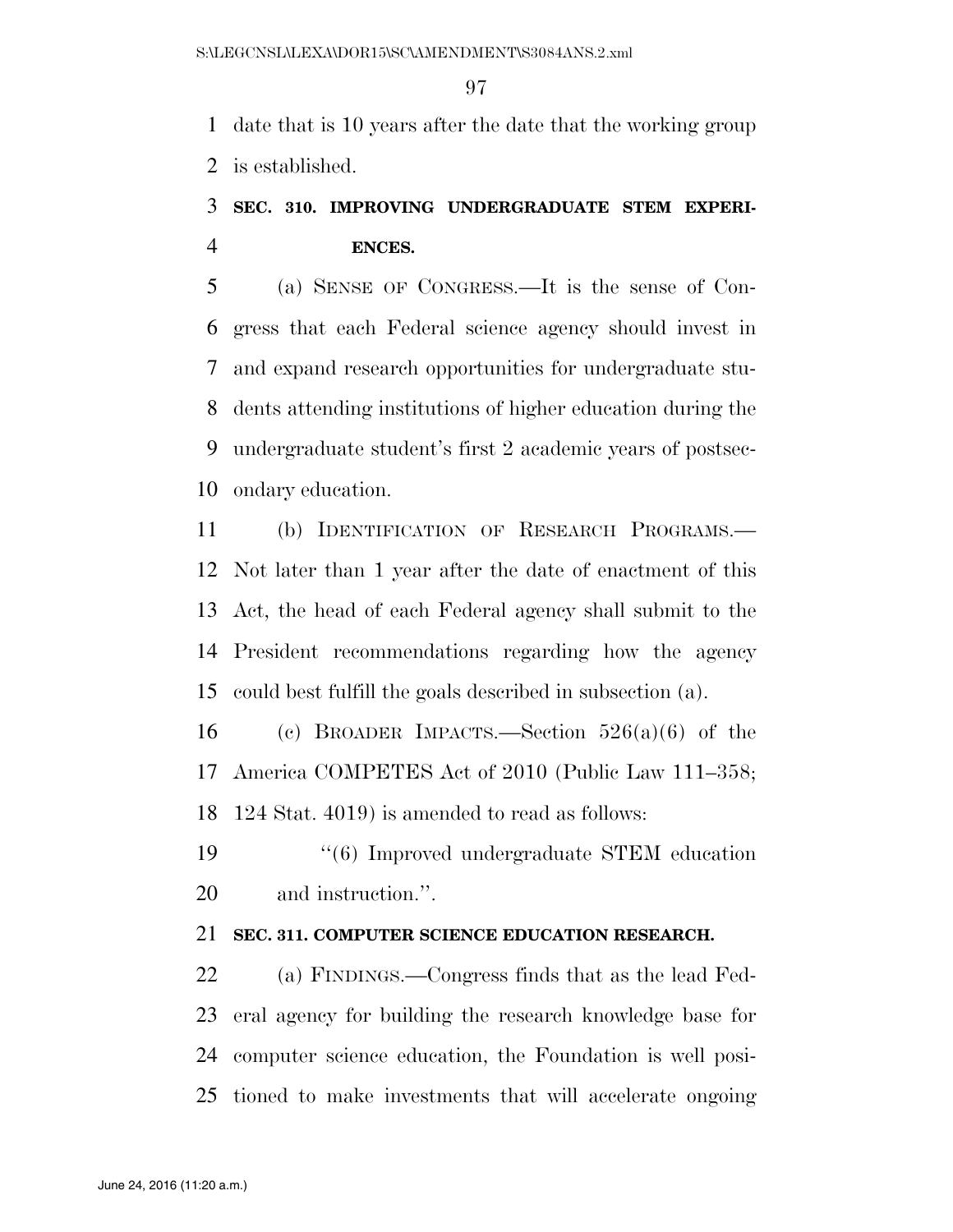date that is 10 years after the date that the working group is established.

### SEC. 310. IMPROVING UNDERGRADUATE STEM EXPERIENCES.

(a) SENSE OF CONGRESS.—It is the sense of Congress that each Federal science agency should invest in and expand research opportunities for undergraduate students attending institutions of higher education during the undergraduate student's first 2 academic years of postsecondary education.

(b) IDENTIFICATION OF RESEARCH PROGRAMS.—Not later than 1 year after the date of enactment of this Act, the head of each Federal agency shall submit to the President recommendations regarding how the agency could best fulfill the goals described in subsection (a).

(c) BROADER IMPACTS.—Section 526(a)(6) of the America COMPETES Act of 2010 (Public Law 111–358; 124 Stat. 4019) is amended to read as follows:

"(6) Improved undergraduate STEM education and instruction.".

### SEC. 311. COMPUTER SCIENCE EDUCATION RESEARCH.

(a) FINDINGS.—Congress finds that as the lead Federal agency for building the research knowledge base for computer science education, the Foundation is well positioned to make investments that will accelerate ongoing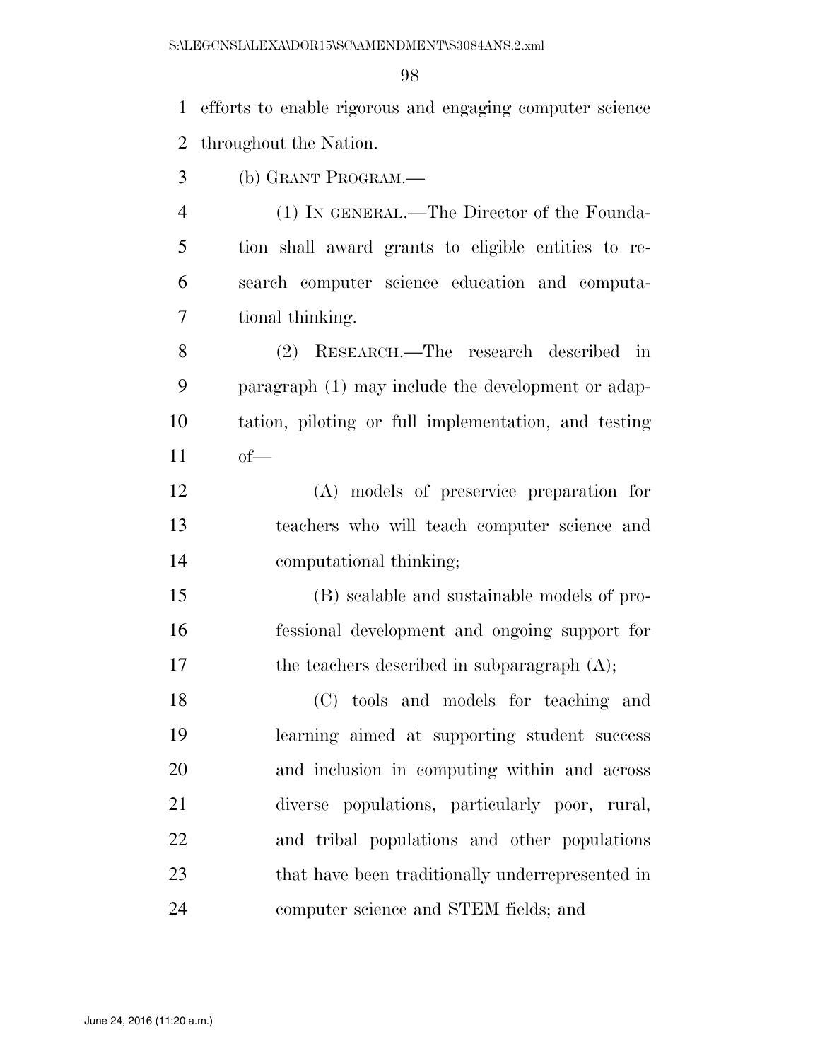efforts to enable rigorous and engaging computer science throughout the Nation.

(b) GRANT PROGRAM.—

(1) IN GENERAL.—The Director of the Foundation shall award grants to eligible entities to research computer science education and computational thinking.

(2) RESEARCH.—The research described in paragraph (1) may include the development or adaptation, piloting or full implementation, and testing of—

(A) models of preservice preparation for teachers who will teach computer science and computational thinking;

(B) scalable and sustainable models of professional development and ongoing support for the teachers described in subparagraph (A);

(C) tools and models for teaching and learning aimed at supporting student success and inclusion in computing within and across diverse populations, particularly poor, rural, and tribal populations and other populations that have been traditionally underrepresented in computer science and STEM fields; and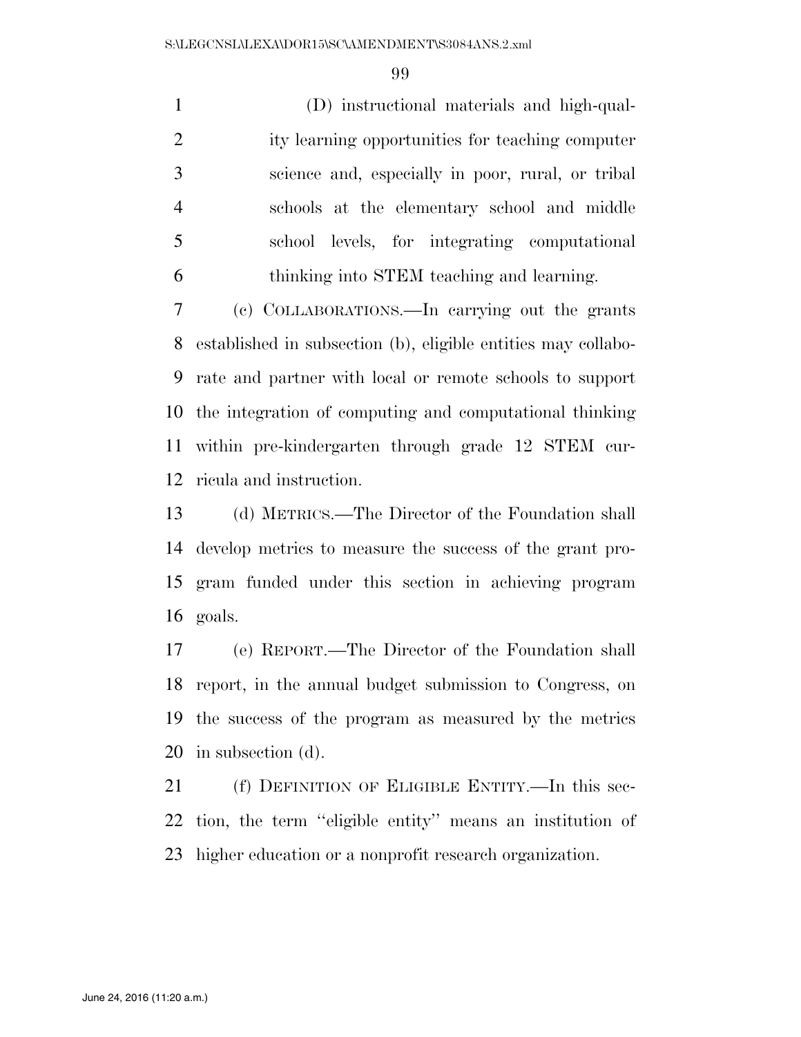(D) instructional materials and high-quality learning opportunities for teaching computer science and, especially in poor, rural, or tribal schools at the elementary school and middle school levels, for integrating computational thinking into STEM teaching and learning.

(c) COLLABORATIONS.—In carrying out the grants established in subsection (b), eligible entities may collaborate and partner with local or remote schools to support the integration of computing and computational thinking within pre-kindergarten through grade 12 STEM curricula and instruction.

(d) METRICS.—The Director of the Foundation shall develop metrics to measure the success of the grant program funded under this section in achieving program goals.

(e) REPORT.—The Director of the Foundation shall report, in the annual budget submission to Congress, on the success of the program as measured by the metrics in subsection (d).

(f) DEFINITION OF ELIGIBLE ENTITY.—In this section, the term ''eligible entity'' means an institution of higher education or a nonprofit research organization.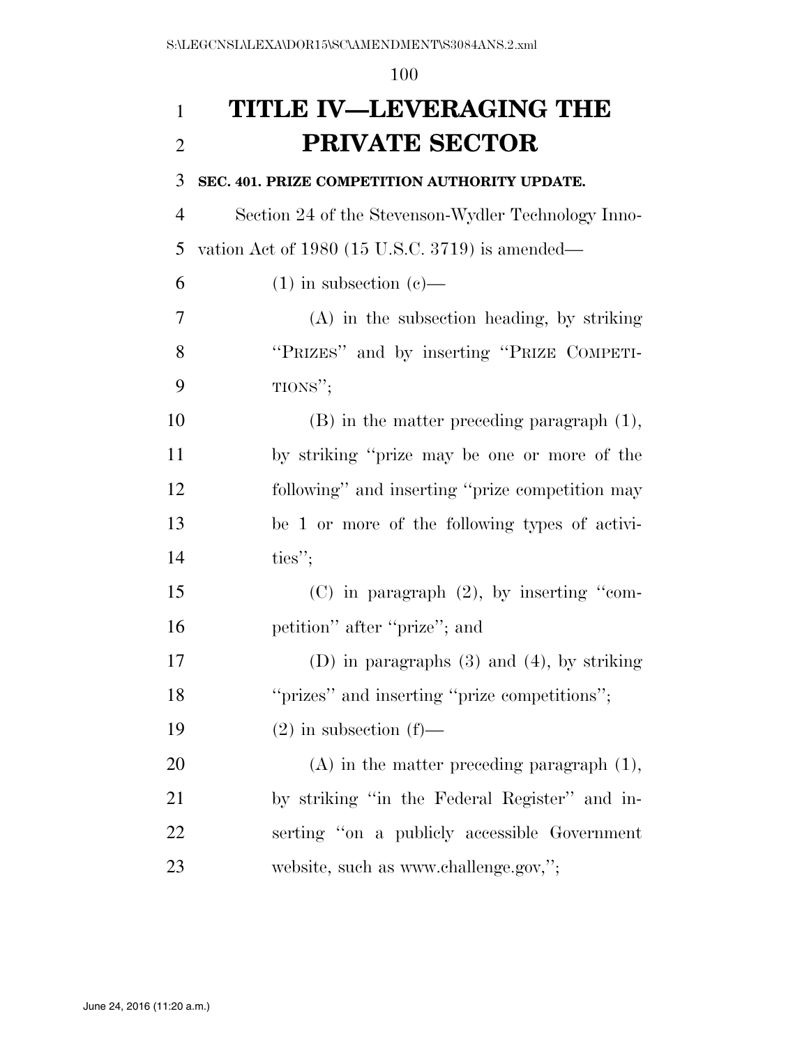# TITLE IV—LEVERAGING THE PRIVATE SECTOR

**SEC. 401. PRIZE COMPETITION AUTHORITY UPDATE.**

Section 24 of the Stevenson-Wydler Technology Innovation Act of 1980 (15 U.S.C. 3719) is amended—

(1) in subsection (c)—

(A) in the subsection heading, by striking "PRIZES" and by inserting "PRIZE COMPETITIONS";

(B) in the matter preceding paragraph (1), by striking "prize may be one or more of the following" and inserting "prize competition may be 1 or more of the following types of activities";

(C) in paragraph (2), by inserting "competition" after "prize"; and

(D) in paragraphs (3) and (4), by striking "prizes" and inserting "prize competitions";

(2) in subsection (f)—

(A) in the matter preceding paragraph (1), by striking "in the Federal Register" and inserting "on a publicly accessible Government website, such as www.challenge.gov,";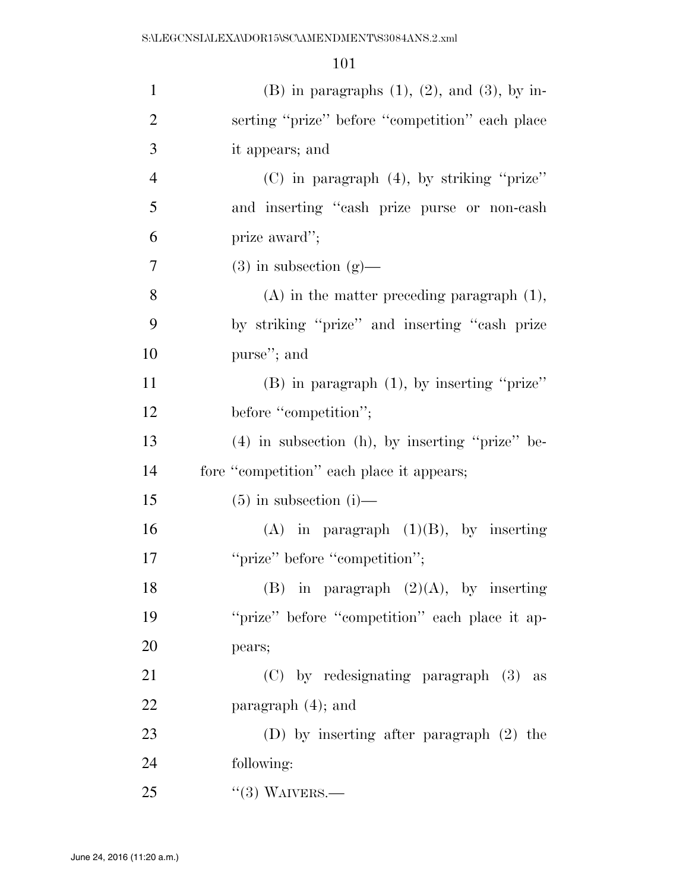(B) in paragraphs (1), (2), and (3), by inserting "prize" before "competition" each place it appears; and

(C) in paragraph (4), by striking "prize" and inserting "cash prize purse or non-cash prize award";

(3) in subsection (g)—

(A) in the matter preceding paragraph (1), by striking "prize" and inserting "cash prize purse"; and

(B) in paragraph (1), by inserting "prize" before "competition";

(4) in subsection (h), by inserting "prize" before "competition" each place it appears;

(5) in subsection (i)—

(A) in paragraph (1)(B), by inserting "prize" before "competition";

(B) in paragraph (2)(A), by inserting "prize" before "competition" each place it appears;

(C) by redesignating paragraph (3) as paragraph (4); and

(D) by inserting after paragraph (2) the following:

"(3) WAIVERS.—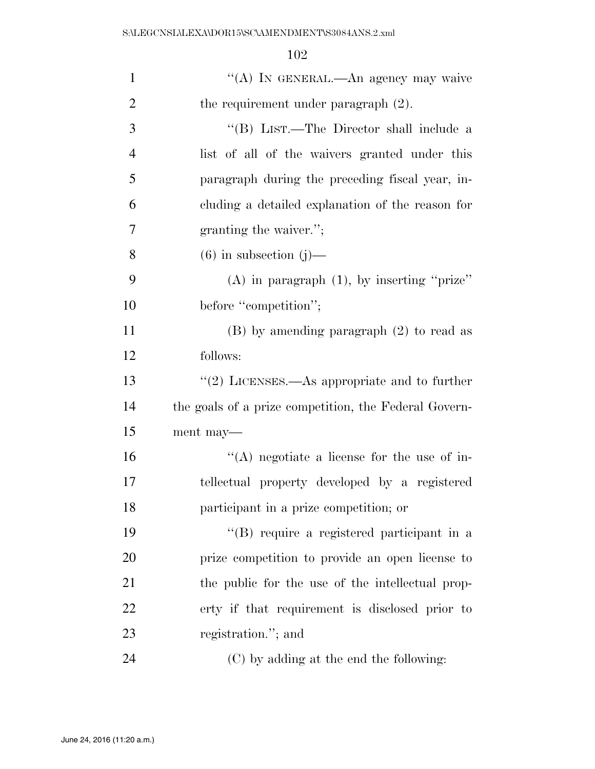''(A) IN GENERAL.—An agency may waive the requirement under paragraph (2).

''(B) LIST.—The Director shall include a list of all of the waivers granted under this paragraph during the preceding fiscal year, including a detailed explanation of the reason for granting the waiver.'';

(6) in subsection (j)—

(A) in paragraph (1), by inserting ''prize'' before ''competition'';

(B) by amending paragraph (2) to read as follows:

''(2) LICENSES.—As appropriate and to further the goals of a prize competition, the Federal Government may—

''(A) negotiate a license for the use of intellectual property developed by a registered participant in a prize competition; or

''(B) require a registered participant in a prize competition to provide an open license to the public for the use of the intellectual property if that requirement is disclosed prior to registration.''; and

(C) by adding at the end the following: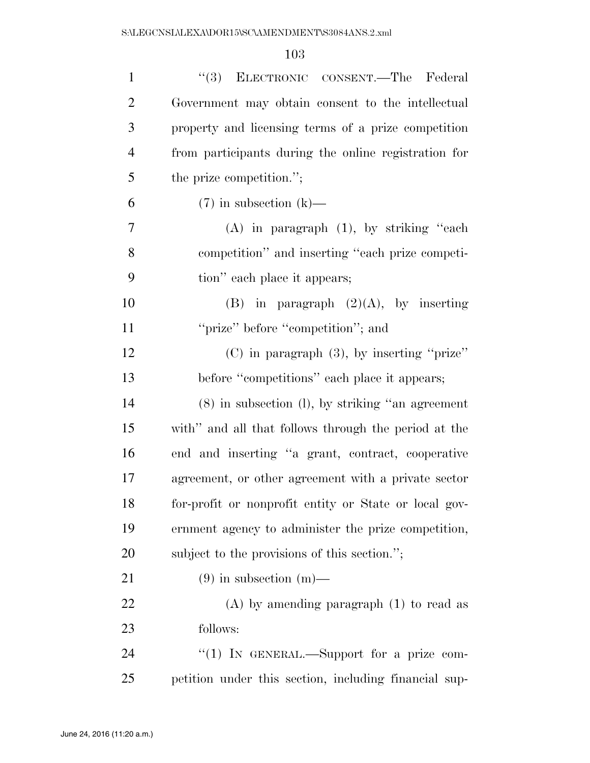"(3) ELECTRONIC CONSENT.—The Federal Government may obtain consent to the intellectual property and licensing terms of a prize competition from participants during the online registration for the prize competition.";

(7) in subsection (k)—

(A) in paragraph (1), by striking "each competition" and inserting "each prize competition" each place it appears;

(B) in paragraph (2)(A), by inserting "prize" before "competition"; and

(C) in paragraph (3), by inserting "prize" before "competitions" each place it appears;

(8) in subsection (l), by striking "an agreement with" and all that follows through the period at the end and inserting "a grant, contract, cooperative agreement, or other agreement with a private sector for-profit or nonprofit entity or State or local government agency to administer the prize competition, subject to the provisions of this section.";

(9) in subsection (m)—

(A) by amending paragraph (1) to read as follows:

"(1) IN GENERAL.—Support for a prize competition under this section, including financial sup-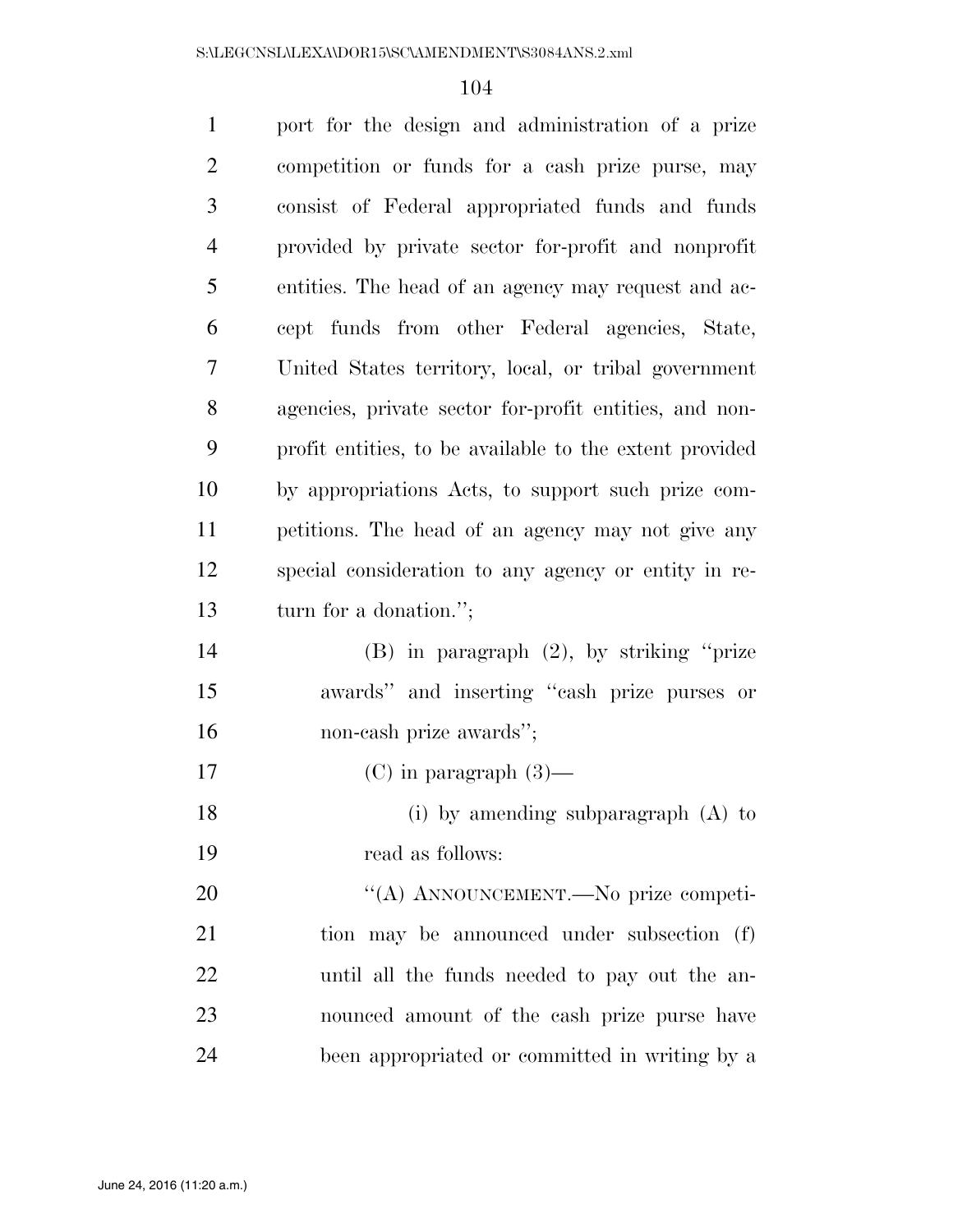port for the design and administration of a prize competition or funds for a cash prize purse, may consist of Federal appropriated funds and funds provided by private sector for-profit and nonprofit entities. The head of an agency may request and accept funds from other Federal agencies, State, United States territory, local, or tribal government agencies, private sector for-profit entities, and nonprofit entities, to be available to the extent provided by appropriations Acts, to support such prize competitions. The head of an agency may not give any special consideration to any agency or entity in return for a donation.'';

(B) in paragraph (2), by striking ''prize awards'' and inserting ''cash prize purses or non-cash prize awards'';

(C) in paragraph (3)—

(i) by amending subparagraph (A) to read as follows:

''(A) ANNOUNCEMENT.—No prize competition may be announced under subsection (f) until all the funds needed to pay out the announced amount of the cash prize purse have been appropriated or committed in writing by a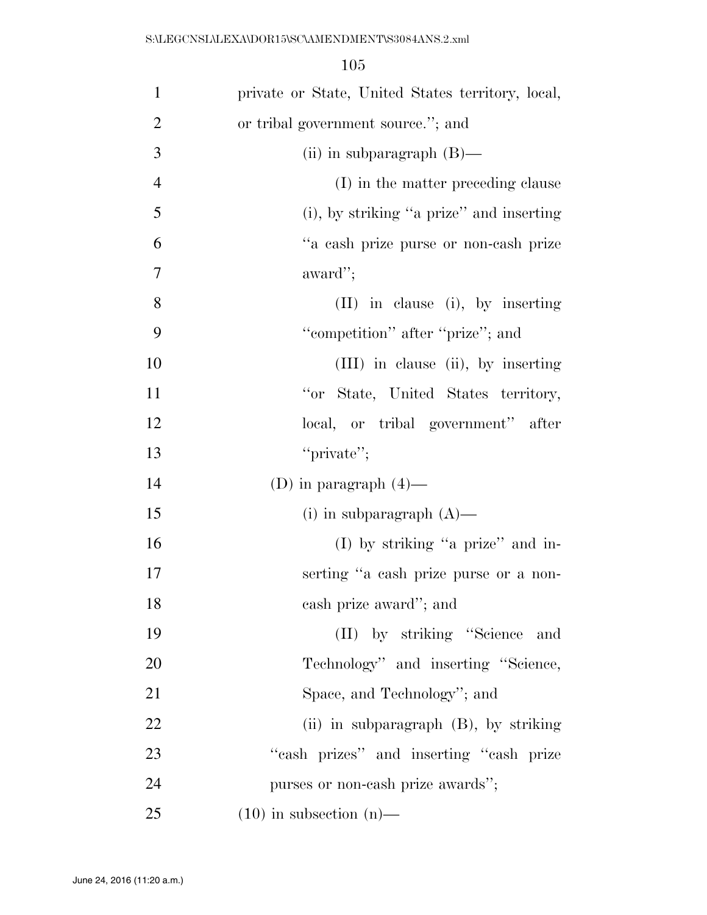private or State, United States territory, local, or tribal government source."; and

(ii) in subparagraph (B)—

(I) in the matter preceding clause (i), by striking "a prize" and inserting "a cash prize purse or non-cash prize award";

(II) in clause (i), by inserting "competition" after "prize"; and

(III) in clause (ii), by inserting "or State, United States territory, local, or tribal government" after "private";

(D) in paragraph (4)—

(i) in subparagraph (A)—

(I) by striking "a prize" and inserting "a cash prize purse or a non-cash prize award"; and

(II) by striking "Science and Technology" and inserting "Science, Space, and Technology"; and

(ii) in subparagraph (B), by striking "cash prizes" and inserting "cash prize purses or non-cash prize awards";

(10) in subsection (n)—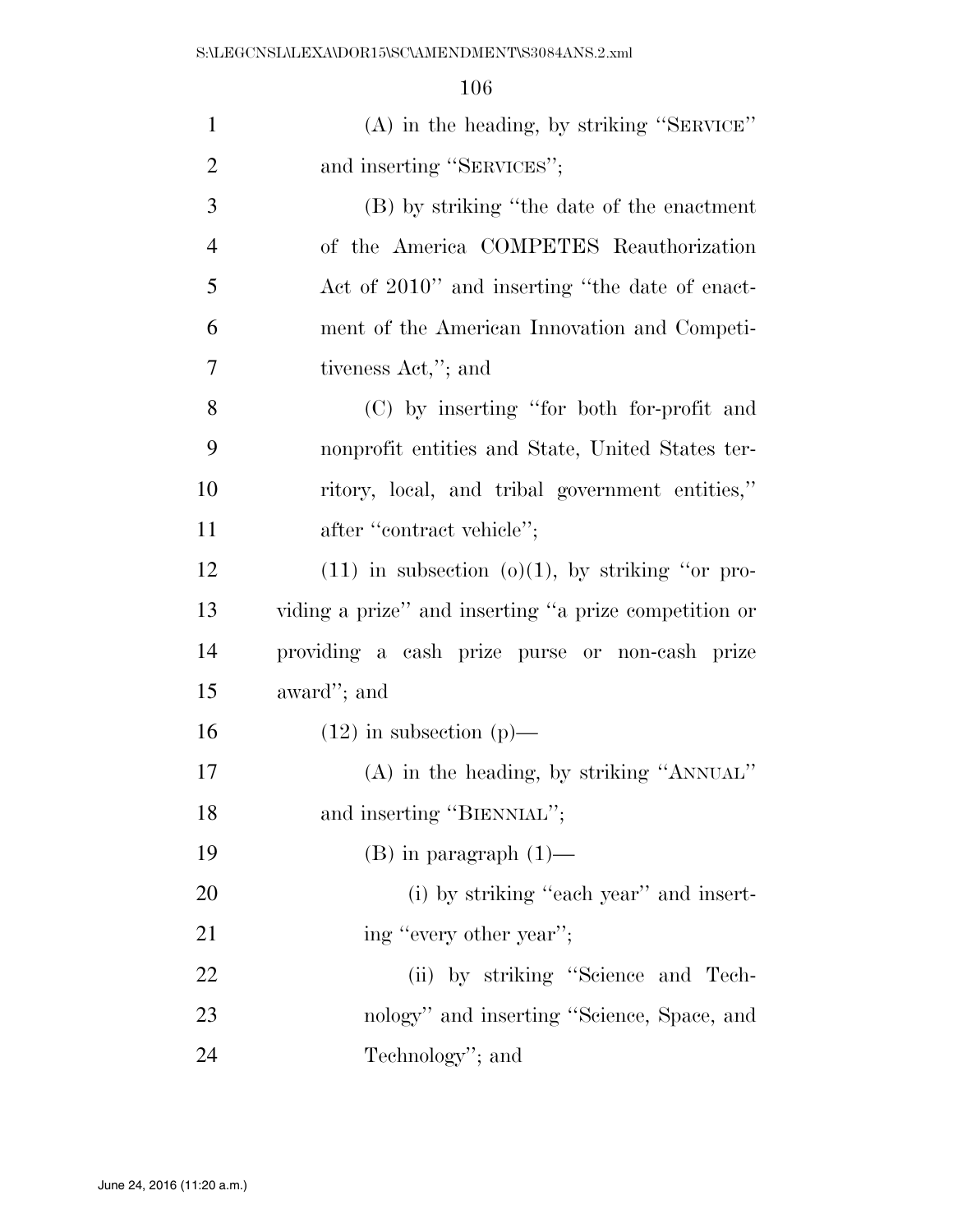(A) in the heading, by striking "SERVICE" and inserting "SERVICES";

(B) by striking "the date of the enactment of the America COMPETES Reauthorization Act of 2010" and inserting "the date of enactment of the American Innovation and Competitiveness Act,"; and

(C) by inserting "for both for-profit and nonprofit entities and State, United States territory, local, and tribal government entities," after "contract vehicle";

(11) in subsection (o)(1), by striking "or providing a prize" and inserting "a prize competition or providing a cash prize purse or non-cash prize award"; and

(12) in subsection (p)—

(A) in the heading, by striking "ANNUAL" and inserting "BIENNIAL";

(B) in paragraph (1)—

(i) by striking "each year" and inserting "every other year";

(ii) by striking "Science and Technology" and inserting "Science, Space, and Technology"; and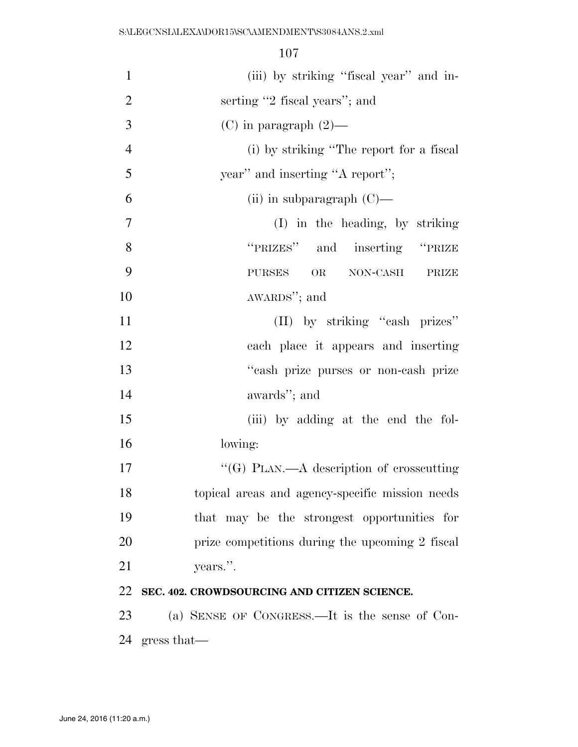(iii) by striking "fiscal year" and inserting "2 fiscal years"; and

(C) in paragraph (2)—

(i) by striking "The report for a fiscal year" and inserting "A report";

(ii) in subparagraph (C)—

(I) in the heading, by striking "PRIZES" and inserting "PRIZE PURSES OR NON-CASH PRIZE AWARDS"; and

(II) by striking "cash prizes" each place it appears and inserting "cash prize purses or non-cash prize awards"; and

(iii) by adding at the end the following:

"(G) PLAN.—A description of crosscutting topical areas and agency-specific mission needs that may be the strongest opportunities for prize competitions during the upcoming 2 fiscal years.".

**SEC. 402. CROWDSOURCING AND CITIZEN SCIENCE.**

(a) SENSE OF CONGRESS.—It is the sense of Congress that—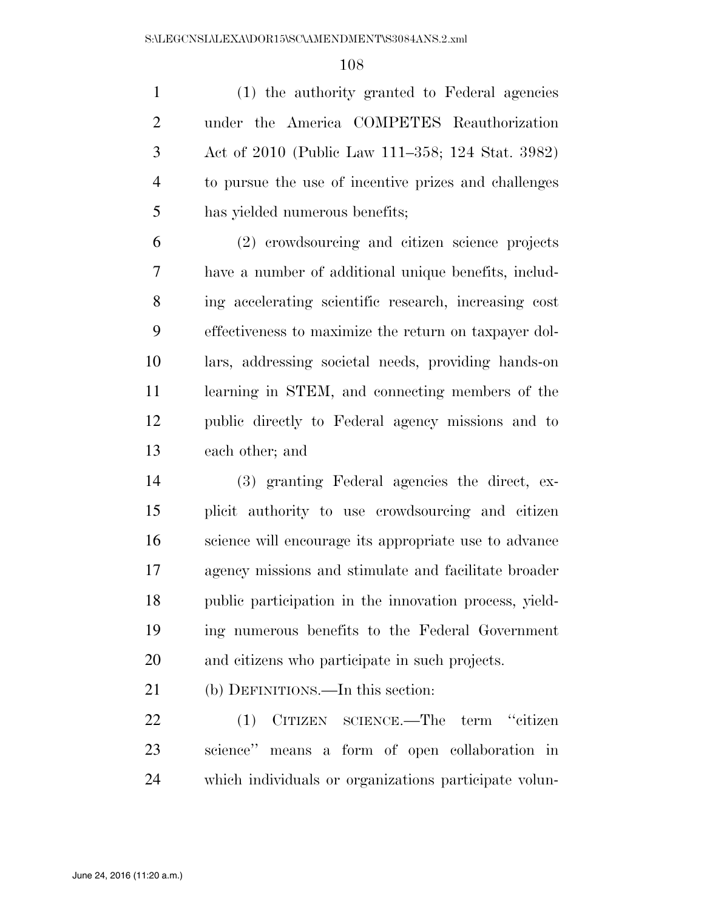(1) the authority granted to Federal agencies under the America COMPETES Reauthorization Act of 2010 (Public Law 111–358; 124 Stat. 3982) to pursue the use of incentive prizes and challenges has yielded numerous benefits;

(2) crowdsourcing and citizen science projects have a number of additional unique benefits, including accelerating scientific research, increasing cost effectiveness to maximize the return on taxpayer dollars, addressing societal needs, providing hands-on learning in STEM, and connecting members of the public directly to Federal agency missions and to each other; and

(3) granting Federal agencies the direct, explicit authority to use crowdsourcing and citizen science will encourage its appropriate use to advance agency missions and stimulate and facilitate broader public participation in the innovation process, yielding numerous benefits to the Federal Government and citizens who participate in such projects.

(b) DEFINITIONS.—In this section:

(1) CITIZEN SCIENCE.—The term "citizen science" means a form of open collaboration in which individuals or organizations participate volun-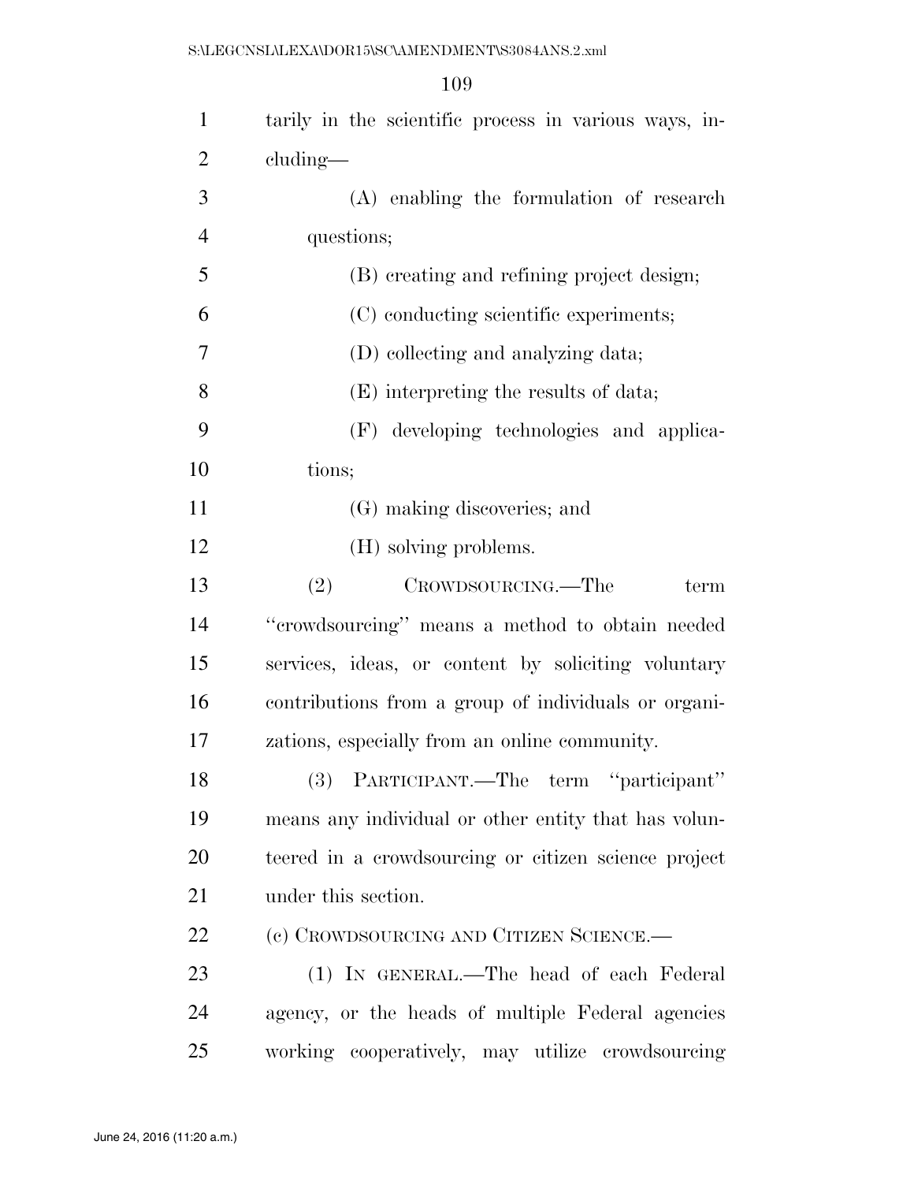tarily in the scientific process in various ways, including—

(A) enabling the formulation of research questions;

(B) creating and refining project design;

(C) conducting scientific experiments;

(D) collecting and analyzing data;

(E) interpreting the results of data;

(F) developing technologies and applications;

(G) making discoveries; and

(H) solving problems.

(2) CROWDSOURCING.—The term "crowdsourcing" means a method to obtain needed services, ideas, or content by soliciting voluntary contributions from a group of individuals or organizations, especially from an online community.

(3) PARTICIPANT.—The term "participant" means any individual or other entity that has volunteered in a crowdsourcing or citizen science project under this section.

(c) CROWDSOURCING AND CITIZEN SCIENCE.—

(1) IN GENERAL.—The head of each Federal agency, or the heads of multiple Federal agencies working cooperatively, may utilize crowdsourcing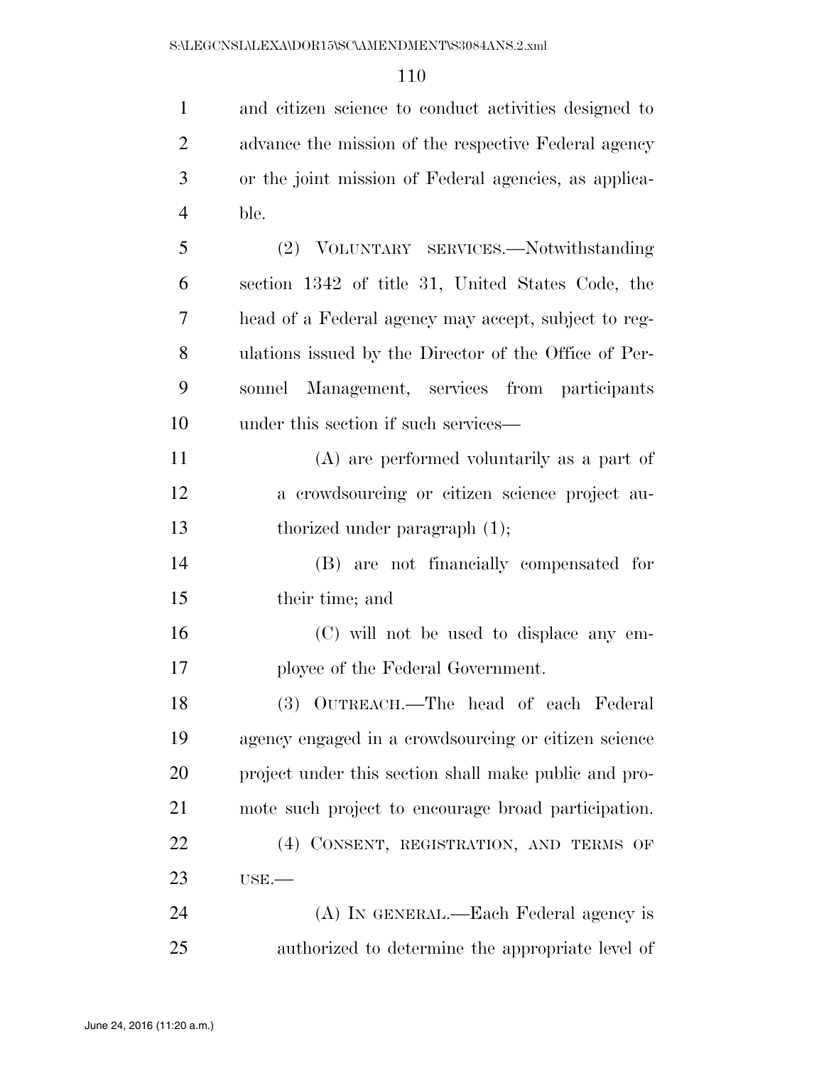and citizen science to conduct activities designed to advance the mission of the respective Federal agency or the joint mission of Federal agencies, as applicable.

(2) VOLUNTARY SERVICES.—Notwithstanding section 1342 of title 31, United States Code, the head of a Federal agency may accept, subject to regulations issued by the Director of the Office of Personnel Management, services from participants under this section if such services—

(A) are performed voluntarily as a part of a crowdsourcing or citizen science project authorized under paragraph (1);

(B) are not financially compensated for their time; and

(C) will not be used to displace any employee of the Federal Government.

(3) OUTREACH.—The head of each Federal agency engaged in a crowdsourcing or citizen science project under this section shall make public and promote such project to encourage broad participation.

(4) CONSENT, REGISTRATION, AND TERMS OF USE.—

(A) IN GENERAL.—Each Federal agency is authorized to determine the appropriate level of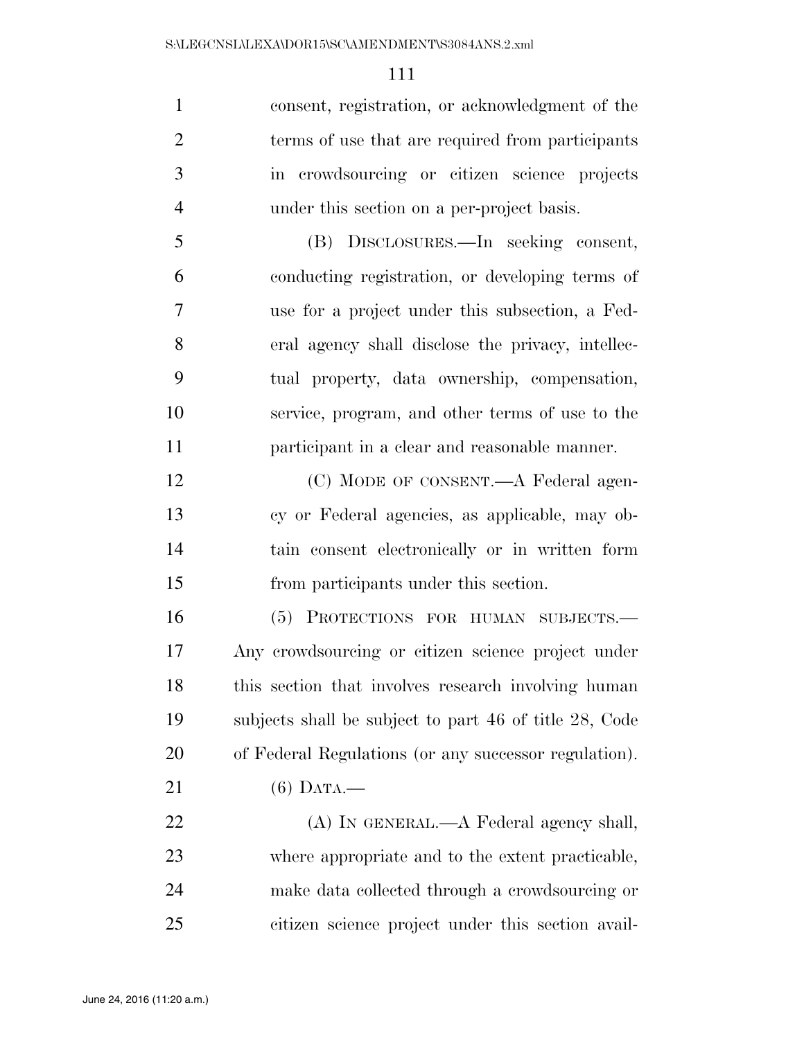consent, registration, or acknowledgment of the terms of use that are required from participants in crowdsourcing or citizen science projects under this section on a per-project basis.

(B) DISCLOSURES.—In seeking consent, conducting registration, or developing terms of use for a project under this subsection, a Federal agency shall disclose the privacy, intellectual property, data ownership, compensation, service, program, and other terms of use to the participant in a clear and reasonable manner.

(C) MODE OF CONSENT.—A Federal agency or Federal agencies, as applicable, may obtain consent electronically or in written form from participants under this section.

(5) PROTECTIONS FOR HUMAN SUBJECTS.—Any crowdsourcing or citizen science project under this section that involves research involving human subjects shall be subject to part 46 of title 28, Code of Federal Regulations (or any successor regulation).

(6) DATA.—

(A) IN GENERAL.—A Federal agency shall, where appropriate and to the extent practicable, make data collected through a crowdsourcing or citizen science project under this section avail-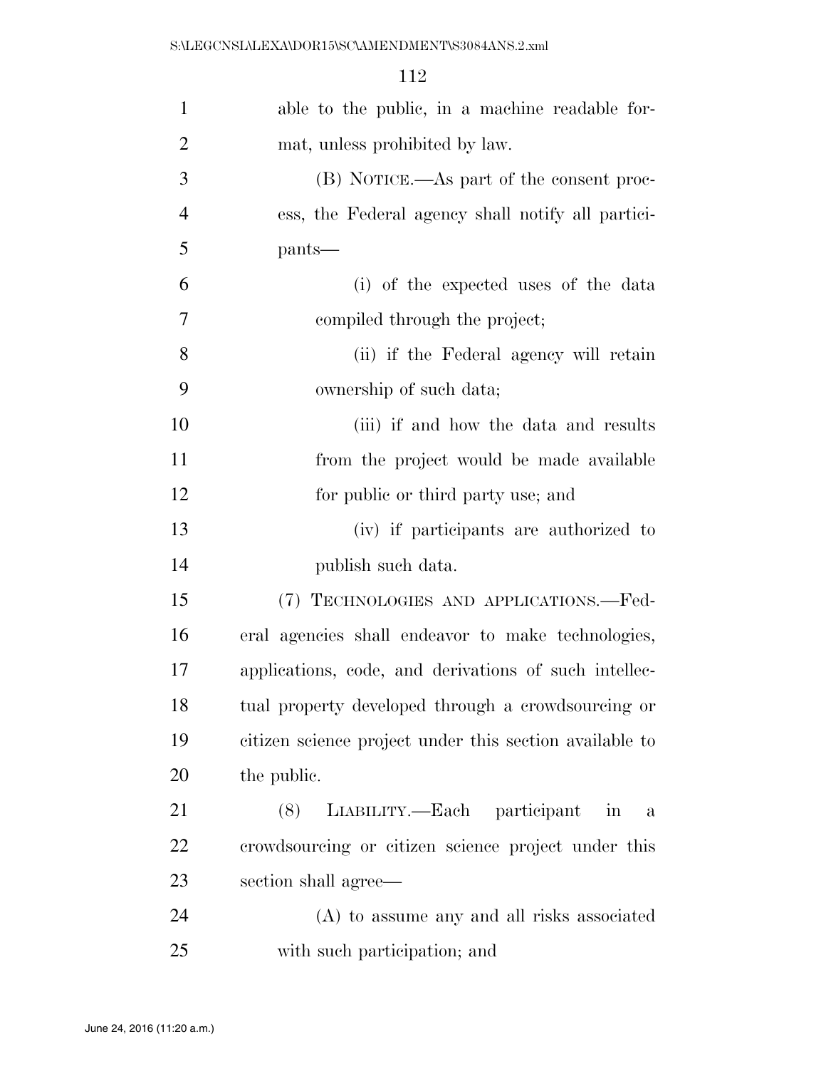able to the public, in a machine readable format, unless prohibited by law.

(B) NOTICE.—As part of the consent process, the Federal agency shall notify all participants—

(i) of the expected uses of the data compiled through the project;

(ii) if the Federal agency will retain ownership of such data;

(iii) if and how the data and results from the project would be made available for public or third party use; and

(iv) if participants are authorized to publish such data.

(7) TECHNOLOGIES AND APPLICATIONS.—Federal agencies shall endeavor to make technologies, applications, code, and derivations of such intellectual property developed through a crowdsourcing or citizen science project under this section available to the public.

(8) LIABILITY.—Each participant in a crowdsourcing or citizen science project under this section shall agree—

(A) to assume any and all risks associated with such participation; and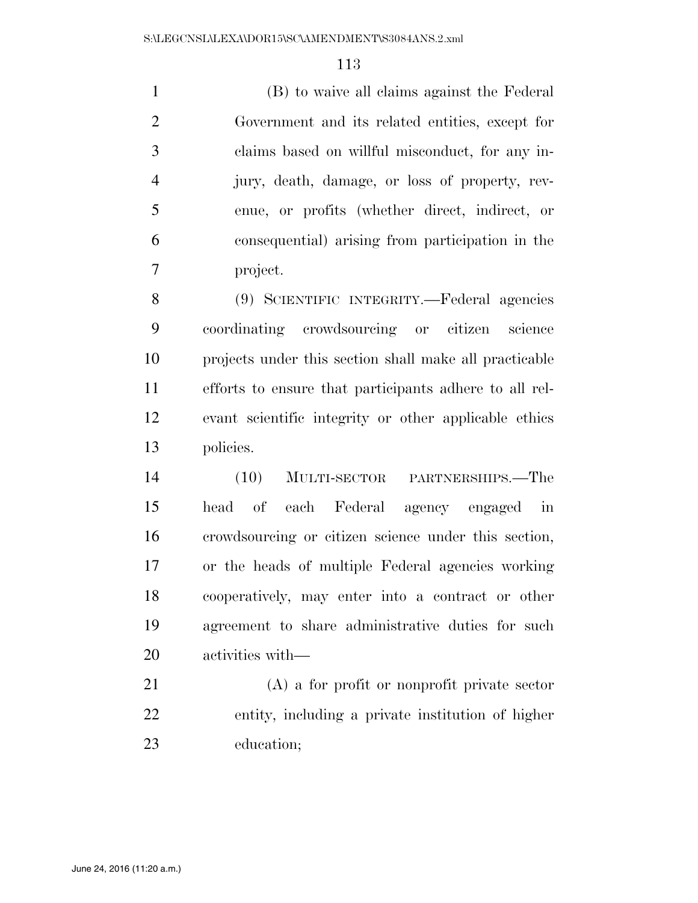(B) to waive all claims against the Federal Government and its related entities, except for claims based on willful misconduct, for any injury, death, damage, or loss of property, revenue, or profits (whether direct, indirect, or consequential) arising from participation in the project.

(9) SCIENTIFIC INTEGRITY.—Federal agencies coordinating crowdsourcing or citizen science projects under this section shall make all practicable efforts to ensure that participants adhere to all relevant scientific integrity or other applicable ethics policies.

(10) MULTI-SECTOR PARTNERSHIPS.—The head of each Federal agency engaged in crowdsourcing or citizen science under this section, or the heads of multiple Federal agencies working cooperatively, may enter into a contract or other agreement to share administrative duties for such activities with—

(A) a for profit or nonprofit private sector entity, including a private institution of higher education;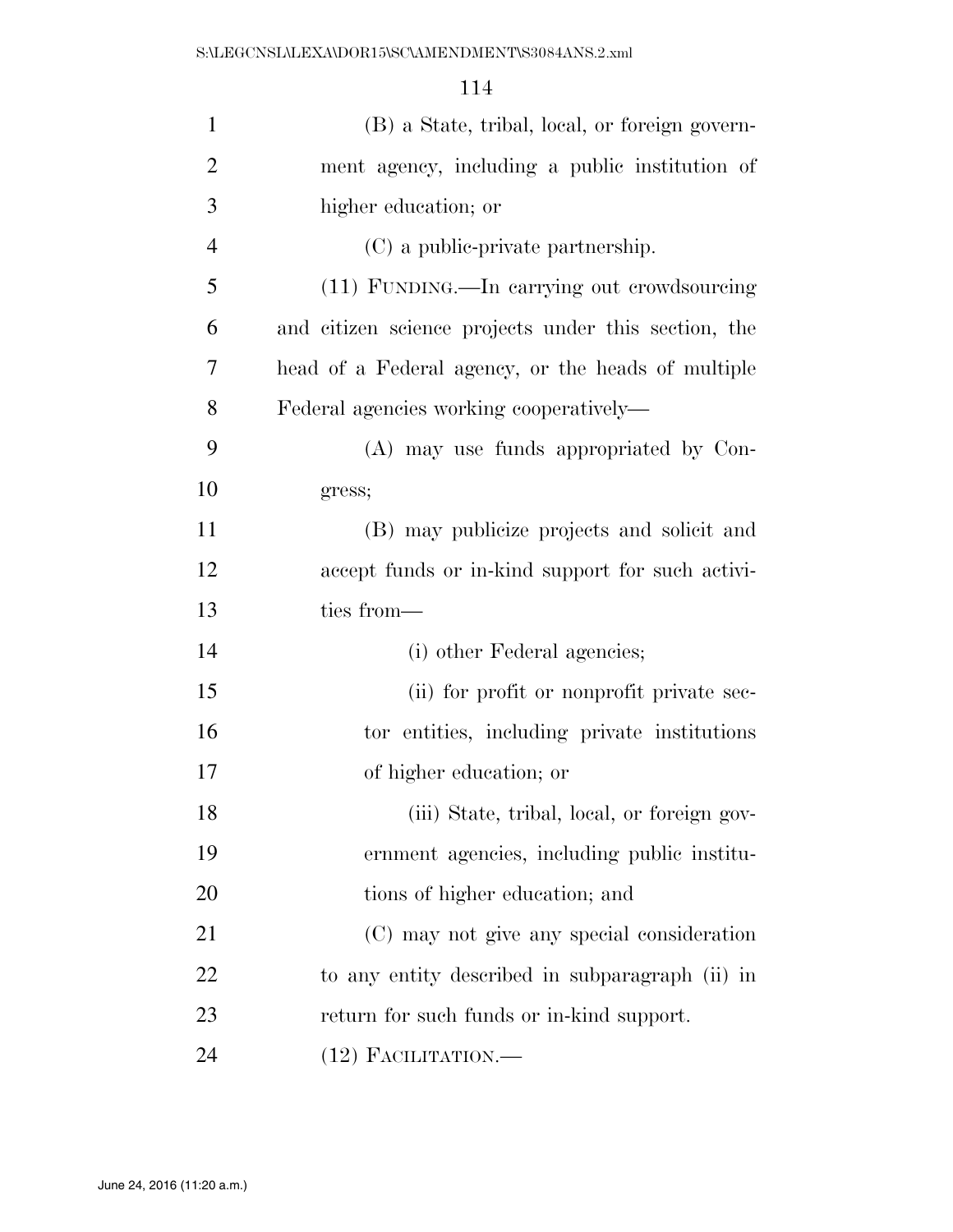(B) a State, tribal, local, or foreign government agency, including a public institution of higher education; or

(C) a public-private partnership.

(11) FUNDING.—In carrying out crowdsourcing and citizen science projects under this section, the head of a Federal agency, or the heads of multiple Federal agencies working cooperatively—

(A) may use funds appropriated by Congress;

(B) may publicize projects and solicit and accept funds or in-kind support for such activities from—

(i) other Federal agencies;

(ii) for profit or nonprofit private sector entities, including private institutions of higher education; or

(iii) State, tribal, local, or foreign government agencies, including public institutions of higher education; and

(C) may not give any special consideration to any entity described in subparagraph (ii) in return for such funds or in-kind support.

(12) FACILITATION.—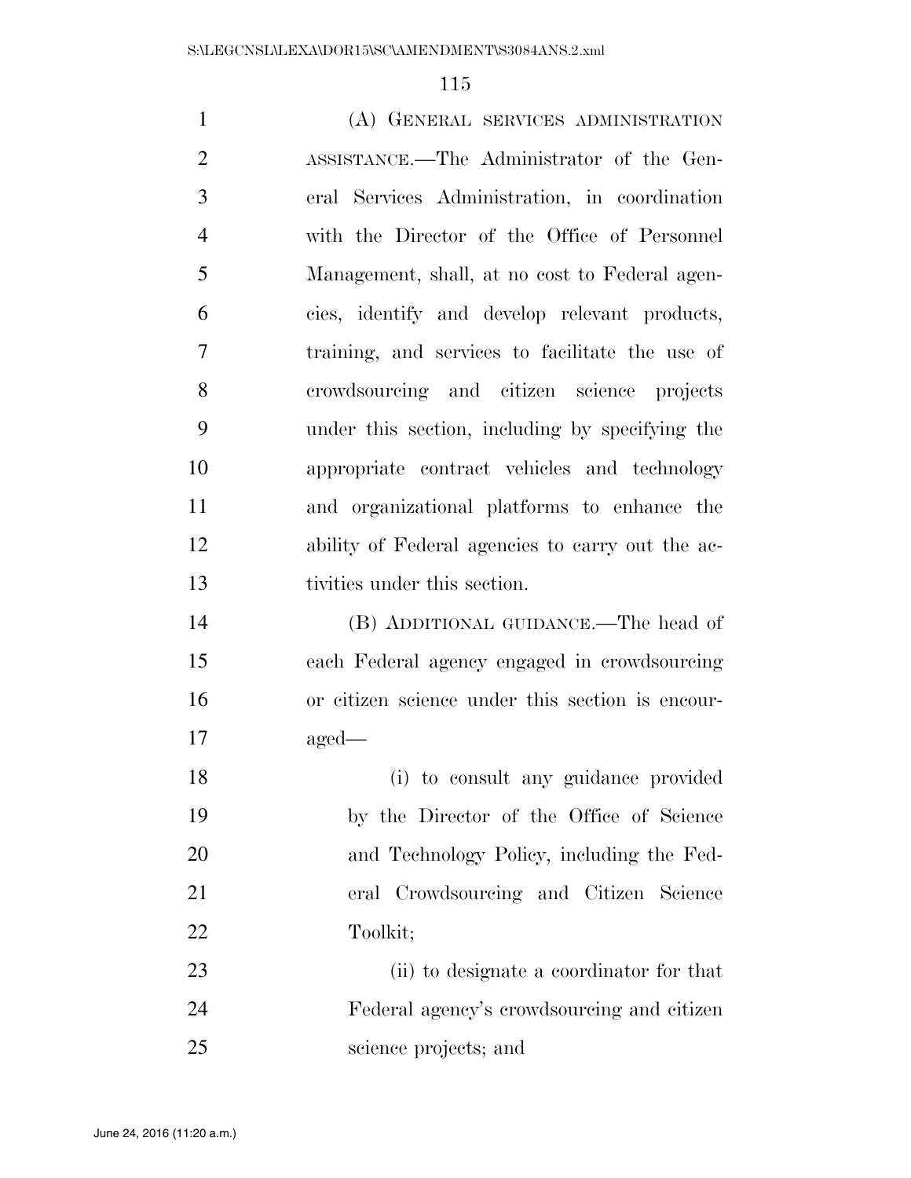(A) GENERAL SERVICES ADMINISTRATION ASSISTANCE.—The Administrator of the General Services Administration, in coordination with the Director of the Office of Personnel Management, shall, at no cost to Federal agencies, identify and develop relevant products, training, and services to facilitate the use of crowdsourcing and citizen science projects under this section, including by specifying the appropriate contract vehicles and technology and organizational platforms to enhance the ability of Federal agencies to carry out the activities under this section.

(B) ADDITIONAL GUIDANCE.—The head of each Federal agency engaged in crowdsourcing or citizen science under this section is encouraged—

(i) to consult any guidance provided by the Director of the Office of Science and Technology Policy, including the Federal Crowdsourcing and Citizen Science Toolkit;

(ii) to designate a coordinator for that Federal agency's crowdsourcing and citizen science projects; and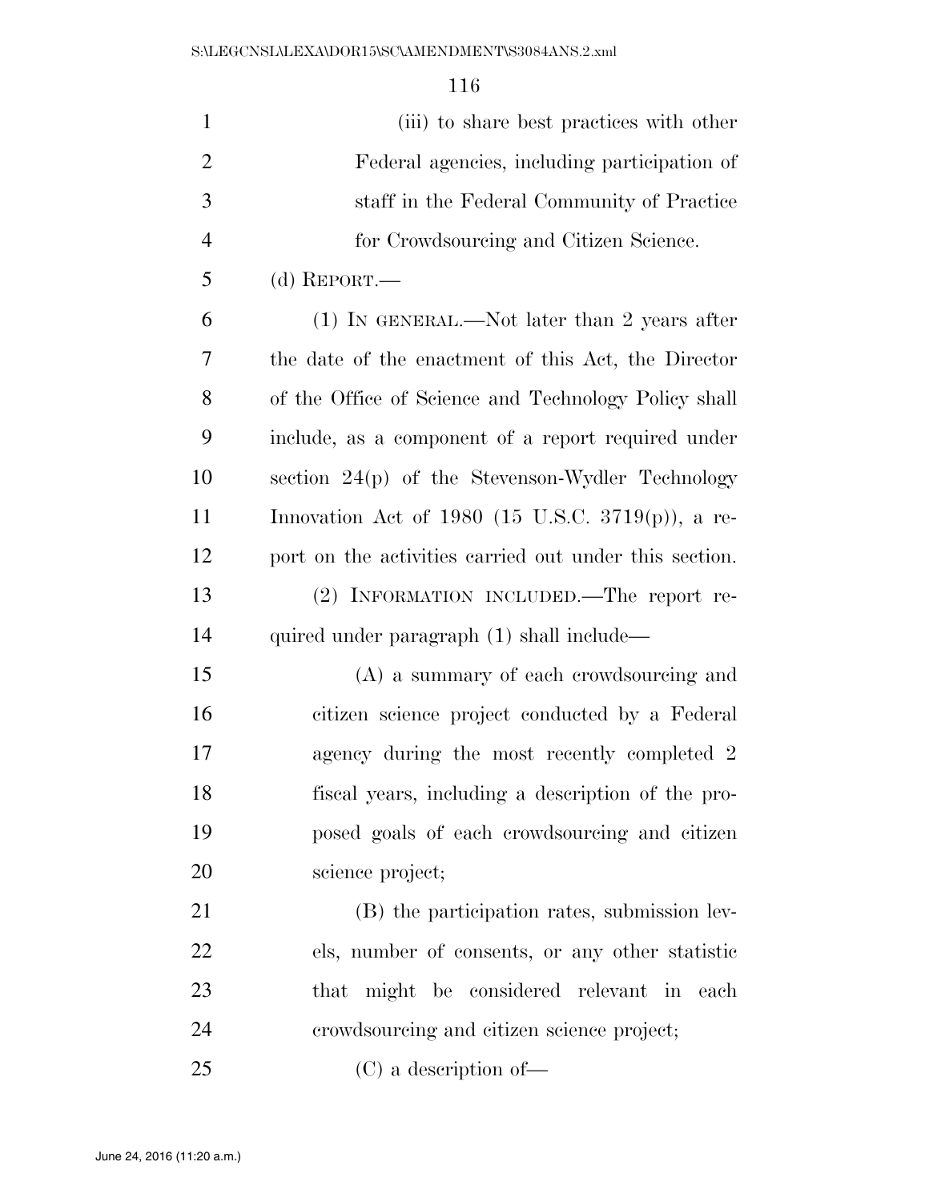(iii) to share best practices with other Federal agencies, including participation of staff in the Federal Community of Practice for Crowdsourcing and Citizen Science.

(d) REPORT.—

(1) IN GENERAL.—Not later than 2 years after the date of the enactment of this Act, the Director of the Office of Science and Technology Policy shall include, as a component of a report required under section 24(p) of the Stevenson-Wydler Technology Innovation Act of 1980 (15 U.S.C. 3719(p)), a report on the activities carried out under this section.

(2) INFORMATION INCLUDED.—The report required under paragraph (1) shall include—

(A) a summary of each crowdsourcing and citizen science project conducted by a Federal agency during the most recently completed 2 fiscal years, including a description of the proposed goals of each crowdsourcing and citizen science project;

(B) the participation rates, submission levels, number of consents, or any other statistic that might be considered relevant in each crowdsourcing and citizen science project;

(C) a description of—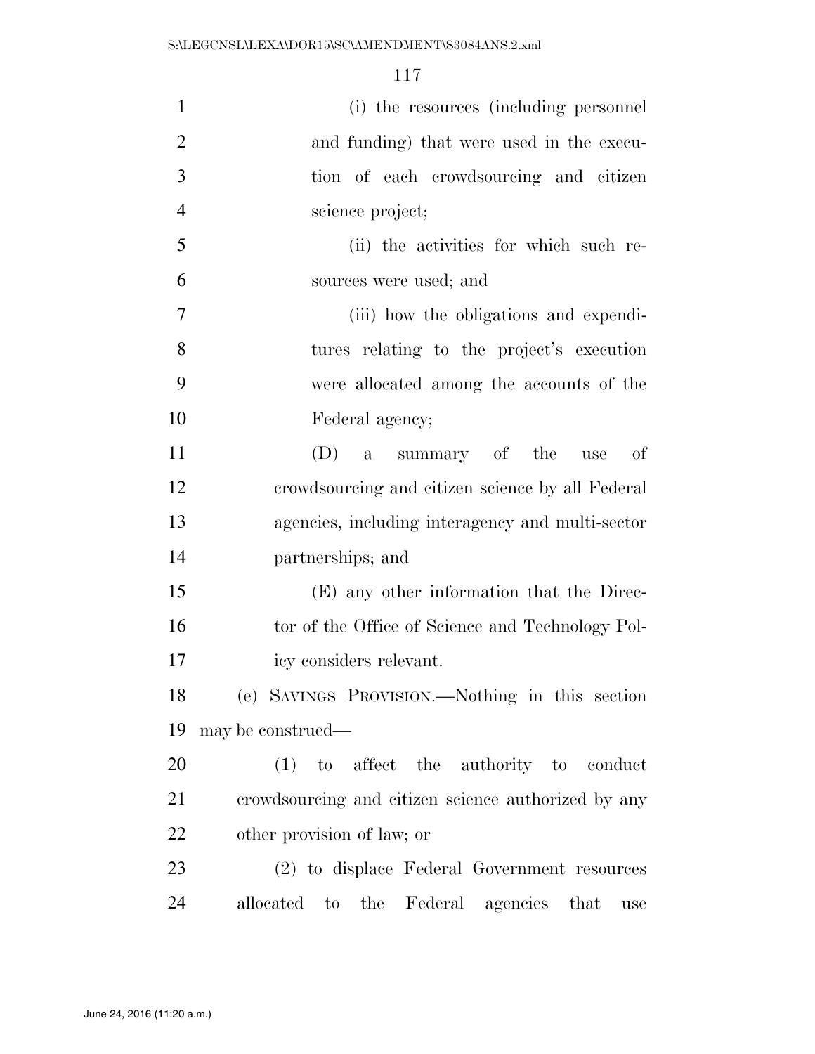(i) the resources (including personnel and funding) that were used in the execution of each crowdsourcing and citizen science project;

(ii) the activities for which such resources were used; and

(iii) how the obligations and expenditures relating to the project's execution were allocated among the accounts of the Federal agency;

(D) a summary of the use of crowdsourcing and citizen science by all Federal agencies, including interagency and multi-sector partnerships; and

(E) any other information that the Director of the Office of Science and Technology Policy considers relevant.

(e) SAVINGS PROVISION.—Nothing in this section may be construed—

(1) to affect the authority to conduct crowdsourcing and citizen science authorized by any other provision of law; or

(2) to displace Federal Government resources allocated to the Federal agencies that use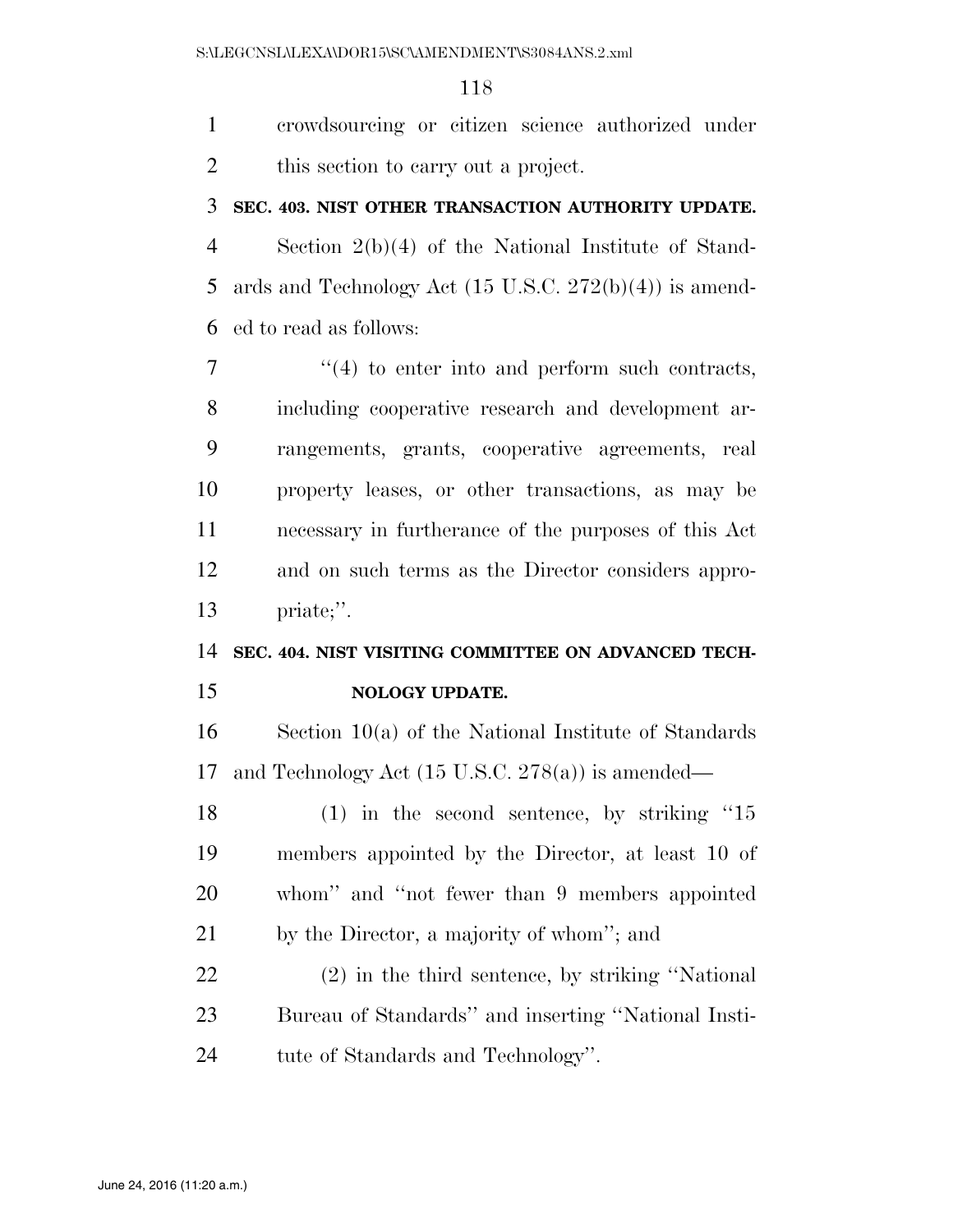crowdsourcing or citizen science authorized under this section to carry out a project.

**SEC. 403. NIST OTHER TRANSACTION AUTHORITY UPDATE.**

Section 2(b)(4) of the National Institute of Standards and Technology Act (15 U.S.C. 272(b)(4)) is amended to read as follows:

"(4) to enter into and perform such contracts, including cooperative research and development arrangements, grants, cooperative agreements, real property leases, or other transactions, as may be necessary in furtherance of the purposes of this Act and on such terms as the Director considers appropriate;".

**SEC. 404. NIST VISITING COMMITTEE ON ADVANCED TECHNOLOGY UPDATE.**

Section 10(a) of the National Institute of Standards and Technology Act (15 U.S.C. 278(a)) is amended—

(1) in the second sentence, by striking "15 members appointed by the Director, at least 10 of whom" and "not fewer than 9 members appointed by the Director, a majority of whom"; and

(2) in the third sentence, by striking "National Bureau of Standards" and inserting "National Institute of Standards and Technology".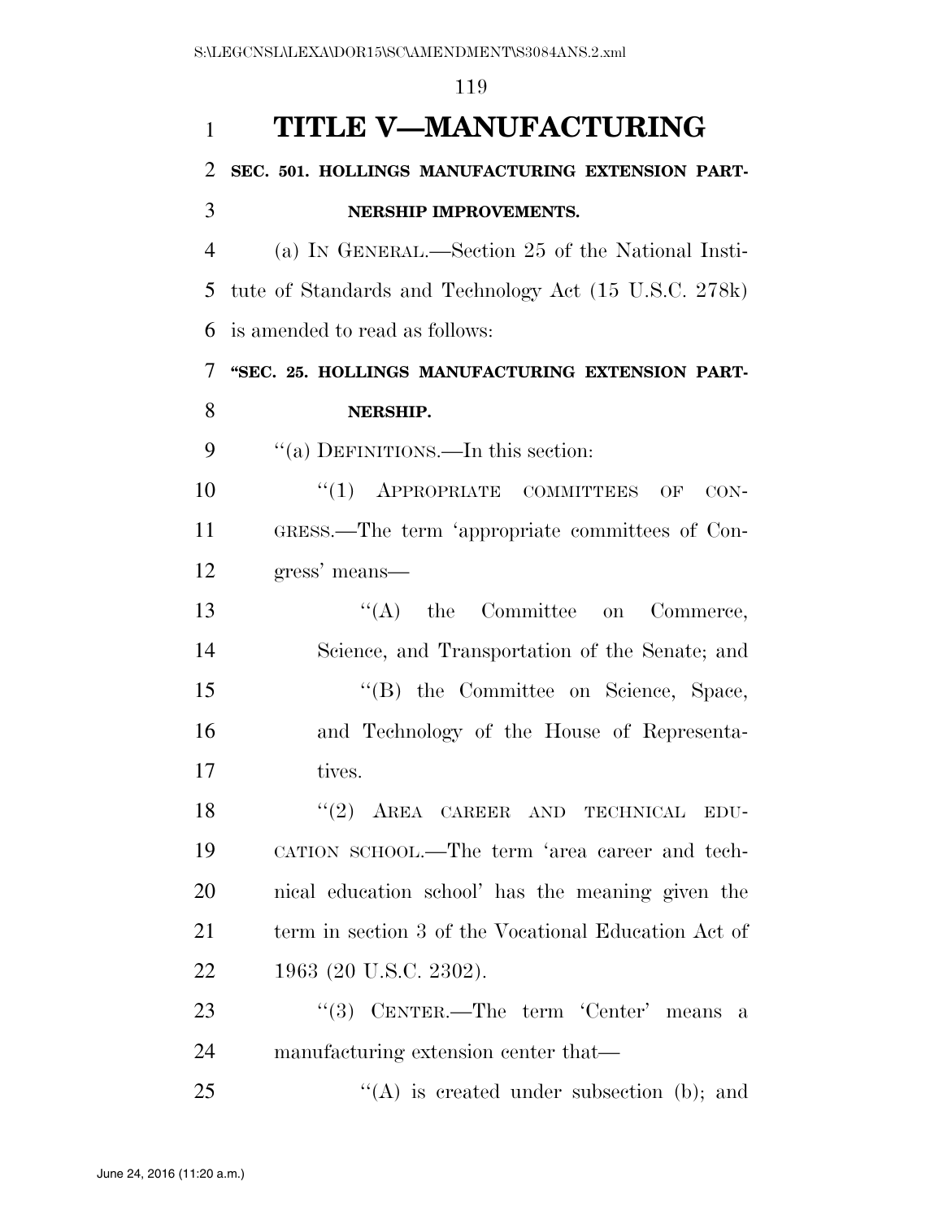# TITLE V—MANUFACTURING

**SEC. 501. HOLLINGS MANUFACTURING EXTENSION PARTNERSHIP IMPROVEMENTS.**

(a) IN GENERAL.—Section 25 of the National Institute of Standards and Technology Act (15 U.S.C. 278k) is amended to read as follows:

**"SEC. 25. HOLLINGS MANUFACTURING EXTENSION PARTNERSHIP.**

"(a) DEFINITIONS.—In this section:

"(1) APPROPRIATE COMMITTEES OF CONGRESS.—The term 'appropriate committees of Congress' means—

"(A) the Committee on Commerce, Science, and Transportation of the Senate; and

"(B) the Committee on Science, Space, and Technology of the House of Representatives.

"(2) AREA CAREER AND TECHNICAL EDUCATION SCHOOL.—The term 'area career and technical education school' has the meaning given the term in section 3 of the Vocational Education Act of 1963 (20 U.S.C. 2302).

"(3) CENTER.—The term 'Center' means a manufacturing extension center that—

"(A) is created under subsection (b); and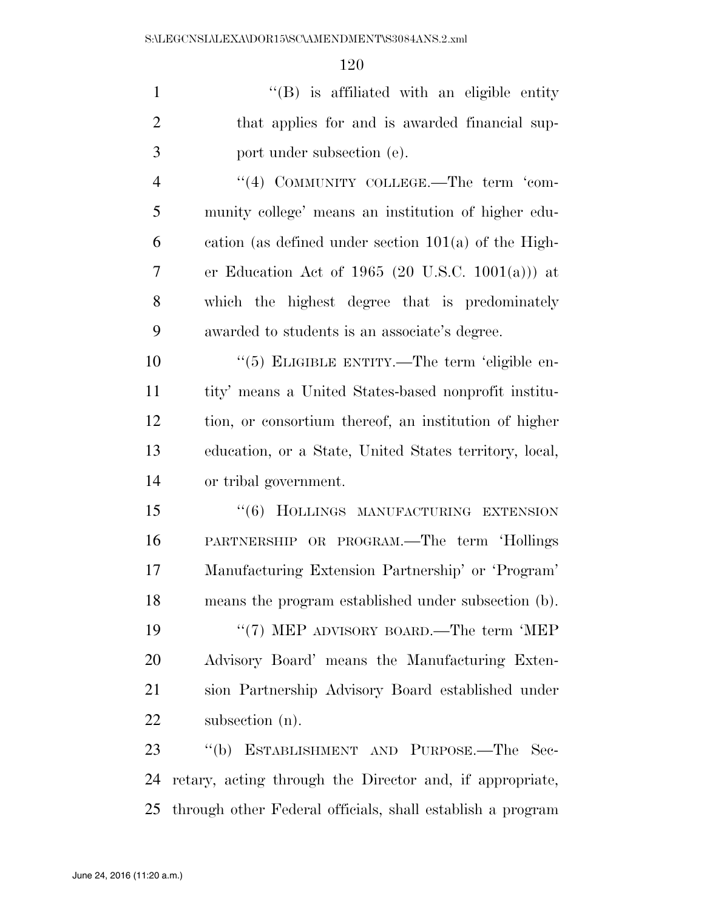''(B) is affiliated with an eligible entity that applies for and is awarded financial support under subsection (e).

''(4) COMMUNITY COLLEGE.—The term 'community college' means an institution of higher education (as defined under section 101(a) of the Higher Education Act of 1965 (20 U.S.C. 1001(a))) at which the highest degree that is predominately awarded to students is an associate's degree.

''(5) ELIGIBLE ENTITY.—The term 'eligible entity' means a United States-based nonprofit institution, or consortium thereof, an institution of higher education, or a State, United States territory, local, or tribal government.

''(6) HOLLINGS MANUFACTURING EXTENSION PARTNERSHIP OR PROGRAM.—The term 'Hollings Manufacturing Extension Partnership' or 'Program' means the program established under subsection (b).

''(7) MEP ADVISORY BOARD.—The term 'MEP Advisory Board' means the Manufacturing Extension Partnership Advisory Board established under subsection (n).

''(b) ESTABLISHMENT AND PURPOSE.—The Secretary, acting through the Director and, if appropriate, through other Federal officials, shall establish a program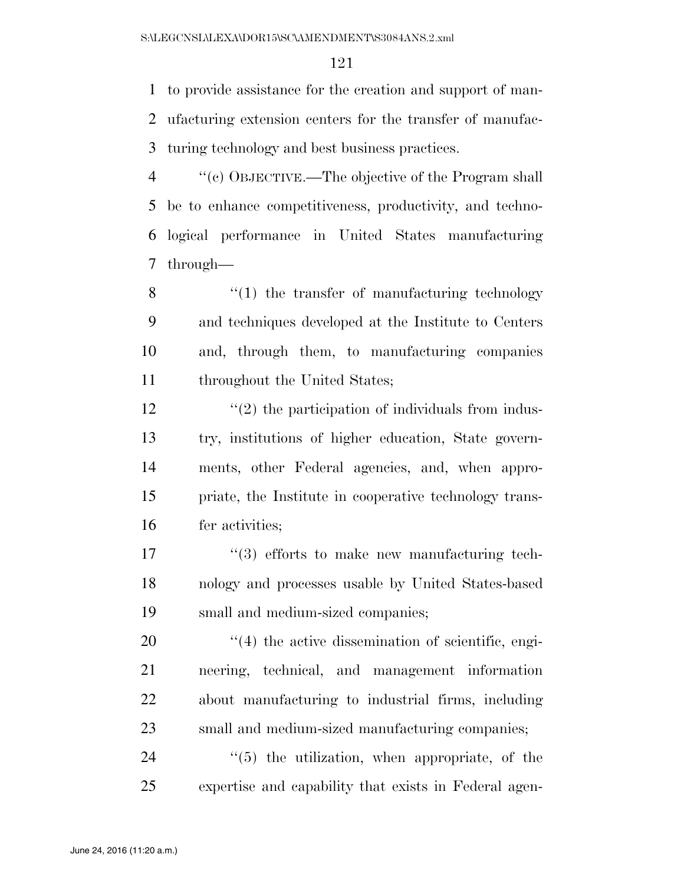to provide assistance for the creation and support of manufacturing extension centers for the transfer of manufacturing technology and best business practices.

"(c) OBJECTIVE.—The objective of the Program shall be to enhance competitiveness, productivity, and technological performance in United States manufacturing through—

"(1) the transfer of manufacturing technology and techniques developed at the Institute to Centers and, through them, to manufacturing companies throughout the United States;

"(2) the participation of individuals from industry, institutions of higher education, State governments, other Federal agencies, and, when appropriate, the Institute in cooperative technology transfer activities;

"(3) efforts to make new manufacturing technology and processes usable by United States-based small and medium-sized companies;

"(4) the active dissemination of scientific, engineering, technical, and management information about manufacturing to industrial firms, including small and medium-sized manufacturing companies;

"(5) the utilization, when appropriate, of the expertise and capability that exists in Federal agen-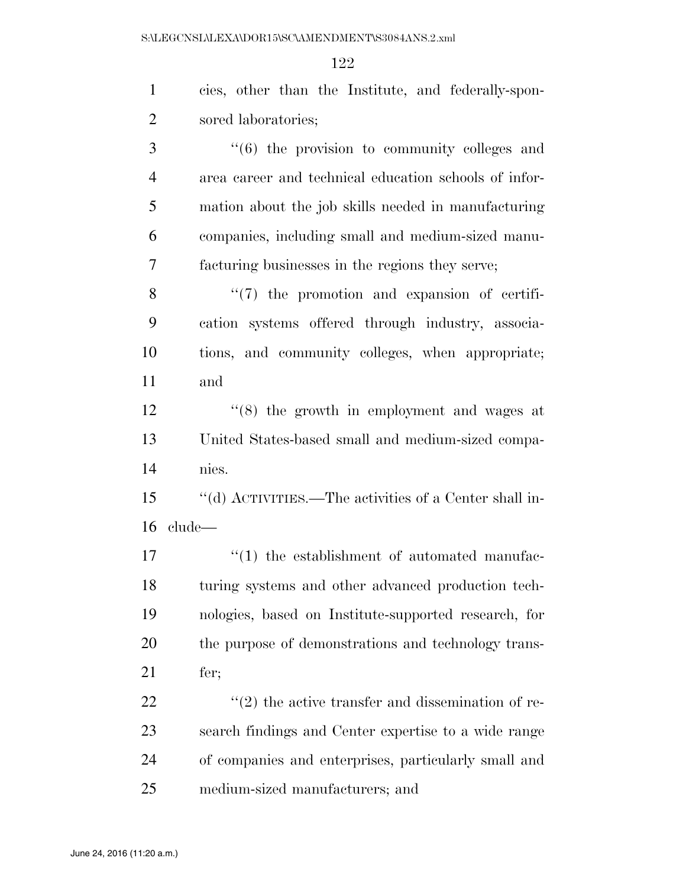cies, other than the Institute, and federally-sponsored laboratories;

"(6) the provision to community colleges and area career and technical education schools of information about the job skills needed in manufacturing companies, including small and medium-sized manufacturing businesses in the regions they serve;

"(7) the promotion and expansion of certification systems offered through industry, associations, and community colleges, when appropriate; and

"(8) the growth in employment and wages at United States-based small and medium-sized companies.

"(d) ACTIVITIES.—The activities of a Center shall include—

"(1) the establishment of automated manufacturing systems and other advanced production technologies, based on Institute-supported research, for the purpose of demonstrations and technology transfer;

"(2) the active transfer and dissemination of research findings and Center expertise to a wide range of companies and enterprises, particularly small and medium-sized manufacturers; and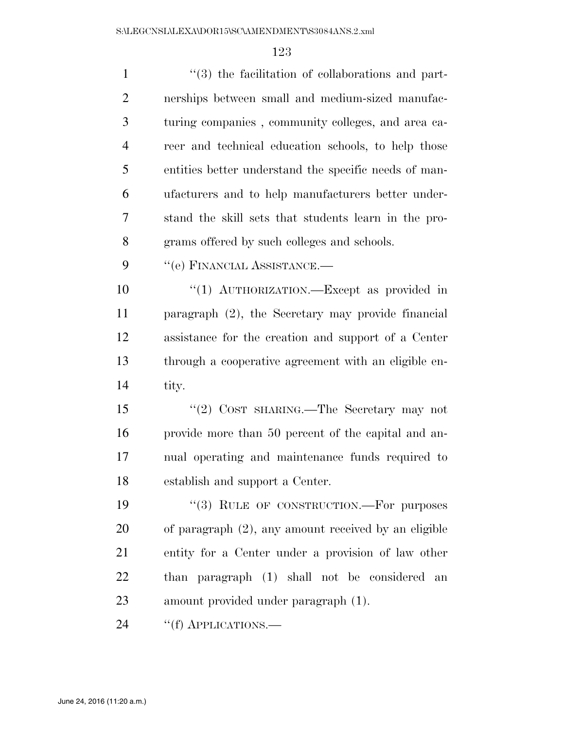"(3) the facilitation of collaborations and partnerships between small and medium-sized manufacturing companies , community colleges, and area career and technical education schools, to help those entities better understand the specific needs of manufacturers and to help manufacturers better understand the skill sets that students learn in the programs offered by such colleges and schools.

"(e) FINANCIAL ASSISTANCE.—

"(1) AUTHORIZATION.—Except as provided in paragraph (2), the Secretary may provide financial assistance for the creation and support of a Center through a cooperative agreement with an eligible entity.

"(2) COST SHARING.—The Secretary may not provide more than 50 percent of the capital and annual operating and maintenance funds required to establish and support a Center.

"(3) RULE OF CONSTRUCTION.—For purposes of paragraph (2), any amount received by an eligible entity for a Center under a provision of law other than paragraph (1) shall not be considered an amount provided under paragraph (1).

"(f) APPLICATIONS.—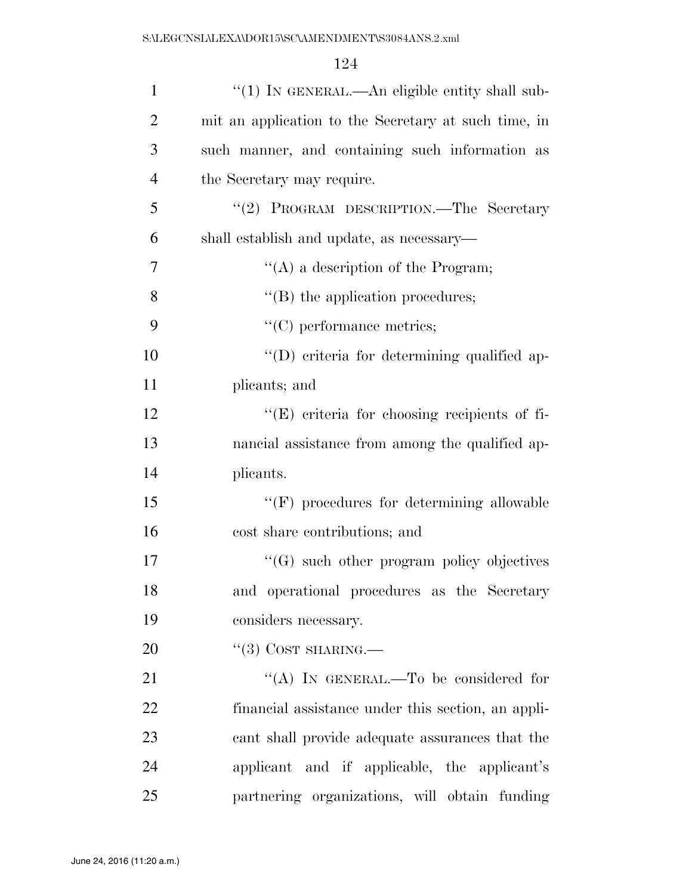"(1) IN GENERAL.—An eligible entity shall submit an application to the Secretary at such time, in such manner, and containing such information as the Secretary may require.

"(2) PROGRAM DESCRIPTION.—The Secretary shall establish and update, as necessary—

"(A) a description of the Program;

"(B) the application procedures;

"(C) performance metrics;

"(D) criteria for determining qualified applicants; and

"(E) criteria for choosing recipients of financial assistance from among the qualified applicants.

"(F) procedures for determining allowable cost share contributions; and

"(G) such other program policy objectives and operational procedures as the Secretary considers necessary.

"(3) COST SHARING.—

"(A) IN GENERAL.—To be considered for financial assistance under this section, an applicant shall provide adequate assurances that the applicant and if applicable, the applicant's partnering organizations, will obtain funding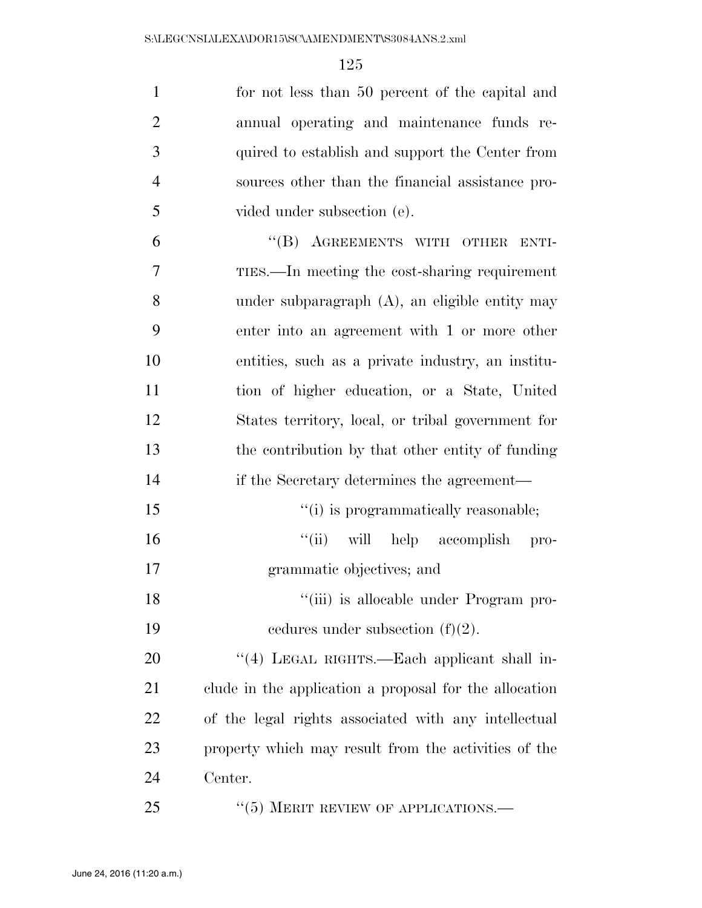for not less than 50 percent of the capital and annual operating and maintenance funds required to establish and support the Center from sources other than the financial assistance provided under subsection (e).

"(B) AGREEMENTS WITH OTHER ENTITIES.—In meeting the cost-sharing requirement under subparagraph (A), an eligible entity may enter into an agreement with 1 or more other entities, such as a private industry, an institution of higher education, or a State, United States territory, local, or tribal government for the contribution by that other entity of funding if the Secretary determines the agreement—

"(i) is programmatically reasonable;

"(ii) will help accomplish programmatic objectives; and

"(iii) is allocable under Program procedures under subsection (f)(2).

"(4) LEGAL RIGHTS.—Each applicant shall include in the application a proposal for the allocation of the legal rights associated with any intellectual property which may result from the activities of the Center.

"(5) MERIT REVIEW OF APPLICATIONS.—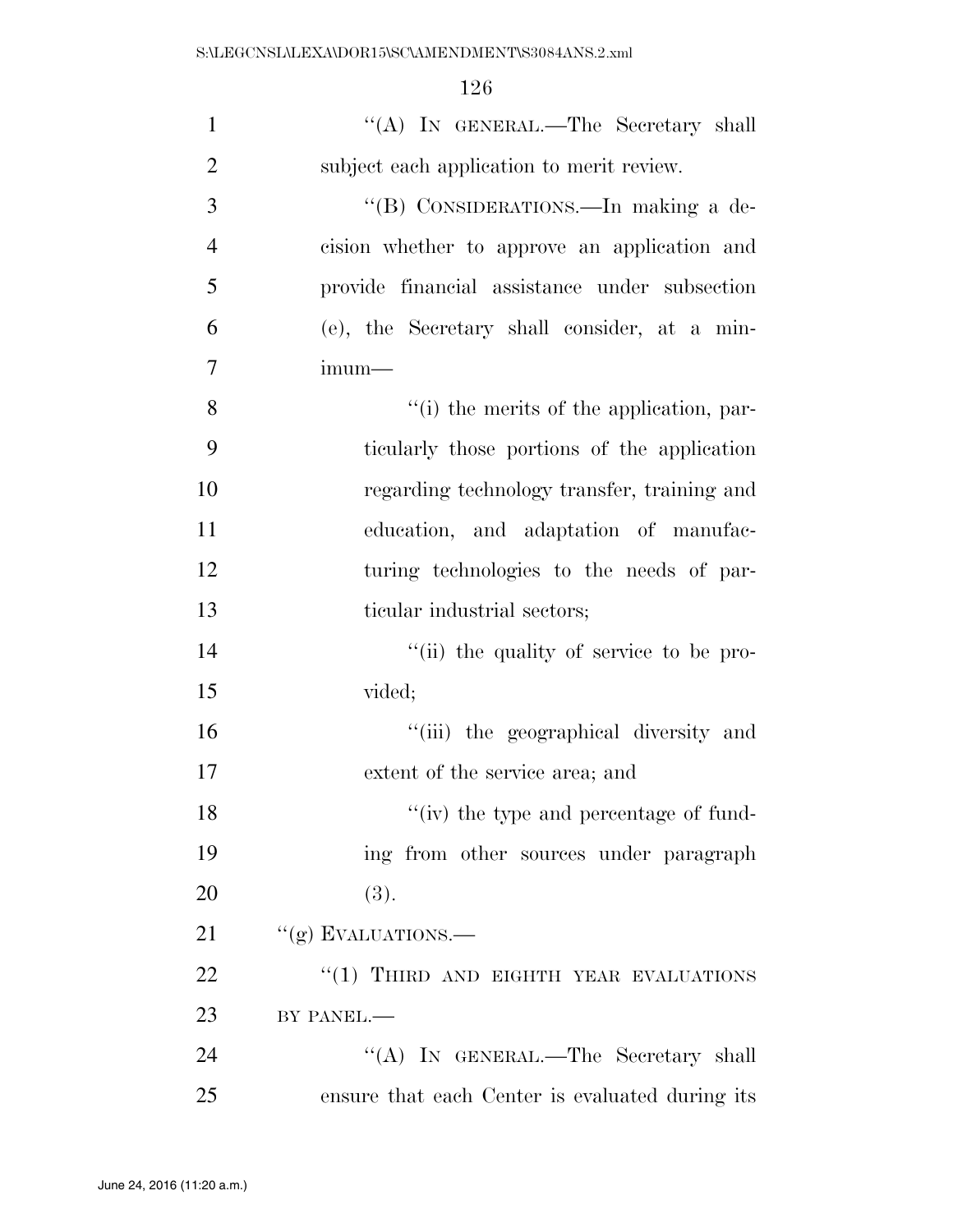''(A) IN GENERAL.—The Secretary shall subject each application to merit review.

''(B) CONSIDERATIONS.—In making a decision whether to approve an application and provide financial assistance under subsection (e), the Secretary shall consider, at a minimum—

''(i) the merits of the application, particularly those portions of the application regarding technology transfer, training and education, and adaptation of manufacturing technologies to the needs of particular industrial sectors;

''(ii) the quality of service to be provided;

''(iii) the geographical diversity and extent of the service area; and

''(iv) the type and percentage of funding from other sources under paragraph (3).

''(g) EVALUATIONS.—

''(1) THIRD AND EIGHTH YEAR EVALUATIONS BY PANEL.—

''(A) IN GENERAL.—The Secretary shall ensure that each Center is evaluated during its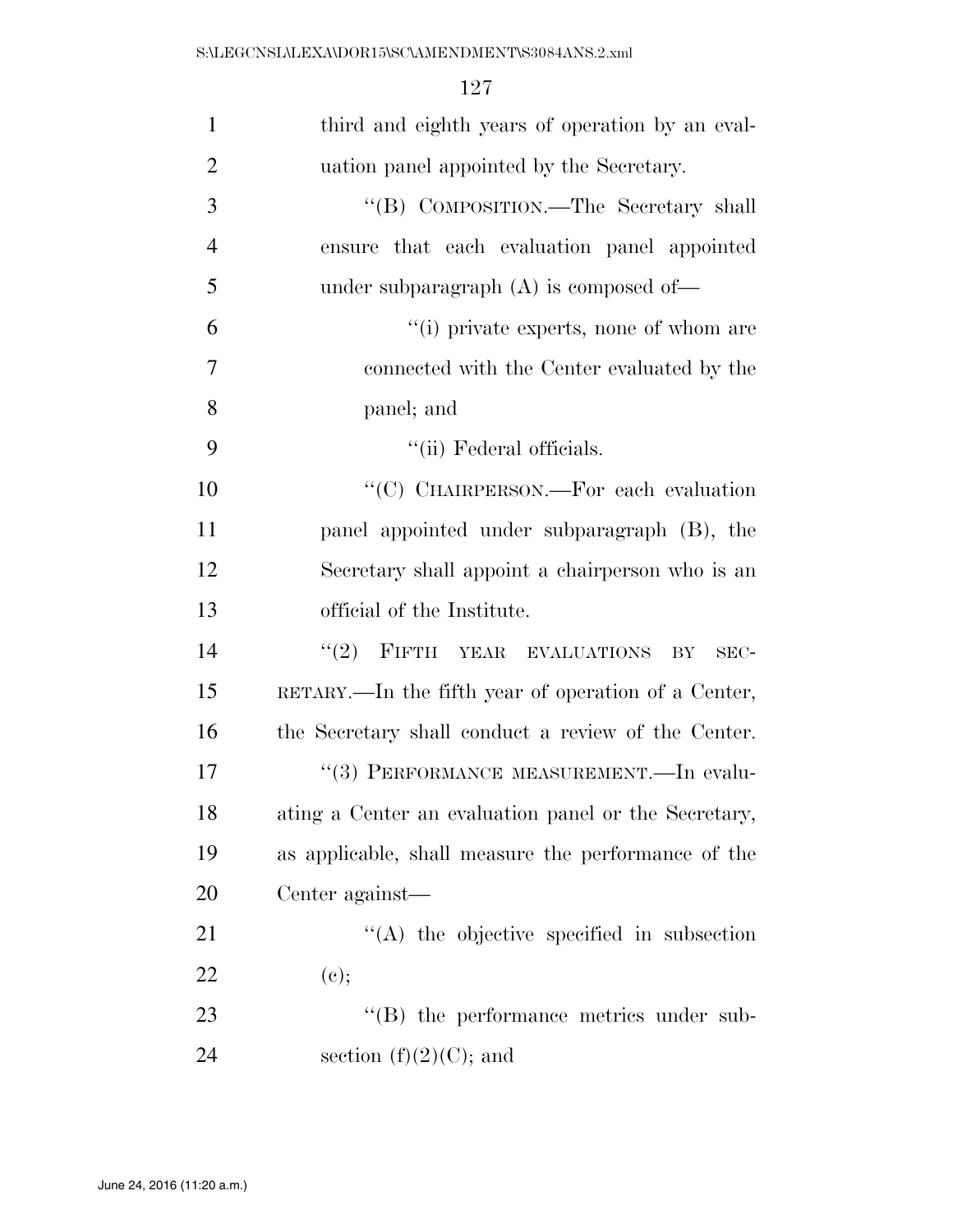third and eighth years of operation by an evaluation panel appointed by the Secretary.

"(B) COMPOSITION.—The Secretary shall ensure that each evaluation panel appointed under subparagraph (A) is composed of—

"(i) private experts, none of whom are connected with the Center evaluated by the panel; and

"(ii) Federal officials.

"(C) CHAIRPERSON.—For each evaluation panel appointed under subparagraph (B), the Secretary shall appoint a chairperson who is an official of the Institute.

"(2) FIFTH YEAR EVALUATIONS BY SECRETARY.—In the fifth year of operation of a Center, the Secretary shall conduct a review of the Center.

"(3) PERFORMANCE MEASUREMENT.—In evaluating a Center an evaluation panel or the Secretary, as applicable, shall measure the performance of the Center against—

"(A) the objective specified in subsection (c);

"(B) the performance metrics under subsection (f)(2)(C); and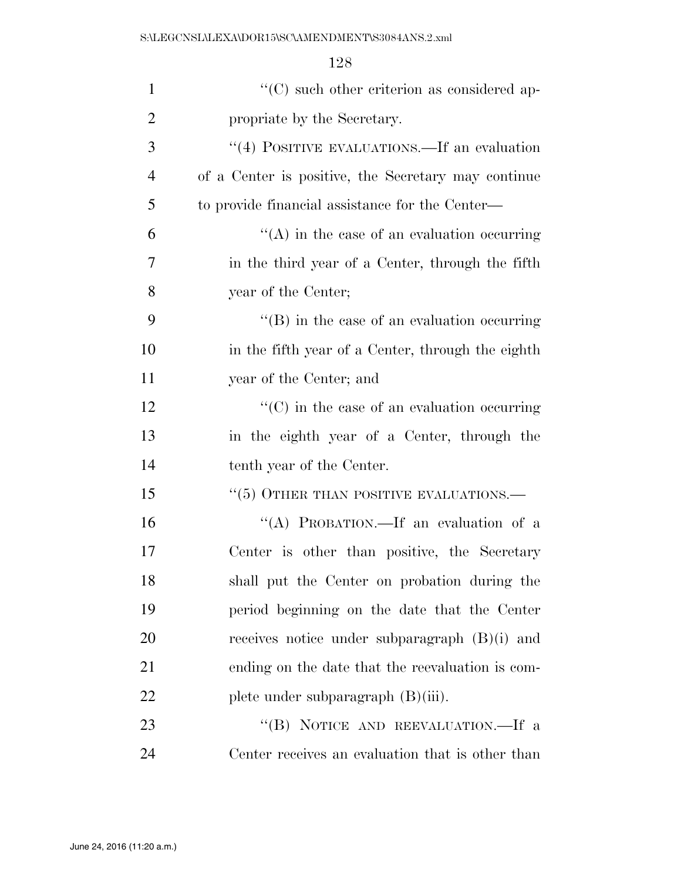''(C) such other criterion as considered appropriate by the Secretary.

''(4) POSITIVE EVALUATIONS.—If an evaluation of a Center is positive, the Secretary may continue to provide financial assistance for the Center—

''(A) in the case of an evaluation occurring in the third year of a Center, through the fifth year of the Center;

''(B) in the case of an evaluation occurring in the fifth year of a Center, through the eighth year of the Center; and

''(C) in the case of an evaluation occurring in the eighth year of a Center, through the tenth year of the Center.

''(5) OTHER THAN POSITIVE EVALUATIONS.—

''(A) PROBATION.—If an evaluation of a Center is other than positive, the Secretary shall put the Center on probation during the period beginning on the date that the Center receives notice under subparagraph (B)(i) and ending on the date that the reevaluation is complete under subparagraph (B)(iii).

''(B) NOTICE AND REEVALUATION.—If a Center receives an evaluation that is other than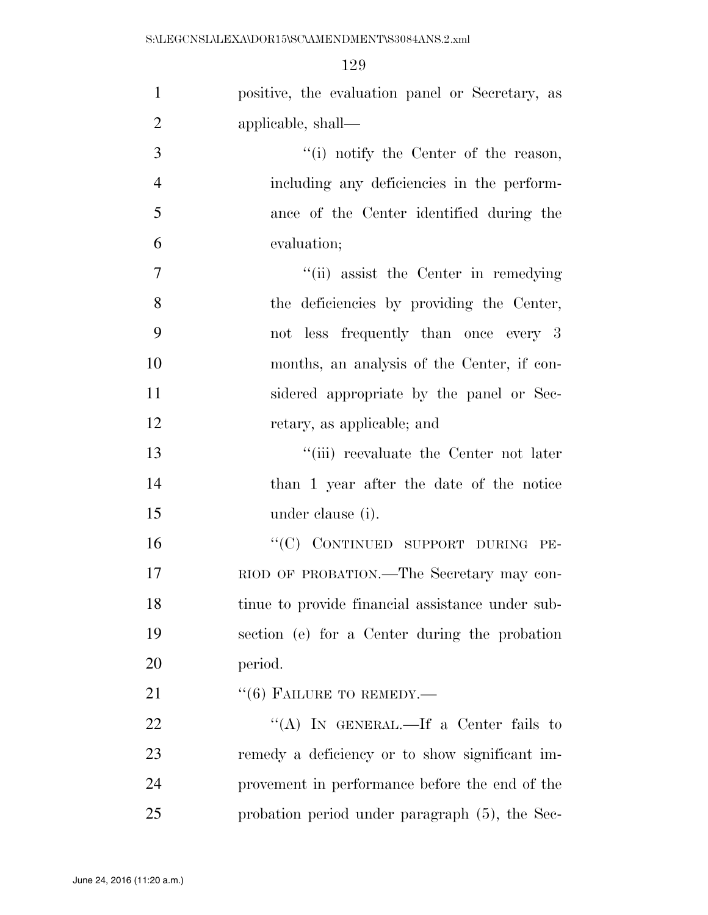positive, the evaluation panel or Secretary, as applicable, shall—

"(i) notify the Center of the reason, including any deficiencies in the performance of the Center identified during the evaluation;

"(ii) assist the Center in remedying the deficiencies by providing the Center, not less frequently than once every 3 months, an analysis of the Center, if considered appropriate by the panel or Secretary, as applicable; and

"(iii) reevaluate the Center not later than 1 year after the date of the notice under clause (i).

"(C) CONTINUED SUPPORT DURING PERIOD OF PROBATION.—The Secretary may continue to provide financial assistance under subsection (e) for a Center during the probation period.

"(6) FAILURE TO REMEDY.—

"(A) IN GENERAL.—If a Center fails to remedy a deficiency or to show significant improvement in performance before the end of the probation period under paragraph (5), the Sec-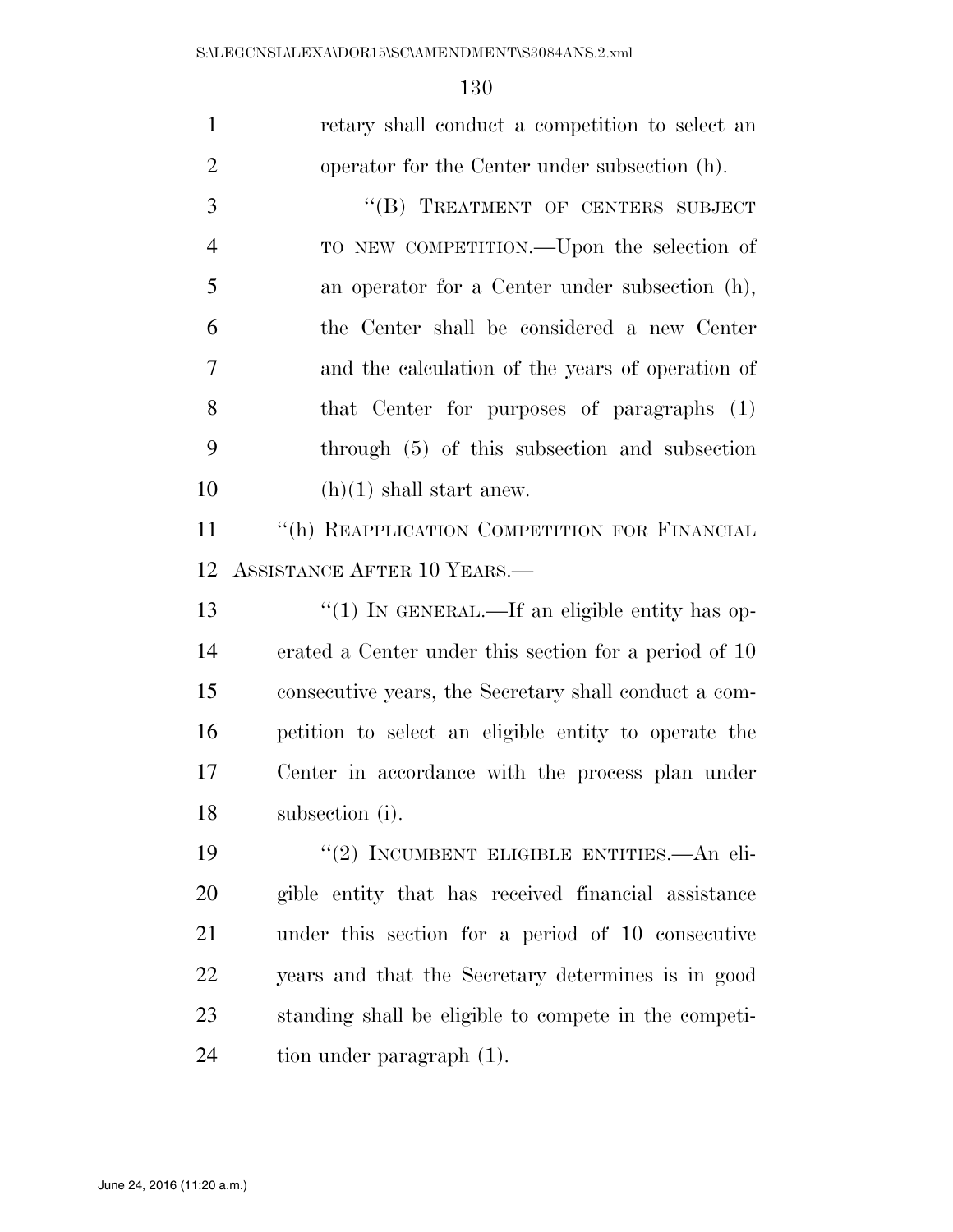retary shall conduct a competition to select an operator for the Center under subsection (h).

"(B) TREATMENT OF CENTERS SUBJECT TO NEW COMPETITION.—Upon the selection of an operator for a Center under subsection (h), the Center shall be considered a new Center and the calculation of the years of operation of that Center for purposes of paragraphs (1) through (5) of this subsection and subsection (h)(1) shall start anew.

"(h) REAPPLICATION COMPETITION FOR FINANCIAL ASSISTANCE AFTER 10 YEARS.—

"(1) IN GENERAL.—If an eligible entity has operated a Center under this section for a period of 10 consecutive years, the Secretary shall conduct a competition to select an eligible entity to operate the Center in accordance with the process plan under subsection (i).

"(2) INCUMBENT ELIGIBLE ENTITIES.—An eligible entity that has received financial assistance under this section for a period of 10 consecutive years and that the Secretary determines is in good standing shall be eligible to compete in the competition under paragraph (1).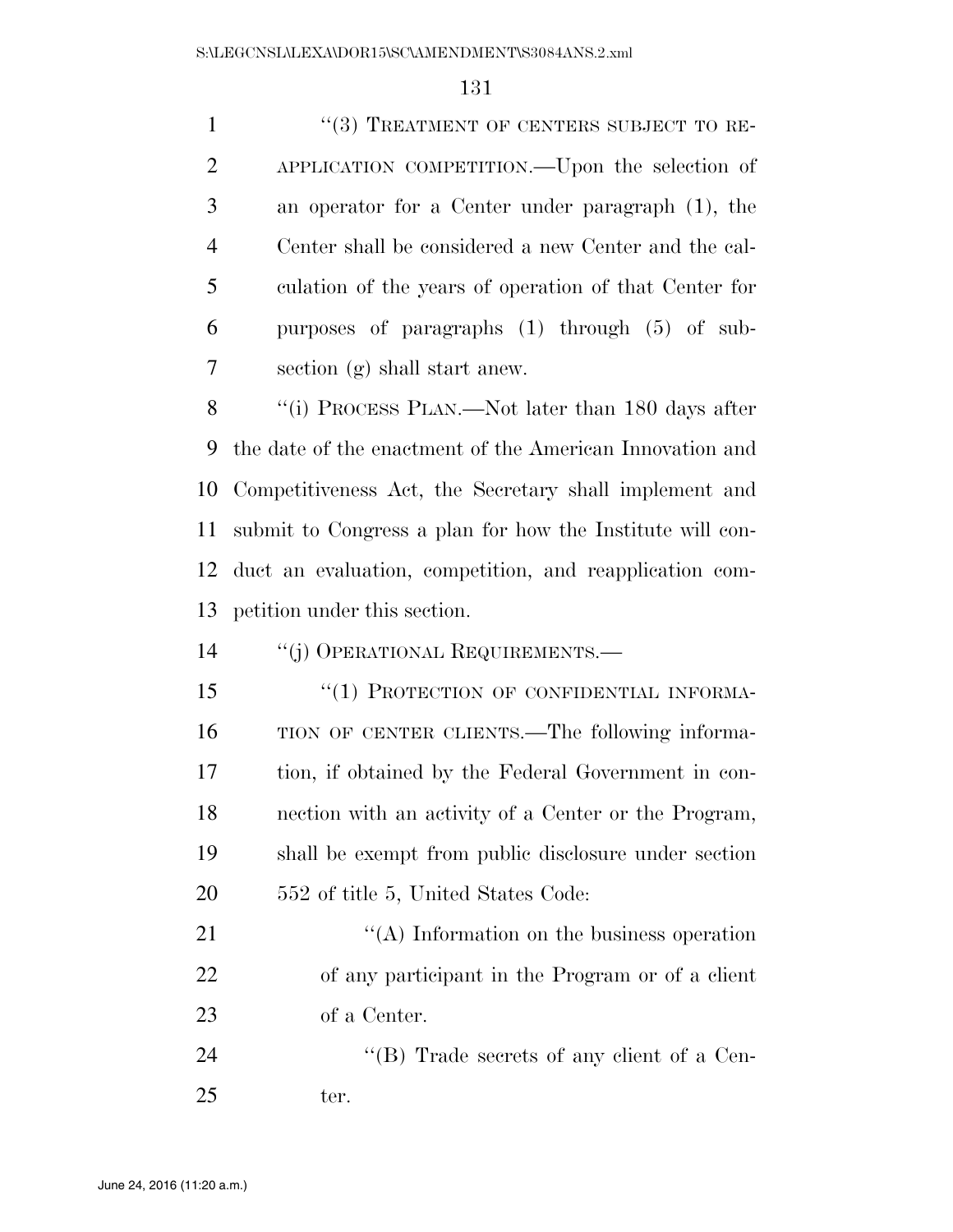"(3) TREATMENT OF CENTERS SUBJECT TO REAPPLICATION COMPETITION.—Upon the selection of an operator for a Center under paragraph (1), the Center shall be considered a new Center and the calculation of the years of operation of that Center for purposes of paragraphs (1) through (5) of subsection (g) shall start anew.

"(i) PROCESS PLAN.—Not later than 180 days after the date of the enactment of the American Innovation and Competitiveness Act, the Secretary shall implement and submit to Congress a plan for how the Institute will conduct an evaluation, competition, and reapplication competition under this section.

"(j) OPERATIONAL REQUIREMENTS.—

"(1) PROTECTION OF CONFIDENTIAL INFORMATION OF CENTER CLIENTS.—The following information, if obtained by the Federal Government in connection with an activity of a Center or the Program, shall be exempt from public disclosure under section 552 of title 5, United States Code:

"(A) Information on the business operation of any participant in the Program or of a client of a Center.

"(B) Trade secrets of any client of a Center.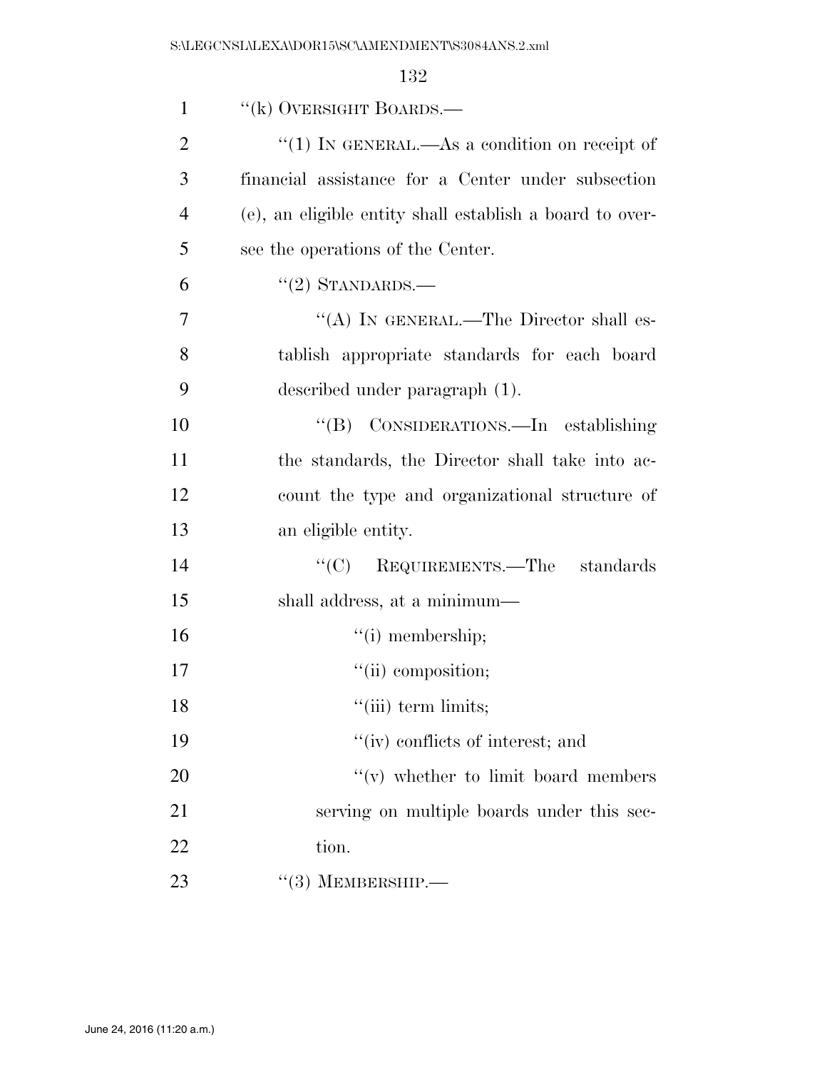"(k) OVERSIGHT BOARDS.—

"(1) IN GENERAL.—As a condition on receipt of financial assistance for a Center under subsection (e), an eligible entity shall establish a board to oversee the operations of the Center.

"(2) STANDARDS.—

"(A) IN GENERAL.—The Director shall establish appropriate standards for each board described under paragraph (1).

"(B) CONSIDERATIONS.—In establishing the standards, the Director shall take into account the type and organizational structure of an eligible entity.

"(C) REQUIREMENTS.—The standards shall address, at a minimum—

"(i) membership;

"(ii) composition;

"(iii) term limits;

"(iv) conflicts of interest; and

"(v) whether to limit board members serving on multiple boards under this section.

"(3) MEMBERSHIP.—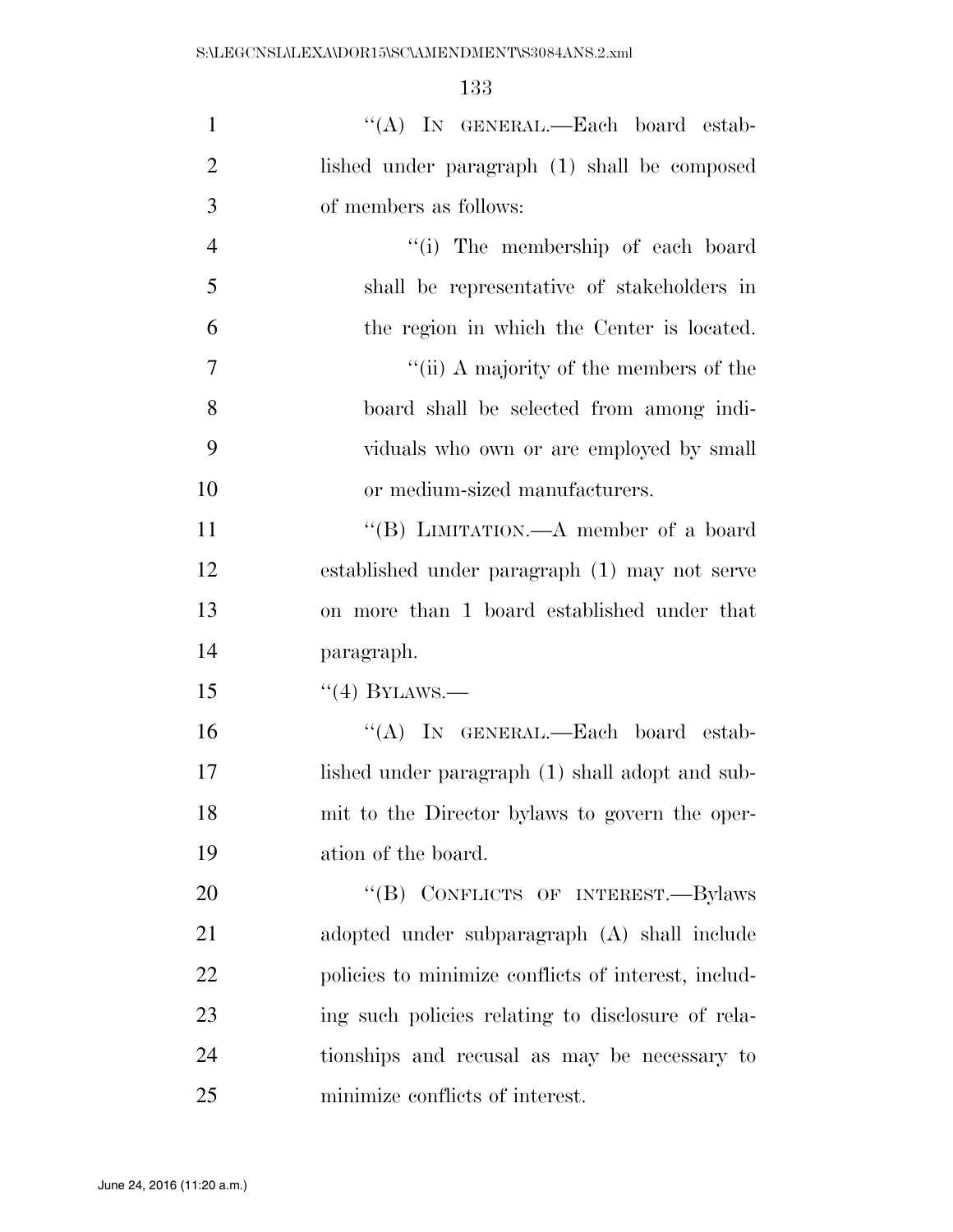''(A) IN GENERAL.—Each board established under paragraph (1) shall be composed of members as follows:

''(i) The membership of each board shall be representative of stakeholders in the region in which the Center is located.

''(ii) A majority of the members of the board shall be selected from among individuals who own or are employed by small or medium-sized manufacturers.

''(B) LIMITATION.—A member of a board established under paragraph (1) may not serve on more than 1 board established under that paragraph.

''(4) BYLAWS.—

''(A) IN GENERAL.—Each board established under paragraph (1) shall adopt and submit to the Director bylaws to govern the operation of the board.

''(B) CONFLICTS OF INTEREST.—Bylaws adopted under subparagraph (A) shall include policies to minimize conflicts of interest, including such policies relating to disclosure of relationships and recusal as may be necessary to minimize conflicts of interest.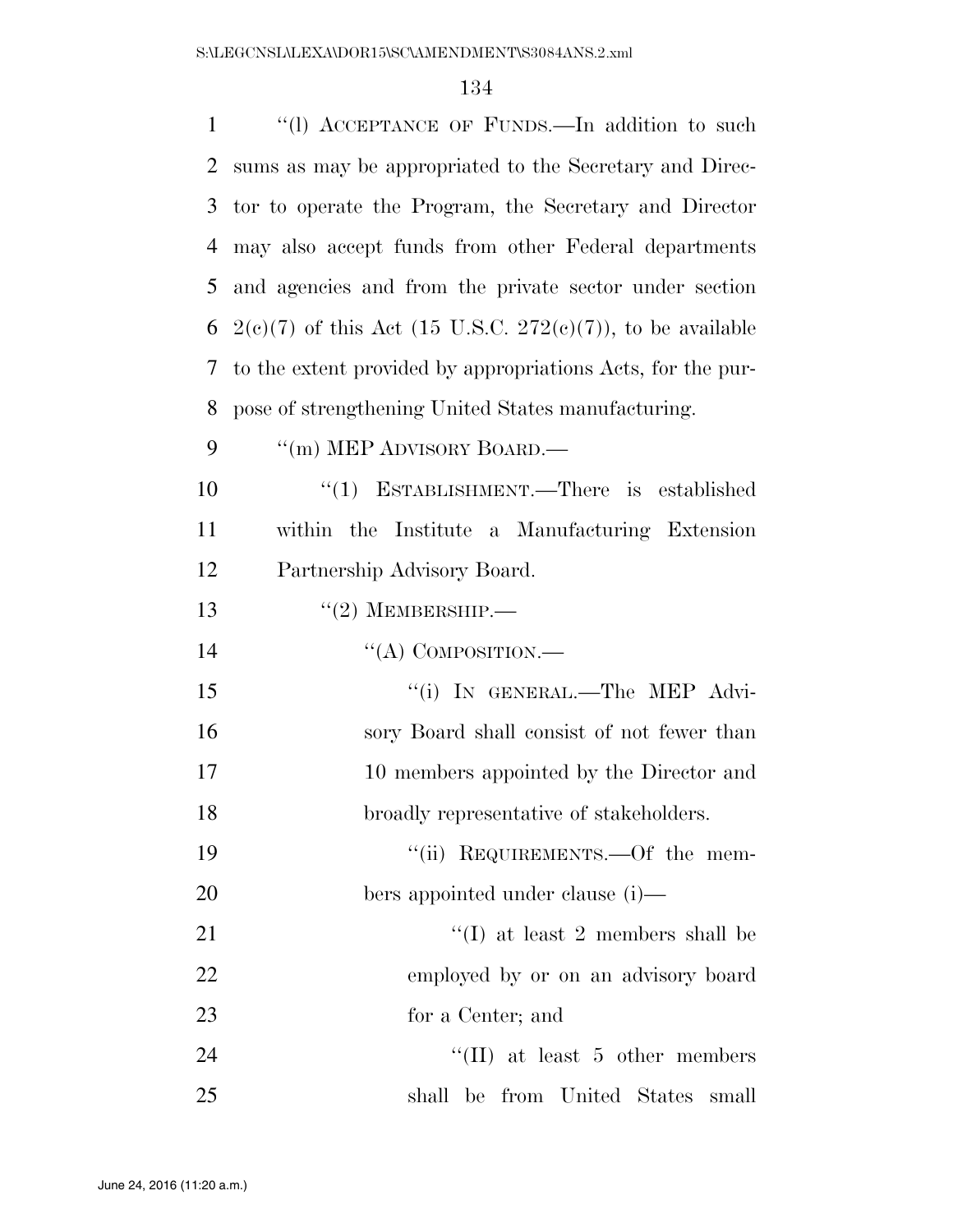"(l) ACCEPTANCE OF FUNDS.—In addition to such sums as may be appropriated to the Secretary and Director to operate the Program, the Secretary and Director may also accept funds from other Federal departments and agencies and from the private sector under section 2(c)(7) of this Act (15 U.S.C. 272(c)(7)), to be available to the extent provided by appropriations Acts, for the purpose of strengthening United States manufacturing.

"(m) MEP ADVISORY BOARD.—

"(1) ESTABLISHMENT.—There is established within the Institute a Manufacturing Extension Partnership Advisory Board.

"(2) MEMBERSHIP.—

"(A) COMPOSITION.—

"(i) IN GENERAL.—The MEP Advisory Board shall consist of not fewer than 10 members appointed by the Director and broadly representative of stakeholders.

"(ii) REQUIREMENTS.—Of the members appointed under clause (i)—

"(I) at least 2 members shall be employed by or on an advisory board for a Center; and

"(II) at least 5 other members shall be from United States small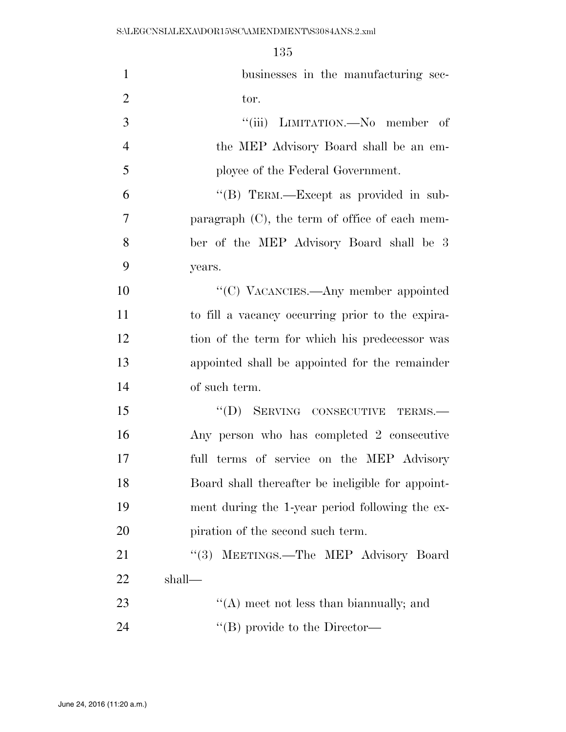businesses in the manufacturing sector.

"(iii) LIMITATION.—No member of the MEP Advisory Board shall be an employee of the Federal Government.

"(B) TERM.—Except as provided in subparagraph (C), the term of office of each member of the MEP Advisory Board shall be 3 years.

"(C) VACANCIES.—Any member appointed to fill a vacancy occurring prior to the expiration of the term for which his predecessor was appointed shall be appointed for the remainder of such term.

"(D) SERVING CONSECUTIVE TERMS.— Any person who has completed 2 consecutive full terms of service on the MEP Advisory Board shall thereafter be ineligible for appointment during the 1-year period following the expiration of the second such term.

"(3) MEETINGS.—The MEP Advisory Board shall—

"(A) meet not less than biannually; and

"(B) provide to the Director—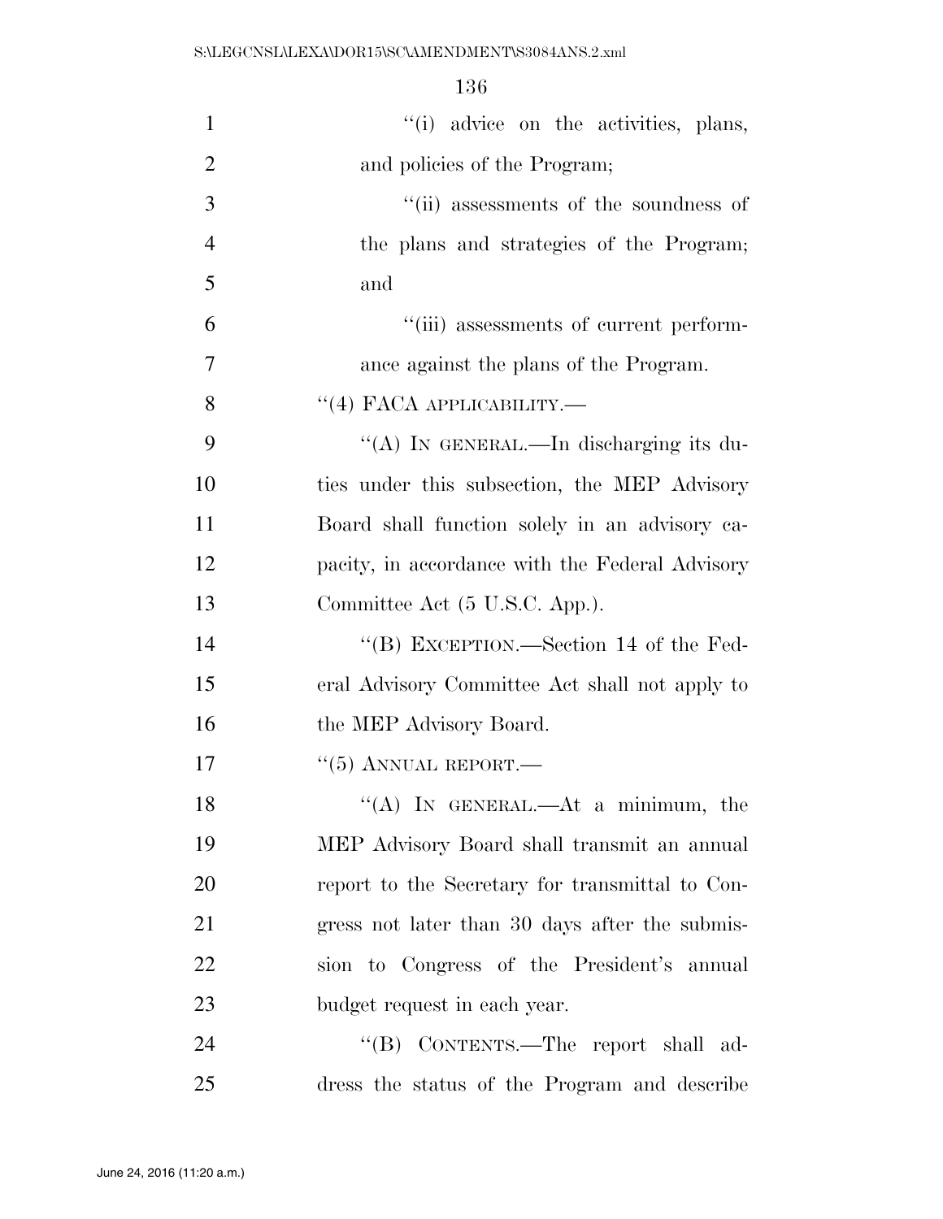''(i) advice on the activities, plans, and policies of the Program;

''(ii) assessments of the soundness of the plans and strategies of the Program; and

''(iii) assessments of current performance against the plans of the Program.

''(4) FACA APPLICABILITY.—

''(A) IN GENERAL.—In discharging its duties under this subsection, the MEP Advisory Board shall function solely in an advisory capacity, in accordance with the Federal Advisory Committee Act (5 U.S.C. App.).

''(B) EXCEPTION.—Section 14 of the Federal Advisory Committee Act shall not apply to the MEP Advisory Board.

''(5) ANNUAL REPORT.—

''(A) IN GENERAL.—At a minimum, the MEP Advisory Board shall transmit an annual report to the Secretary for transmittal to Congress not later than 30 days after the submission to Congress of the President's annual budget request in each year.

''(B) CONTENTS.—The report shall address the status of the Program and describe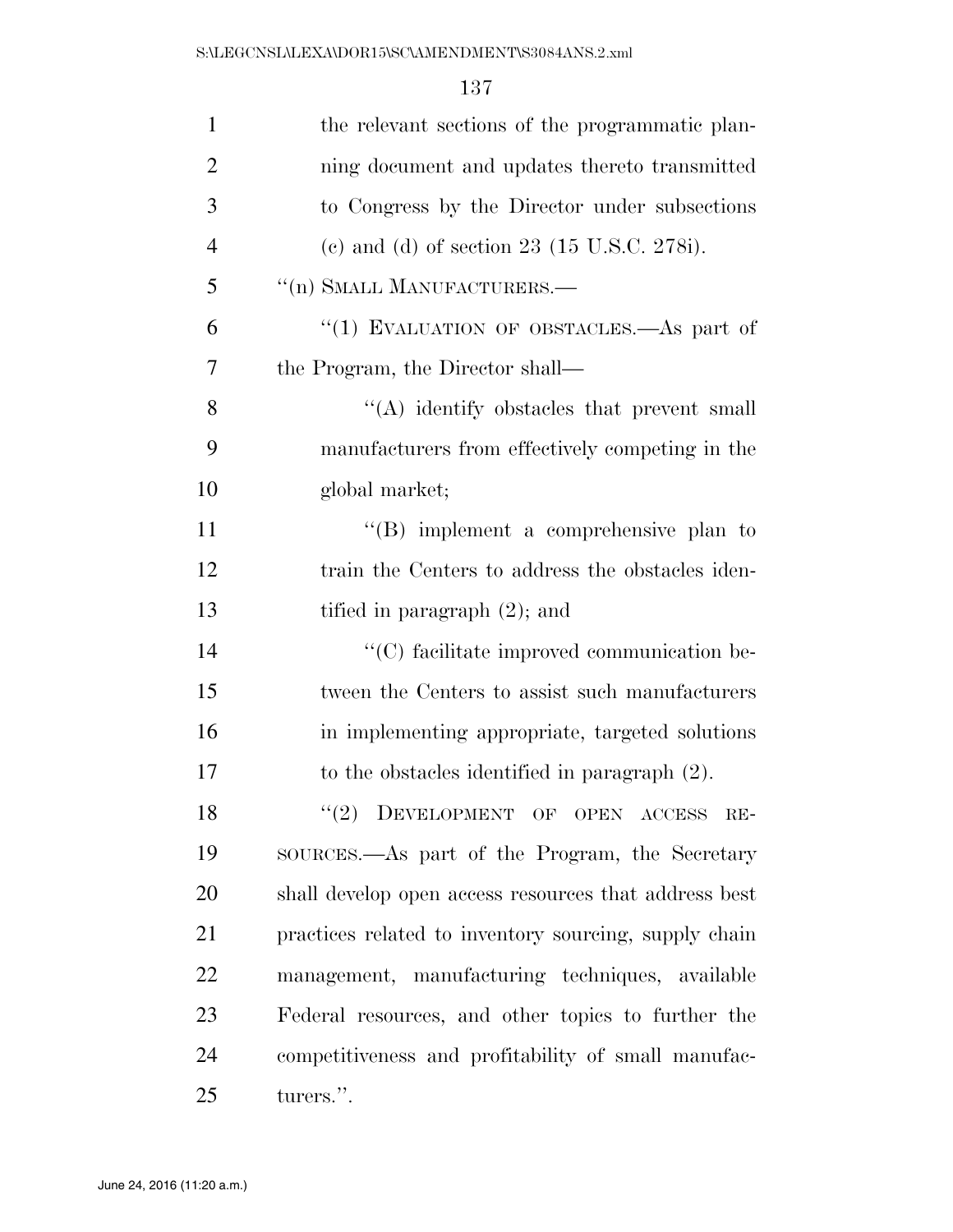the relevant sections of the programmatic planning document and updates thereto transmitted to Congress by the Director under subsections (c) and (d) of section 23 (15 U.S.C. 278i).

"(n) SMALL MANUFACTURERS.—

"(1) EVALUATION OF OBSTACLES.—As part of the Program, the Director shall—

"(A) identify obstacles that prevent small manufacturers from effectively competing in the global market;

"(B) implement a comprehensive plan to train the Centers to address the obstacles identified in paragraph (2); and

"(C) facilitate improved communication between the Centers to assist such manufacturers in implementing appropriate, targeted solutions to the obstacles identified in paragraph (2).

"(2) DEVELOPMENT OF OPEN ACCESS RESOURCES.—As part of the Program, the Secretary shall develop open access resources that address best practices related to inventory sourcing, supply chain management, manufacturing techniques, available Federal resources, and other topics to further the competitiveness and profitability of small manufacturers.".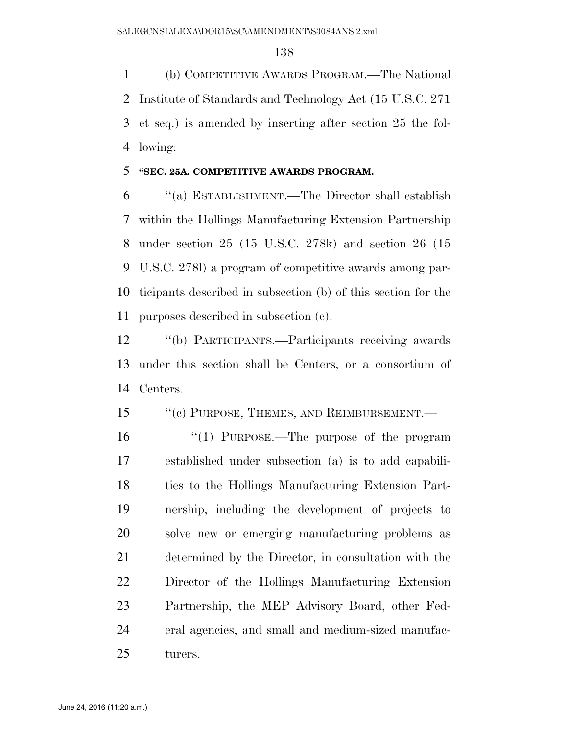(b) Competitive Awards Program.—The National Institute of Standards and Technology Act (15 U.S.C. 271 et seq.) is amended by inserting after section 25 the following:

**"SEC. 25A. COMPETITIVE AWARDS PROGRAM.**

"(a) Establishment.—The Director shall establish within the Hollings Manufacturing Extension Partnership under section 25 (15 U.S.C. 278k) and section 26 (15 U.S.C. 278l) a program of competitive awards among participants described in subsection (b) of this section for the purposes described in subsection (c).

"(b) Participants.—Participants receiving awards under this section shall be Centers, or a consortium of Centers.

"(c) Purpose, Themes, and Reimbursement.—

"(1) Purpose.—The purpose of the program established under subsection (a) is to add capabilities to the Hollings Manufacturing Extension Partnership, including the development of projects to solve new or emerging manufacturing problems as determined by the Director, in consultation with the Director of the Hollings Manufacturing Extension Partnership, the MEP Advisory Board, other Federal agencies, and small and medium-sized manufacturers.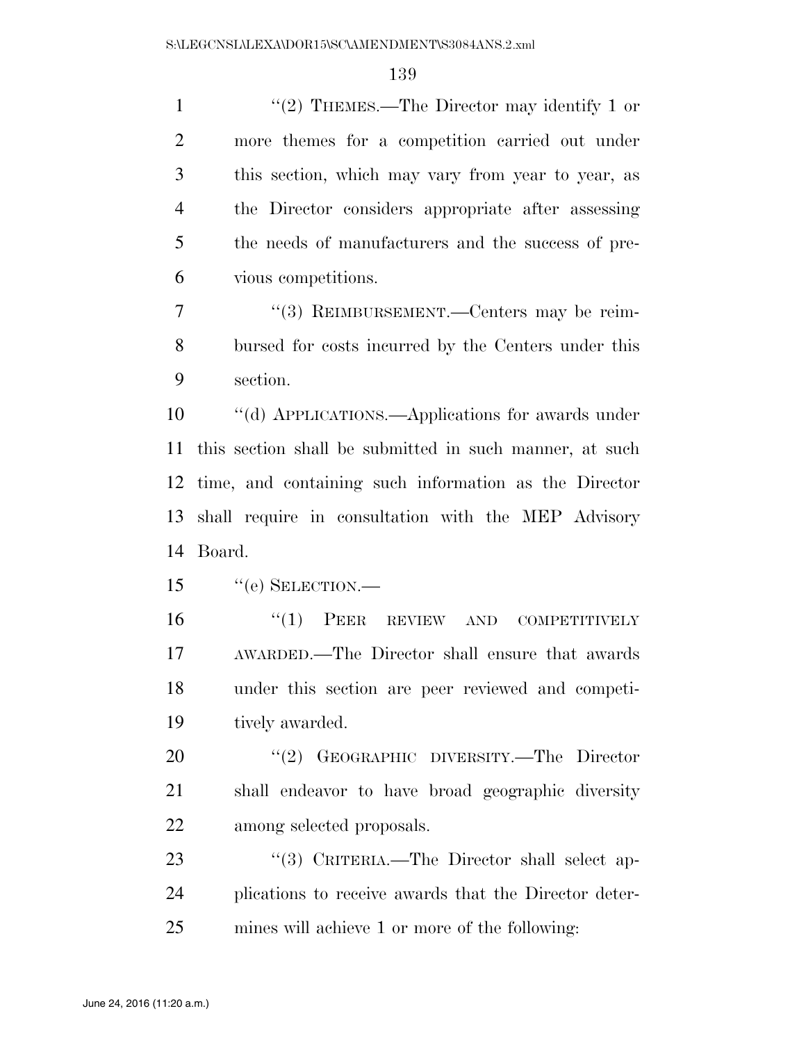"(2) THEMES.—The Director may identify 1 or more themes for a competition carried out under this section, which may vary from year to year, as the Director considers appropriate after assessing the needs of manufacturers and the success of previous competitions.

"(3) REIMBURSEMENT.—Centers may be reimbursed for costs incurred by the Centers under this section.

"(d) APPLICATIONS.—Applications for awards under this section shall be submitted in such manner, at such time, and containing such information as the Director shall require in consultation with the MEP Advisory Board.

"(e) SELECTION.—

"(1) PEER REVIEW AND COMPETITIVELY AWARDED.—The Director shall ensure that awards under this section are peer reviewed and competitively awarded.

"(2) GEOGRAPHIC DIVERSITY.—The Director shall endeavor to have broad geographic diversity among selected proposals.

"(3) CRITERIA.—The Director shall select applications to receive awards that the Director determines will achieve 1 or more of the following: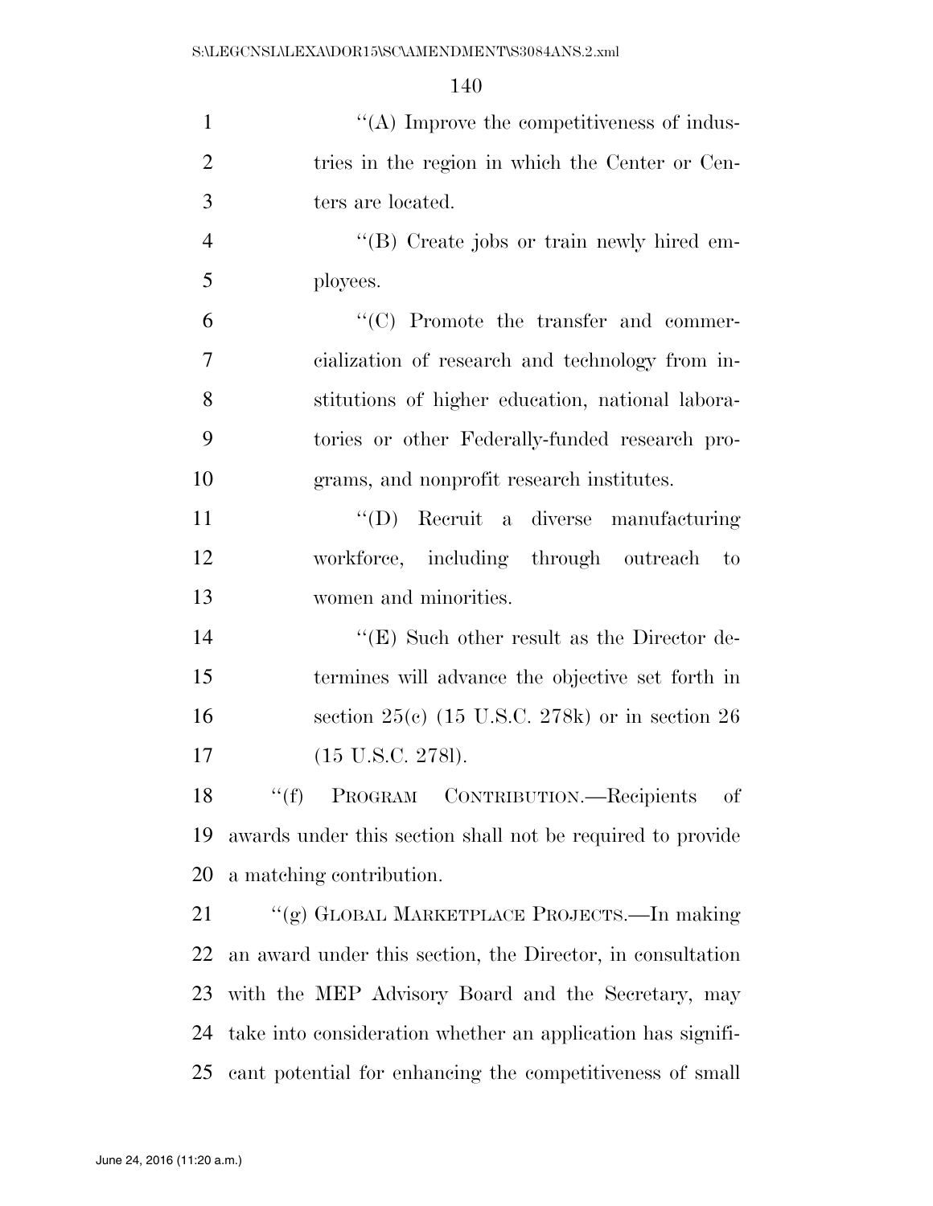"(A) Improve the competitiveness of industries in the region in which the Center or Centers are located.

"(B) Create jobs or train newly hired employees.

"(C) Promote the transfer and commercialization of research and technology from institutions of higher education, national laboratories or other Federally-funded research programs, and nonprofit research institutes.

"(D) Recruit a diverse manufacturing workforce, including through outreach to women and minorities.

"(E) Such other result as the Director determines will advance the objective set forth in section 25(c) (15 U.S.C. 278k) or in section 26 (15 U.S.C. 278l).

"(f) PROGRAM CONTRIBUTION.—Recipients of awards under this section shall not be required to provide a matching contribution.

"(g) GLOBAL MARKETPLACE PROJECTS.—In making an award under this section, the Director, in consultation with the MEP Advisory Board and the Secretary, may take into consideration whether an application has significant potential for enhancing the competitiveness of small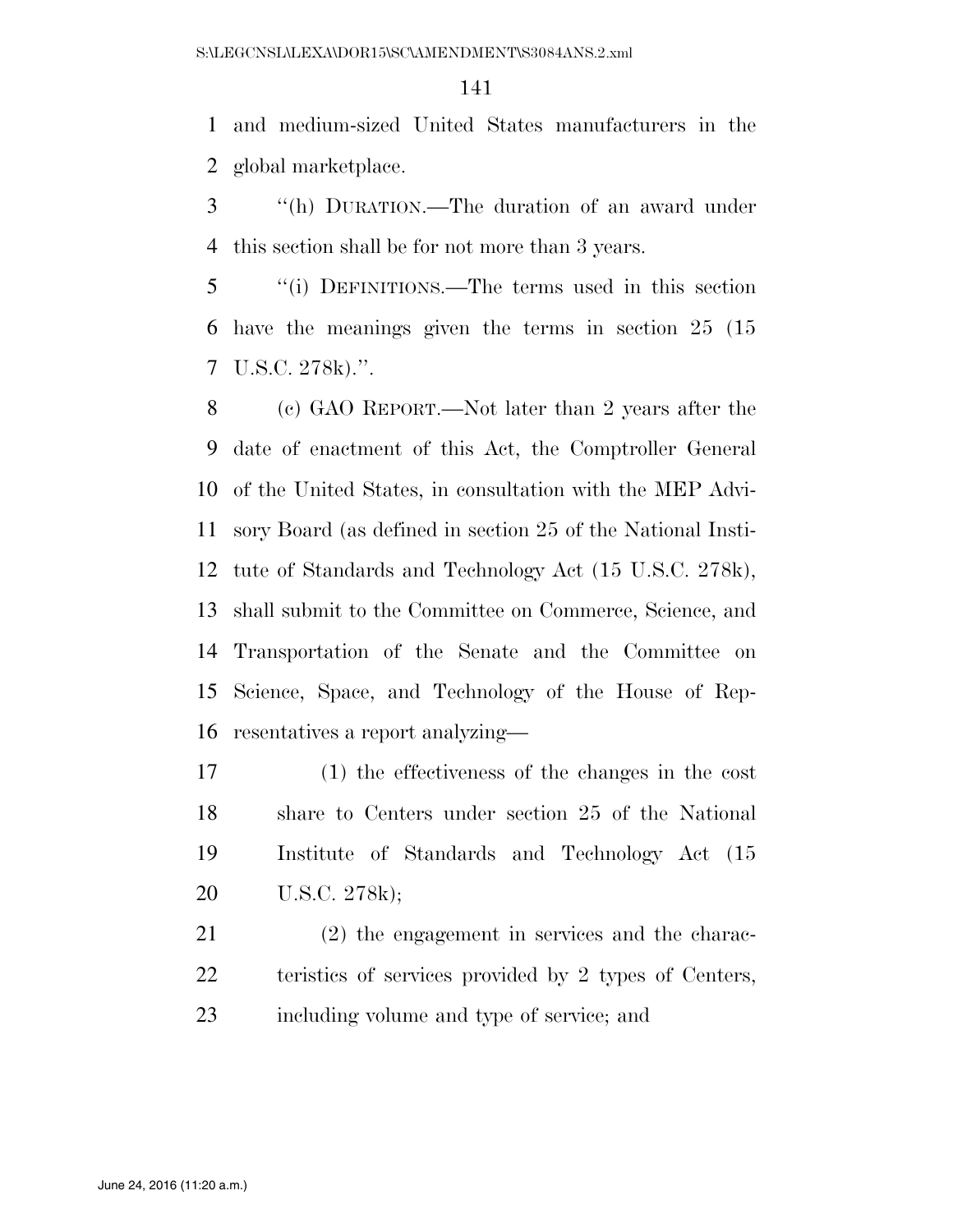and medium-sized United States manufacturers in the global marketplace.

"(h) DURATION.—The duration of an award under this section shall be for not more than 3 years.

"(i) DEFINITIONS.—The terms used in this section have the meanings given the terms in section 25 (15 U.S.C. 278k).".

(c) GAO REPORT.—Not later than 2 years after the date of enactment of this Act, the Comptroller General of the United States, in consultation with the MEP Advisory Board (as defined in section 25 of the National Institute of Standards and Technology Act (15 U.S.C. 278k), shall submit to the Committee on Commerce, Science, and Transportation of the Senate and the Committee on Science, Space, and Technology of the House of Representatives a report analyzing—

(1) the effectiveness of the changes in the cost share to Centers under section 25 of the National Institute of Standards and Technology Act (15 U.S.C. 278k);

(2) the engagement in services and the characteristics of services provided by 2 types of Centers, including volume and type of service; and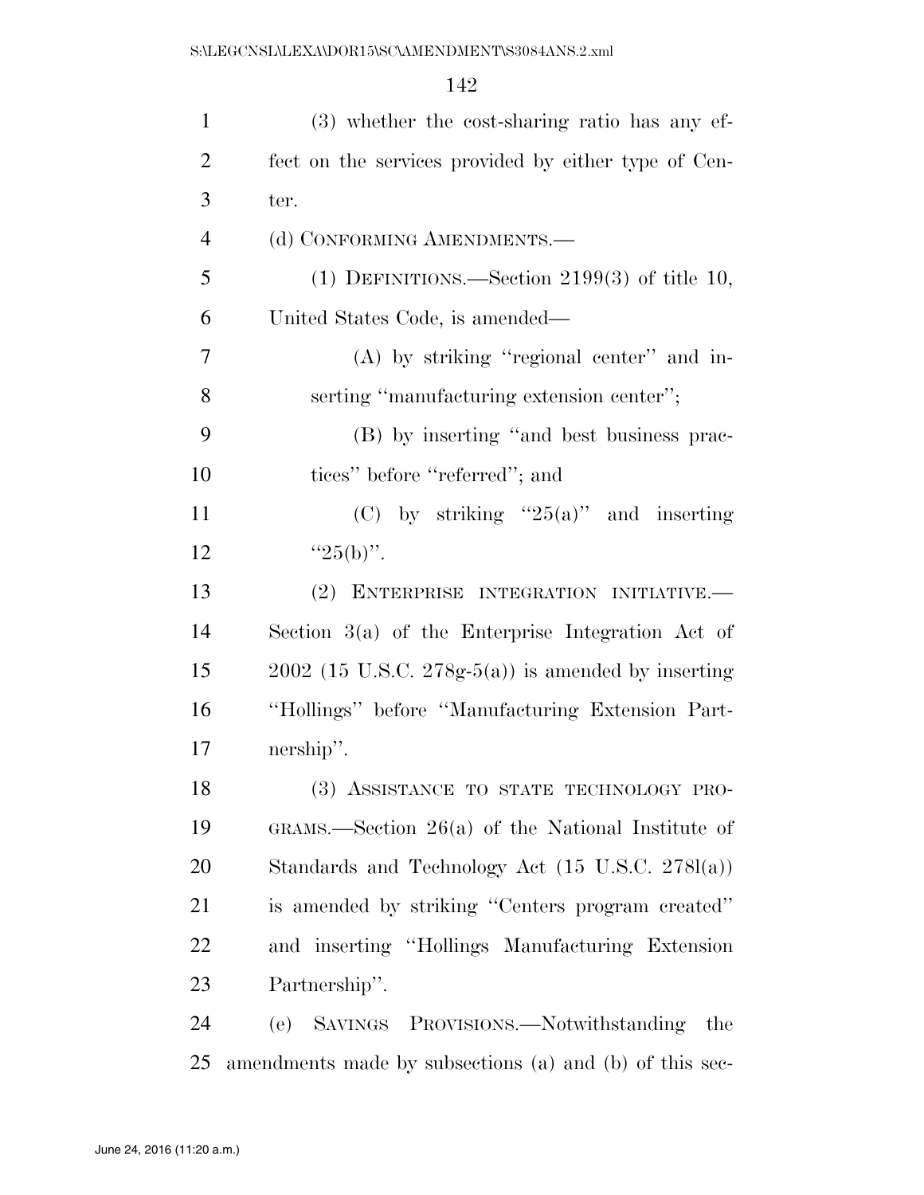(3) whether the cost-sharing ratio has any effect on the services provided by either type of Center.

(d) CONFORMING AMENDMENTS.—

(1) DEFINITIONS.—Section 2199(3) of title 10, United States Code, is amended—

(A) by striking "regional center" and inserting "manufacturing extension center";

(B) by inserting "and best business practices" before "referred"; and

(C) by striking "25(a)" and inserting "25(b)".

(2) ENTERPRISE INTEGRATION INITIATIVE.—Section 3(a) of the Enterprise Integration Act of 2002 (15 U.S.C. 278g-5(a)) is amended by inserting "Hollings" before "Manufacturing Extension Partnership".

(3) ASSISTANCE TO STATE TECHNOLOGY PROGRAMS.—Section 26(a) of the National Institute of Standards and Technology Act (15 U.S.C. 278l(a)) is amended by striking "Centers program created" and inserting "Hollings Manufacturing Extension Partnership".

(e) SAVINGS PROVISIONS.—Notwithstanding the amendments made by subsections (a) and (b) of this sec-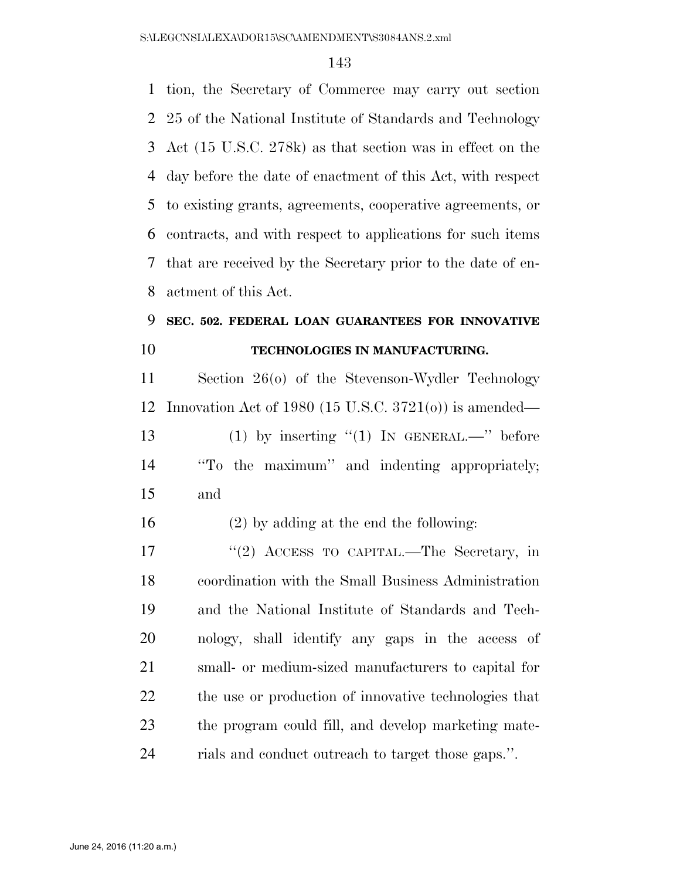tion, the Secretary of Commerce may carry out section 25 of the National Institute of Standards and Technology Act (15 U.S.C. 278k) as that section was in effect on the day before the date of enactment of this Act, with respect to existing grants, agreements, cooperative agreements, or contracts, and with respect to applications for such items that are received by the Secretary prior to the date of enactment of this Act.

**SEC. 502. FEDERAL LOAN GUARANTEES FOR INNOVATIVE TECHNOLOGIES IN MANUFACTURING.**

Section 26(o) of the Stevenson-Wydler Technology Innovation Act of 1980 (15 U.S.C. 3721(o)) is amended—

(1) by inserting "(1) IN GENERAL.—" before "To the maximum" and indenting appropriately; and

(2) by adding at the end the following:

"(2) ACCESS TO CAPITAL.—The Secretary, in coordination with the Small Business Administration and the National Institute of Standards and Technology, shall identify any gaps in the access of small- or medium-sized manufacturers to capital for the use or production of innovative technologies that the program could fill, and develop marketing materials and conduct outreach to target those gaps.".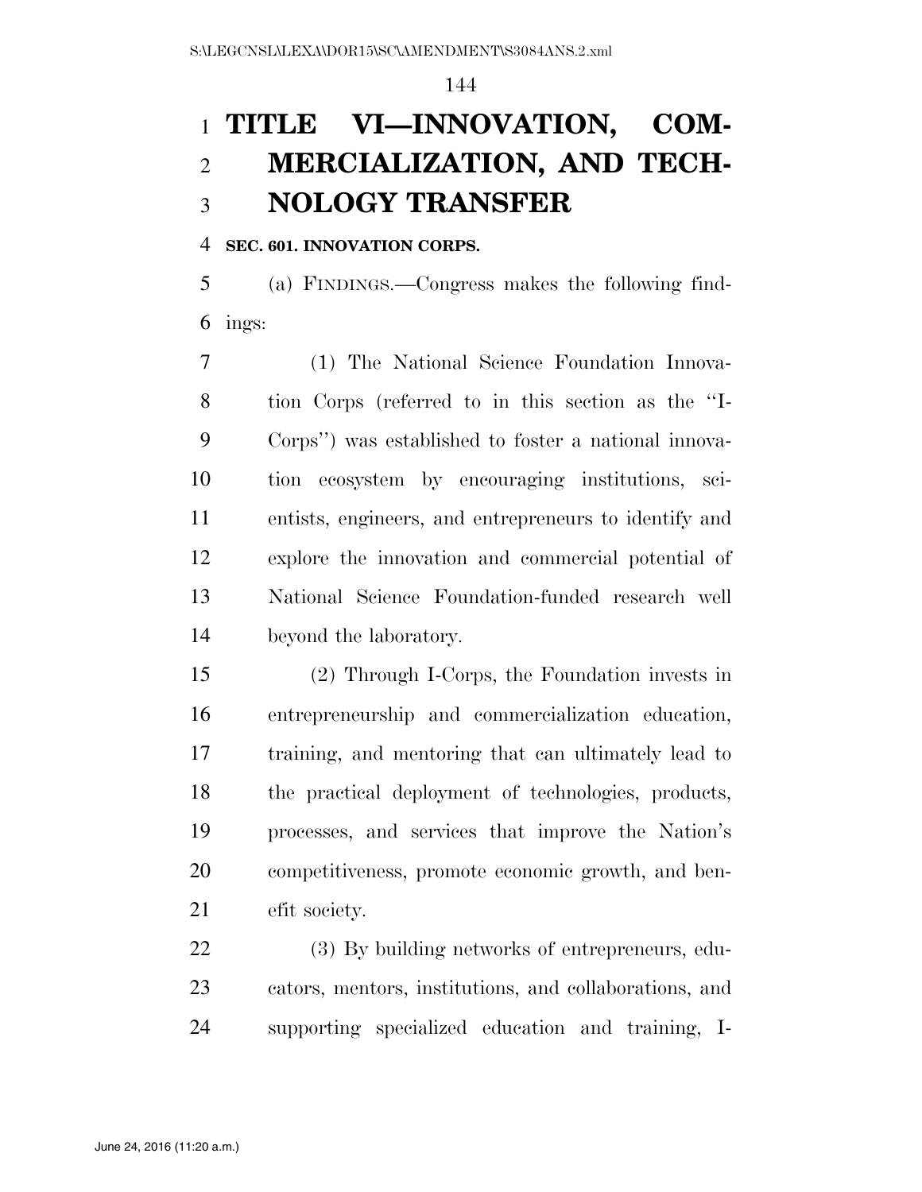# TITLE VI—INNOVATION, COMMERCIALIZATION, AND TECHNOLOGY TRANSFER

**SEC. 601. INNOVATION CORPS.**

(a) FINDINGS.—Congress makes the following findings:

(1) The National Science Foundation Innovation Corps (referred to in this section as the ''I-Corps'') was established to foster a national innovation ecosystem by encouraging institutions, scientists, engineers, and entrepreneurs to identify and explore the innovation and commercial potential of National Science Foundation-funded research well beyond the laboratory.

(2) Through I-Corps, the Foundation invests in entrepreneurship and commercialization education, training, and mentoring that can ultimately lead to the practical deployment of technologies, products, processes, and services that improve the Nation's competitiveness, promote economic growth, and benefit society.

(3) By building networks of entrepreneurs, educators, mentors, institutions, and collaborations, and supporting specialized education and training, I-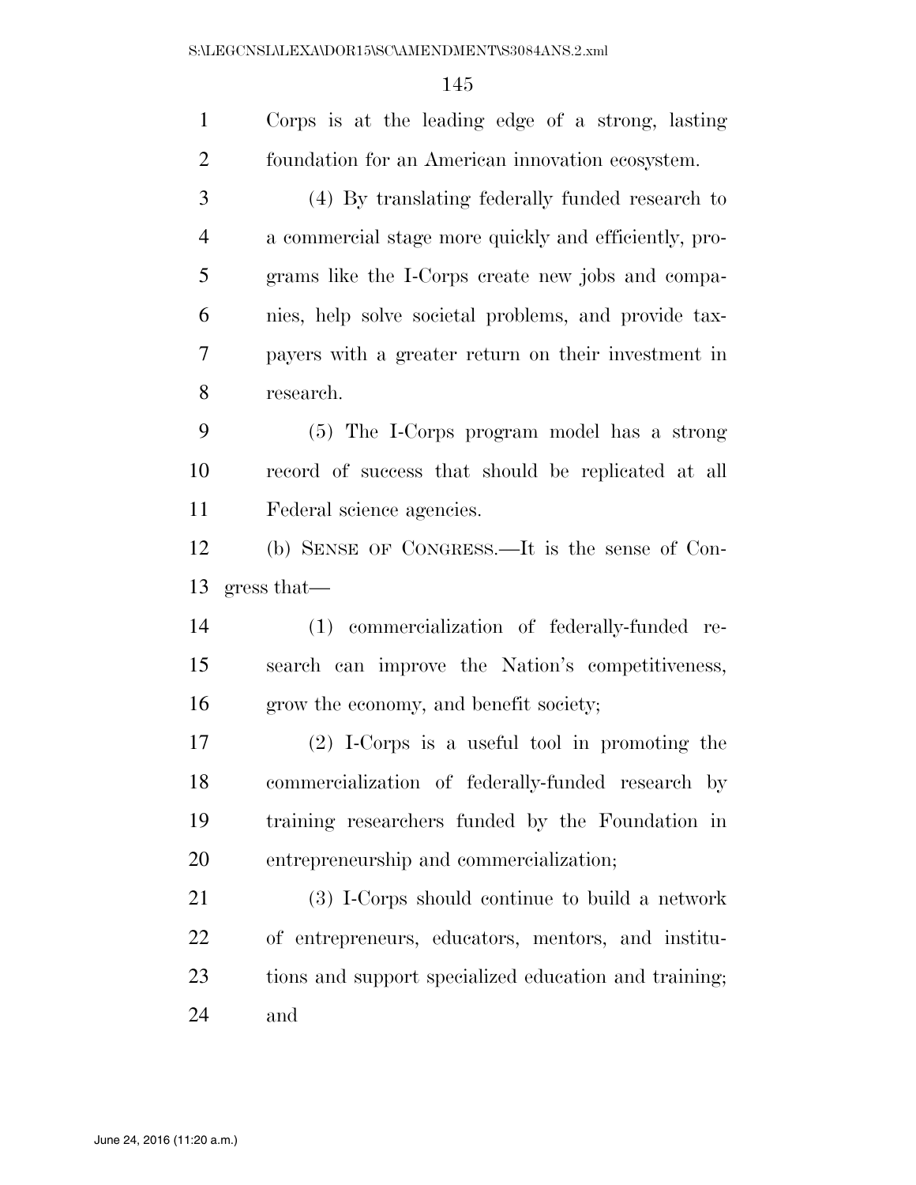Corps is at the leading edge of a strong, lasting foundation for an American innovation ecosystem.

(4) By translating federally funded research to a commercial stage more quickly and efficiently, programs like the I-Corps create new jobs and companies, help solve societal problems, and provide taxpayers with a greater return on their investment in research.

(5) The I-Corps program model has a strong record of success that should be replicated at all Federal science agencies.

(b) SENSE OF CONGRESS.—It is the sense of Congress that—

(1) commercialization of federally-funded research can improve the Nation's competitiveness, grow the economy, and benefit society;

(2) I-Corps is a useful tool in promoting the commercialization of federally-funded research by training researchers funded by the Foundation in entrepreneurship and commercialization;

(3) I-Corps should continue to build a network of entrepreneurs, educators, mentors, and institutions and support specialized education and training; and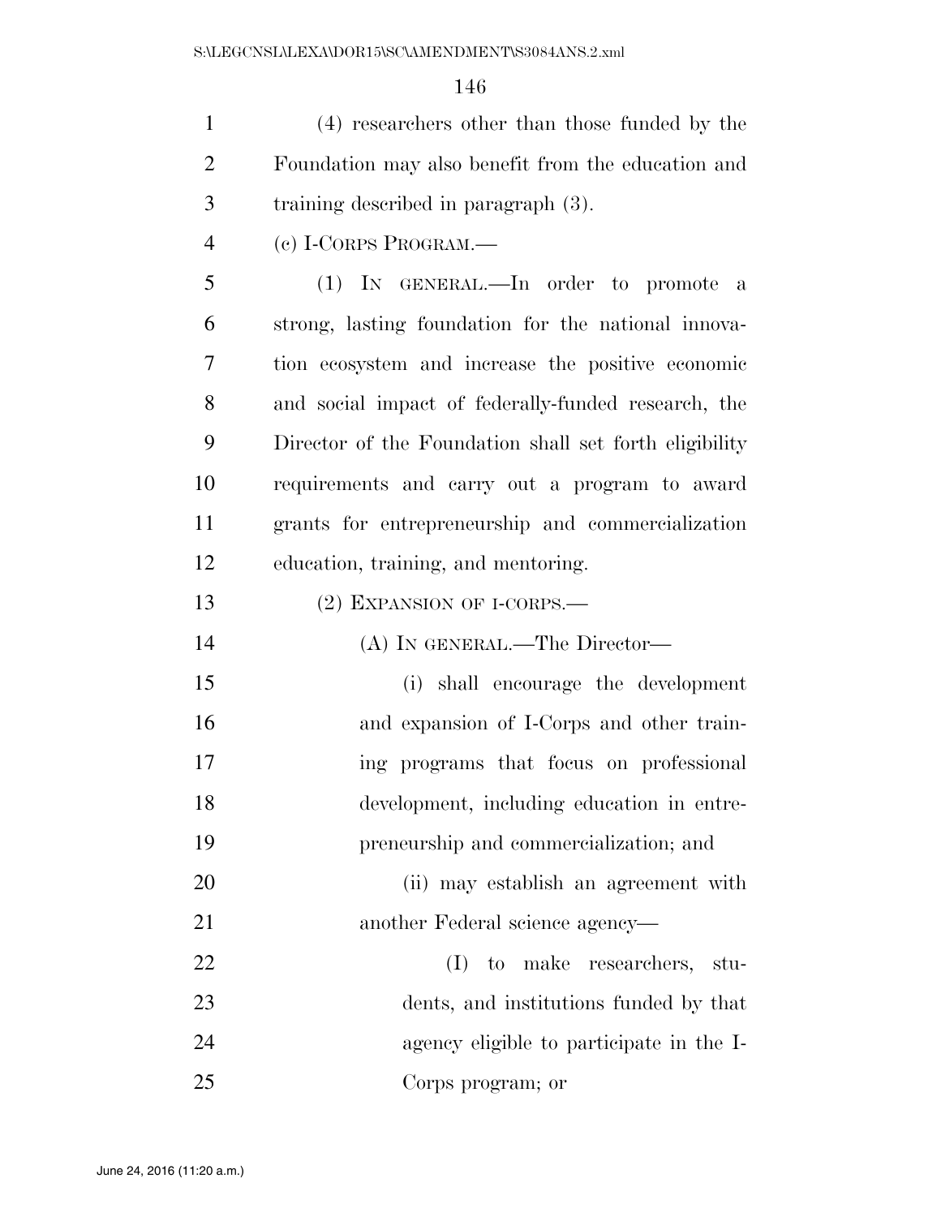(4) researchers other than those funded by the Foundation may also benefit from the education and training described in paragraph (3).

(c) I-CORPS PROGRAM.—

(1) IN GENERAL.—In order to promote a strong, lasting foundation for the national innovation ecosystem and increase the positive economic and social impact of federally-funded research, the Director of the Foundation shall set forth eligibility requirements and carry out a program to award grants for entrepreneurship and commercialization education, training, and mentoring.

(2) EXPANSION OF I-CORPS.—

(A) IN GENERAL.—The Director—

(i) shall encourage the development and expansion of I-Corps and other training programs that focus on professional development, including education in entrepreneurship and commercialization; and

(ii) may establish an agreement with another Federal science agency—

(I) to make researchers, students, and institutions funded by that agency eligible to participate in the I-Corps program; or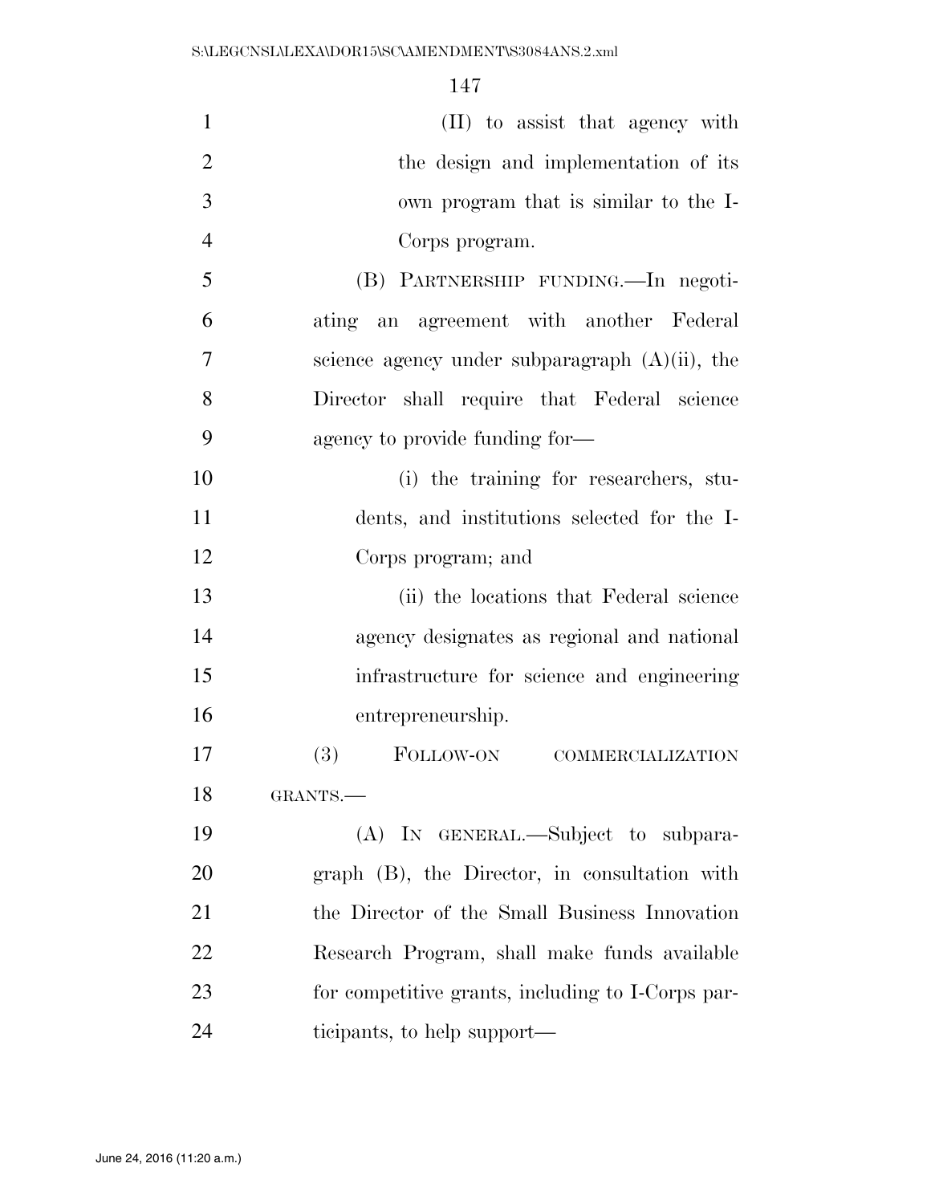(II) to assist that agency with the design and implementation of its own program that is similar to the I-Corps program.

(B) PARTNERSHIP FUNDING.—In negotiating an agreement with another Federal science agency under subparagraph (A)(ii), the Director shall require that Federal science agency to provide funding for—

(i) the training for researchers, students, and institutions selected for the I-Corps program; and

(ii) the locations that Federal science agency designates as regional and national infrastructure for science and engineering entrepreneurship.

(3) FOLLOW-ON COMMERCIALIZATION GRANTS.—

(A) IN GENERAL.—Subject to subparagraph (B), the Director, in consultation with the Director of the Small Business Innovation Research Program, shall make funds available for competitive grants, including to I-Corps participants, to help support—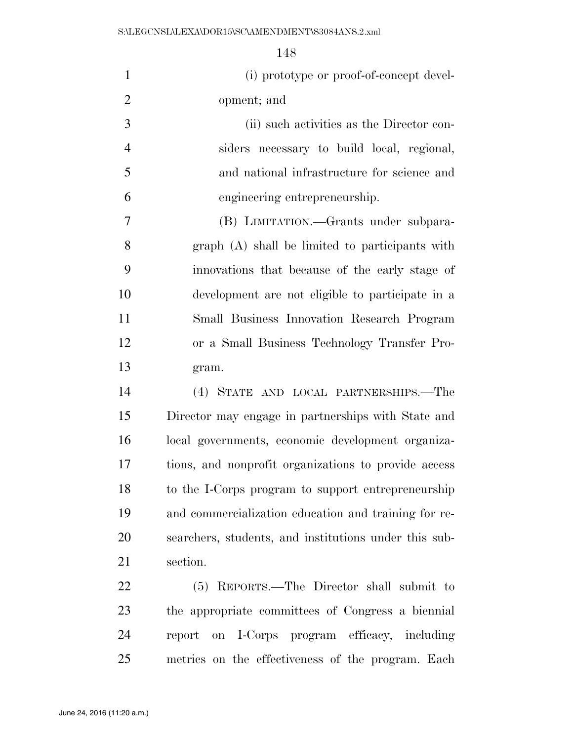(i) prototype or proof-of-concept development; and

(ii) such activities as the Director considers necessary to build local, regional, and national infrastructure for science and engineering entrepreneurship.

(B) LIMITATION.—Grants under subparagraph (A) shall be limited to participants with innovations that because of the early stage of development are not eligible to participate in a Small Business Innovation Research Program or a Small Business Technology Transfer Program.

(4) STATE AND LOCAL PARTNERSHIPS.—The Director may engage in partnerships with State and local governments, economic development organizations, and nonprofit organizations to provide access to the I-Corps program to support entrepreneurship and commercialization education and training for researchers, students, and institutions under this subsection.

(5) REPORTS.—The Director shall submit to the appropriate committees of Congress a biennial report on I-Corps program efficacy, including metrics on the effectiveness of the program. Each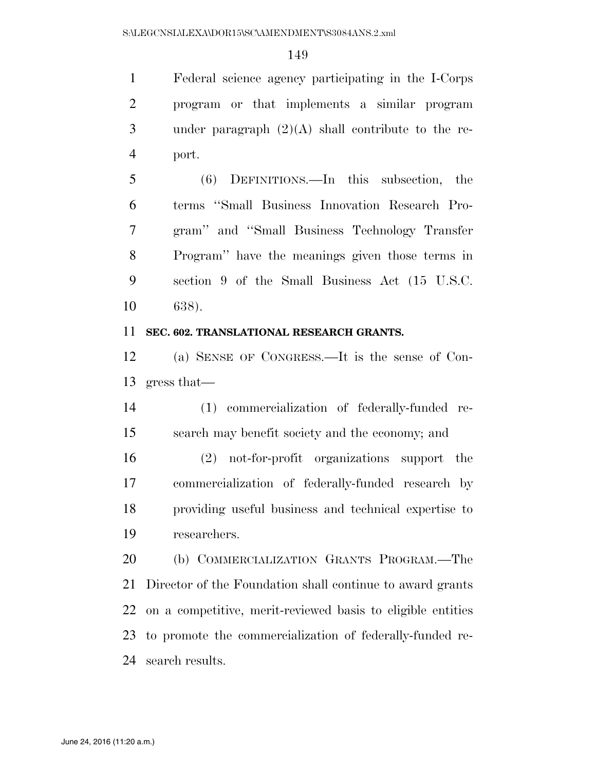Federal science agency participating in the I-Corps program or that implements a similar program under paragraph (2)(A) shall contribute to the report.

(6) DEFINITIONS.—In this subsection, the terms "Small Business Innovation Research Program" and "Small Business Technology Transfer Program" have the meanings given those terms in section 9 of the Small Business Act (15 U.S.C. 638).

**SEC. 602. TRANSLATIONAL RESEARCH GRANTS.**

(a) SENSE OF CONGRESS.—It is the sense of Congress that—

(1) commercialization of federally-funded research may benefit society and the economy; and

(2) not-for-profit organizations support the commercialization of federally-funded research by providing useful business and technical expertise to researchers.

(b) COMMERCIALIZATION GRANTS PROGRAM.—The Director of the Foundation shall continue to award grants on a competitive, merit-reviewed basis to eligible entities to promote the commercialization of federally-funded research results.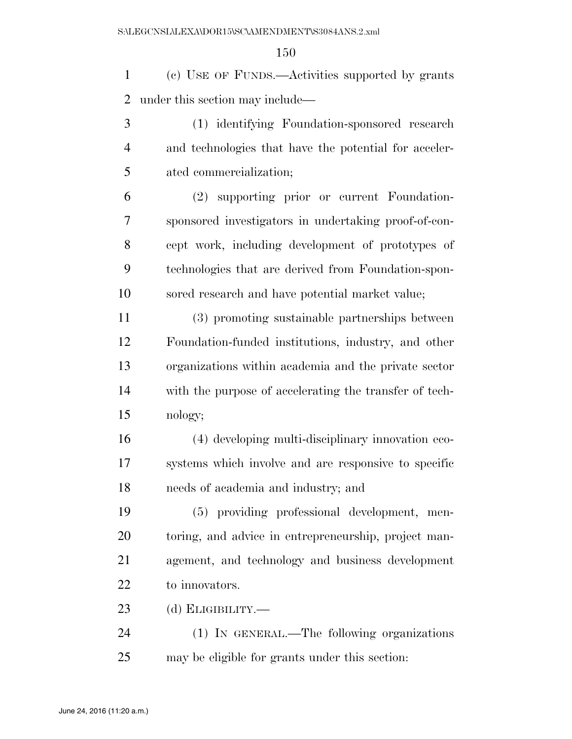(c) USE OF FUNDS.—Activities supported by grants under this section may include—

(1) identifying Foundation-sponsored research and technologies that have the potential for accelerated commercialization;

(2) supporting prior or current Foundation-sponsored investigators in undertaking proof-of-concept work, including development of prototypes of technologies that are derived from Foundation-sponsored research and have potential market value;

(3) promoting sustainable partnerships between Foundation-funded institutions, industry, and other organizations within academia and the private sector with the purpose of accelerating the transfer of technology;

(4) developing multi-disciplinary innovation ecosystems which involve and are responsive to specific needs of academia and industry; and

(5) providing professional development, mentoring, and advice in entrepreneurship, project management, and technology and business development to innovators.

(d) ELIGIBILITY.—

(1) IN GENERAL.—The following organizations may be eligible for grants under this section: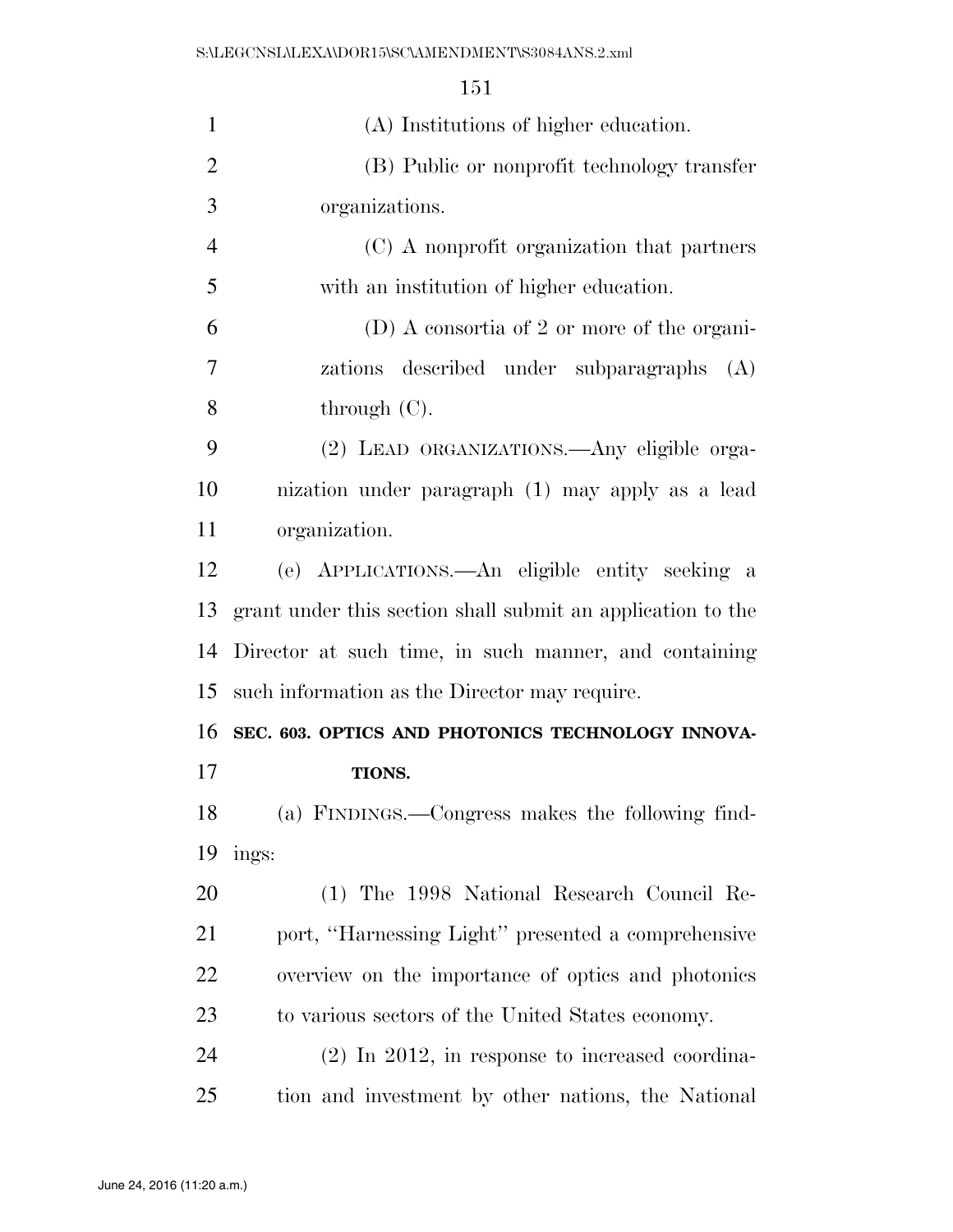(A) Institutions of higher education.

(B) Public or nonprofit technology transfer organizations.

(C) A nonprofit organization that partners with an institution of higher education.

(D) A consortia of 2 or more of the organizations described under subparagraphs (A) through (C).

(2) LEAD ORGANIZATIONS.—Any eligible organization under paragraph (1) may apply as a lead organization.

(e) APPLICATIONS.—An eligible entity seeking a grant under this section shall submit an application to the Director at such time, in such manner, and containing such information as the Director may require.

**SEC. 603. OPTICS AND PHOTONICS TECHNOLOGY INNOVATIONS.**

(a) FINDINGS.—Congress makes the following findings:

(1) The 1998 National Research Council Report, ''Harnessing Light'' presented a comprehensive overview on the importance of optics and photonics to various sectors of the United States economy.

(2) In 2012, in response to increased coordination and investment by other nations, the National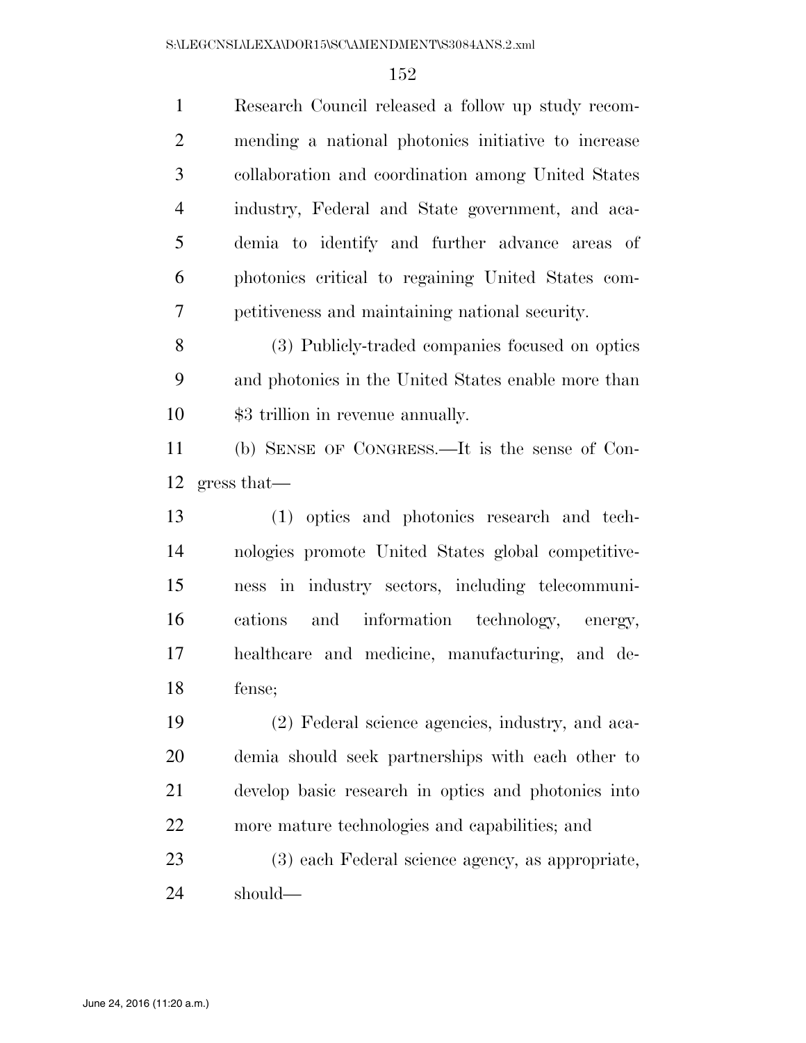Research Council released a follow up study recommending a national photonics initiative to increase collaboration and coordination among United States industry, Federal and State government, and academia to identify and further advance areas of photonics critical to regaining United States competitiveness and maintaining national security.

(3) Publicly-traded companies focused on optics and photonics in the United States enable more than $3 trillion in revenue annually.

(b) SENSE OF CONGRESS.—It is the sense of Congress that—

(1) optics and photonics research and technologies promote United States global competitiveness in industry sectors, including telecommunications and information technology, energy, healthcare and medicine, manufacturing, and defense;

(2) Federal science agencies, industry, and academia should seek partnerships with each other to develop basic research in optics and photonics into more mature technologies and capabilities; and

(3) each Federal science agency, as appropriate, should—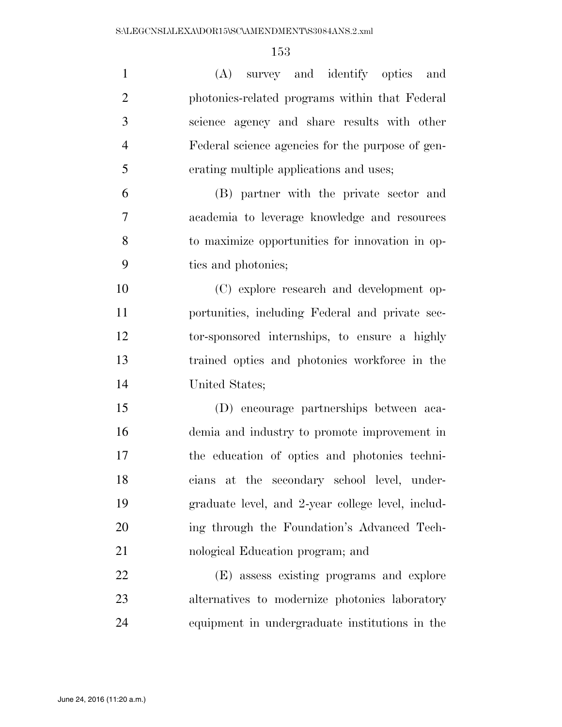(A) survey and identify optics and photonics-related programs within that Federal science agency and share results with other Federal science agencies for the purpose of generating multiple applications and uses;

(B) partner with the private sector and academia to leverage knowledge and resources to maximize opportunities for innovation in optics and photonics;

(C) explore research and development opportunities, including Federal and private sector-sponsored internships, to ensure a highly trained optics and photonics workforce in the United States;

(D) encourage partnerships between academia and industry to promote improvement in the education of optics and photonics technicians at the secondary school level, undergraduate level, and 2-year college level, including through the Foundation's Advanced Technological Education program; and

(E) assess existing programs and explore alternatives to modernize photonics laboratory equipment in undergraduate institutions in the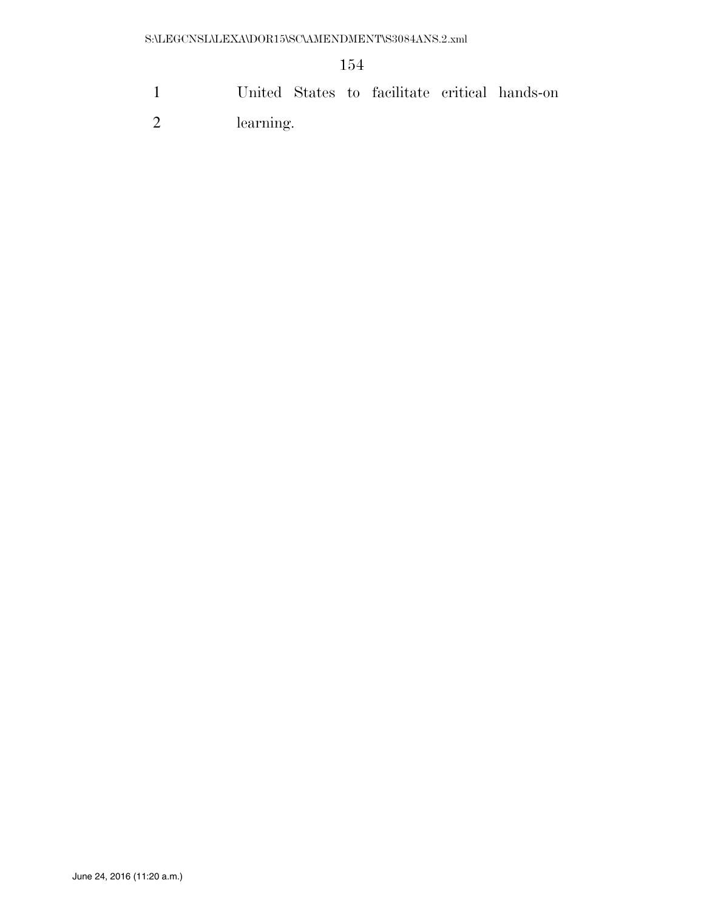United States to facilitate critical hands-on learning.